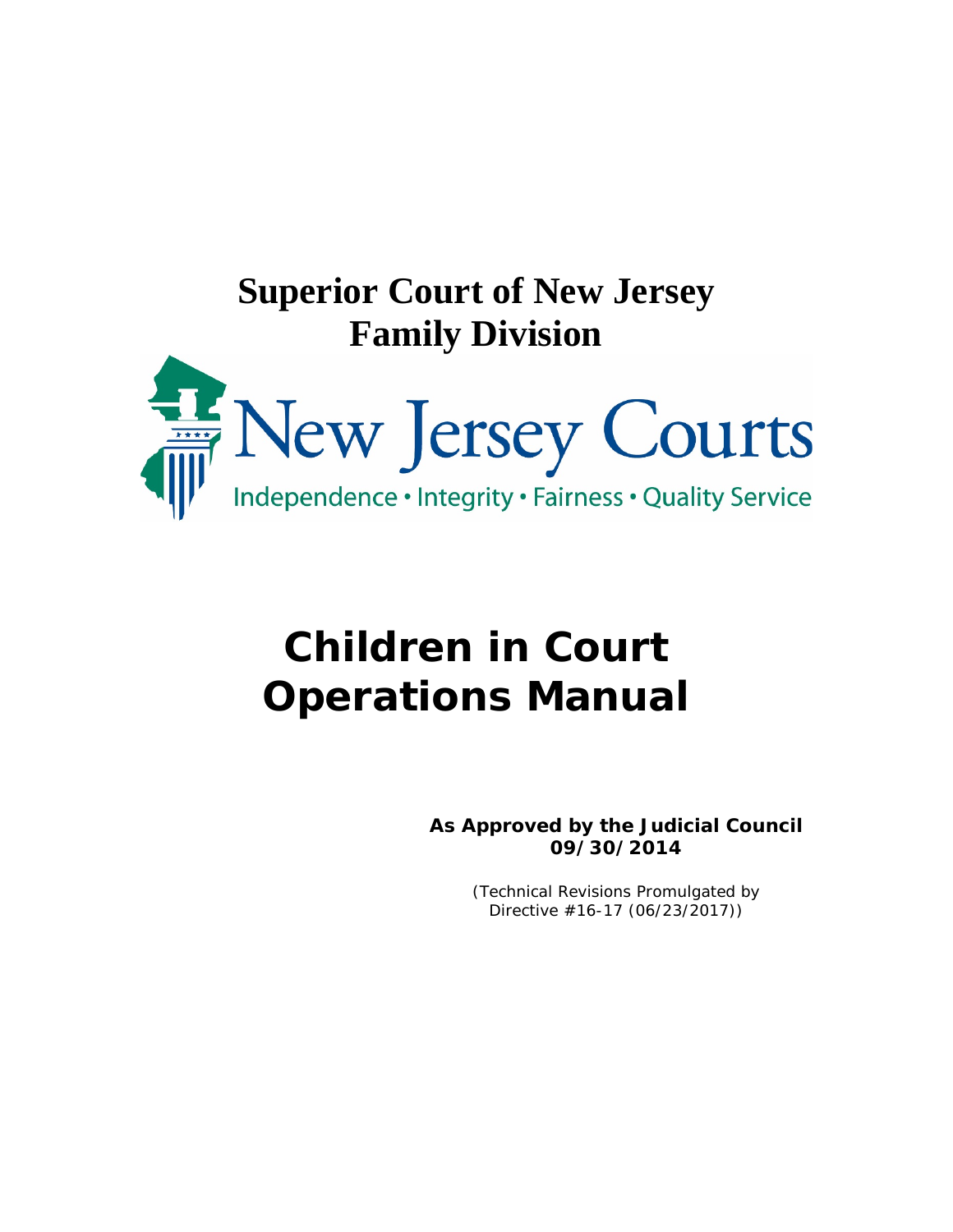# Superior Court of New Jersey
# Family Division

New Jersey Courts

Independence • Integrity • Fairness • Quality Service

# Children in Court Operations Manual

**As Approved by the Judicial Council**
**09/30/2014**

(Technical Revisions Promulgated by Directive #16-17 (06/23/2017))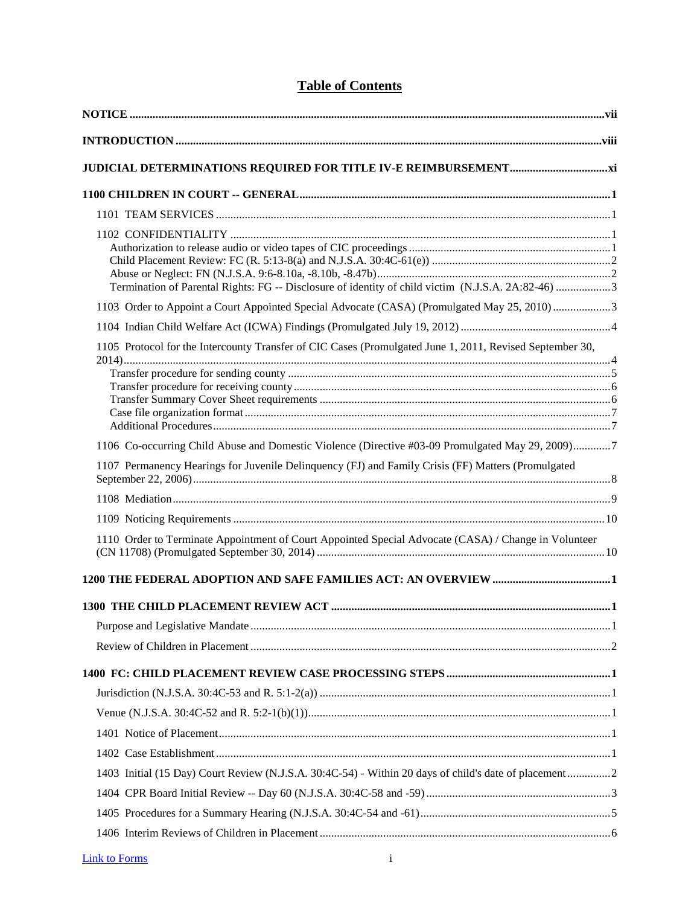# Table of Contents

**NOTICE** ..... vii

**INTRODUCTION** ..... viii

**JUDICIAL DETERMINATIONS REQUIRED FOR TITLE IV-E REIMBURSEMENT** ..... xi

**1100 CHILDREN IN COURT -- GENERAL** ..... 1

- 1101 TEAM SERVICES ..... 1
- 1102 CONFIDENTIALITY ..... 1
  - Authorization to release audio or video tapes of CIC proceedings ..... 1
  - Child Placement Review: FC (R. 5:13-8(a) and N.J.S.A. 30:4C-61(e)) ..... 2
  - Abuse or Neglect: FN (N.J.S.A. 9:6-8.10a, -8.10b, -8.47b) ..... 2
  - Termination of Parental Rights: FG -- Disclosure of identity of child victim (N.J.S.A. 2A:82-46) ..... 3
- 1103 Order to Appoint a Court Appointed Special Advocate (CASA) (Promulgated May 25, 2010) ..... 3
- 1104 Indian Child Welfare Act (ICWA) Findings (Promulgated July 19, 2012) ..... 4
- 1105 Protocol for the Intercounty Transfer of CIC Cases (Promulgated June 1, 2011, Revised September 30, 2014) ..... 4
  - Transfer procedure for sending county ..... 5
  - Transfer procedure for receiving county ..... 6
  - Transfer Summary Cover Sheet requirements ..... 6
  - Case file organization format ..... 7
  - Additional Procedures ..... 7
- 1106 Co-occurring Child Abuse and Domestic Violence (Directive #03-09 Promulgated May 29, 2009) ..... 7
- 1107 Permanency Hearings for Juvenile Delinquency (FJ) and Family Crisis (FF) Matters (Promulgated September 22, 2006) ..... 8
- 1108 Mediation ..... 9
- 1109 Noticing Requirements ..... 10
- 1110 Order to Terminate Appointment of Court Appointed Special Advocate (CASA) / Change in Volunteer (CN 11708) (Promulgated September 30, 2014) ..... 10

**1200 THE FEDERAL ADOPTION AND SAFE FAMILIES ACT: AN OVERVIEW** ..... 1

**1300 THE CHILD PLACEMENT REVIEW ACT** ..... 1

- Purpose and Legislative Mandate ..... 1
- Review of Children in Placement ..... 2

**1400 FC: CHILD PLACEMENT REVIEW CASE PROCESSING STEPS** ..... 1

- Jurisdiction (N.J.S.A. 30:4C-53 and R. 5:1-2(a)) ..... 1
- Venue (N.J.S.A. 30:4C-52 and R. 5:2-1(b)(1)) ..... 1
- 1401 Notice of Placement ..... 1
- 1402 Case Establishment ..... 1
- 1403 Initial (15 Day) Court Review (N.J.S.A. 30:4C-54) - Within 20 days of child's date of placement ..... 2
- 1404 CPR Board Initial Review -- Day 60 (N.J.S.A. 30:4C-58 and -59) ..... 3
- 1405 Procedures for a Summary Hearing (N.J.S.A. 30:4C-54 and -61) ..... 5
- 1406 Interim Reviews of Children in Placement ..... 6

Link to Forms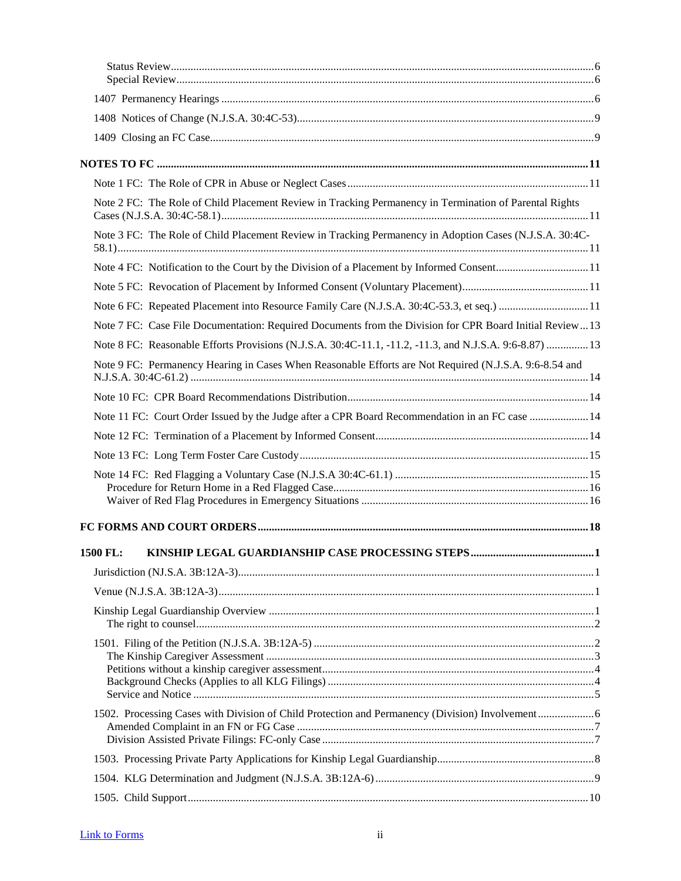Status Review ........ 6
Special Review ........ 6

1407 Permanency Hearings ........ 6

1408 Notices of Change (N.J.S.A. 30:4C-53) ........ 9

1409 Closing an FC Case ........ 9

**NOTES TO FC ........ 11**

Note 1 FC: The Role of CPR in Abuse or Neglect Cases ........ 11

Note 2 FC: The Role of Child Placement Review in Tracking Permanency in Termination of Parental Rights Cases (N.J.S.A. 30:4C-58.1) ........ 11

Note 3 FC: The Role of Child Placement Review in Tracking Permanency in Adoption Cases (N.J.S.A. 30:4C-58.1) ........ 11

Note 4 FC: Notification to the Court by the Division of a Placement by Informed Consent ........ 11

Note 5 FC: Revocation of Placement by Informed Consent (Voluntary Placement) ........ 11

Note 6 FC: Repeated Placement into Resource Family Care (N.J.S.A. 30:4C-53.3, et seq.) ........ 11

Note 7 FC: Case File Documentation: Required Documents from the Division for CPR Board Initial Review ... 13

Note 8 FC: Reasonable Efforts Provisions (N.J.S.A. 30:4C-11.1, -11.2, -11.3, and N.J.S.A. 9:6-8.87) ........ 13

Note 9 FC: Permanency Hearing in Cases When Reasonable Efforts are Not Required (N.J.S.A. 9:6-8.54 and N.J.S.A. 30:4C-61.2) ........ 14

Note 10 FC: CPR Board Recommendations Distribution ........ 14

Note 11 FC: Court Order Issued by the Judge after a CPR Board Recommendation in an FC case ........ 14

Note 12 FC: Termination of a Placement by Informed Consent ........ 14

Note 13 FC: Long Term Foster Care Custody ........ 15

Note 14 FC: Red Flagging a Voluntary Case (N.J.S.A 30:4C-61.1) ........ 15
Procedure for Return Home in a Red Flagged Case ........ 16
Waiver of Red Flag Procedures in Emergency Situations ........ 16

**FC FORMS AND COURT ORDERS ........ 18**

**1500 FL: KINSHIP LEGAL GUARDIANSHIP CASE PROCESSING STEPS ........ 1**

Jurisdiction (NJ.S.A. 3B:12A-3) ........ 1

Venue (N.J.S.A. 3B:12A-3) ........ 1

Kinship Legal Guardianship Overview ........ 1
The right to counsel ........ 2

1501. Filing of the Petition (N.J.S.A. 3B:12A-5) ........ 2
The Kinship Caregiver Assessment ........ 3
Petitions without a kinship caregiver assessment ........ 4
Background Checks (Applies to all KLG Filings) ........ 4
Service and Notice ........ 5

1502. Processing Cases with Division of Child Protection and Permanency (Division) Involvement ........ 6
Amended Complaint in an FN or FG Case ........ 7
Division Assisted Private Filings: FC-only Case ........ 7

1503. Processing Private Party Applications for Kinship Legal Guardianship ........ 8

1504. KLG Determination and Judgment (N.J.S.A. 3B:12A-6) ........ 9

1505. Child Support ........ 10

Link to Forms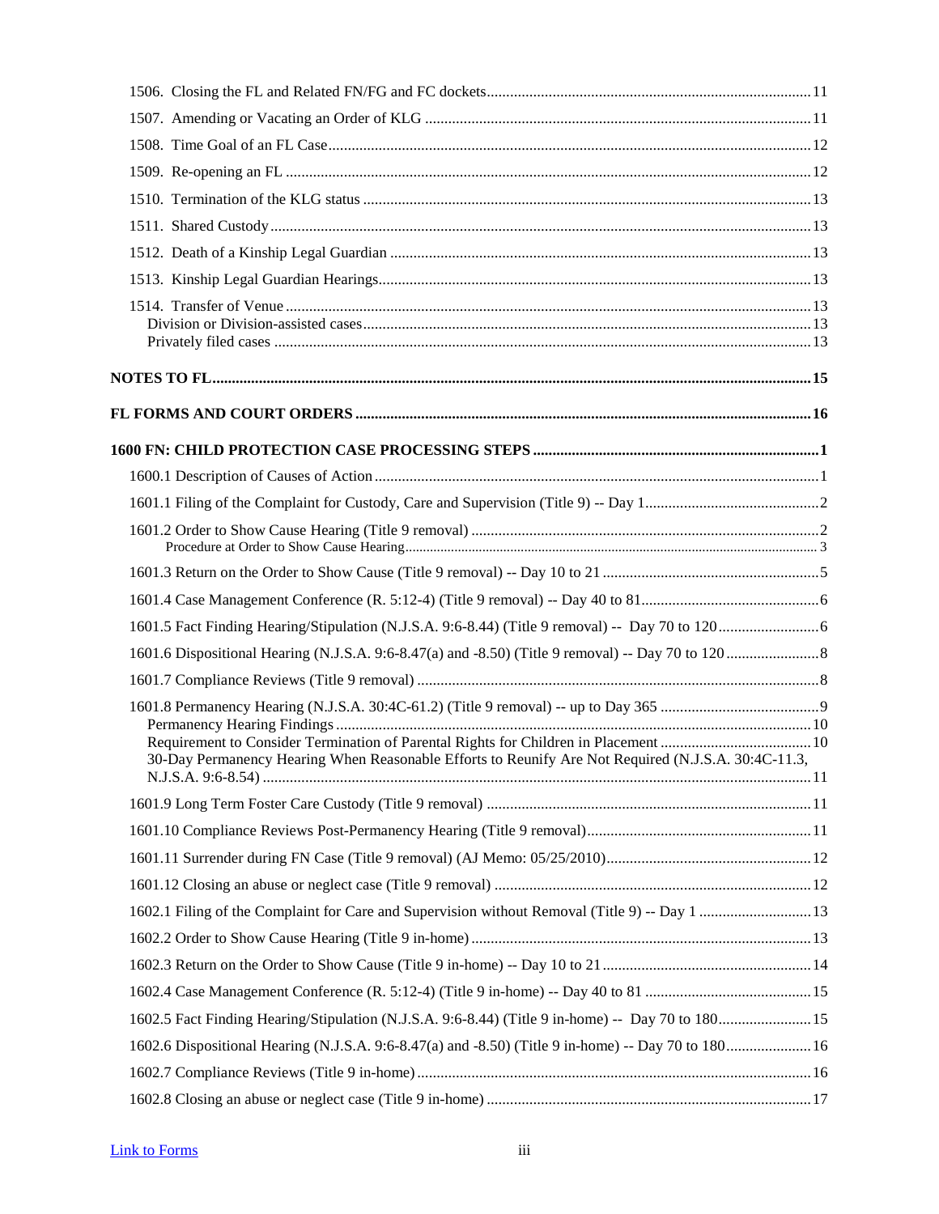1506. Closing the FL and Related FN/FG and FC dockets ... 11

1507. Amending or Vacating an Order of KLG ... 11

1508. Time Goal of an FL Case ... 12

1509. Re-opening an FL ... 12

1510. Termination of the KLG status ... 13

1511. Shared Custody ... 13

1512. Death of a Kinship Legal Guardian ... 13

1513. Kinship Legal Guardian Hearings ... 13

1514. Transfer of Venue ... 13

Division or Division-assisted cases ... 13

Privately filed cases ... 13

**NOTES TO FL ... 15**

**FL FORMS AND COURT ORDERS ... 16**

**1600 FN: CHILD PROTECTION CASE PROCESSING STEPS ... 1**

1600.1 Description of Causes of Action ... 1

1601.1 Filing of the Complaint for Custody, Care and Supervision (Title 9) -- Day 1 ... 2

1601.2 Order to Show Cause Hearing (Title 9 removal) ... 2

Procedure at Order to Show Cause Hearing ... 3

1601.3 Return on the Order to Show Cause (Title 9 removal) -- Day 10 to 21 ... 5

1601.4 Case Management Conference (R. 5:12-4) (Title 9 removal) -- Day 40 to 81 ... 6

1601.5 Fact Finding Hearing/Stipulation (N.J.S.A. 9:6-8.44) (Title 9 removal) -- Day 70 to 120 ... 6

1601.6 Dispositional Hearing (N.J.S.A. 9:6-8.47(a) and -8.50) (Title 9 removal) -- Day 70 to 120 ... 8

1601.7 Compliance Reviews (Title 9 removal) ... 8

1601.8 Permanency Hearing (N.J.S.A. 30:4C-61.2) (Title 9 removal) -- up to Day 365 ... 9

Permanency Hearing Findings ... 10

Requirement to Consider Termination of Parental Rights for Children in Placement ... 10

30-Day Permanency Hearing When Reasonable Efforts to Reunify Are Not Required (N.J.S.A. 30:4C-11.3, N.J.S.A. 9:6-8.54) ... 11

1601.9 Long Term Foster Care Custody (Title 9 removal) ... 11

1601.10 Compliance Reviews Post-Permanency Hearing (Title 9 removal) ... 11

1601.11 Surrender during FN Case (Title 9 removal) (AJ Memo: 05/25/2010) ... 12

1601.12 Closing an abuse or neglect case (Title 9 removal) ... 12

1602.1 Filing of the Complaint for Care and Supervision without Removal (Title 9) -- Day 1 ... 13

1602.2 Order to Show Cause Hearing (Title 9 in-home) ... 13

1602.3 Return on the Order to Show Cause (Title 9 in-home) -- Day 10 to 21 ... 14

1602.4 Case Management Conference (R. 5:12-4) (Title 9 in-home) -- Day 40 to 81 ... 15

1602.5 Fact Finding Hearing/Stipulation (N.J.S.A. 9:6-8.44) (Title 9 in-home) -- Day 70 to 180 ... 15

1602.6 Dispositional Hearing (N.J.S.A. 9:6-8.47(a) and -8.50) (Title 9 in-home) -- Day 70 to 180 ... 16

1602.7 Compliance Reviews (Title 9 in-home) ... 16

1602.8 Closing an abuse or neglect case (Title 9 in-home) ... 17

Link to Forms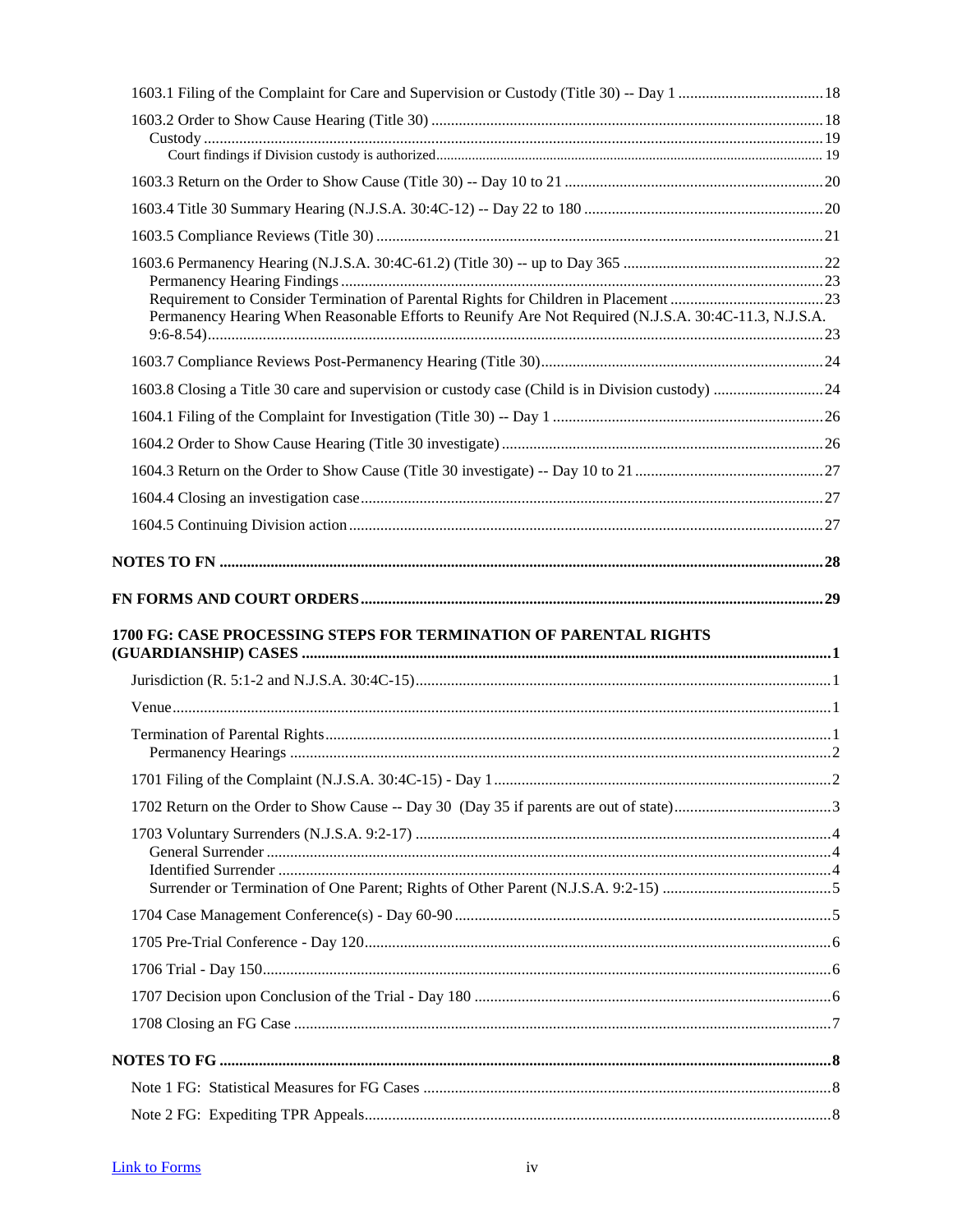1603.1 Filing of the Complaint for Care and Supervision or Custody (Title 30) -- Day 1 ..................................... 18

1603.2 Order to Show Cause Hearing (Title 30) .................................................................................................... 18
- Custody ................................................................................................................................................................ 19
  - Court findings if Division custody is authorized .................................................................................................... 19

1603.3 Return on the Order to Show Cause (Title 30) -- Day 10 to 21 ................................................................. 20

1603.4 Title 30 Summary Hearing (N.J.S.A. 30:4C-12) -- Day 22 to 180 ............................................................. 20

1603.5 Compliance Reviews (Title 30) ................................................................................................................. 21

1603.6 Permanency Hearing (N.J.S.A. 30:4C-61.2) (Title 30) -- up to Day 365 .................................................. 22
- Permanency Hearing Findings ........................................................................................................................... 23
- Requirement to Consider Termination of Parental Rights for Children in Placement ....................................... 23
- Permanency Hearing When Reasonable Efforts to Reunify Are Not Required (N.J.S.A. 30:4C-11.3, N.J.S.A. 9:6-8.54) ........................................................................................................................................................... 23

1603.7 Compliance Reviews Post-Permanency Hearing (Title 30) ....................................................................... 24

1603.8 Closing a Title 30 care and supervision or custody case (Child is in Division custody) ............................ 24

1604.1 Filing of the Complaint for Investigation (Title 30) -- Day 1 ..................................................................... 26

1604.2 Order to Show Cause Hearing (Title 30 investigate) ................................................................................. 26

1604.3 Return on the Order to Show Cause (Title 30 investigate) -- Day 10 to 21 ............................................... 27

1604.4 Closing an investigation case ..................................................................................................................... 27

1604.5 Continuing Division action ........................................................................................................................ 27

**NOTES TO FN ........................................................................................................................................ 28**

**FN FORMS AND COURT ORDERS ........................................................................................................ 29**

**1700 FG: CASE PROCESSING STEPS FOR TERMINATION OF PARENTAL RIGHTS (GUARDIANSHIP) CASES ........................................................................................................................ 1**

Jurisdiction (R. 5:1-2 and N.J.S.A. 30:4C-15) ................................................................................................ 1

Venue ................................................................................................................................................................. 1

Termination of Parental Rights .......................................................................................................................... 1
- Permanency Hearings ......................................................................................................................................... 2

1701 Filing of the Complaint (N.J.S.A. 30:4C-15) - Day 1 .................................................................................. 2

1702 Return on the Order to Show Cause -- Day 30 (Day 35 if parents are out of state) ....................................... 3

1703 Voluntary Surrenders (N.J.S.A. 9:2-17) ......................................................................................................... 4
- General Surrender ............................................................................................................................................... 4
- Identified Surrender ............................................................................................................................................ 4
- Surrender or Termination of One Parent; Rights of Other Parent (N.J.S.A. 9:2-15) .......................................... 5

1704 Case Management Conference(s) - Day 60-90 ............................................................................................... 5

1705 Pre-Trial Conference - Day 120 ...................................................................................................................... 6

1706 Trial - Day 150 ................................................................................................................................................. 6

1707 Decision upon Conclusion of the Trial - Day 180 ........................................................................................... 6

1708 Closing an FG Case ......................................................................................................................................... 7

**NOTES TO FG .......................................................................................................................................... 8**

Note 1 FG: Statistical Measures for FG Cases ..................................................................................................... 8

Note 2 FG: Expediting TPR Appeals .................................................................................................................... 8

Link to Forms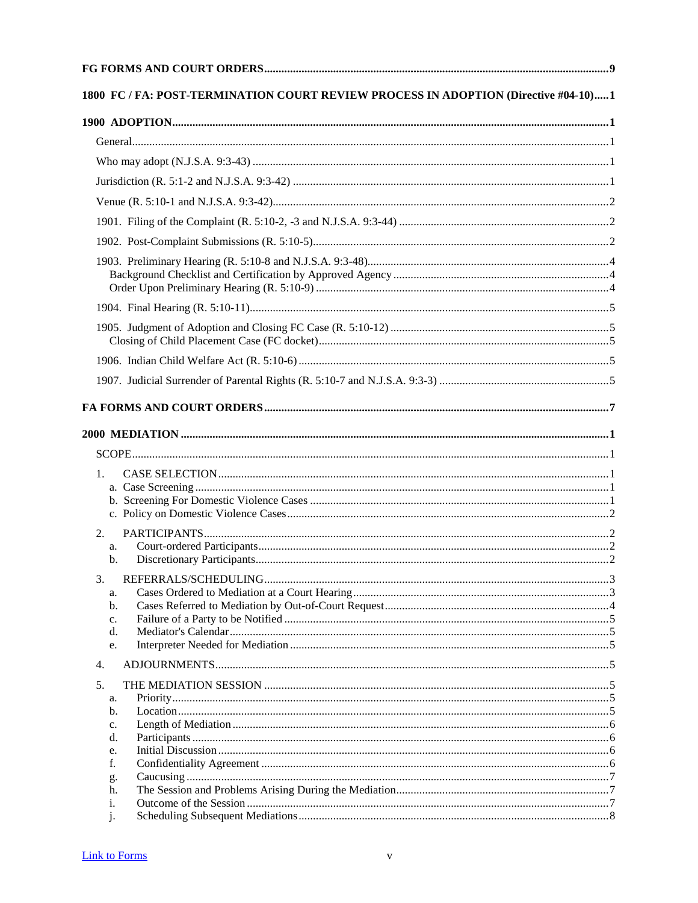**FG FORMS AND COURT ORDERS** ... 9

**1800 FC / FA: POST-TERMINATION COURT REVIEW PROCESS IN ADOPTION (Directive #04-10)** ... 1

**1900 ADOPTION** ... 1

- General ... 1
- Who may adopt (N.J.S.A. 9:3-43) ... 1
- Jurisdiction (R. 5:1-2 and N.J.S.A. 9:3-42) ... 1
- Venue (R. 5:10-1 and N.J.S.A. 9:3-42) ... 2
- 1901. Filing of the Complaint (R. 5:10-2, -3 and N.J.S.A. 9:3-44) ... 2
- 1902. Post-Complaint Submissions (R. 5:10-5) ... 2
- 1903. Preliminary Hearing (R. 5:10-8 and N.J.S.A. 9:3-48) ... 4
  - Background Checklist and Certification by Approved Agency ... 4
  - Order Upon Preliminary Hearing (R. 5:10-9) ... 4
- 1904. Final Hearing (R. 5:10-11) ... 5
- 1905. Judgment of Adoption and Closing FC Case (R. 5:10-12) ... 5
  - Closing of Child Placement Case (FC docket) ... 5
- 1906. Indian Child Welfare Act (R. 5:10-6) ... 5
- 1907. Judicial Surrender of Parental Rights (R. 5:10-7 and N.J.S.A. 9:3-3) ... 5

**FA FORMS AND COURT ORDERS** ... 7

**2000 MEDIATION** ... 1

- SCOPE ... 1
- 1. CASE SELECTION ... 1
  - a. Case Screening ... 1
  - b. Screening For Domestic Violence Cases ... 1
  - c. Policy on Domestic Violence Cases ... 2
- 2. PARTICIPANTS ... 2
  - a. Court-ordered Participants ... 2
  - b. Discretionary Participants ... 2
- 3. REFERRALS/SCHEDULING ... 3
  - a. Cases Ordered to Mediation at a Court Hearing ... 3
  - b. Cases Referred to Mediation by Out-of-Court Request ... 4
  - c. Failure of a Party to be Notified ... 5
  - d. Mediator's Calendar ... 5
  - e. Interpreter Needed for Mediation ... 5
- 4. ADJOURNMENTS ... 5
- 5. THE MEDIATION SESSION ... 5
  - a. Priority ... 5
  - b. Location ... 5
  - c. Length of Mediation ... 6
  - d. Participants ... 6
  - e. Initial Discussion ... 6
  - f. Confidentiality Agreement ... 6
  - g. Caucusing ... 7
  - h. The Session and Problems Arising During the Mediation ... 7
  - i. Outcome of the Session ... 7
  - j. Scheduling Subsequent Mediations ... 8

Link to Forms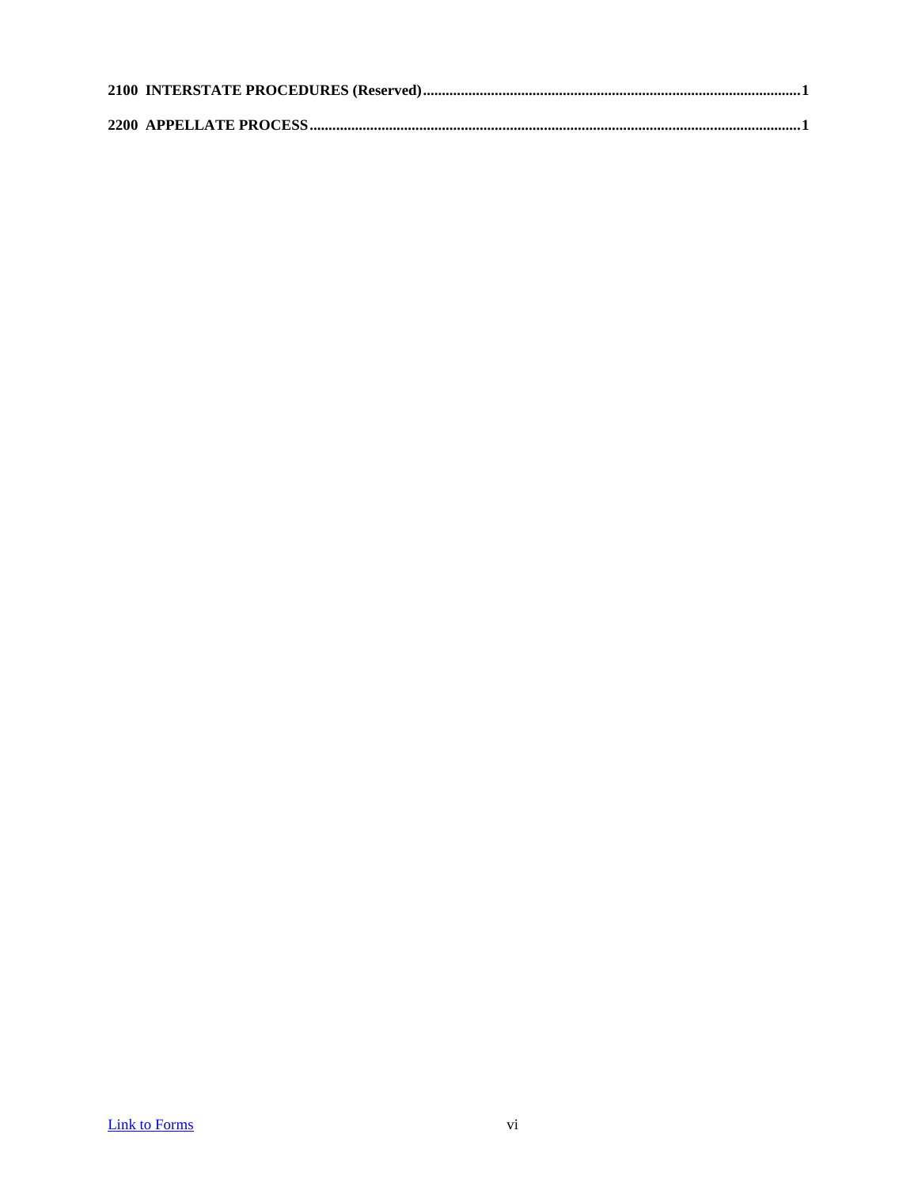**2100 INTERSTATE PROCEDURES (Reserved)** ........................................................ **1**

**2200 APPELLATE PROCESS** ........................................................................ **1**

Link to Forms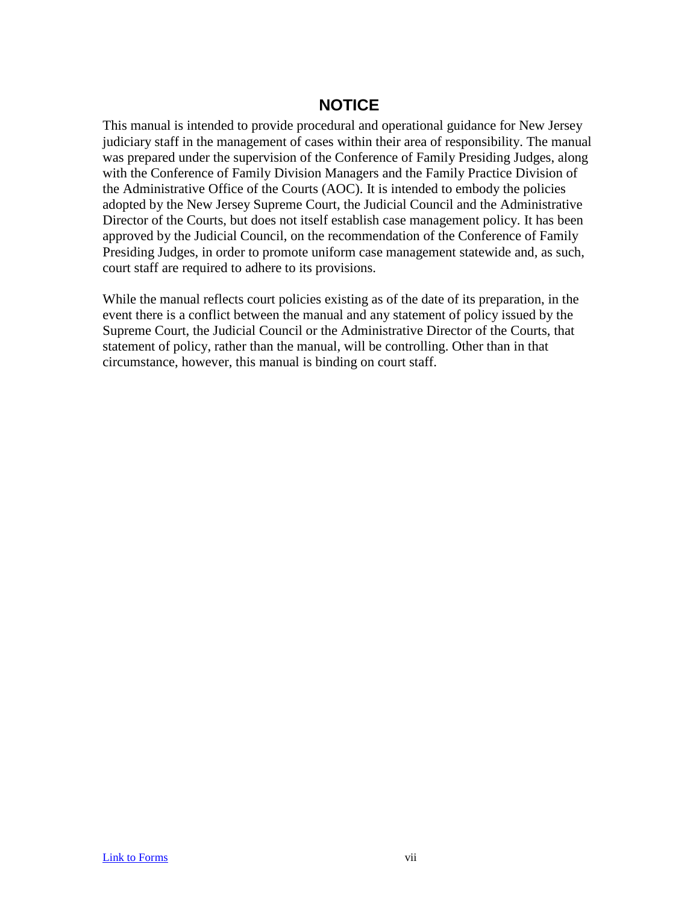# NOTICE

This manual is intended to provide procedural and operational guidance for New Jersey judiciary staff in the management of cases within their area of responsibility. The manual was prepared under the supervision of the Conference of Family Presiding Judges, along with the Conference of Family Division Managers and the Family Practice Division of the Administrative Office of the Courts (AOC). It is intended to embody the policies adopted by the New Jersey Supreme Court, the Judicial Council and the Administrative Director of the Courts, but does not itself establish case management policy. It has been approved by the Judicial Council, on the recommendation of the Conference of Family Presiding Judges, in order to promote uniform case management statewide and, as such, court staff are required to adhere to its provisions.

While the manual reflects court policies existing as of the date of its preparation, in the event there is a conflict between the manual and any statement of policy issued by the Supreme Court, the Judicial Council or the Administrative Director of the Courts, that statement of policy, rather than the manual, will be controlling. Other than in that circumstance, however, this manual is binding on court staff.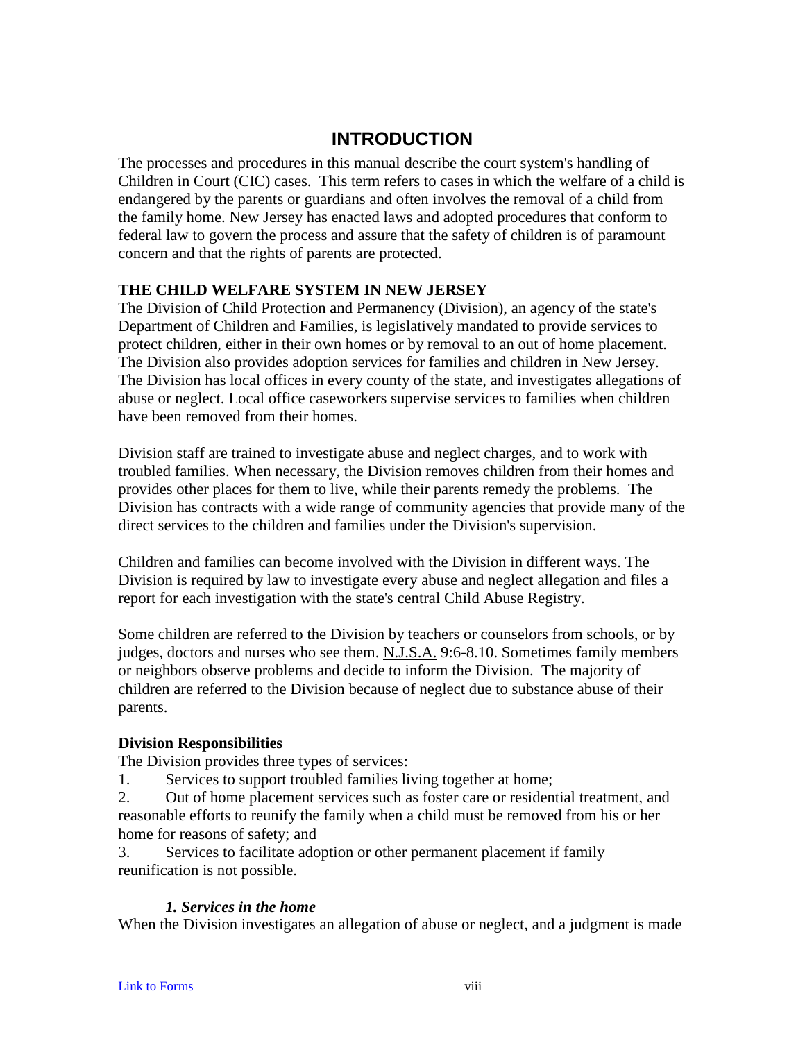# INTRODUCTION

The processes and procedures in this manual describe the court system's handling of Children in Court (CIC) cases. This term refers to cases in which the welfare of a child is endangered by the parents or guardians and often involves the removal of a child from the family home. New Jersey has enacted laws and adopted procedures that conform to federal law to govern the process and assure that the safety of children is of paramount concern and that the rights of parents are protected.

## THE CHILD WELFARE SYSTEM IN NEW JERSEY

The Division of Child Protection and Permanency (Division), an agency of the state's Department of Children and Families, is legislatively mandated to provide services to protect children, either in their own homes or by removal to an out of home placement. The Division also provides adoption services for families and children in New Jersey. The Division has local offices in every county of the state, and investigates allegations of abuse or neglect. Local office caseworkers supervise services to families when children have been removed from their homes.

Division staff are trained to investigate abuse and neglect charges, and to work with troubled families. When necessary, the Division removes children from their homes and provides other places for them to live, while their parents remedy the problems. The Division has contracts with a wide range of community agencies that provide many of the direct services to the children and families under the Division's supervision.

Children and families can become involved with the Division in different ways. The Division is required by law to investigate every abuse and neglect allegation and files a report for each investigation with the state's central Child Abuse Registry.

Some children are referred to the Division by teachers or counselors from schools, or by judges, doctors and nurses who see them. N.J.S.A. 9:6-8.10. Sometimes family members or neighbors observe problems and decide to inform the Division. The majority of children are referred to the Division because of neglect due to substance abuse of their parents.

### Division Responsibilities

The Division provides three types of services:

1. Services to support troubled families living together at home;
2. Out of home placement services such as foster care or residential treatment, and reasonable efforts to reunify the family when a child must be removed from his or her home for reasons of safety; and
3. Services to facilitate adoption or other permanent placement if family reunification is not possible.

#### *1. Services in the home*

When the Division investigates an allegation of abuse or neglect, and a judgment is made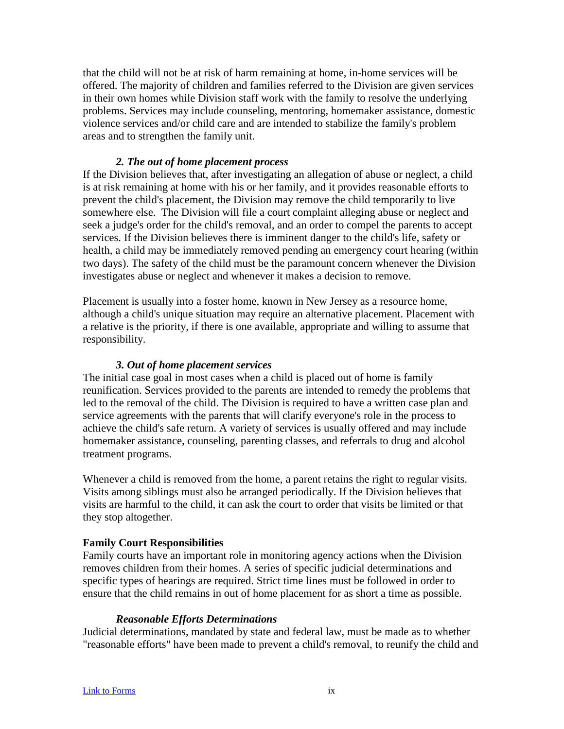that the child will not be at risk of harm remaining at home, in-home services will be offered. The majority of children and families referred to the Division are given services in their own homes while Division staff work with the family to resolve the underlying problems. Services may include counseling, mentoring, homemaker assistance, domestic violence services and/or child care and are intended to stabilize the family's problem areas and to strengthen the family unit.

***2. The out of home placement process***

If the Division believes that, after investigating an allegation of abuse or neglect, a child is at risk remaining at home with his or her family, and it provides reasonable efforts to prevent the child's placement, the Division may remove the child temporarily to live somewhere else. The Division will file a court complaint alleging abuse or neglect and seek a judge's order for the child's removal, and an order to compel the parents to accept services. If the Division believes there is imminent danger to the child's life, safety or health, a child may be immediately removed pending an emergency court hearing (within two days). The safety of the child must be the paramount concern whenever the Division investigates abuse or neglect and whenever it makes a decision to remove.

Placement is usually into a foster home, known in New Jersey as a resource home, although a child's unique situation may require an alternative placement. Placement with a relative is the priority, if there is one available, appropriate and willing to assume that responsibility.

***3. Out of home placement services***

The initial case goal in most cases when a child is placed out of home is family reunification. Services provided to the parents are intended to remedy the problems that led to the removal of the child. The Division is required to have a written case plan and service agreements with the parents that will clarify everyone's role in the process to achieve the child's safe return. A variety of services is usually offered and may include homemaker assistance, counseling, parenting classes, and referrals to drug and alcohol treatment programs.

Whenever a child is removed from the home, a parent retains the right to regular visits. Visits among siblings must also be arranged periodically. If the Division believes that visits are harmful to the child, it can ask the court to order that visits be limited or that they stop altogether.

**Family Court Responsibilities**

Family courts have an important role in monitoring agency actions when the Division removes children from their homes. A series of specific judicial determinations and specific types of hearings are required. Strict time lines must be followed in order to ensure that the child remains in out of home placement for as short a time as possible.

***Reasonable Efforts Determinations***

Judicial determinations, mandated by state and federal law, must be made as to whether "reasonable efforts" have been made to prevent a child's removal, to reunify the child and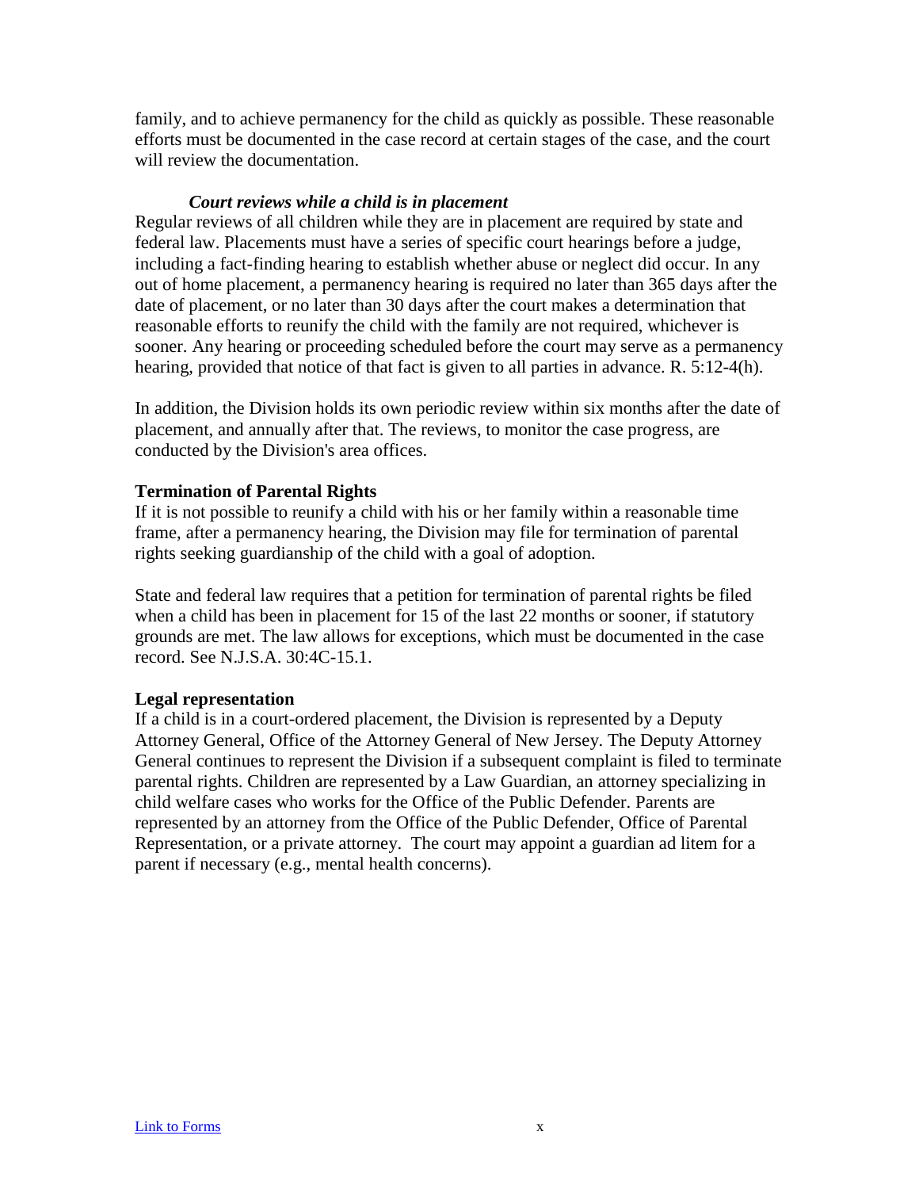family, and to achieve permanency for the child as quickly as possible. These reasonable efforts must be documented in the case record at certain stages of the case, and the court will review the documentation.

***Court reviews while a child is in placement***

Regular reviews of all children while they are in placement are required by state and federal law. Placements must have a series of specific court hearings before a judge, including a fact-finding hearing to establish whether abuse or neglect did occur. In any out of home placement, a permanency hearing is required no later than 365 days after the date of placement, or no later than 30 days after the court makes a determination that reasonable efforts to reunify the child with the family are not required, whichever is sooner. Any hearing or proceeding scheduled before the court may serve as a permanency hearing, provided that notice of that fact is given to all parties in advance. R. 5:12-4(h).

In addition, the Division holds its own periodic review within six months after the date of placement, and annually after that. The reviews, to monitor the case progress, are conducted by the Division's area offices.

**Termination of Parental Rights**

If it is not possible to reunify a child with his or her family within a reasonable time frame, after a permanency hearing, the Division may file for termination of parental rights seeking guardianship of the child with a goal of adoption.

State and federal law requires that a petition for termination of parental rights be filed when a child has been in placement for 15 of the last 22 months or sooner, if statutory grounds are met. The law allows for exceptions, which must be documented in the case record. See N.J.S.A. 30:4C-15.1.

**Legal representation**

If a child is in a court-ordered placement, the Division is represented by a Deputy Attorney General, Office of the Attorney General of New Jersey. The Deputy Attorney General continues to represent the Division if a subsequent complaint is filed to terminate parental rights. Children are represented by a Law Guardian, an attorney specializing in child welfare cases who works for the Office of the Public Defender. Parents are represented by an attorney from the Office of the Public Defender, Office of Parental Representation, or a private attorney. The court may appoint a guardian ad litem for a parent if necessary (e.g., mental health concerns).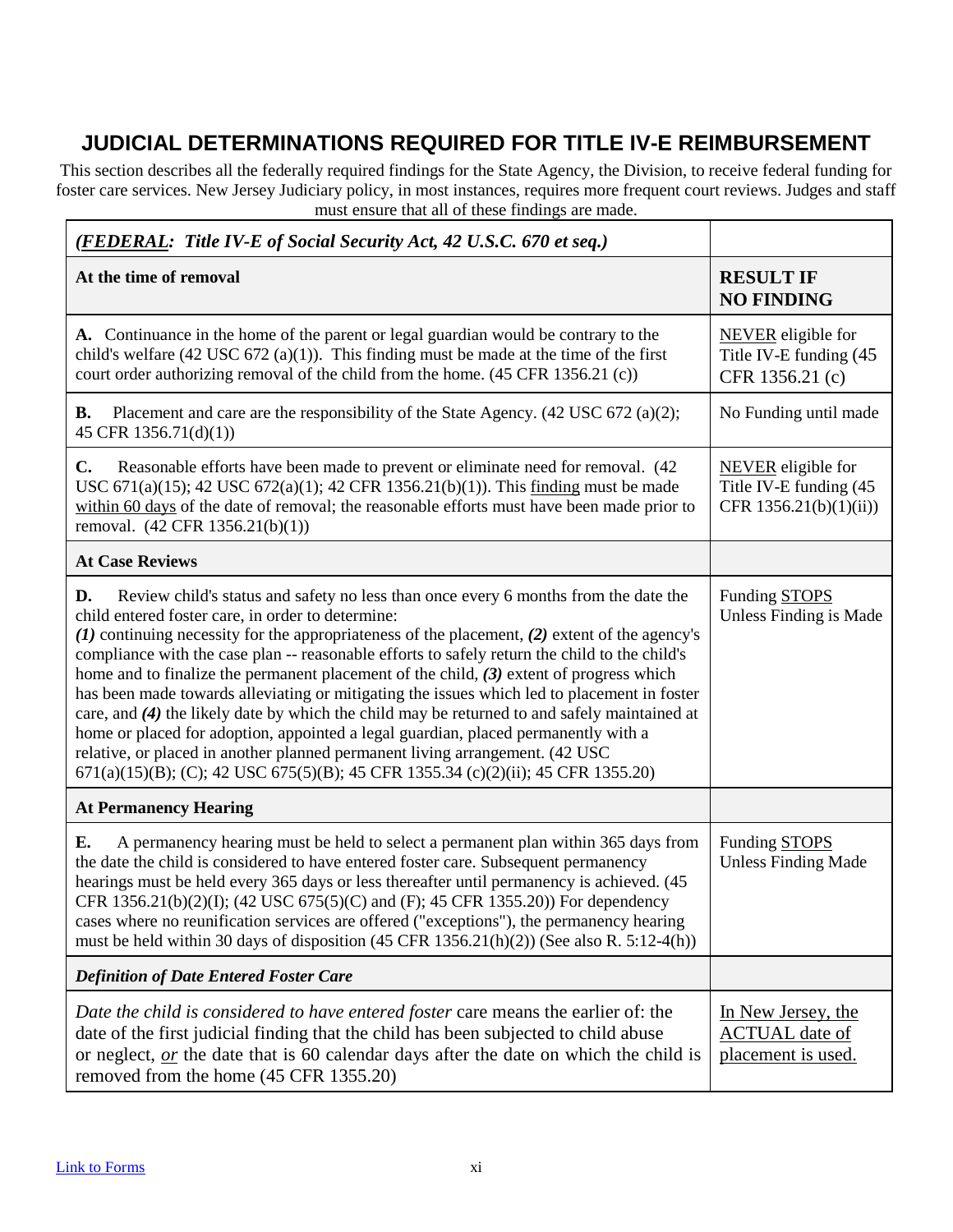# JUDICIAL DETERMINATIONS REQUIRED FOR TITLE IV-E REIMBURSEMENT

This section describes all the federally required findings for the State Agency, the Division, to receive federal funding for foster care services. New Jersey Judiciary policy, in most instances, requires more frequent court reviews. Judges and staff must ensure that all of these findings are made.

| ***(FEDERAL: Title IV-E of Social Security Act, 42 U.S.C. 670 et seq.)*** | |
|---|---|
| **At the time of removal** | **RESULT IF NO FINDING** |
| **A.** Continuance in the home of the parent or legal guardian would be contrary to the child's welfare (42 USC 672 (a)(1)). This finding must be made at the time of the first court order authorizing removal of the child from the home. (45 CFR 1356.21 (c)) | NEVER eligible for Title IV-E funding (45 CFR 1356.21 (c) |
| **B.** Placement and care are the responsibility of the State Agency. (42 USC 672 (a)(2); 45 CFR 1356.71(d)(1)) | No Funding until made |
| **C.** Reasonable efforts have been made to prevent or eliminate need for removal. (42 USC 671(a)(15); 42 USC 672(a)(1); 42 CFR 1356.21(b)(1)). This finding must be made within 60 days of the date of removal; the reasonable efforts must have been made prior to removal. (42 CFR 1356.21(b)(1)) | NEVER eligible for Title IV-E funding (45 CFR 1356.21(b)(1)(ii)) |
| **At Case Reviews** | |
| **D.** Review child's status and safety no less than once every 6 months from the date the child entered foster care, in order to determine: ***(1)*** continuing necessity for the appropriateness of the placement, ***(2)*** extent of the agency's compliance with the case plan -- reasonable efforts to safely return the child to the child's home and to finalize the permanent placement of the child, ***(3)*** extent of progress which has been made towards alleviating or mitigating the issues which led to placement in foster care, and ***(4)*** the likely date by which the child may be returned to and safely maintained at home or placed for adoption, appointed a legal guardian, placed permanently with a relative, or placed in another planned permanent living arrangement. (42 USC 671(a)(15)(B); (C); 42 USC 675(5)(B); 45 CFR 1355.34 (c)(2)(ii); 45 CFR 1355.20) | Funding STOPS Unless Finding is Made |
| **At Permanency Hearing** | |
| **E.** A permanency hearing must be held to select a permanent plan within 365 days from the date the child is considered to have entered foster care. Subsequent permanency hearings must be held every 365 days or less thereafter until permanency is achieved. (45 CFR 1356.21(b)(2)(I); (42 USC 675(5)(C) and (F); 45 CFR 1355.20)) For dependency cases where no reunification services are offered ("exceptions"), the permanency hearing must be held within 30 days of disposition (45 CFR 1356.21(h)(2)) (See also R. 5:12-4(h)) | Funding STOPS Unless Finding Made |
| ***Definition of Date Entered Foster Care*** | |
| *Date the child is considered to have entered foster* care means the earlier of: the date of the first judicial finding that the child has been subjected to child abuse or neglect, *or* the date that is 60 calendar days after the date on which the child is removed from the home (45 CFR 1355.20) | In New Jersey, the ACTUAL date of placement is used. |

Link to Forms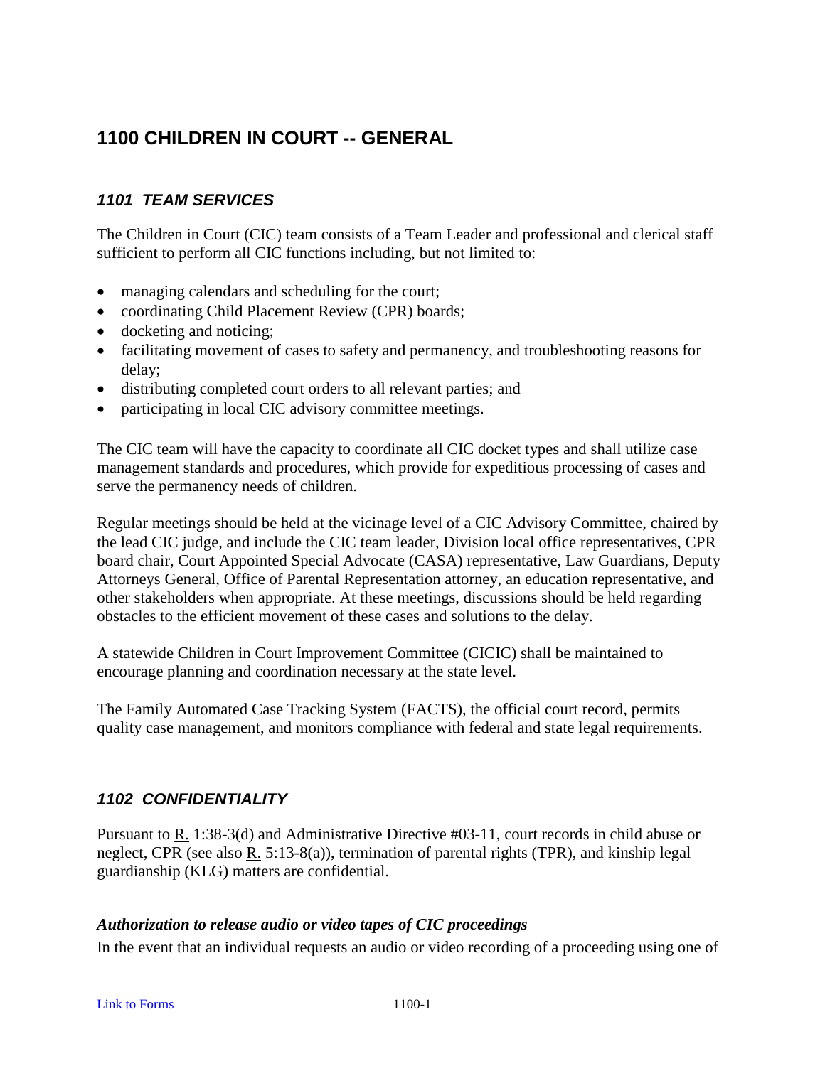# 1100 CHILDREN IN COURT -- GENERAL

## *1101 TEAM SERVICES*

The Children in Court (CIC) team consists of a Team Leader and professional and clerical staff sufficient to perform all CIC functions including, but not limited to:

- managing calendars and scheduling for the court;
- coordinating Child Placement Review (CPR) boards;
- docketing and noticing;
- facilitating movement of cases to safety and permanency, and troubleshooting reasons for delay;
- distributing completed court orders to all relevant parties; and
- participating in local CIC advisory committee meetings.

The CIC team will have the capacity to coordinate all CIC docket types and shall utilize case management standards and procedures, which provide for expeditious processing of cases and serve the permanency needs of children.

Regular meetings should be held at the vicinage level of a CIC Advisory Committee, chaired by the lead CIC judge, and include the CIC team leader, Division local office representatives, CPR board chair, Court Appointed Special Advocate (CASA) representative, Law Guardians, Deputy Attorneys General, Office of Parental Representation attorney, an education representative, and other stakeholders when appropriate. At these meetings, discussions should be held regarding obstacles to the efficient movement of these cases and solutions to the delay.

A statewide Children in Court Improvement Committee (CICIC) shall be maintained to encourage planning and coordination necessary at the state level.

The Family Automated Case Tracking System (FACTS), the official court record, permits quality case management, and monitors compliance with federal and state legal requirements.

## *1102 CONFIDENTIALITY*

Pursuant to R. 1:38-3(d) and Administrative Directive #03-11, court records in child abuse or neglect, CPR (see also R. 5:13-8(a)), termination of parental rights (TPR), and kinship legal guardianship (KLG) matters are confidential.

### *Authorization to release audio or video tapes of CIC proceedings*

In the event that an individual requests an audio or video recording of a proceeding using one of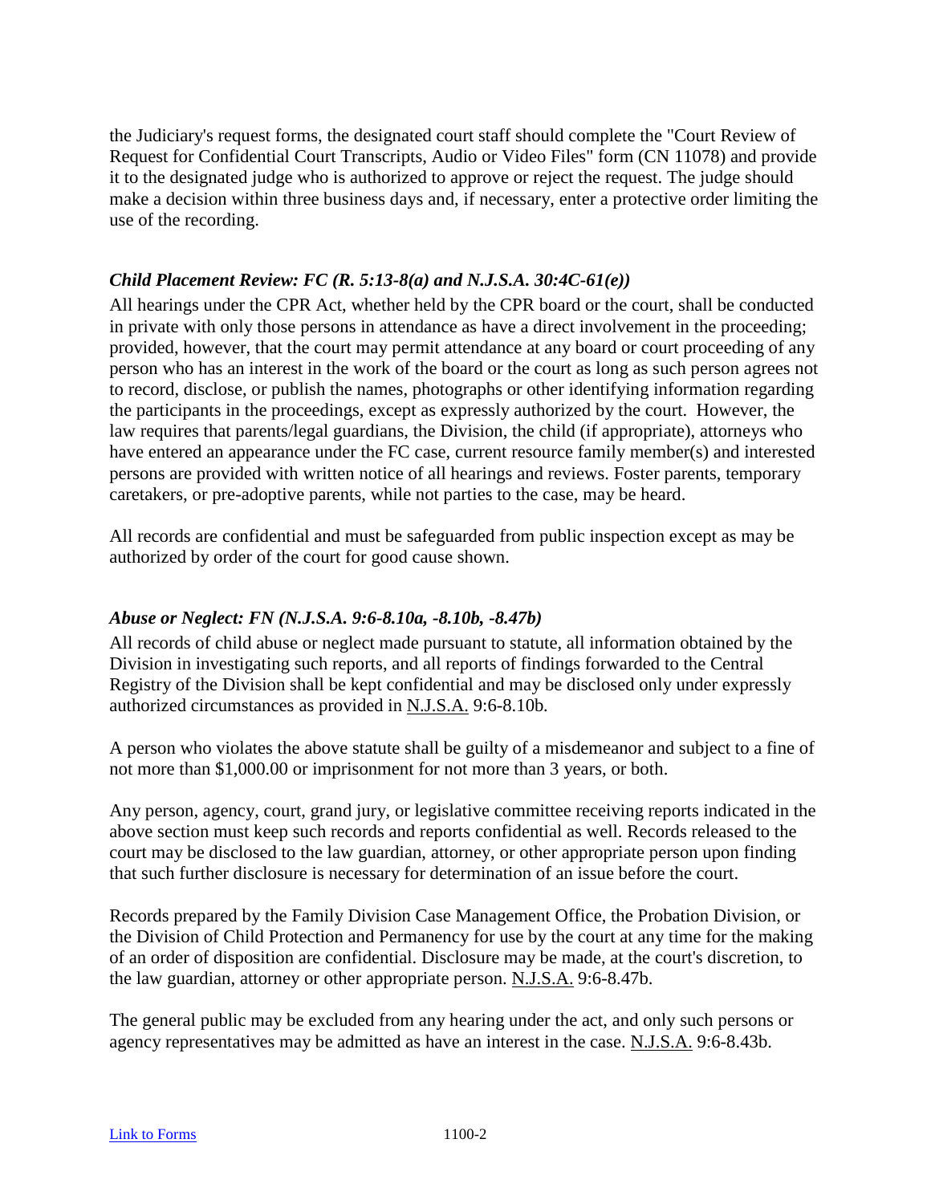the Judiciary's request forms, the designated court staff should complete the "Court Review of Request for Confidential Court Transcripts, Audio or Video Files" form (CN 11078) and provide it to the designated judge who is authorized to approve or reject the request. The judge should make a decision within three business days and, if necessary, enter a protective order limiting the use of the recording.

### *Child Placement Review: FC (R. 5:13-8(a) and N.J.S.A. 30:4C-61(e))*

All hearings under the CPR Act, whether held by the CPR board or the court, shall be conducted in private with only those persons in attendance as have a direct involvement in the proceeding; provided, however, that the court may permit attendance at any board or court proceeding of any person who has an interest in the work of the board or the court as long as such person agrees not to record, disclose, or publish the names, photographs or other identifying information regarding the participants in the proceedings, except as expressly authorized by the court. However, the law requires that parents/legal guardians, the Division, the child (if appropriate), attorneys who have entered an appearance under the FC case, current resource family member(s) and interested persons are provided with written notice of all hearings and reviews. Foster parents, temporary caretakers, or pre-adoptive parents, while not parties to the case, may be heard.

All records are confidential and must be safeguarded from public inspection except as may be authorized by order of the court for good cause shown.

### *Abuse or Neglect: FN (N.J.S.A. 9:6-8.10a, -8.10b, -8.47b)*

All records of child abuse or neglect made pursuant to statute, all information obtained by the Division in investigating such reports, and all reports of findings forwarded to the Central Registry of the Division shall be kept confidential and may be disclosed only under expressly authorized circumstances as provided in N.J.S.A. 9:6-8.10b.

A person who violates the above statute shall be guilty of a misdemeanor and subject to a fine of not more than $1,000.00 or imprisonment for not more than 3 years, or both.

Any person, agency, court, grand jury, or legislative committee receiving reports indicated in the above section must keep such records and reports confidential as well. Records released to the court may be disclosed to the law guardian, attorney, or other appropriate person upon finding that such further disclosure is necessary for determination of an issue before the court.

Records prepared by the Family Division Case Management Office, the Probation Division, or the Division of Child Protection and Permanency for use by the court at any time for the making of an order of disposition are confidential. Disclosure may be made, at the court's discretion, to the law guardian, attorney or other appropriate person. N.J.S.A. 9:6-8.47b.

The general public may be excluded from any hearing under the act, and only such persons or agency representatives may be admitted as have an interest in the case. N.J.S.A. 9:6-8.43b.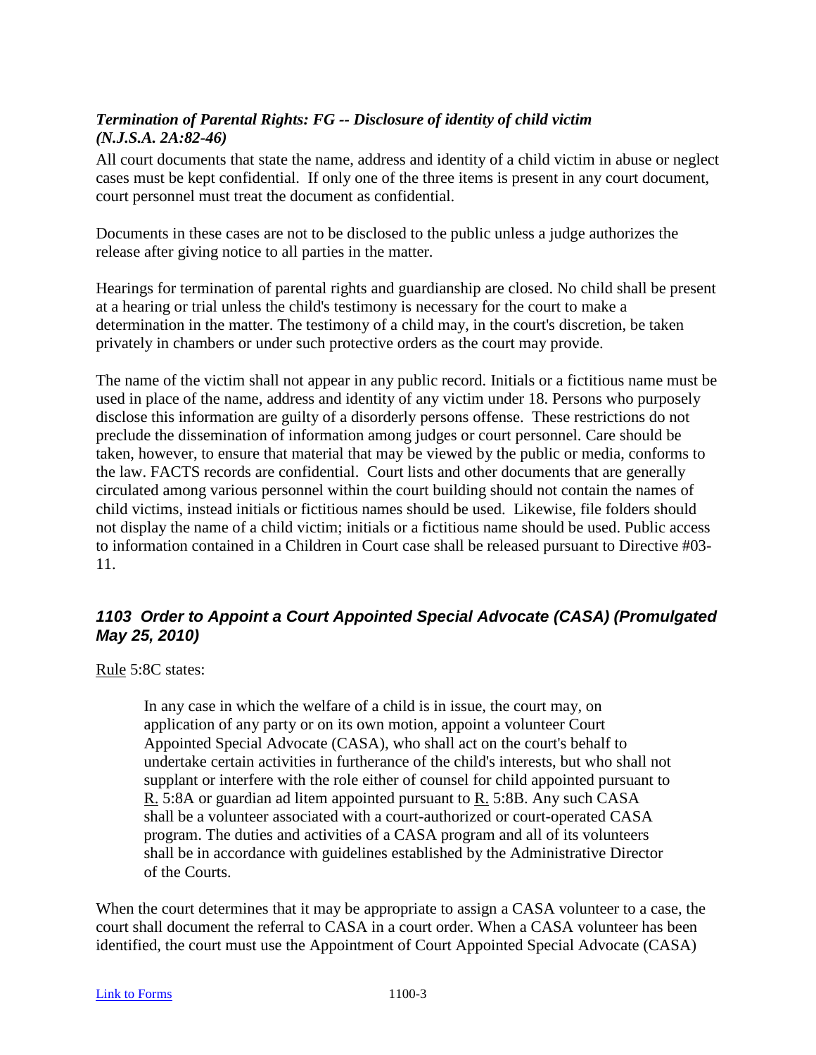### *Termination of Parental Rights: FG -- Disclosure of identity of child victim (N.J.S.A. 2A:82-46)*

All court documents that state the name, address and identity of a child victim in abuse or neglect cases must be kept confidential. If only one of the three items is present in any court document, court personnel must treat the document as confidential.

Documents in these cases are not to be disclosed to the public unless a judge authorizes the release after giving notice to all parties in the matter.

Hearings for termination of parental rights and guardianship are closed. No child shall be present at a hearing or trial unless the child's testimony is necessary for the court to make a determination in the matter. The testimony of a child may, in the court's discretion, be taken privately in chambers or under such protective orders as the court may provide.

The name of the victim shall not appear in any public record. Initials or a fictitious name must be used in place of the name, address and identity of any victim under 18. Persons who purposely disclose this information are guilty of a disorderly persons offense. These restrictions do not preclude the dissemination of information among judges or court personnel. Care should be taken, however, to ensure that material that may be viewed by the public or media, conforms to the law. FACTS records are confidential. Court lists and other documents that are generally circulated among various personnel within the court building should not contain the names of child victims, instead initials or fictitious names should be used. Likewise, file folders should not display the name of a child victim; initials or a fictitious name should be used. Public access to information contained in a Children in Court case shall be released pursuant to Directive #03-11.

## *1103 Order to Appoint a Court Appointed Special Advocate (CASA) (Promulgated May 25, 2010)*

Rule 5:8C states:

> In any case in which the welfare of a child is in issue, the court may, on application of any party or on its own motion, appoint a volunteer Court Appointed Special Advocate (CASA), who shall act on the court's behalf to undertake certain activities in furtherance of the child's interests, but who shall not supplant or interfere with the role either of counsel for child appointed pursuant to R. 5:8A or guardian ad litem appointed pursuant to R. 5:8B. Any such CASA shall be a volunteer associated with a court-authorized or court-operated CASA program. The duties and activities of a CASA program and all of its volunteers shall be in accordance with guidelines established by the Administrative Director of the Courts.

When the court determines that it may be appropriate to assign a CASA volunteer to a case, the court shall document the referral to CASA in a court order. When a CASA volunteer has been identified, the court must use the Appointment of Court Appointed Special Advocate (CASA)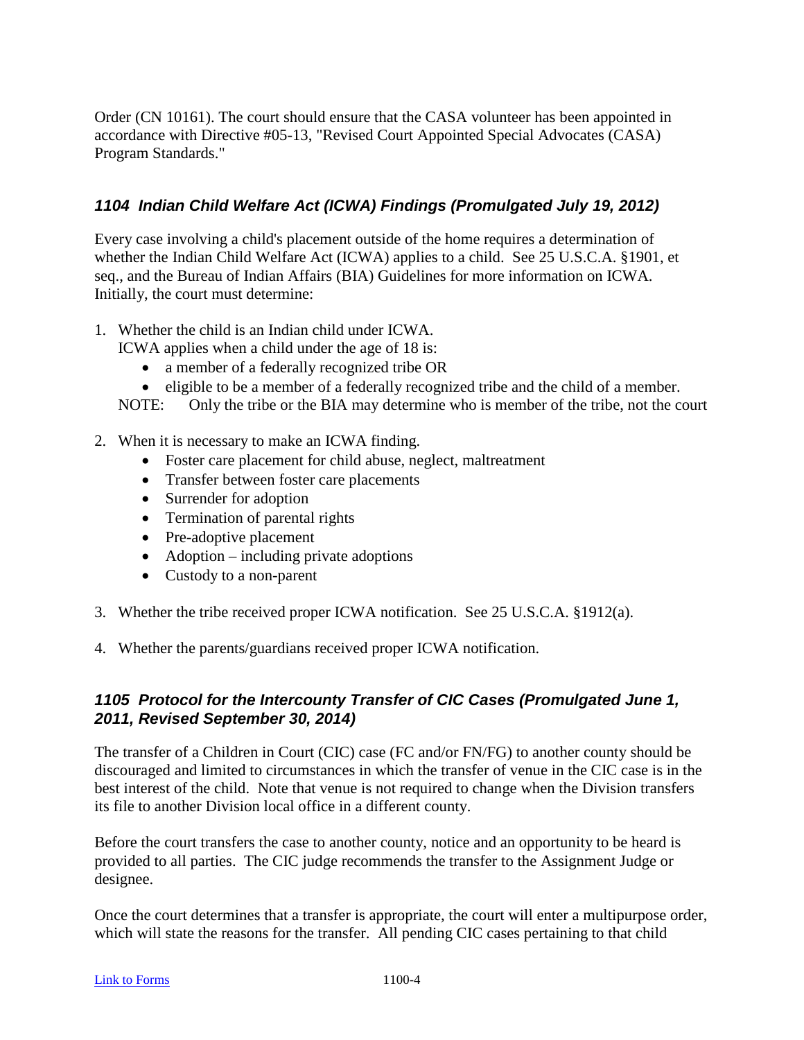Order (CN 10161). The court should ensure that the CASA volunteer has been appointed in accordance with Directive #05-13, "Revised Court Appointed Special Advocates (CASA) Program Standards."

### *1104 Indian Child Welfare Act (ICWA) Findings (Promulgated July 19, 2012)*

Every case involving a child's placement outside of the home requires a determination of whether the Indian Child Welfare Act (ICWA) applies to a child. See 25 U.S.C.A. §1901, et seq., and the Bureau of Indian Affairs (BIA) Guidelines for more information on ICWA. Initially, the court must determine:

1. Whether the child is an Indian child under ICWA.
   ICWA applies when a child under the age of 18 is:
   - a member of a federally recognized tribe OR
   - eligible to be a member of a federally recognized tribe and the child of a member.

   NOTE: Only the tribe or the BIA may determine who is member of the tribe, not the court

2. When it is necessary to make an ICWA finding.
   - Foster care placement for child abuse, neglect, maltreatment
   - Transfer between foster care placements
   - Surrender for adoption
   - Termination of parental rights
   - Pre-adoptive placement
   - Adoption – including private adoptions
   - Custody to a non-parent

3. Whether the tribe received proper ICWA notification. See 25 U.S.C.A. §1912(a).

4. Whether the parents/guardians received proper ICWA notification.

### *1105 Protocol for the Intercounty Transfer of CIC Cases (Promulgated June 1, 2011, Revised September 30, 2014)*

The transfer of a Children in Court (CIC) case (FC and/or FN/FG) to another county should be discouraged and limited to circumstances in which the transfer of venue in the CIC case is in the best interest of the child. Note that venue is not required to change when the Division transfers its file to another Division local office in a different county.

Before the court transfers the case to another county, notice and an opportunity to be heard is provided to all parties. The CIC judge recommends the transfer to the Assignment Judge or designee.

Once the court determines that a transfer is appropriate, the court will enter a multipurpose order, which will state the reasons for the transfer. All pending CIC cases pertaining to that child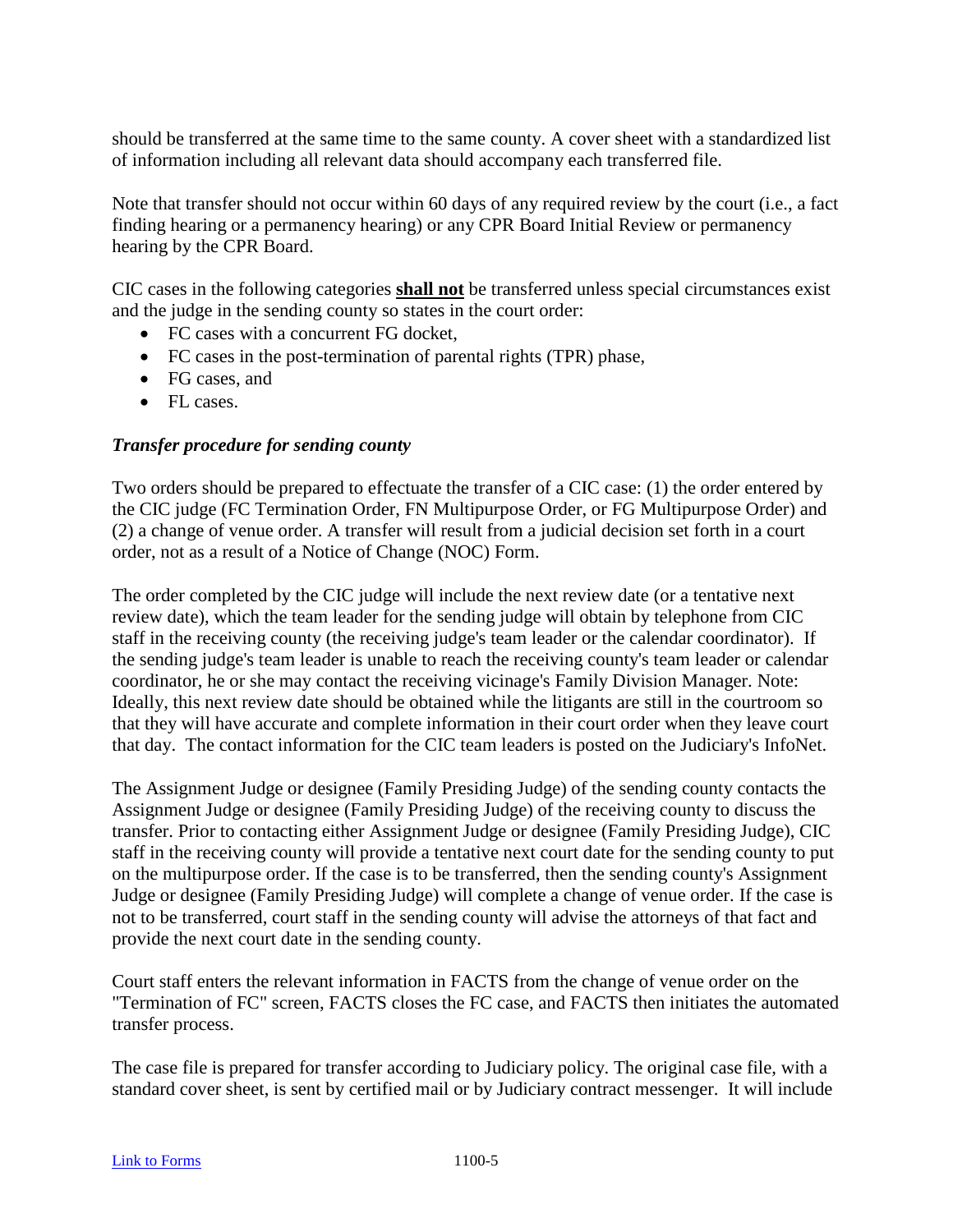should be transferred at the same time to the same county. A cover sheet with a standardized list of information including all relevant data should accompany each transferred file.

Note that transfer should not occur within 60 days of any required review by the court (i.e., a fact finding hearing or a permanency hearing) or any CPR Board Initial Review or permanency hearing by the CPR Board.

CIC cases in the following categories **shall not** be transferred unless special circumstances exist and the judge in the sending county so states in the court order:

- FC cases with a concurrent FG docket,
- FC cases in the post-termination of parental rights (TPR) phase,
- FG cases, and
- FL cases.

### *Transfer procedure for sending county*

Two orders should be prepared to effectuate the transfer of a CIC case: (1) the order entered by the CIC judge (FC Termination Order, FN Multipurpose Order, or FG Multipurpose Order) and (2) a change of venue order. A transfer will result from a judicial decision set forth in a court order, not as a result of a Notice of Change (NOC) Form.

The order completed by the CIC judge will include the next review date (or a tentative next review date), which the team leader for the sending judge will obtain by telephone from CIC staff in the receiving county (the receiving judge's team leader or the calendar coordinator). If the sending judge's team leader is unable to reach the receiving county's team leader or calendar coordinator, he or she may contact the receiving vicinage's Family Division Manager. Note: Ideally, this next review date should be obtained while the litigants are still in the courtroom so that they will have accurate and complete information in their court order when they leave court that day. The contact information for the CIC team leaders is posted on the Judiciary's InfoNet.

The Assignment Judge or designee (Family Presiding Judge) of the sending county contacts the Assignment Judge or designee (Family Presiding Judge) of the receiving county to discuss the transfer. Prior to contacting either Assignment Judge or designee (Family Presiding Judge), CIC staff in the receiving county will provide a tentative next court date for the sending county to put on the multipurpose order. If the case is to be transferred, then the sending county's Assignment Judge or designee (Family Presiding Judge) will complete a change of venue order. If the case is not to be transferred, court staff in the sending county will advise the attorneys of that fact and provide the next court date in the sending county.

Court staff enters the relevant information in FACTS from the change of venue order on the "Termination of FC" screen, FACTS closes the FC case, and FACTS then initiates the automated transfer process.

The case file is prepared for transfer according to Judiciary policy. The original case file, with a standard cover sheet, is sent by certified mail or by Judiciary contract messenger. It will include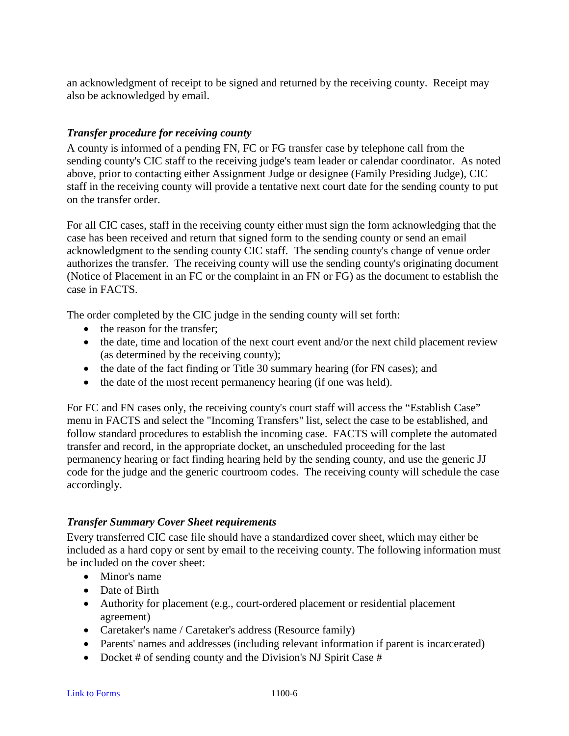an acknowledgment of receipt to be signed and returned by the receiving county. Receipt may also be acknowledged by email.

### *Transfer procedure for receiving county*

A county is informed of a pending FN, FC or FG transfer case by telephone call from the sending county's CIC staff to the receiving judge's team leader or calendar coordinator. As noted above, prior to contacting either Assignment Judge or designee (Family Presiding Judge), CIC staff in the receiving county will provide a tentative next court date for the sending county to put on the transfer order.

For all CIC cases, staff in the receiving county either must sign the form acknowledging that the case has been received and return that signed form to the sending county or send an email acknowledgment to the sending county CIC staff. The sending county's change of venue order authorizes the transfer. The receiving county will use the sending county's originating document (Notice of Placement in an FC or the complaint in an FN or FG) as the document to establish the case in FACTS.

The order completed by the CIC judge in the sending county will set forth:

- the reason for the transfer;
- the date, time and location of the next court event and/or the next child placement review (as determined by the receiving county);
- the date of the fact finding or Title 30 summary hearing (for FN cases); and
- the date of the most recent permanency hearing (if one was held).

For FC and FN cases only, the receiving county's court staff will access the "Establish Case" menu in FACTS and select the "Incoming Transfers" list, select the case to be established, and follow standard procedures to establish the incoming case. FACTS will complete the automated transfer and record, in the appropriate docket, an unscheduled proceeding for the last permanency hearing or fact finding hearing held by the sending county, and use the generic JJ code for the judge and the generic courtroom codes. The receiving county will schedule the case accordingly.

### *Transfer Summary Cover Sheet requirements*

Every transferred CIC case file should have a standardized cover sheet, which may either be included as a hard copy or sent by email to the receiving county. The following information must be included on the cover sheet:

- Minor's name
- Date of Birth
- Authority for placement (e.g., court-ordered placement or residential placement agreement)
- Caretaker's name / Caretaker's address (Resource family)
- Parents' names and addresses (including relevant information if parent is incarcerated)
- Docket # of sending county and the Division's NJ Spirit Case #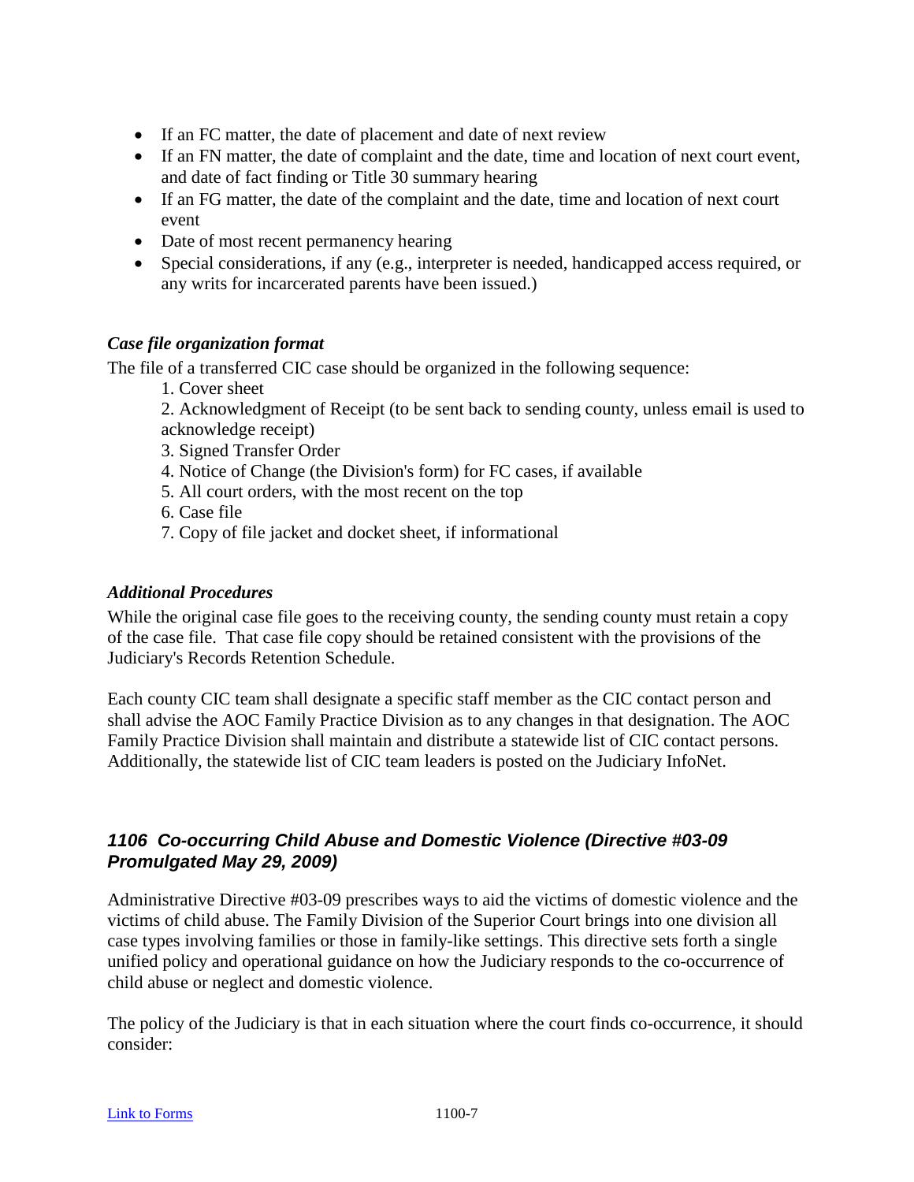- If an FC matter, the date of placement and date of next review
- If an FN matter, the date of complaint and the date, time and location of next court event, and date of fact finding or Title 30 summary hearing
- If an FG matter, the date of the complaint and the date, time and location of next court event
- Date of most recent permanency hearing
- Special considerations, if any (e.g., interpreter is needed, handicapped access required, or any writs for incarcerated parents have been issued.)

***Case file organization format***

The file of a transferred CIC case should be organized in the following sequence:

1. Cover sheet
2. Acknowledgment of Receipt (to be sent back to sending county, unless email is used to acknowledge receipt)
3. Signed Transfer Order
4. Notice of Change (the Division's form) for FC cases, if available
5. All court orders, with the most recent on the top
6. Case file
7. Copy of file jacket and docket sheet, if informational

***Additional Procedures***

While the original case file goes to the receiving county, the sending county must retain a copy of the case file. That case file copy should be retained consistent with the provisions of the Judiciary's Records Retention Schedule.

Each county CIC team shall designate a specific staff member as the CIC contact person and shall advise the AOC Family Practice Division as to any changes in that designation. The AOC Family Practice Division shall maintain and distribute a statewide list of CIC contact persons. Additionally, the statewide list of CIC team leaders is posted on the Judiciary InfoNet.

## *1106 Co-occurring Child Abuse and Domestic Violence (Directive #03-09 Promulgated May 29, 2009)*

Administrative Directive #03-09 prescribes ways to aid the victims of domestic violence and the victims of child abuse. The Family Division of the Superior Court brings into one division all case types involving families or those in family-like settings. This directive sets forth a single unified policy and operational guidance on how the Judiciary responds to the co-occurrence of child abuse or neglect and domestic violence.

The policy of the Judiciary is that in each situation where the court finds co-occurrence, it should consider: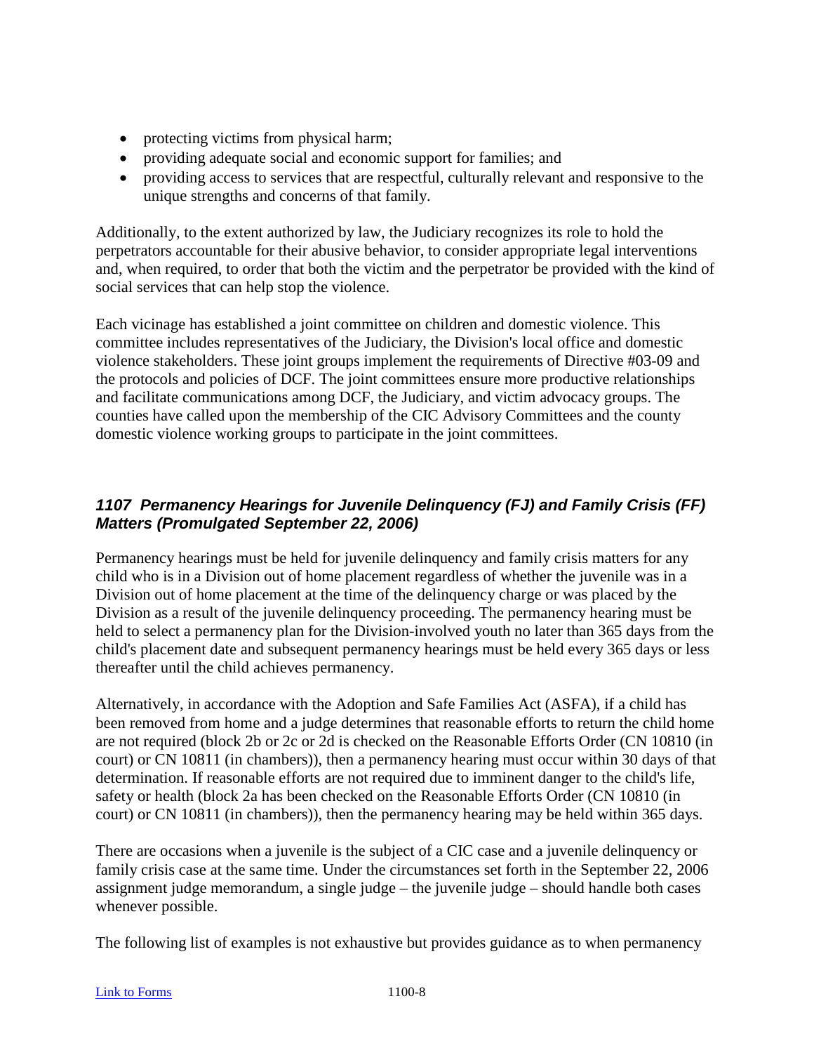- protecting victims from physical harm;
- providing adequate social and economic support for families; and
- providing access to services that are respectful, culturally relevant and responsive to the unique strengths and concerns of that family.

Additionally, to the extent authorized by law, the Judiciary recognizes its role to hold the perpetrators accountable for their abusive behavior, to consider appropriate legal interventions and, when required, to order that both the victim and the perpetrator be provided with the kind of social services that can help stop the violence.

Each vicinage has established a joint committee on children and domestic violence. This committee includes representatives of the Judiciary, the Division's local office and domestic violence stakeholders. These joint groups implement the requirements of Directive #03-09 and the protocols and policies of DCF. The joint committees ensure more productive relationships and facilitate communications among DCF, the Judiciary, and victim advocacy groups. The counties have called upon the membership of the CIC Advisory Committees and the county domestic violence working groups to participate in the joint committees.

### *1107 Permanency Hearings for Juvenile Delinquency (FJ) and Family Crisis (FF) Matters (Promulgated September 22, 2006)*

Permanency hearings must be held for juvenile delinquency and family crisis matters for any child who is in a Division out of home placement regardless of whether the juvenile was in a Division out of home placement at the time of the delinquency charge or was placed by the Division as a result of the juvenile delinquency proceeding. The permanency hearing must be held to select a permanency plan for the Division-involved youth no later than 365 days from the child's placement date and subsequent permanency hearings must be held every 365 days or less thereafter until the child achieves permanency.

Alternatively, in accordance with the Adoption and Safe Families Act (ASFA), if a child has been removed from home and a judge determines that reasonable efforts to return the child home are not required (block 2b or 2c or 2d is checked on the Reasonable Efforts Order (CN 10810 (in court) or CN 10811 (in chambers)), then a permanency hearing must occur within 30 days of that determination. If reasonable efforts are not required due to imminent danger to the child's life, safety or health (block 2a has been checked on the Reasonable Efforts Order (CN 10810 (in court) or CN 10811 (in chambers)), then the permanency hearing may be held within 365 days.

There are occasions when a juvenile is the subject of a CIC case and a juvenile delinquency or family crisis case at the same time. Under the circumstances set forth in the September 22, 2006 assignment judge memorandum, a single judge – the juvenile judge – should handle both cases whenever possible.

The following list of examples is not exhaustive but provides guidance as to when permanency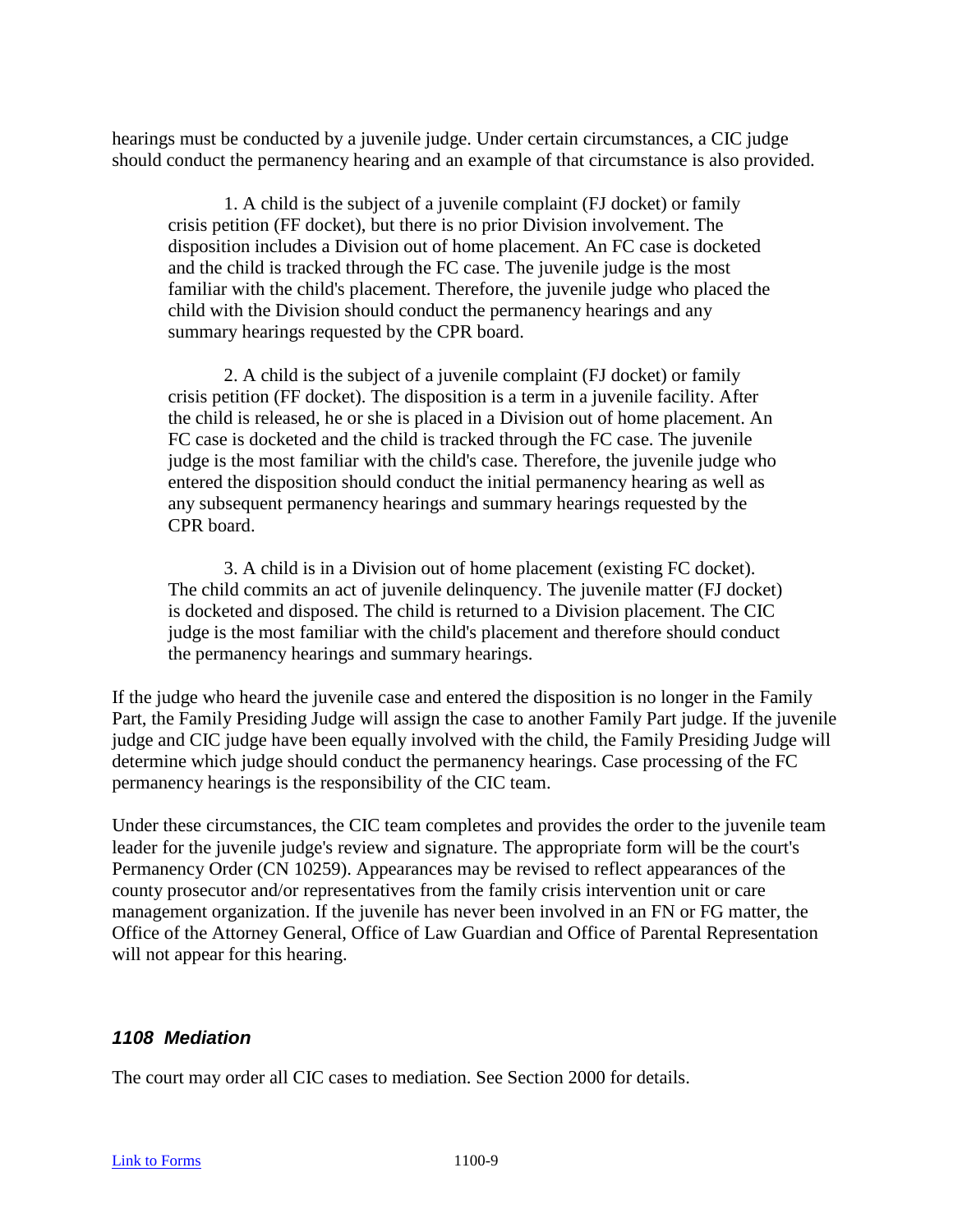hearings must be conducted by a juvenile judge. Under certain circumstances, a CIC judge should conduct the permanency hearing and an example of that circumstance is also provided.

> 1. A child is the subject of a juvenile complaint (FJ docket) or family crisis petition (FF docket), but there is no prior Division involvement. The disposition includes a Division out of home placement. An FC case is docketed and the child is tracked through the FC case. The juvenile judge is the most familiar with the child's placement. Therefore, the juvenile judge who placed the child with the Division should conduct the permanency hearings and any summary hearings requested by the CPR board.
>
> 2. A child is the subject of a juvenile complaint (FJ docket) or family crisis petition (FF docket). The disposition is a term in a juvenile facility. After the child is released, he or she is placed in a Division out of home placement. An FC case is docketed and the child is tracked through the FC case. The juvenile judge is the most familiar with the child's case. Therefore, the juvenile judge who entered the disposition should conduct the initial permanency hearing as well as any subsequent permanency hearings and summary hearings requested by the CPR board.
>
> 3. A child is in a Division out of home placement (existing FC docket). The child commits an act of juvenile delinquency. The juvenile matter (FJ docket) is docketed and disposed. The child is returned to a Division placement. The CIC judge is the most familiar with the child's placement and therefore should conduct the permanency hearings and summary hearings.

If the judge who heard the juvenile case and entered the disposition is no longer in the Family Part, the Family Presiding Judge will assign the case to another Family Part judge. If the juvenile judge and CIC judge have been equally involved with the child, the Family Presiding Judge will determine which judge should conduct the permanency hearings. Case processing of the FC permanency hearings is the responsibility of the CIC team.

Under these circumstances, the CIC team completes and provides the order to the juvenile team leader for the juvenile judge's review and signature. The appropriate form will be the court's Permanency Order (CN 10259). Appearances may be revised to reflect appearances of the county prosecutor and/or representatives from the family crisis intervention unit or care management organization. If the juvenile has never been involved in an FN or FG matter, the Office of the Attorney General, Office of Law Guardian and Office of Parental Representation will not appear for this hearing.

### *1108 Mediation*

The court may order all CIC cases to mediation. See Section 2000 for details.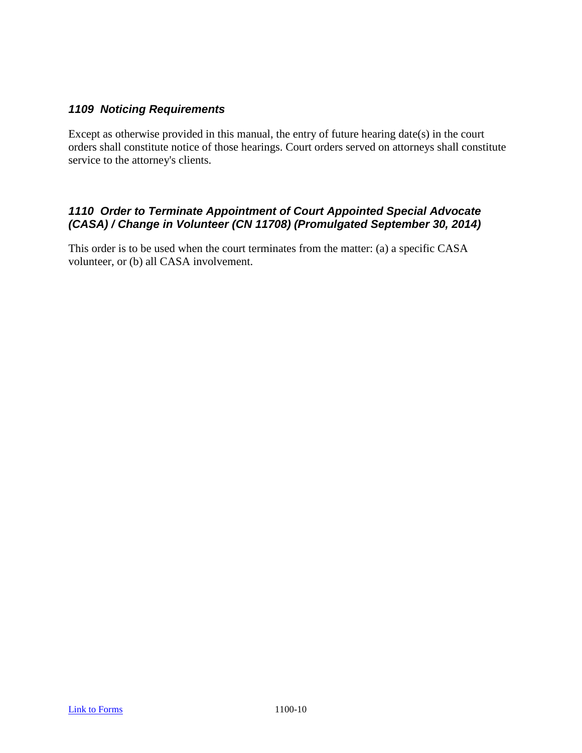### *1109 Noticing Requirements*

Except as otherwise provided in this manual, the entry of future hearing date(s) in the court orders shall constitute notice of those hearings. Court orders served on attorneys shall constitute service to the attorney's clients.

### *1110 Order to Terminate Appointment of Court Appointed Special Advocate (CASA) / Change in Volunteer (CN 11708) (Promulgated September 30, 2014)*

This order is to be used when the court terminates from the matter: (a) a specific CASA volunteer, or (b) all CASA involvement.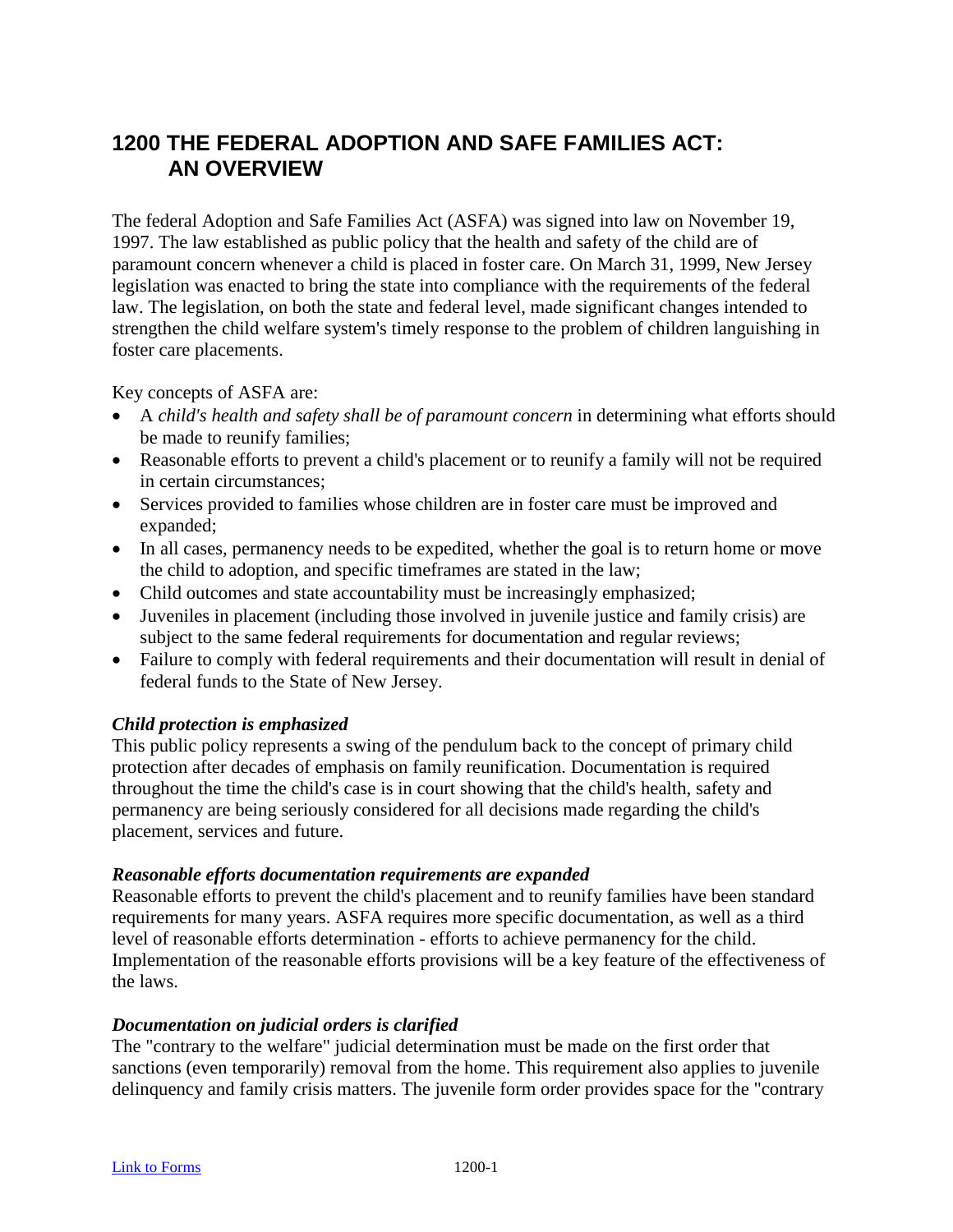# 1200 THE FEDERAL ADOPTION AND SAFE FAMILIES ACT: AN OVERVIEW

The federal Adoption and Safe Families Act (ASFA) was signed into law on November 19, 1997. The law established as public policy that the health and safety of the child are of paramount concern whenever a child is placed in foster care. On March 31, 1999, New Jersey legislation was enacted to bring the state into compliance with the requirements of the federal law. The legislation, on both the state and federal level, made significant changes intended to strengthen the child welfare system's timely response to the problem of children languishing in foster care placements.

Key concepts of ASFA are:

- A *child's health and safety shall be of paramount concern* in determining what efforts should be made to reunify families;
- Reasonable efforts to prevent a child's placement or to reunify a family will not be required in certain circumstances;
- Services provided to families whose children are in foster care must be improved and expanded;
- In all cases, permanency needs to be expedited, whether the goal is to return home or move the child to adoption, and specific timeframes are stated in the law;
- Child outcomes and state accountability must be increasingly emphasized;
- Juveniles in placement (including those involved in juvenile justice and family crisis) are subject to the same federal requirements for documentation and regular reviews;
- Failure to comply with federal requirements and their documentation will result in denial of federal funds to the State of New Jersey.

### *Child protection is emphasized*

This public policy represents a swing of the pendulum back to the concept of primary child protection after decades of emphasis on family reunification. Documentation is required throughout the time the child's case is in court showing that the child's health, safety and permanency are being seriously considered for all decisions made regarding the child's placement, services and future.

### *Reasonable efforts documentation requirements are expanded*

Reasonable efforts to prevent the child's placement and to reunify families have been standard requirements for many years. ASFA requires more specific documentation, as well as a third level of reasonable efforts determination - efforts to achieve permanency for the child. Implementation of the reasonable efforts provisions will be a key feature of the effectiveness of the laws.

### *Documentation on judicial orders is clarified*

The "contrary to the welfare" judicial determination must be made on the first order that sanctions (even temporarily) removal from the home. This requirement also applies to juvenile delinquency and family crisis matters. The juvenile form order provides space for the "contrary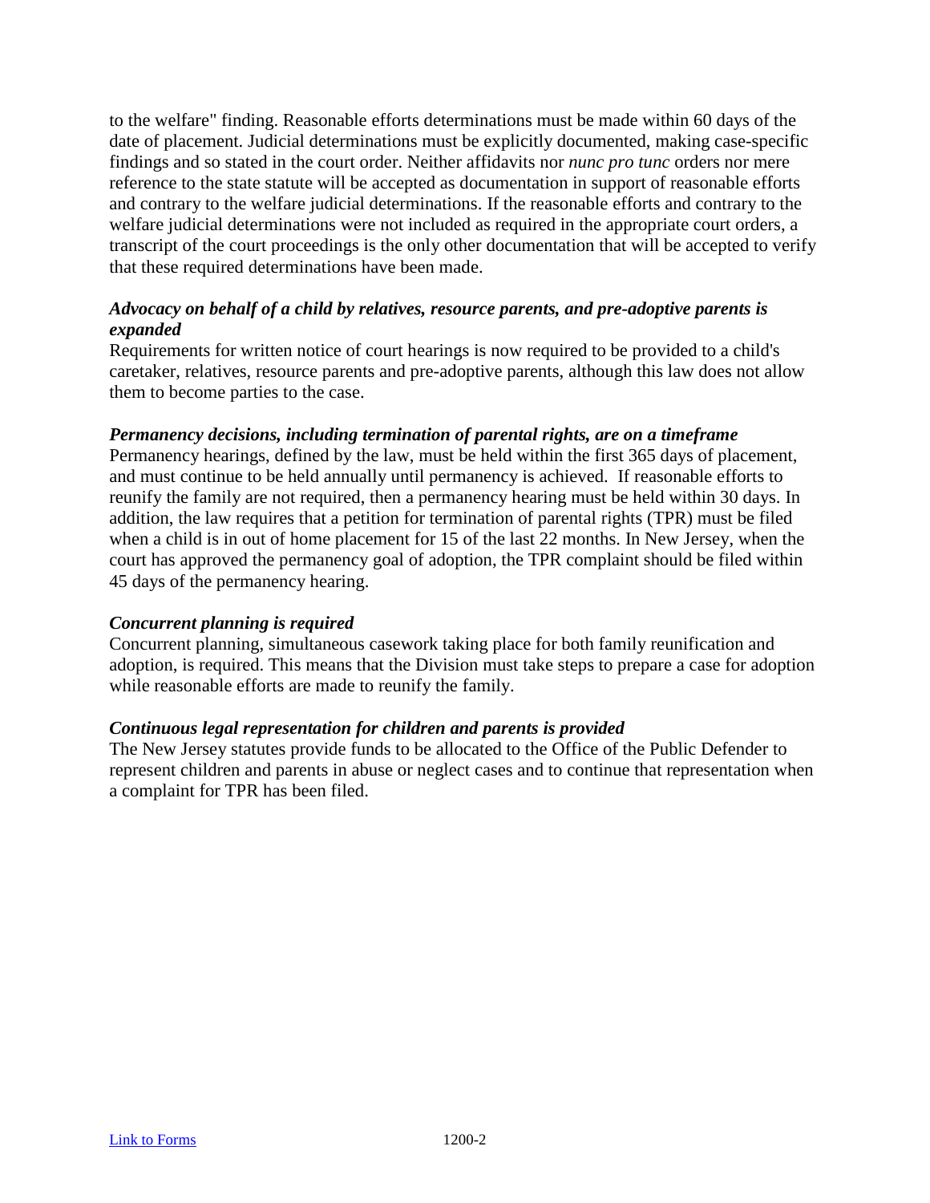to the welfare" finding. Reasonable efforts determinations must be made within 60 days of the date of placement. Judicial determinations must be explicitly documented, making case-specific findings and so stated in the court order. Neither affidavits nor *nunc pro tunc* orders nor mere reference to the state statute will be accepted as documentation in support of reasonable efforts and contrary to the welfare judicial determinations. If the reasonable efforts and contrary to the welfare judicial determinations were not included as required in the appropriate court orders, a transcript of the court proceedings is the only other documentation that will be accepted to verify that these required determinations have been made.

***Advocacy on behalf of a child by relatives, resource parents, and pre-adoptive parents is expanded***

Requirements for written notice of court hearings is now required to be provided to a child's caretaker, relatives, resource parents and pre-adoptive parents, although this law does not allow them to become parties to the case.

***Permanency decisions, including termination of parental rights, are on a timeframe***

Permanency hearings, defined by the law, must be held within the first 365 days of placement, and must continue to be held annually until permanency is achieved. If reasonable efforts to reunify the family are not required, then a permanency hearing must be held within 30 days. In addition, the law requires that a petition for termination of parental rights (TPR) must be filed when a child is in out of home placement for 15 of the last 22 months. In New Jersey, when the court has approved the permanency goal of adoption, the TPR complaint should be filed within 45 days of the permanency hearing.

***Concurrent planning is required***

Concurrent planning, simultaneous casework taking place for both family reunification and adoption, is required. This means that the Division must take steps to prepare a case for adoption while reasonable efforts are made to reunify the family.

***Continuous legal representation for children and parents is provided***

The New Jersey statutes provide funds to be allocated to the Office of the Public Defender to represent children and parents in abuse or neglect cases and to continue that representation when a complaint for TPR has been filed.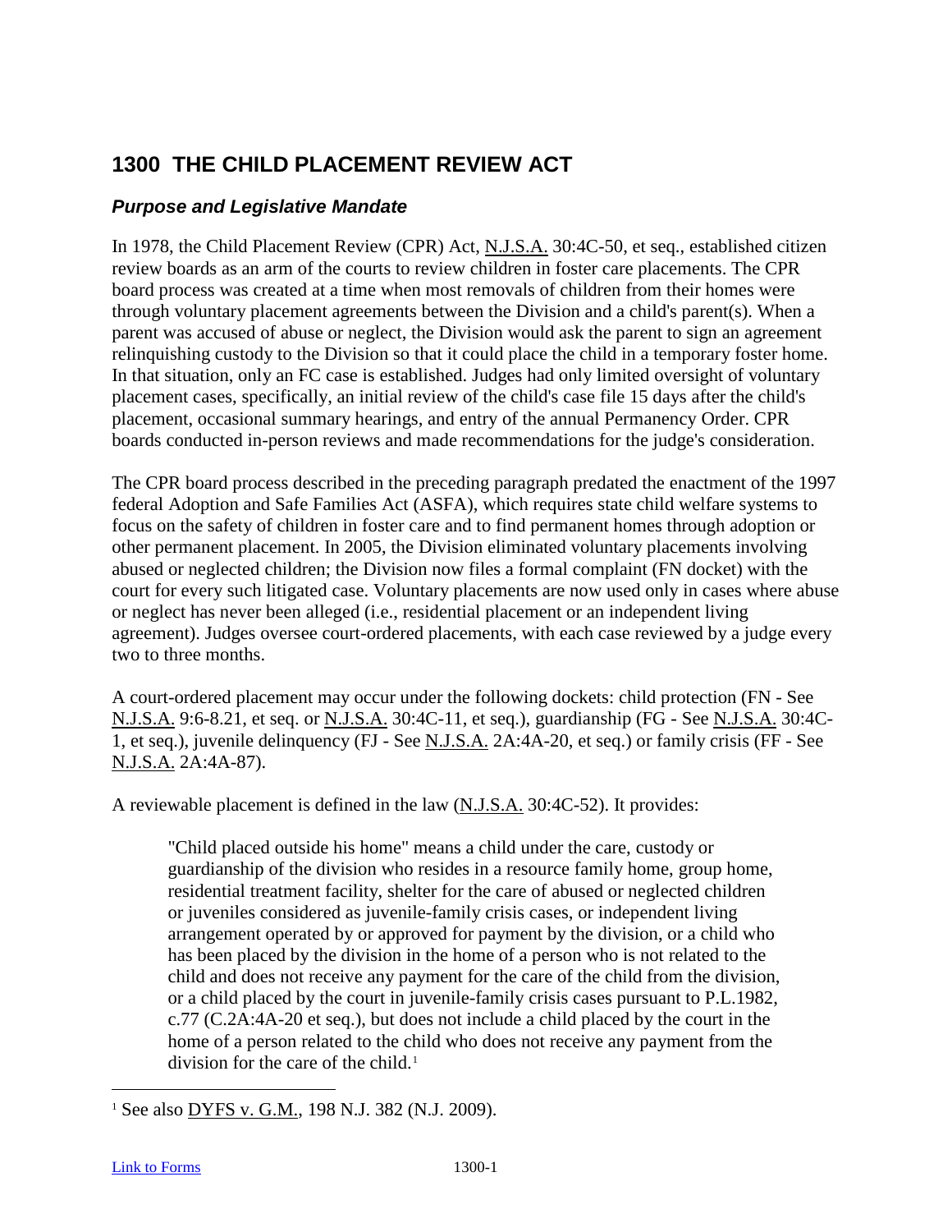# 1300 THE CHILD PLACEMENT REVIEW ACT

### *Purpose and Legislative Mandate*

In 1978, the Child Placement Review (CPR) Act, N.J.S.A. 30:4C-50, et seq., established citizen review boards as an arm of the courts to review children in foster care placements. The CPR board process was created at a time when most removals of children from their homes were through voluntary placement agreements between the Division and a child's parent(s). When a parent was accused of abuse or neglect, the Division would ask the parent to sign an agreement relinquishing custody to the Division so that it could place the child in a temporary foster home. In that situation, only an FC case is established. Judges had only limited oversight of voluntary placement cases, specifically, an initial review of the child's case file 15 days after the child's placement, occasional summary hearings, and entry of the annual Permanency Order. CPR boards conducted in-person reviews and made recommendations for the judge's consideration.

The CPR board process described in the preceding paragraph predated the enactment of the 1997 federal Adoption and Safe Families Act (ASFA), which requires state child welfare systems to focus on the safety of children in foster care and to find permanent homes through adoption or other permanent placement. In 2005, the Division eliminated voluntary placements involving abused or neglected children; the Division now files a formal complaint (FN docket) with the court for every such litigated case. Voluntary placements are now used only in cases where abuse or neglect has never been alleged (i.e., residential placement or an independent living agreement). Judges oversee court-ordered placements, with each case reviewed by a judge every two to three months.

A court-ordered placement may occur under the following dockets: child protection (FN - See N.J.S.A. 9:6-8.21, et seq. or N.J.S.A. 30:4C-11, et seq.), guardianship (FG - See N.J.S.A. 30:4C-1, et seq.), juvenile delinquency (FJ - See N.J.S.A. 2A:4A-20, et seq.) or family crisis (FF - See N.J.S.A. 2A:4A-87).

A reviewable placement is defined in the law (N.J.S.A. 30:4C-52). It provides:

> "Child placed outside his home" means a child under the care, custody or guardianship of the division who resides in a resource family home, group home, residential treatment facility, shelter for the care of abused or neglected children or juveniles considered as juvenile-family crisis cases, or independent living arrangement operated by or approved for payment by the division, or a child who has been placed by the division in the home of a person who is not related to the child and does not receive any payment for the care of the child from the division, or a child placed by the court in juvenile-family crisis cases pursuant to P.L.1982, c.77 (C.2A:4A-20 et seq.), but does not include a child placed by the court in the home of a person related to the child who does not receive any payment from the division for the care of the child.[1]

[1] See also DYFS v. G.M., 198 N.J. 382 (N.J. 2009).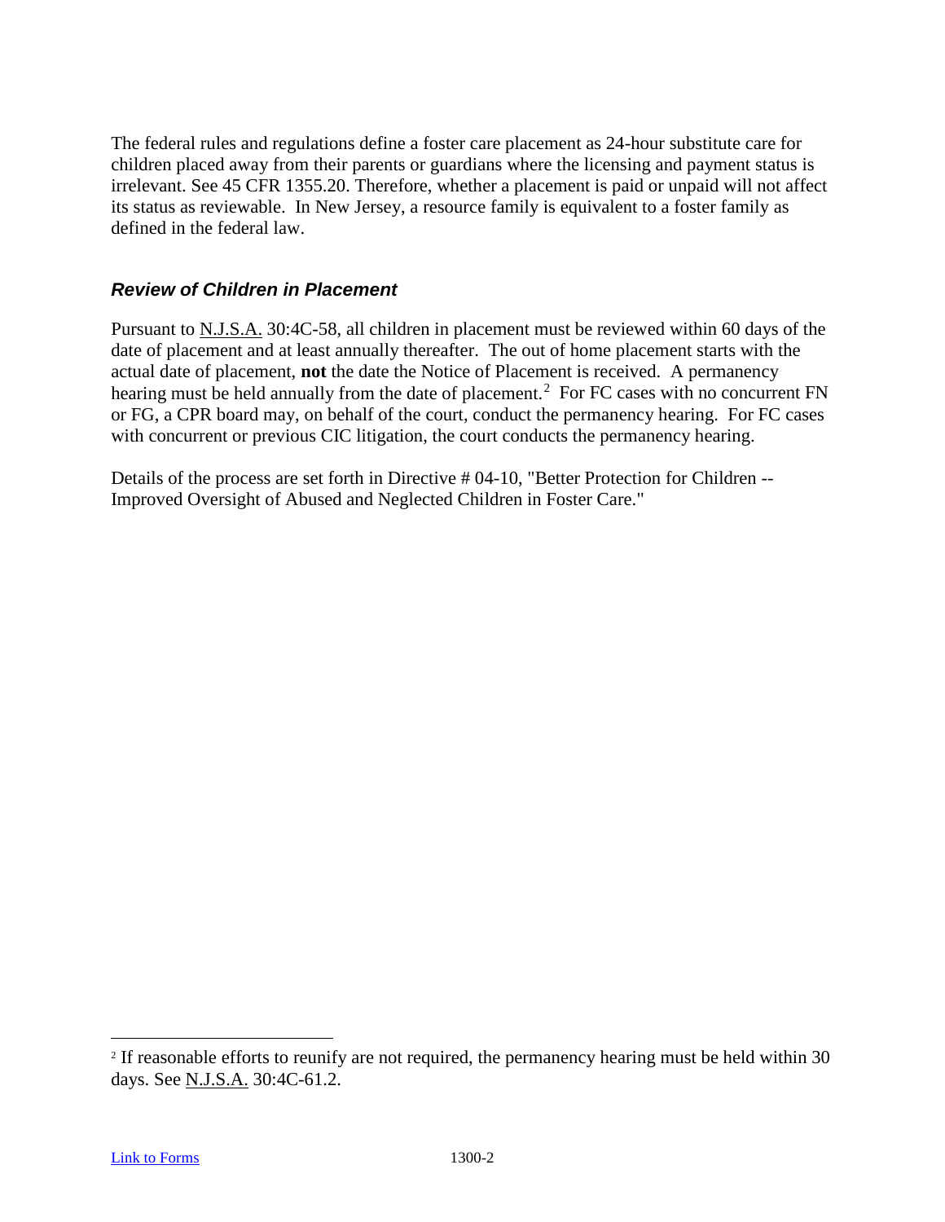The federal rules and regulations define a foster care placement as 24-hour substitute care for children placed away from their parents or guardians where the licensing and payment status is irrelevant. See 45 CFR 1355.20. Therefore, whether a placement is paid or unpaid will not affect its status as reviewable. In New Jersey, a resource family is equivalent to a foster family as defined in the federal law.

### *Review of Children in Placement*

Pursuant to N.J.S.A. 30:4C-58, all children in placement must be reviewed within 60 days of the date of placement and at least annually thereafter. The out of home placement starts with the actual date of placement, **not** the date the Notice of Placement is received. A permanency hearing must be held annually from the date of placement.[2] For FC cases with no concurrent FN or FG, a CPR board may, on behalf of the court, conduct the permanency hearing. For FC cases with concurrent or previous CIC litigation, the court conducts the permanency hearing.

Details of the process are set forth in Directive # 04-10, "Better Protection for Children -- Improved Oversight of Abused and Neglected Children in Foster Care."

---

[2] If reasonable efforts to reunify are not required, the permanency hearing must be held within 30 days. See N.J.S.A. 30:4C-61.2.

Link to Forms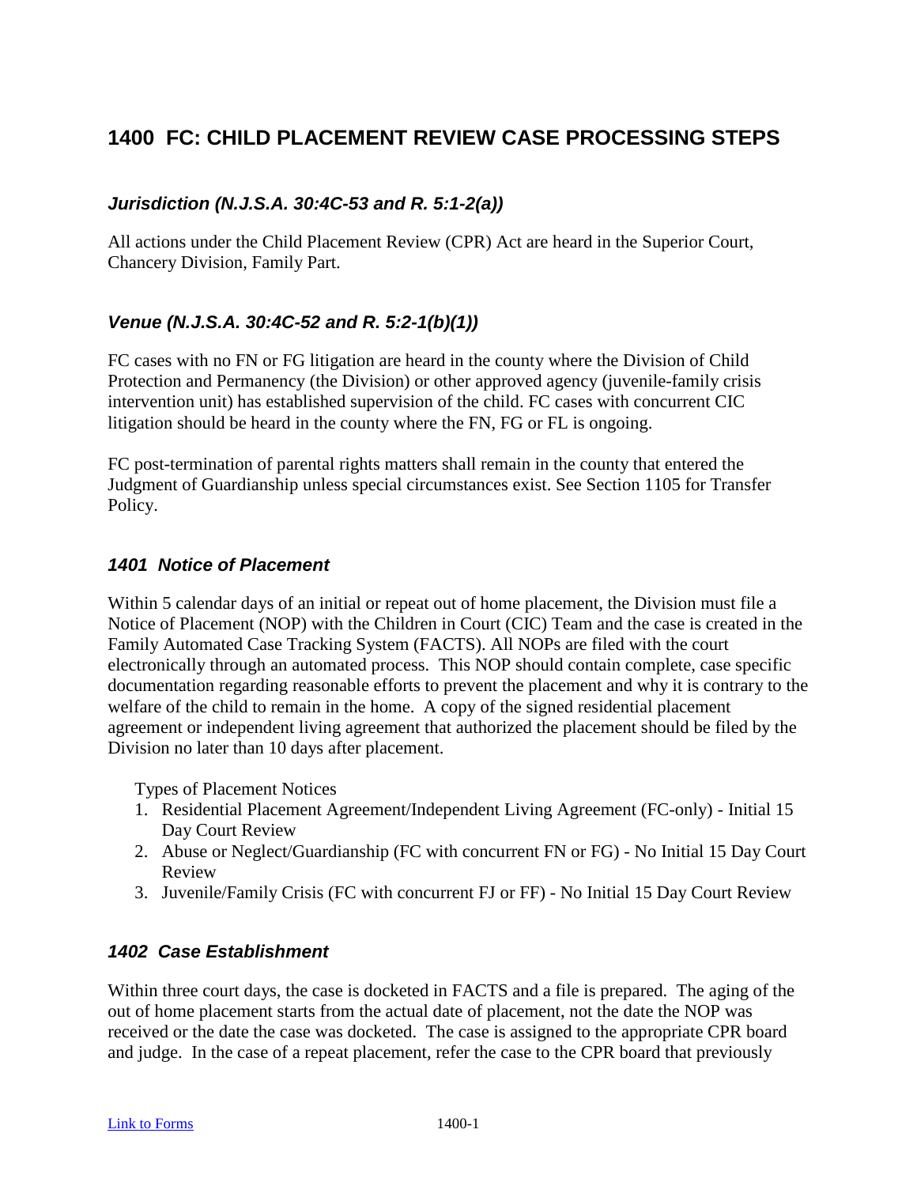# 1400 FC: CHILD PLACEMENT REVIEW CASE PROCESSING STEPS

### *Jurisdiction (N.J.S.A. 30:4C-53 and R. 5:1-2(a))*

All actions under the Child Placement Review (CPR) Act are heard in the Superior Court, Chancery Division, Family Part.

### *Venue (N.J.S.A. 30:4C-52 and R. 5:2-1(b)(1))*

FC cases with no FN or FG litigation are heard in the county where the Division of Child Protection and Permanency (the Division) or other approved agency (juvenile-family crisis intervention unit) has established supervision of the child. FC cases with concurrent CIC litigation should be heard in the county where the FN, FG or FL is ongoing.

FC post-termination of parental rights matters shall remain in the county that entered the Judgment of Guardianship unless special circumstances exist. See Section 1105 for Transfer Policy.

### *1401 Notice of Placement*

Within 5 calendar days of an initial or repeat out of home placement, the Division must file a Notice of Placement (NOP) with the Children in Court (CIC) Team and the case is created in the Family Automated Case Tracking System (FACTS). All NOPs are filed with the court electronically through an automated process. This NOP should contain complete, case specific documentation regarding reasonable efforts to prevent the placement and why it is contrary to the welfare of the child to remain in the home. A copy of the signed residential placement agreement or independent living agreement that authorized the placement should be filed by the Division no later than 10 days after placement.

Types of Placement Notices

1. Residential Placement Agreement/Independent Living Agreement (FC-only) - Initial 15 Day Court Review
2. Abuse or Neglect/Guardianship (FC with concurrent FN or FG) - No Initial 15 Day Court Review
3. Juvenile/Family Crisis (FC with concurrent FJ or FF) - No Initial 15 Day Court Review

### *1402 Case Establishment*

Within three court days, the case is docketed in FACTS and a file is prepared. The aging of the out of home placement starts from the actual date of placement, not the date the NOP was received or the date the case was docketed. The case is assigned to the appropriate CPR board and judge. In the case of a repeat placement, refer the case to the CPR board that previously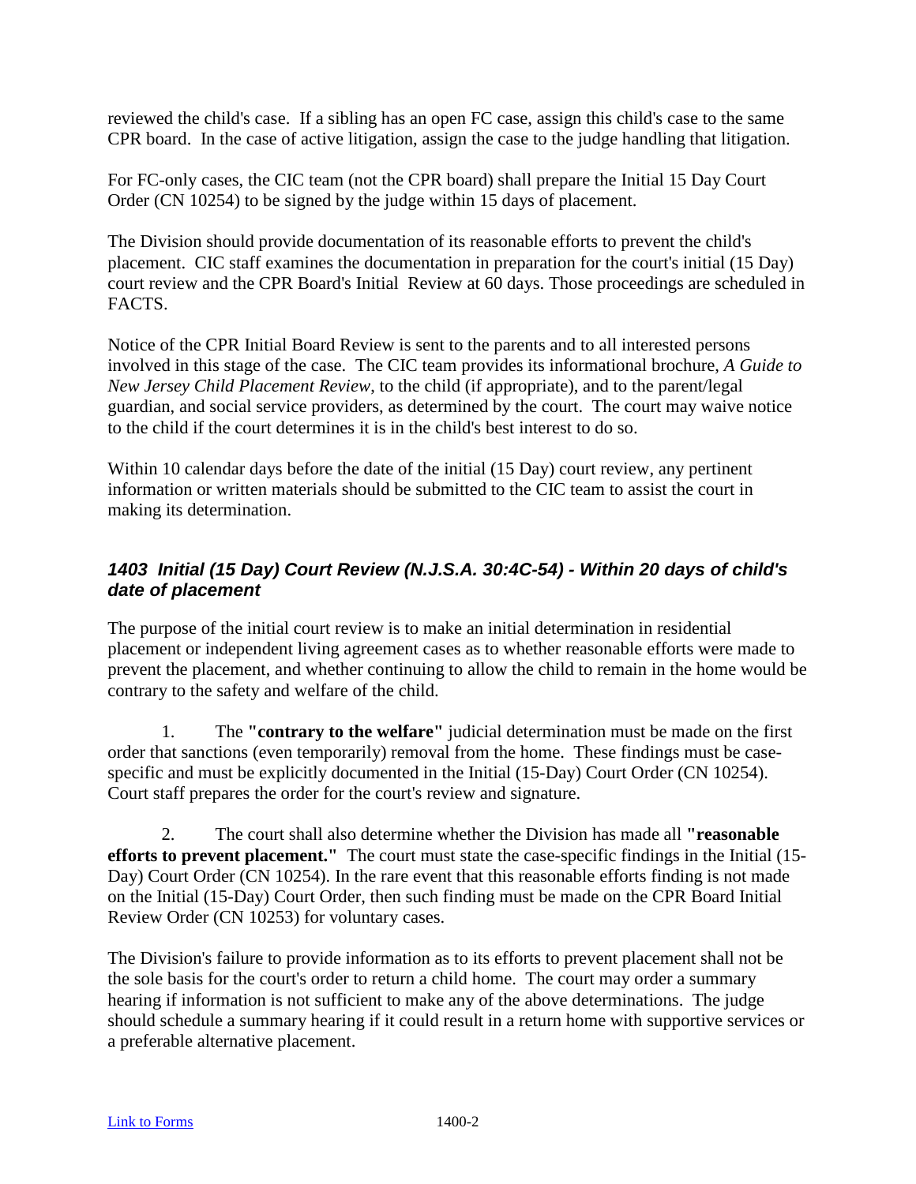reviewed the child's case. If a sibling has an open FC case, assign this child's case to the same CPR board. In the case of active litigation, assign the case to the judge handling that litigation.

For FC-only cases, the CIC team (not the CPR board) shall prepare the Initial 15 Day Court Order (CN 10254) to be signed by the judge within 15 days of placement.

The Division should provide documentation of its reasonable efforts to prevent the child's placement. CIC staff examines the documentation in preparation for the court's initial (15 Day) court review and the CPR Board's Initial Review at 60 days. Those proceedings are scheduled in FACTS.

Notice of the CPR Initial Board Review is sent to the parents and to all interested persons involved in this stage of the case. The CIC team provides its informational brochure, *A Guide to New Jersey Child Placement Review*, to the child (if appropriate), and to the parent/legal guardian, and social service providers, as determined by the court. The court may waive notice to the child if the court determines it is in the child's best interest to do so.

Within 10 calendar days before the date of the initial (15 Day) court review, any pertinent information or written materials should be submitted to the CIC team to assist the court in making its determination.

### *1403 Initial (15 Day) Court Review (N.J.S.A. 30:4C-54) - Within 20 days of child's date of placement*

The purpose of the initial court review is to make an initial determination in residential placement or independent living agreement cases as to whether reasonable efforts were made to prevent the placement, and whether continuing to allow the child to remain in the home would be contrary to the safety and welfare of the child.

1. The **"contrary to the welfare"** judicial determination must be made on the first order that sanctions (even temporarily) removal from the home. These findings must be case-specific and must be explicitly documented in the Initial (15-Day) Court Order (CN 10254). Court staff prepares the order for the court's review and signature.

2. The court shall also determine whether the Division has made all **"reasonable efforts to prevent placement."** The court must state the case-specific findings in the Initial (15-Day) Court Order (CN 10254). In the rare event that this reasonable efforts finding is not made on the Initial (15-Day) Court Order, then such finding must be made on the CPR Board Initial Review Order (CN 10253) for voluntary cases.

The Division's failure to provide information as to its efforts to prevent placement shall not be the sole basis for the court's order to return a child home. The court may order a summary hearing if information is not sufficient to make any of the above determinations. The judge should schedule a summary hearing if it could result in a return home with supportive services or a preferable alternative placement.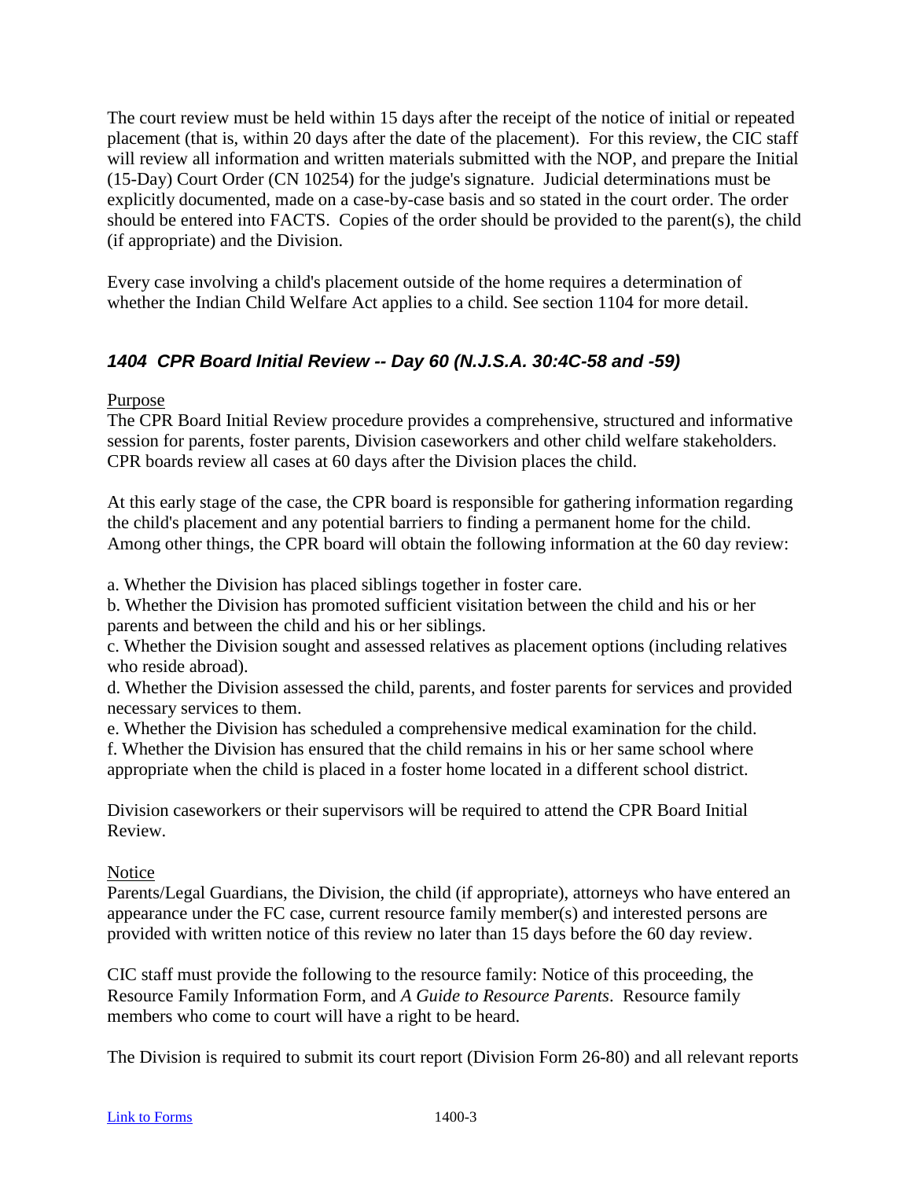The court review must be held within 15 days after the receipt of the notice of initial or repeated placement (that is, within 20 days after the date of the placement). For this review, the CIC staff will review all information and written materials submitted with the NOP, and prepare the Initial (15-Day) Court Order (CN 10254) for the judge's signature. Judicial determinations must be explicitly documented, made on a case-by-case basis and so stated in the court order. The order should be entered into FACTS. Copies of the order should be provided to the parent(s), the child (if appropriate) and the Division.

Every case involving a child's placement outside of the home requires a determination of whether the Indian Child Welfare Act applies to a child. See section 1104 for more detail.

### *1404 CPR Board Initial Review -- Day 60 (N.J.S.A. 30:4C-58 and -59)*

Purpose

The CPR Board Initial Review procedure provides a comprehensive, structured and informative session for parents, foster parents, Division caseworkers and other child welfare stakeholders. CPR boards review all cases at 60 days after the Division places the child.

At this early stage of the case, the CPR board is responsible for gathering information regarding the child's placement and any potential barriers to finding a permanent home for the child. Among other things, the CPR board will obtain the following information at the 60 day review:

a. Whether the Division has placed siblings together in foster care.
b. Whether the Division has promoted sufficient visitation between the child and his or her parents and between the child and his or her siblings.
c. Whether the Division sought and assessed relatives as placement options (including relatives who reside abroad).
d. Whether the Division assessed the child, parents, and foster parents for services and provided necessary services to them.
e. Whether the Division has scheduled a comprehensive medical examination for the child.
f. Whether the Division has ensured that the child remains in his or her same school where appropriate when the child is placed in a foster home located in a different school district.

Division caseworkers or their supervisors will be required to attend the CPR Board Initial Review.

Notice

Parents/Legal Guardians, the Division, the child (if appropriate), attorneys who have entered an appearance under the FC case, current resource family member(s) and interested persons are provided with written notice of this review no later than 15 days before the 60 day review.

CIC staff must provide the following to the resource family: Notice of this proceeding, the Resource Family Information Form, and *A Guide to Resource Parents*. Resource family members who come to court will have a right to be heard.

The Division is required to submit its court report (Division Form 26-80) and all relevant reports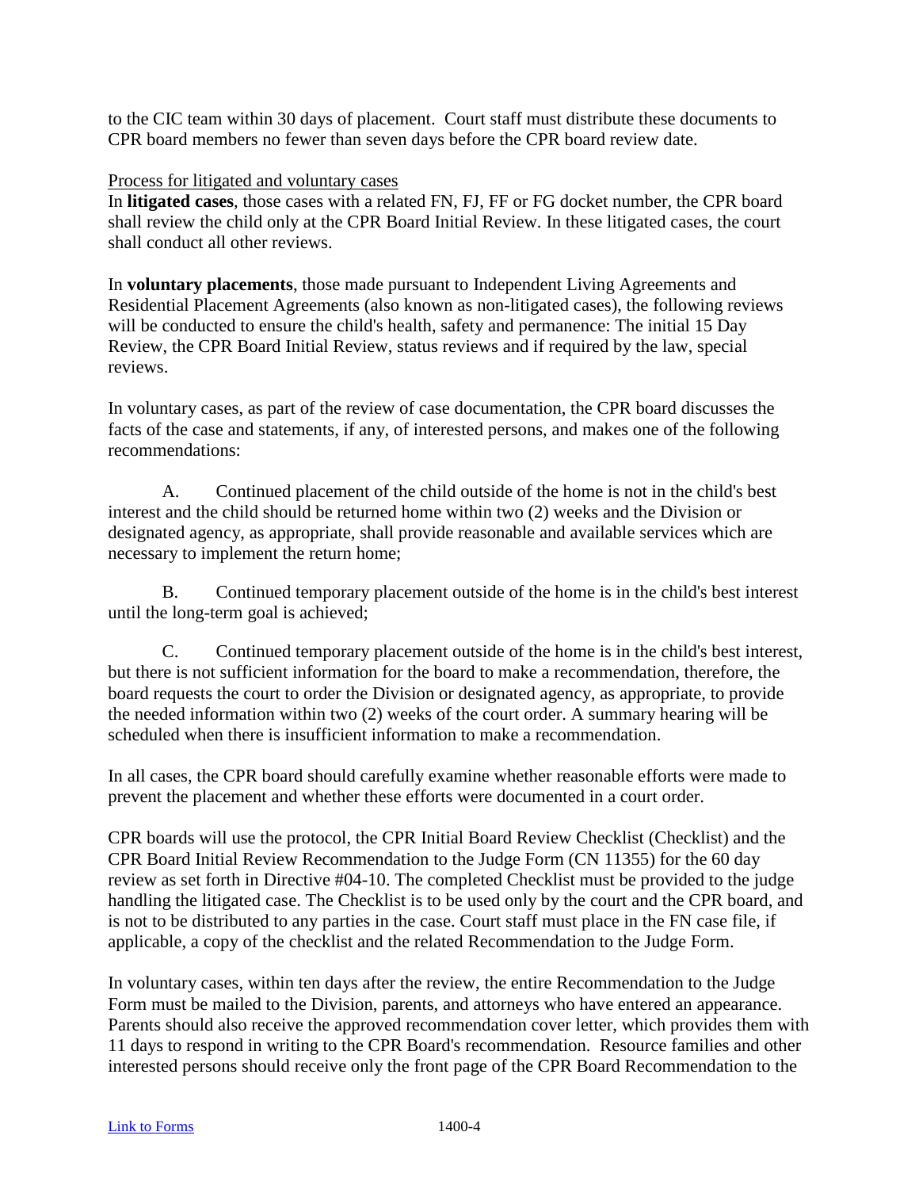to the CIC team within 30 days of placement. Court staff must distribute these documents to CPR board members no fewer than seven days before the CPR board review date.

Process for litigated and voluntary cases

In **litigated cases**, those cases with a related FN, FJ, FF or FG docket number, the CPR board shall review the child only at the CPR Board Initial Review. In these litigated cases, the court shall conduct all other reviews.

In **voluntary placements**, those made pursuant to Independent Living Agreements and Residential Placement Agreements (also known as non-litigated cases), the following reviews will be conducted to ensure the child's health, safety and permanence: The initial 15 Day Review, the CPR Board Initial Review, status reviews and if required by the law, special reviews.

In voluntary cases, as part of the review of case documentation, the CPR board discusses the facts of the case and statements, if any, of interested persons, and makes one of the following recommendations:

A. Continued placement of the child outside of the home is not in the child's best interest and the child should be returned home within two (2) weeks and the Division or designated agency, as appropriate, shall provide reasonable and available services which are necessary to implement the return home;

B. Continued temporary placement outside of the home is in the child's best interest until the long-term goal is achieved;

C. Continued temporary placement outside of the home is in the child's best interest, but there is not sufficient information for the board to make a recommendation, therefore, the board requests the court to order the Division or designated agency, as appropriate, to provide the needed information within two (2) weeks of the court order. A summary hearing will be scheduled when there is insufficient information to make a recommendation.

In all cases, the CPR board should carefully examine whether reasonable efforts were made to prevent the placement and whether these efforts were documented in a court order.

CPR boards will use the protocol, the CPR Initial Board Review Checklist (Checklist) and the CPR Board Initial Review Recommendation to the Judge Form (CN 11355) for the 60 day review as set forth in Directive #04-10. The completed Checklist must be provided to the judge handling the litigated case. The Checklist is to be used only by the court and the CPR board, and is not to be distributed to any parties in the case. Court staff must place in the FN case file, if applicable, a copy of the checklist and the related Recommendation to the Judge Form.

In voluntary cases, within ten days after the review, the entire Recommendation to the Judge Form must be mailed to the Division, parents, and attorneys who have entered an appearance. Parents should also receive the approved recommendation cover letter, which provides them with 11 days to respond in writing to the CPR Board's recommendation. Resource families and other interested persons should receive only the front page of the CPR Board Recommendation to the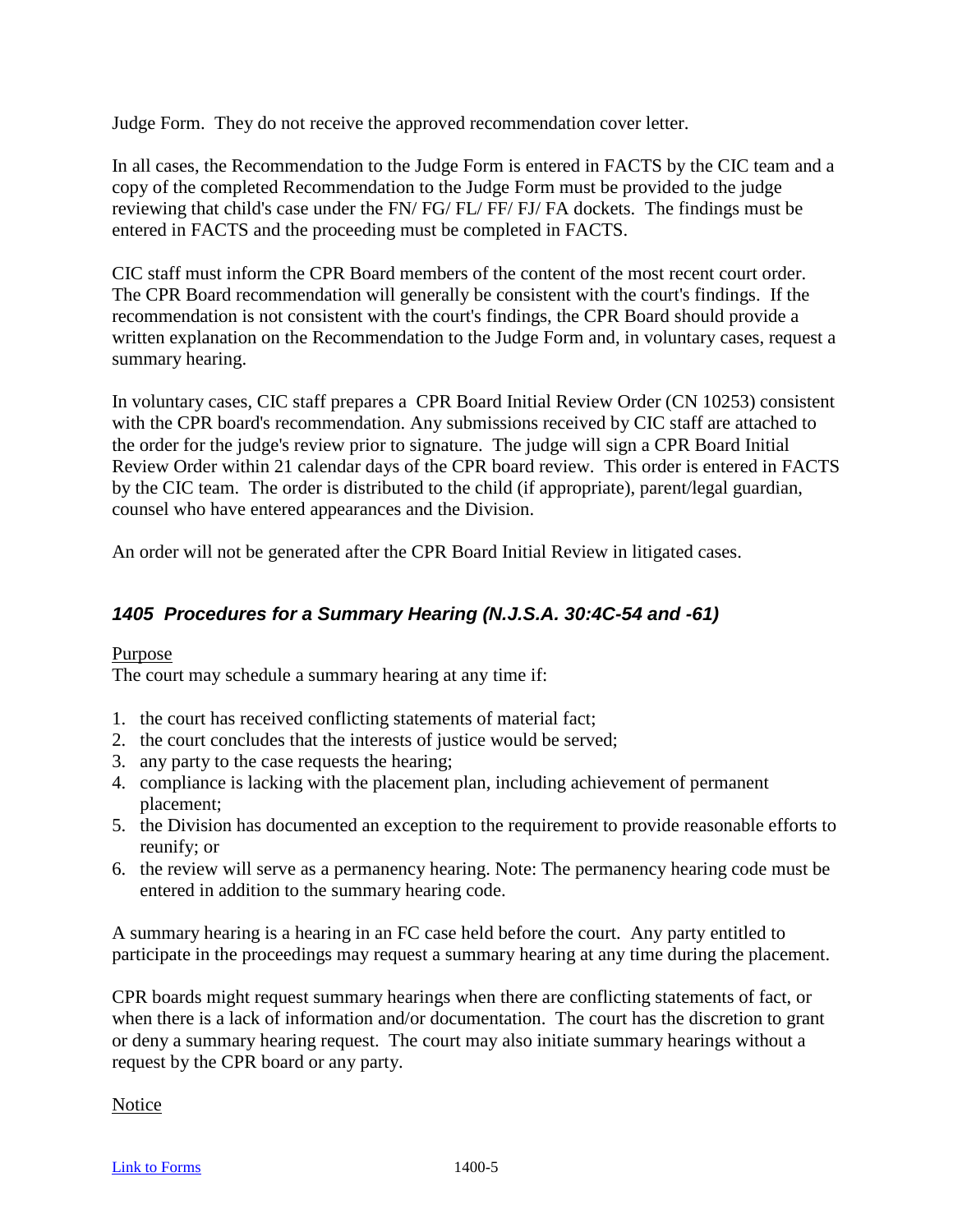Judge Form. They do not receive the approved recommendation cover letter.

In all cases, the Recommendation to the Judge Form is entered in FACTS by the CIC team and a copy of the completed Recommendation to the Judge Form must be provided to the judge reviewing that child's case under the FN/ FG/ FL/ FF/ FJ/ FA dockets. The findings must be entered in FACTS and the proceeding must be completed in FACTS.

CIC staff must inform the CPR Board members of the content of the most recent court order. The CPR Board recommendation will generally be consistent with the court's findings. If the recommendation is not consistent with the court's findings, the CPR Board should provide a written explanation on the Recommendation to the Judge Form and, in voluntary cases, request a summary hearing.

In voluntary cases, CIC staff prepares a CPR Board Initial Review Order (CN 10253) consistent with the CPR board's recommendation. Any submissions received by CIC staff are attached to the order for the judge's review prior to signature. The judge will sign a CPR Board Initial Review Order within 21 calendar days of the CPR board review. This order is entered in FACTS by the CIC team. The order is distributed to the child (if appropriate), parent/legal guardian, counsel who have entered appearances and the Division.

An order will not be generated after the CPR Board Initial Review in litigated cases.

### *1405 Procedures for a Summary Hearing (N.J.S.A. 30:4C-54 and -61)*

Purpose

The court may schedule a summary hearing at any time if:

1. the court has received conflicting statements of material fact;
2. the court concludes that the interests of justice would be served;
3. any party to the case requests the hearing;
4. compliance is lacking with the placement plan, including achievement of permanent placement;
5. the Division has documented an exception to the requirement to provide reasonable efforts to reunify; or
6. the review will serve as a permanency hearing. Note: The permanency hearing code must be entered in addition to the summary hearing code.

A summary hearing is a hearing in an FC case held before the court. Any party entitled to participate in the proceedings may request a summary hearing at any time during the placement.

CPR boards might request summary hearings when there are conflicting statements of fact, or when there is a lack of information and/or documentation. The court has the discretion to grant or deny a summary hearing request. The court may also initiate summary hearings without a request by the CPR board or any party.

Notice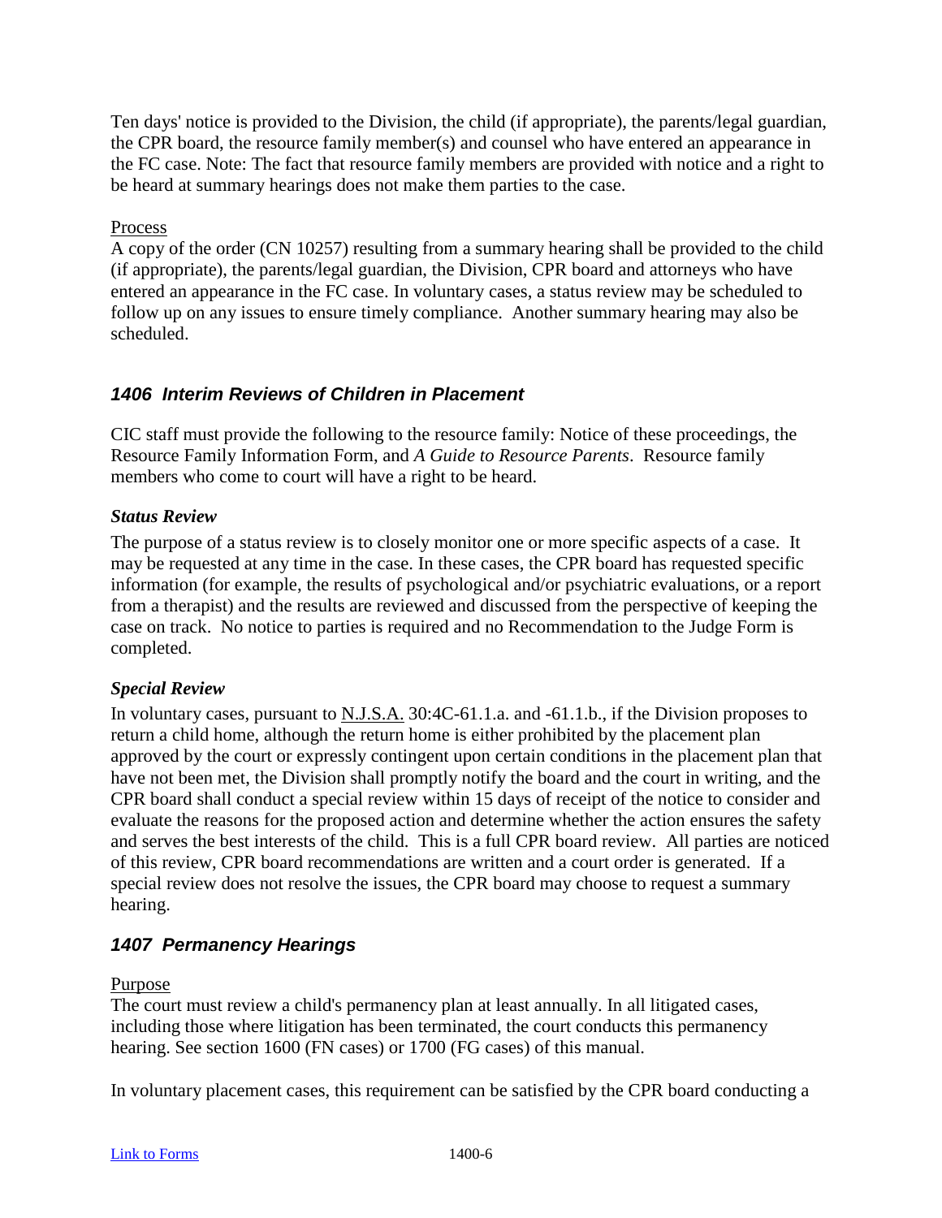Ten days' notice is provided to the Division, the child (if appropriate), the parents/legal guardian, the CPR board, the resource family member(s) and counsel who have entered an appearance in the FC case. Note: The fact that resource family members are provided with notice and a right to be heard at summary hearings does not make them parties to the case.

Process

A copy of the order (CN 10257) resulting from a summary hearing shall be provided to the child (if appropriate), the parents/legal guardian, the Division, CPR board and attorneys who have entered an appearance in the FC case. In voluntary cases, a status review may be scheduled to follow up on any issues to ensure timely compliance. Another summary hearing may also be scheduled.

## *1406 Interim Reviews of Children in Placement*

CIC staff must provide the following to the resource family: Notice of these proceedings, the Resource Family Information Form, and *A Guide to Resource Parents*. Resource family members who come to court will have a right to be heard.

### *Status Review*

The purpose of a status review is to closely monitor one or more specific aspects of a case. It may be requested at any time in the case. In these cases, the CPR board has requested specific information (for example, the results of psychological and/or psychiatric evaluations, or a report from a therapist) and the results are reviewed and discussed from the perspective of keeping the case on track. No notice to parties is required and no Recommendation to the Judge Form is completed.

### *Special Review*

In voluntary cases, pursuant to N.J.S.A. 30:4C-61.1.a. and -61.1.b., if the Division proposes to return a child home, although the return home is either prohibited by the placement plan approved by the court or expressly contingent upon certain conditions in the placement plan that have not been met, the Division shall promptly notify the board and the court in writing, and the CPR board shall conduct a special review within 15 days of receipt of the notice to consider and evaluate the reasons for the proposed action and determine whether the action ensures the safety and serves the best interests of the child. This is a full CPR board review. All parties are noticed of this review, CPR board recommendations are written and a court order is generated. If a special review does not resolve the issues, the CPR board may choose to request a summary hearing.

## *1407 Permanency Hearings*

Purpose

The court must review a child's permanency plan at least annually. In all litigated cases, including those where litigation has been terminated, the court conducts this permanency hearing. See section 1600 (FN cases) or 1700 (FG cases) of this manual.

In voluntary placement cases, this requirement can be satisfied by the CPR board conducting a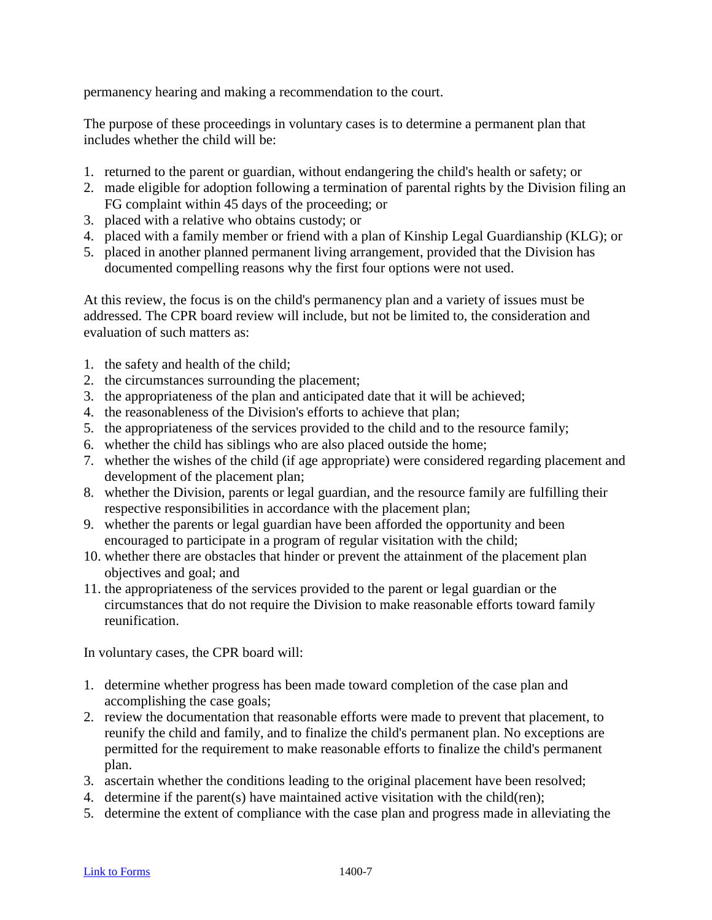permanency hearing and making a recommendation to the court.

The purpose of these proceedings in voluntary cases is to determine a permanent plan that includes whether the child will be:

1. returned to the parent or guardian, without endangering the child's health or safety; or
2. made eligible for adoption following a termination of parental rights by the Division filing an FG complaint within 45 days of the proceeding; or
3. placed with a relative who obtains custody; or
4. placed with a family member or friend with a plan of Kinship Legal Guardianship (KLG); or
5. placed in another planned permanent living arrangement, provided that the Division has documented compelling reasons why the first four options were not used.

At this review, the focus is on the child's permanency plan and a variety of issues must be addressed. The CPR board review will include, but not be limited to, the consideration and evaluation of such matters as:

1. the safety and health of the child;
2. the circumstances surrounding the placement;
3. the appropriateness of the plan and anticipated date that it will be achieved;
4. the reasonableness of the Division's efforts to achieve that plan;
5. the appropriateness of the services provided to the child and to the resource family;
6. whether the child has siblings who are also placed outside the home;
7. whether the wishes of the child (if age appropriate) were considered regarding placement and development of the placement plan;
8. whether the Division, parents or legal guardian, and the resource family are fulfilling their respective responsibilities in accordance with the placement plan;
9. whether the parents or legal guardian have been afforded the opportunity and been encouraged to participate in a program of regular visitation with the child;
10. whether there are obstacles that hinder or prevent the attainment of the placement plan objectives and goal; and
11. the appropriateness of the services provided to the parent or legal guardian or the circumstances that do not require the Division to make reasonable efforts toward family reunification.

In voluntary cases, the CPR board will:

1. determine whether progress has been made toward completion of the case plan and accomplishing the case goals;
2. review the documentation that reasonable efforts were made to prevent that placement, to reunify the child and family, and to finalize the child's permanent plan. No exceptions are permitted for the requirement to make reasonable efforts to finalize the child's permanent plan.
3. ascertain whether the conditions leading to the original placement have been resolved;
4. determine if the parent(s) have maintained active visitation with the child(ren);
5. determine the extent of compliance with the case plan and progress made in alleviating the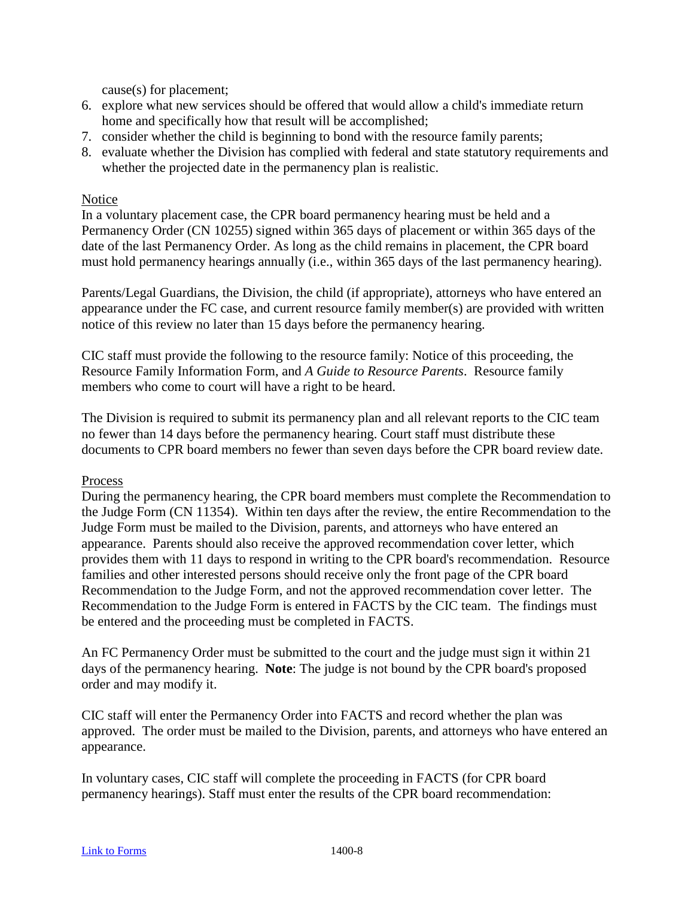cause(s) for placement;

6. explore what new services should be offered that would allow a child's immediate return home and specifically how that result will be accomplished;
7. consider whether the child is beginning to bond with the resource family parents;
8. evaluate whether the Division has complied with federal and state statutory requirements and whether the projected date in the permanency plan is realistic.

Notice

In a voluntary placement case, the CPR board permanency hearing must be held and a Permanency Order (CN 10255) signed within 365 days of placement or within 365 days of the date of the last Permanency Order. As long as the child remains in placement, the CPR board must hold permanency hearings annually (i.e., within 365 days of the last permanency hearing).

Parents/Legal Guardians, the Division, the child (if appropriate), attorneys who have entered an appearance under the FC case, and current resource family member(s) are provided with written notice of this review no later than 15 days before the permanency hearing.

CIC staff must provide the following to the resource family: Notice of this proceeding, the Resource Family Information Form, and *A Guide to Resource Parents*. Resource family members who come to court will have a right to be heard.

The Division is required to submit its permanency plan and all relevant reports to the CIC team no fewer than 14 days before the permanency hearing. Court staff must distribute these documents to CPR board members no fewer than seven days before the CPR board review date.

Process

During the permanency hearing, the CPR board members must complete the Recommendation to the Judge Form (CN 11354). Within ten days after the review, the entire Recommendation to the Judge Form must be mailed to the Division, parents, and attorneys who have entered an appearance. Parents should also receive the approved recommendation cover letter, which provides them with 11 days to respond in writing to the CPR board's recommendation. Resource families and other interested persons should receive only the front page of the CPR board Recommendation to the Judge Form, and not the approved recommendation cover letter. The Recommendation to the Judge Form is entered in FACTS by the CIC team. The findings must be entered and the proceeding must be completed in FACTS.

An FC Permanency Order must be submitted to the court and the judge must sign it within 21 days of the permanency hearing. **Note**: The judge is not bound by the CPR board's proposed order and may modify it.

CIC staff will enter the Permanency Order into FACTS and record whether the plan was approved. The order must be mailed to the Division, parents, and attorneys who have entered an appearance.

In voluntary cases, CIC staff will complete the proceeding in FACTS (for CPR board permanency hearings). Staff must enter the results of the CPR board recommendation: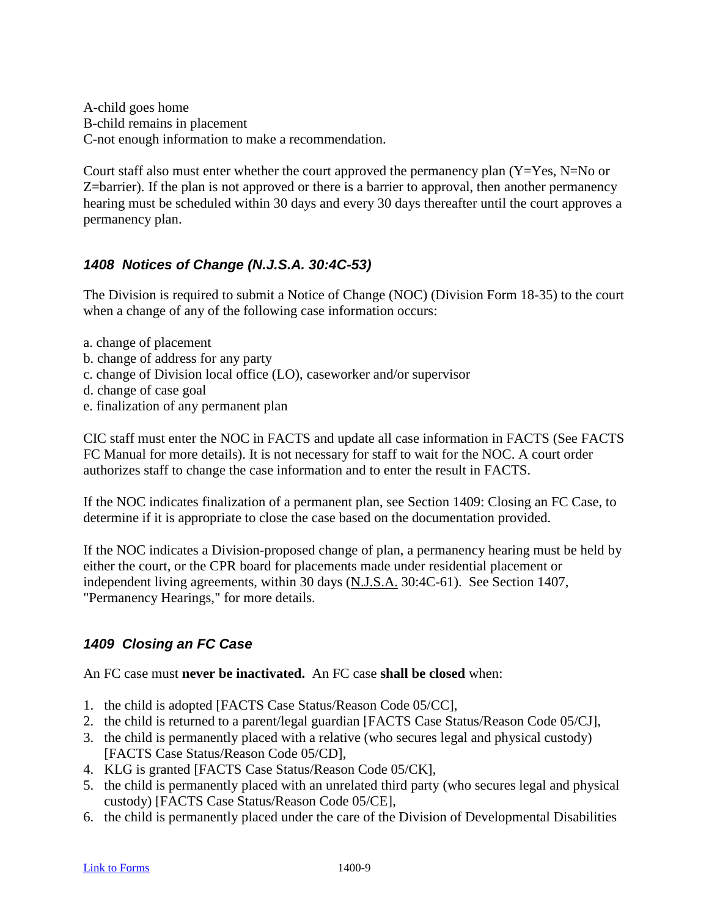A-child goes home
B-child remains in placement
C-not enough information to make a recommendation.

Court staff also must enter whether the court approved the permanency plan (Y=Yes, N=No or Z=barrier). If the plan is not approved or there is a barrier to approval, then another permanency hearing must be scheduled within 30 days and every 30 days thereafter until the court approves a permanency plan.

### *1408 Notices of Change (N.J.S.A. 30:4C-53)*

The Division is required to submit a Notice of Change (NOC) (Division Form 18-35) to the court when a change of any of the following case information occurs:

a. change of placement
b. change of address for any party
c. change of Division local office (LO), caseworker and/or supervisor
d. change of case goal
e. finalization of any permanent plan

CIC staff must enter the NOC in FACTS and update all case information in FACTS (See FACTS FC Manual for more details). It is not necessary for staff to wait for the NOC. A court order authorizes staff to change the case information and to enter the result in FACTS.

If the NOC indicates finalization of a permanent plan, see Section 1409: Closing an FC Case, to determine if it is appropriate to close the case based on the documentation provided.

If the NOC indicates a Division-proposed change of plan, a permanency hearing must be held by either the court, or the CPR board for placements made under residential placement or independent living agreements, within 30 days (N.J.S.A. 30:4C-61). See Section 1407, "Permanency Hearings," for more details.

### *1409 Closing an FC Case*

An FC case must **never be inactivated.** An FC case **shall be closed** when:

1. the child is adopted [FACTS Case Status/Reason Code 05/CC],
2. the child is returned to a parent/legal guardian [FACTS Case Status/Reason Code 05/CJ],
3. the child is permanently placed with a relative (who secures legal and physical custody) [FACTS Case Status/Reason Code 05/CD],
4. KLG is granted [FACTS Case Status/Reason Code 05/CK],
5. the child is permanently placed with an unrelated third party (who secures legal and physical custody) [FACTS Case Status/Reason Code 05/CE],
6. the child is permanently placed under the care of the Division of Developmental Disabilities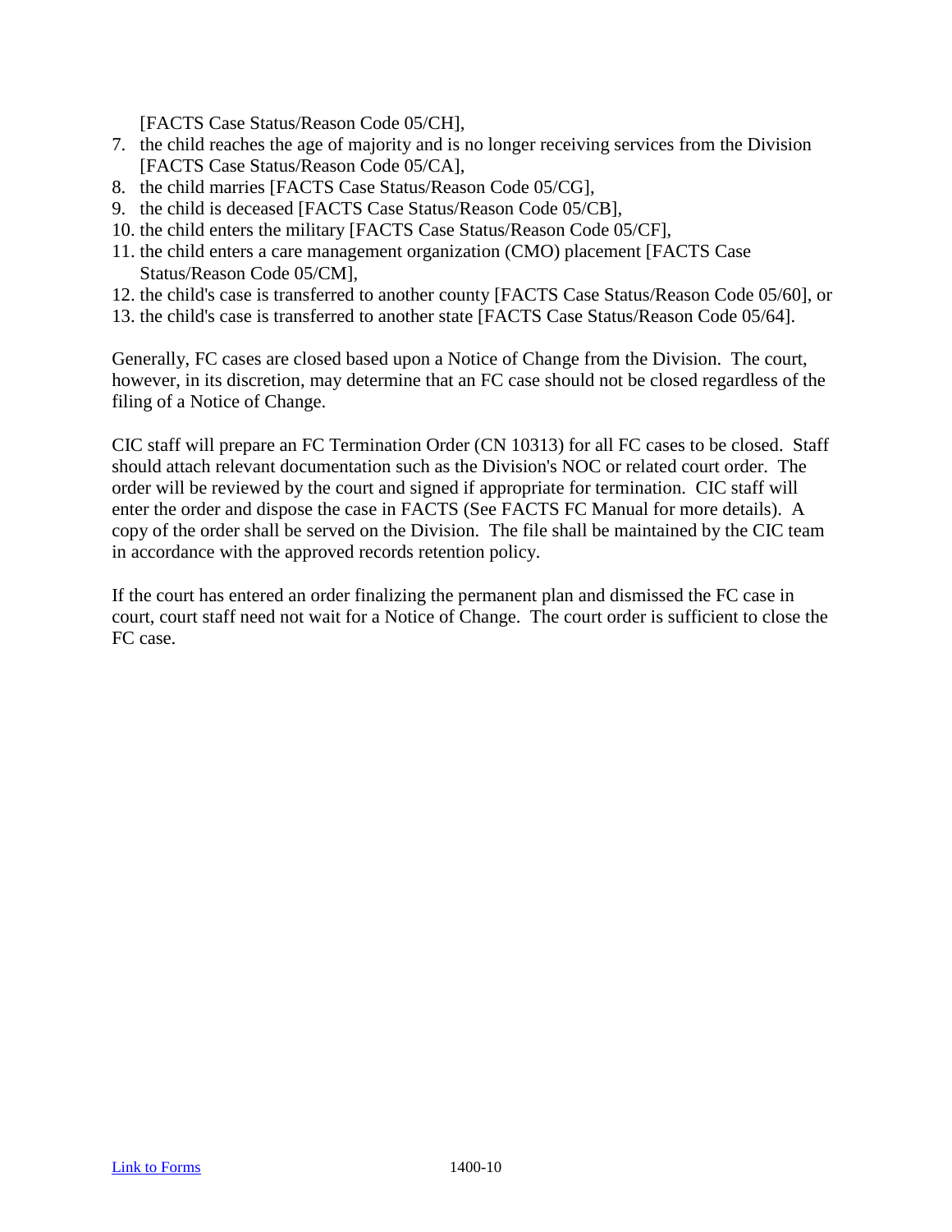[FACTS Case Status/Reason Code 05/CH],

7. the child reaches the age of majority and is no longer receiving services from the Division [FACTS Case Status/Reason Code 05/CA],
8. the child marries [FACTS Case Status/Reason Code 05/CG],
9. the child is deceased [FACTS Case Status/Reason Code 05/CB],
10. the child enters the military [FACTS Case Status/Reason Code 05/CF],
11. the child enters a care management organization (CMO) placement [FACTS Case Status/Reason Code 05/CM],
12. the child's case is transferred to another county [FACTS Case Status/Reason Code 05/60], or
13. the child's case is transferred to another state [FACTS Case Status/Reason Code 05/64].

Generally, FC cases are closed based upon a Notice of Change from the Division. The court, however, in its discretion, may determine that an FC case should not be closed regardless of the filing of a Notice of Change.

CIC staff will prepare an FC Termination Order (CN 10313) for all FC cases to be closed. Staff should attach relevant documentation such as the Division's NOC or related court order. The order will be reviewed by the court and signed if appropriate for termination. CIC staff will enter the order and dispose the case in FACTS (See FACTS FC Manual for more details). A copy of the order shall be served on the Division. The file shall be maintained by the CIC team in accordance with the approved records retention policy.

If the court has entered an order finalizing the permanent plan and dismissed the FC case in court, court staff need not wait for a Notice of Change. The court order is sufficient to close the FC case.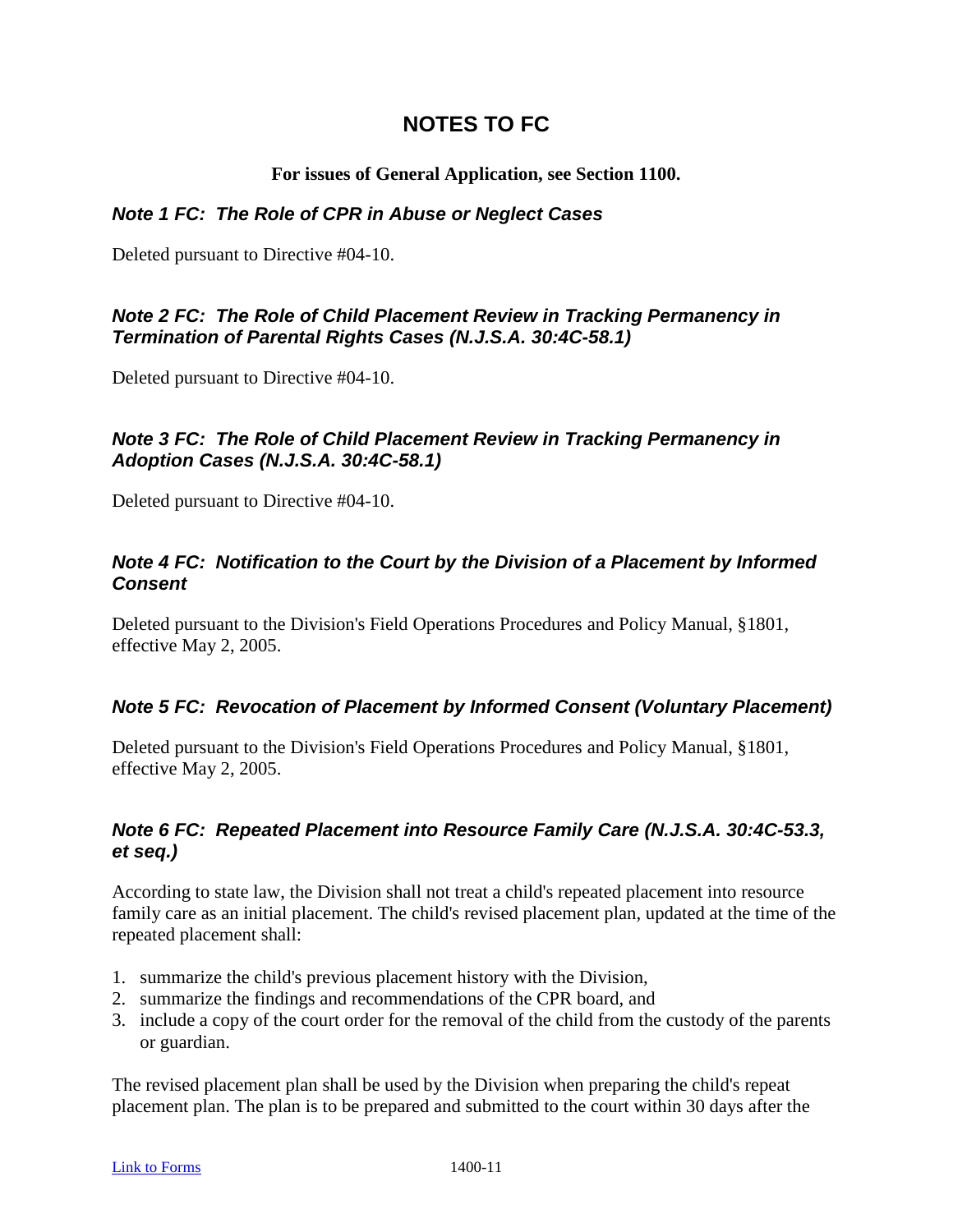# NOTES TO FC

**For issues of General Application, see Section 1100.**

### *Note 1 FC: The Role of CPR in Abuse or Neglect Cases*

Deleted pursuant to Directive #04-10.

### *Note 2 FC: The Role of Child Placement Review in Tracking Permanency in Termination of Parental Rights Cases (N.J.S.A. 30:4C-58.1)*

Deleted pursuant to Directive #04-10.

### *Note 3 FC: The Role of Child Placement Review in Tracking Permanency in Adoption Cases (N.J.S.A. 30:4C-58.1)*

Deleted pursuant to Directive #04-10.

### *Note 4 FC: Notification to the Court by the Division of a Placement by Informed Consent*

Deleted pursuant to the Division's Field Operations Procedures and Policy Manual, §1801, effective May 2, 2005.

### *Note 5 FC: Revocation of Placement by Informed Consent (Voluntary Placement)*

Deleted pursuant to the Division's Field Operations Procedures and Policy Manual, §1801, effective May 2, 2005.

### *Note 6 FC: Repeated Placement into Resource Family Care (N.J.S.A. 30:4C-53.3, et seq.)*

According to state law, the Division shall not treat a child's repeated placement into resource family care as an initial placement. The child's revised placement plan, updated at the time of the repeated placement shall:

1. summarize the child's previous placement history with the Division,
2. summarize the findings and recommendations of the CPR board, and
3. include a copy of the court order for the removal of the child from the custody of the parents or guardian.

The revised placement plan shall be used by the Division when preparing the child's repeat placement plan. The plan is to be prepared and submitted to the court within 30 days after the

[Link to Forms](#)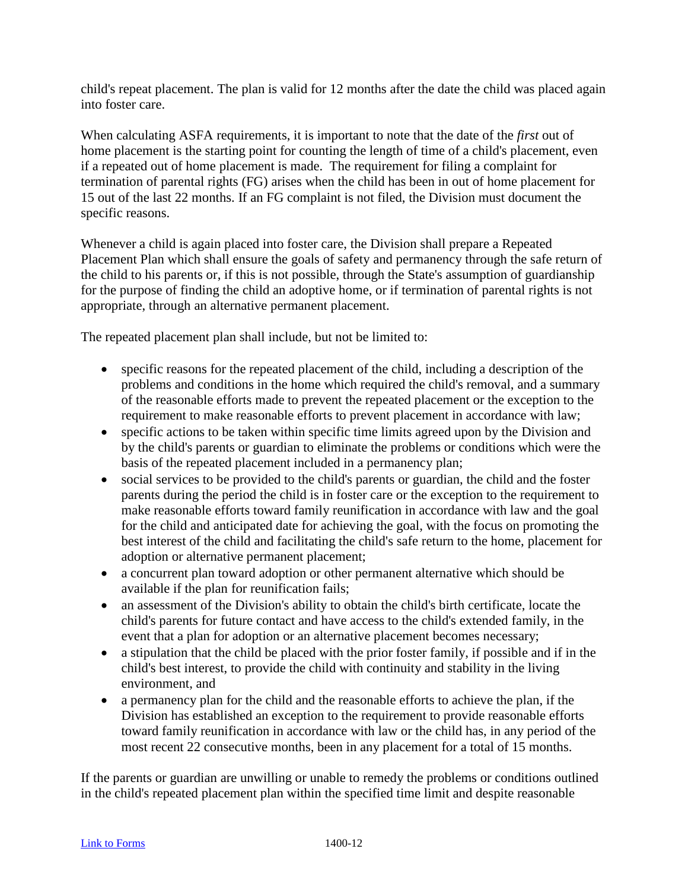child's repeat placement. The plan is valid for 12 months after the date the child was placed again into foster care.

When calculating ASFA requirements, it is important to note that the date of the *first* out of home placement is the starting point for counting the length of time of a child's placement, even if a repeated out of home placement is made. The requirement for filing a complaint for termination of parental rights (FG) arises when the child has been in out of home placement for 15 out of the last 22 months. If an FG complaint is not filed, the Division must document the specific reasons.

Whenever a child is again placed into foster care, the Division shall prepare a Repeated Placement Plan which shall ensure the goals of safety and permanency through the safe return of the child to his parents or, if this is not possible, through the State's assumption of guardianship for the purpose of finding the child an adoptive home, or if termination of parental rights is not appropriate, through an alternative permanent placement.

The repeated placement plan shall include, but not be limited to:

- specific reasons for the repeated placement of the child, including a description of the problems and conditions in the home which required the child's removal, and a summary of the reasonable efforts made to prevent the repeated placement or the exception to the requirement to make reasonable efforts to prevent placement in accordance with law;
- specific actions to be taken within specific time limits agreed upon by the Division and by the child's parents or guardian to eliminate the problems or conditions which were the basis of the repeated placement included in a permanency plan;
- social services to be provided to the child's parents or guardian, the child and the foster parents during the period the child is in foster care or the exception to the requirement to make reasonable efforts toward family reunification in accordance with law and the goal for the child and anticipated date for achieving the goal, with the focus on promoting the best interest of the child and facilitating the child's safe return to the home, placement for adoption or alternative permanent placement;
- a concurrent plan toward adoption or other permanent alternative which should be available if the plan for reunification fails;
- an assessment of the Division's ability to obtain the child's birth certificate, locate the child's parents for future contact and have access to the child's extended family, in the event that a plan for adoption or an alternative placement becomes necessary;
- a stipulation that the child be placed with the prior foster family, if possible and if in the child's best interest, to provide the child with continuity and stability in the living environment, and
- a permanency plan for the child and the reasonable efforts to achieve the plan, if the Division has established an exception to the requirement to provide reasonable efforts toward family reunification in accordance with law or the child has, in any period of the most recent 22 consecutive months, been in any placement for a total of 15 months.

If the parents or guardian are unwilling or unable to remedy the problems or conditions outlined in the child's repeated placement plan within the specified time limit and despite reasonable

[Link to Forms](#)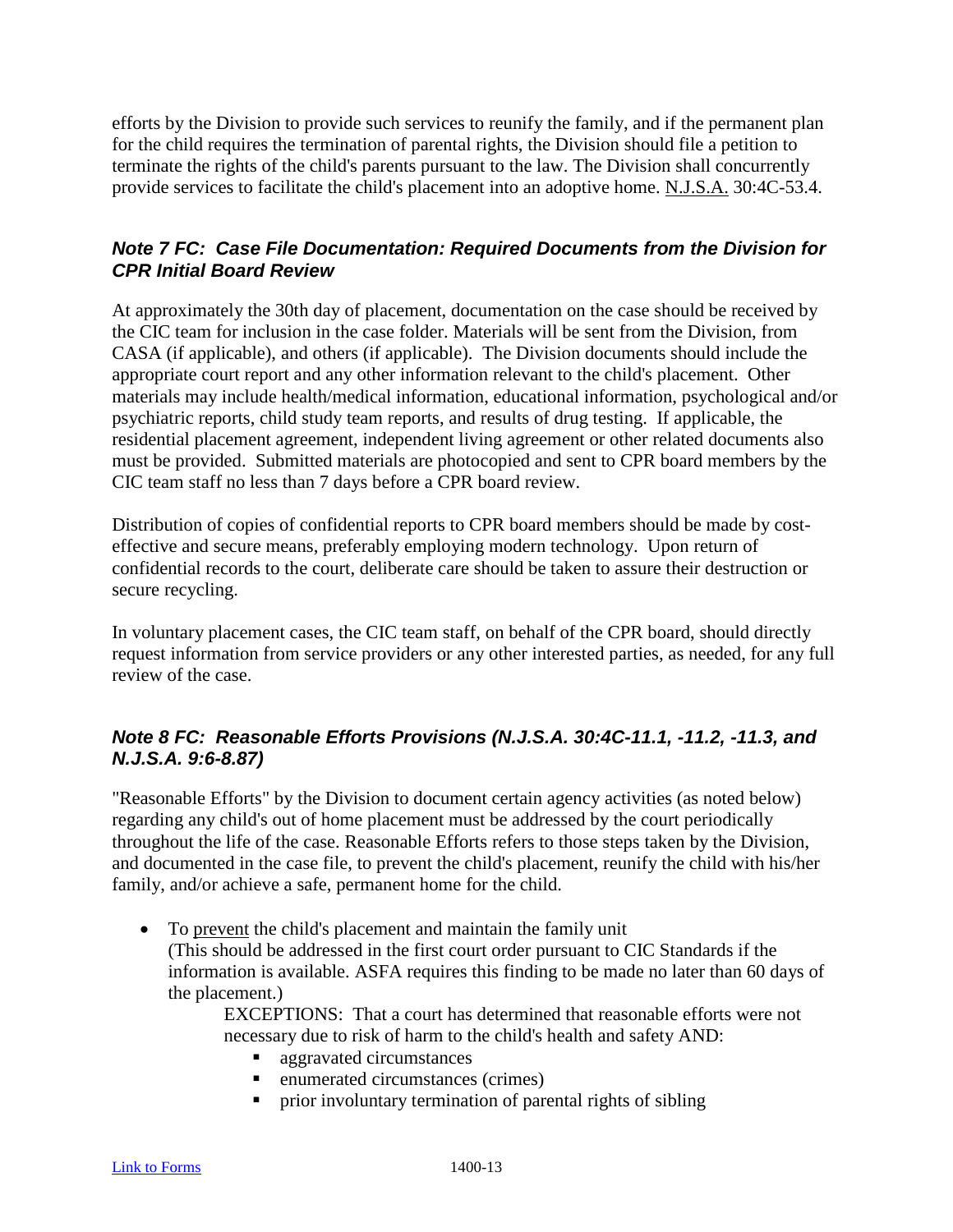efforts by the Division to provide such services to reunify the family, and if the permanent plan for the child requires the termination of parental rights, the Division should file a petition to terminate the rights of the child's parents pursuant to the law. The Division shall concurrently provide services to facilitate the child's placement into an adoptive home. N.J.S.A. 30:4C-53.4.

### *Note 7 FC: Case File Documentation: Required Documents from the Division for CPR Initial Board Review*

At approximately the 30th day of placement, documentation on the case should be received by the CIC team for inclusion in the case folder. Materials will be sent from the Division, from CASA (if applicable), and others (if applicable). The Division documents should include the appropriate court report and any other information relevant to the child's placement. Other materials may include health/medical information, educational information, psychological and/or psychiatric reports, child study team reports, and results of drug testing. If applicable, the residential placement agreement, independent living agreement or other related documents also must be provided. Submitted materials are photocopied and sent to CPR board members by the CIC team staff no less than 7 days before a CPR board review.

Distribution of copies of confidential reports to CPR board members should be made by cost-effective and secure means, preferably employing modern technology. Upon return of confidential records to the court, deliberate care should be taken to assure their destruction or secure recycling.

In voluntary placement cases, the CIC team staff, on behalf of the CPR board, should directly request information from service providers or any other interested parties, as needed, for any full review of the case.

### *Note 8 FC: Reasonable Efforts Provisions (N.J.S.A. 30:4C-11.1, -11.2, -11.3, and N.J.S.A. 9:6-8.87)*

"Reasonable Efforts" by the Division to document certain agency activities (as noted below) regarding any child's out of home placement must be addressed by the court periodically throughout the life of the case. Reasonable Efforts refers to those steps taken by the Division, and documented in the case file, to prevent the child's placement, reunify the child with his/her family, and/or achieve a safe, permanent home for the child.

- To prevent the child's placement and maintain the family unit (This should be addressed in the first court order pursuant to CIC Standards if the information is available. ASFA requires this finding to be made no later than 60 days of the placement.)

  EXCEPTIONS: That a court has determined that reasonable efforts were not necessary due to risk of harm to the child's health and safety AND:
  - aggravated circumstances
  - enumerated circumstances (crimes)
  - prior involuntary termination of parental rights of sibling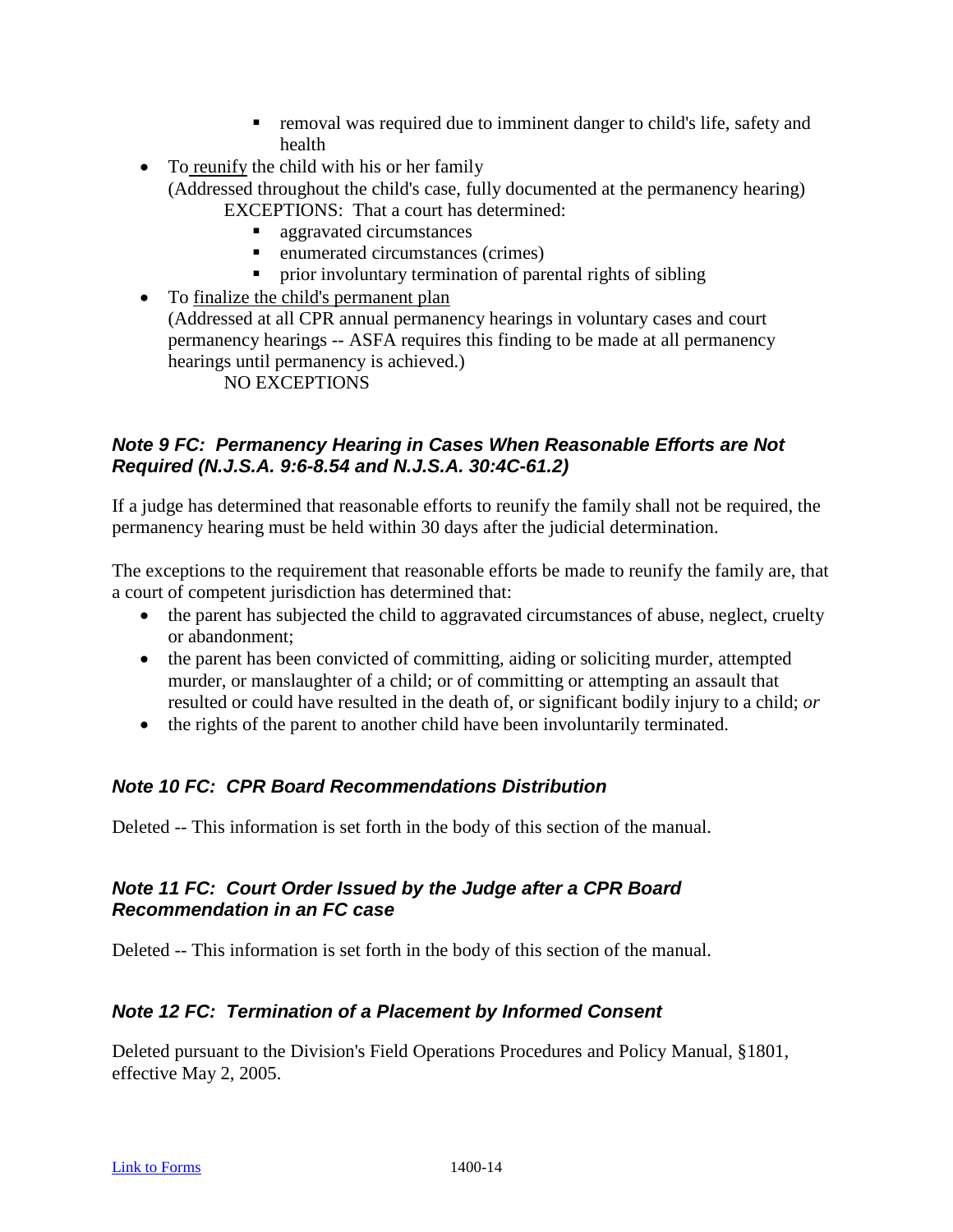- removal was required due to imminent danger to child's life, safety and health
- To reunify the child with his or her family
  (Addressed throughout the child's case, fully documented at the permanency hearing)
  EXCEPTIONS: That a court has determined:
    - aggravated circumstances
    - enumerated circumstances (crimes)
    - prior involuntary termination of parental rights of sibling
- To finalize the child's permanent plan
  (Addressed at all CPR annual permanency hearings in voluntary cases and court permanency hearings -- ASFA requires this finding to be made at all permanency hearings until permanency is achieved.)
  NO EXCEPTIONS

### *Note 9 FC: Permanency Hearing in Cases When Reasonable Efforts are Not Required (N.J.S.A. 9:6-8.54 and N.J.S.A. 30:4C-61.2)*

If a judge has determined that reasonable efforts to reunify the family shall not be required, the permanency hearing must be held within 30 days after the judicial determination.

The exceptions to the requirement that reasonable efforts be made to reunify the family are, that a court of competent jurisdiction has determined that:

- the parent has subjected the child to aggravated circumstances of abuse, neglect, cruelty or abandonment;
- the parent has been convicted of committing, aiding or soliciting murder, attempted murder, or manslaughter of a child; or of committing or attempting an assault that resulted or could have resulted in the death of, or significant bodily injury to a child; *or*
- the rights of the parent to another child have been involuntarily terminated.

### *Note 10 FC: CPR Board Recommendations Distribution*

Deleted -- This information is set forth in the body of this section of the manual.

### *Note 11 FC: Court Order Issued by the Judge after a CPR Board Recommendation in an FC case*

Deleted -- This information is set forth in the body of this section of the manual.

### *Note 12 FC: Termination of a Placement by Informed Consent*

Deleted pursuant to the Division's Field Operations Procedures and Policy Manual, §1801, effective May 2, 2005.

Link to Forms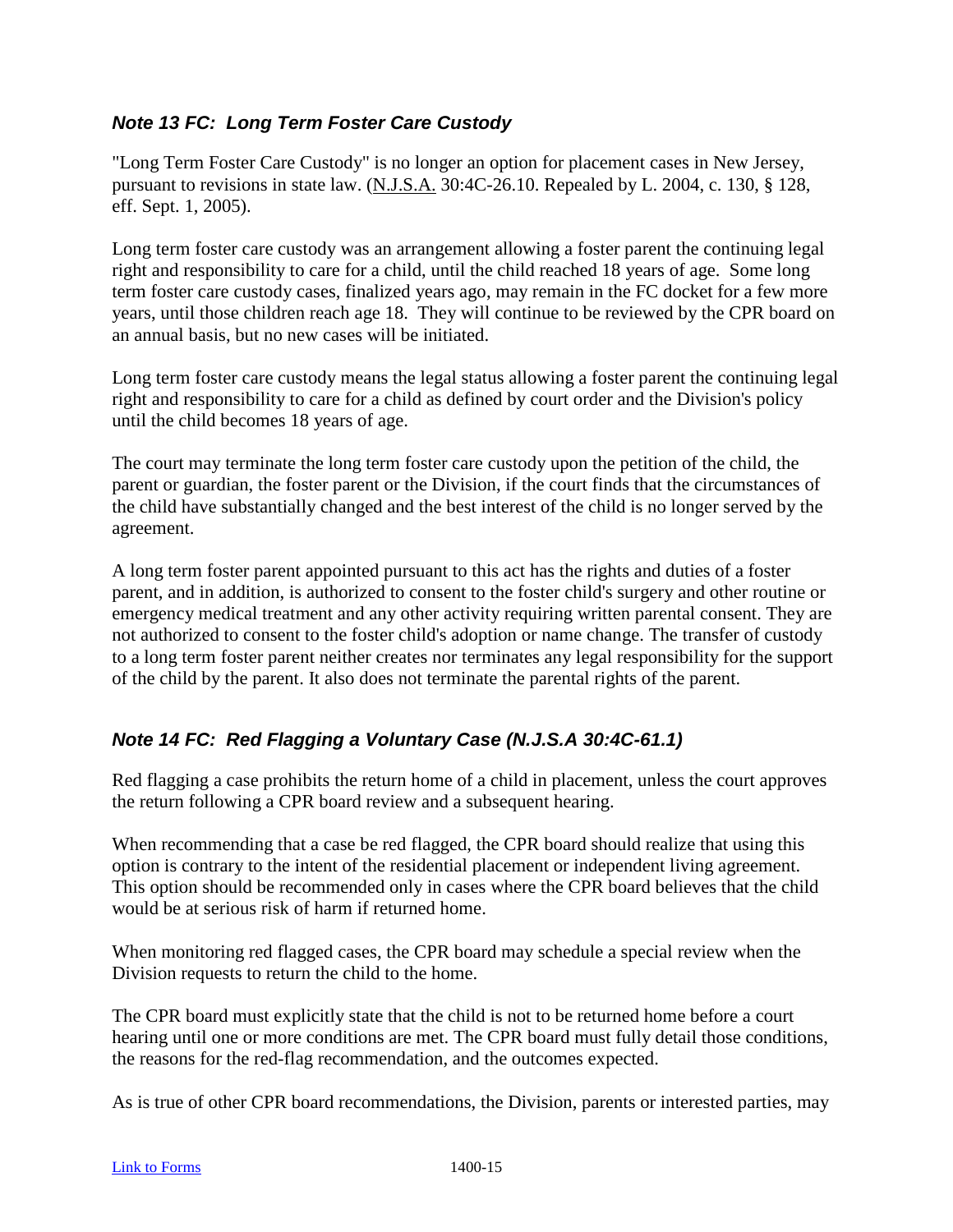### *Note 13 FC: Long Term Foster Care Custody*

"Long Term Foster Care Custody" is no longer an option for placement cases in New Jersey, pursuant to revisions in state law. (N.J.S.A. 30:4C-26.10. Repealed by L. 2004, c. 130, § 128, eff. Sept. 1, 2005).

Long term foster care custody was an arrangement allowing a foster parent the continuing legal right and responsibility to care for a child, until the child reached 18 years of age. Some long term foster care custody cases, finalized years ago, may remain in the FC docket for a few more years, until those children reach age 18. They will continue to be reviewed by the CPR board on an annual basis, but no new cases will be initiated.

Long term foster care custody means the legal status allowing a foster parent the continuing legal right and responsibility to care for a child as defined by court order and the Division's policy until the child becomes 18 years of age.

The court may terminate the long term foster care custody upon the petition of the child, the parent or guardian, the foster parent or the Division, if the court finds that the circumstances of the child have substantially changed and the best interest of the child is no longer served by the agreement.

A long term foster parent appointed pursuant to this act has the rights and duties of a foster parent, and in addition, is authorized to consent to the foster child's surgery and other routine or emergency medical treatment and any other activity requiring written parental consent. They are not authorized to consent to the foster child's adoption or name change. The transfer of custody to a long term foster parent neither creates nor terminates any legal responsibility for the support of the child by the parent. It also does not terminate the parental rights of the parent.

### *Note 14 FC: Red Flagging a Voluntary Case (N.J.S.A 30:4C-61.1)*

Red flagging a case prohibits the return home of a child in placement, unless the court approves the return following a CPR board review and a subsequent hearing.

When recommending that a case be red flagged, the CPR board should realize that using this option is contrary to the intent of the residential placement or independent living agreement. This option should be recommended only in cases where the CPR board believes that the child would be at serious risk of harm if returned home.

When monitoring red flagged cases, the CPR board may schedule a special review when the Division requests to return the child to the home.

The CPR board must explicitly state that the child is not to be returned home before a court hearing until one or more conditions are met. The CPR board must fully detail those conditions, the reasons for the red-flag recommendation, and the outcomes expected.

As is true of other CPR board recommendations, the Division, parents or interested parties, may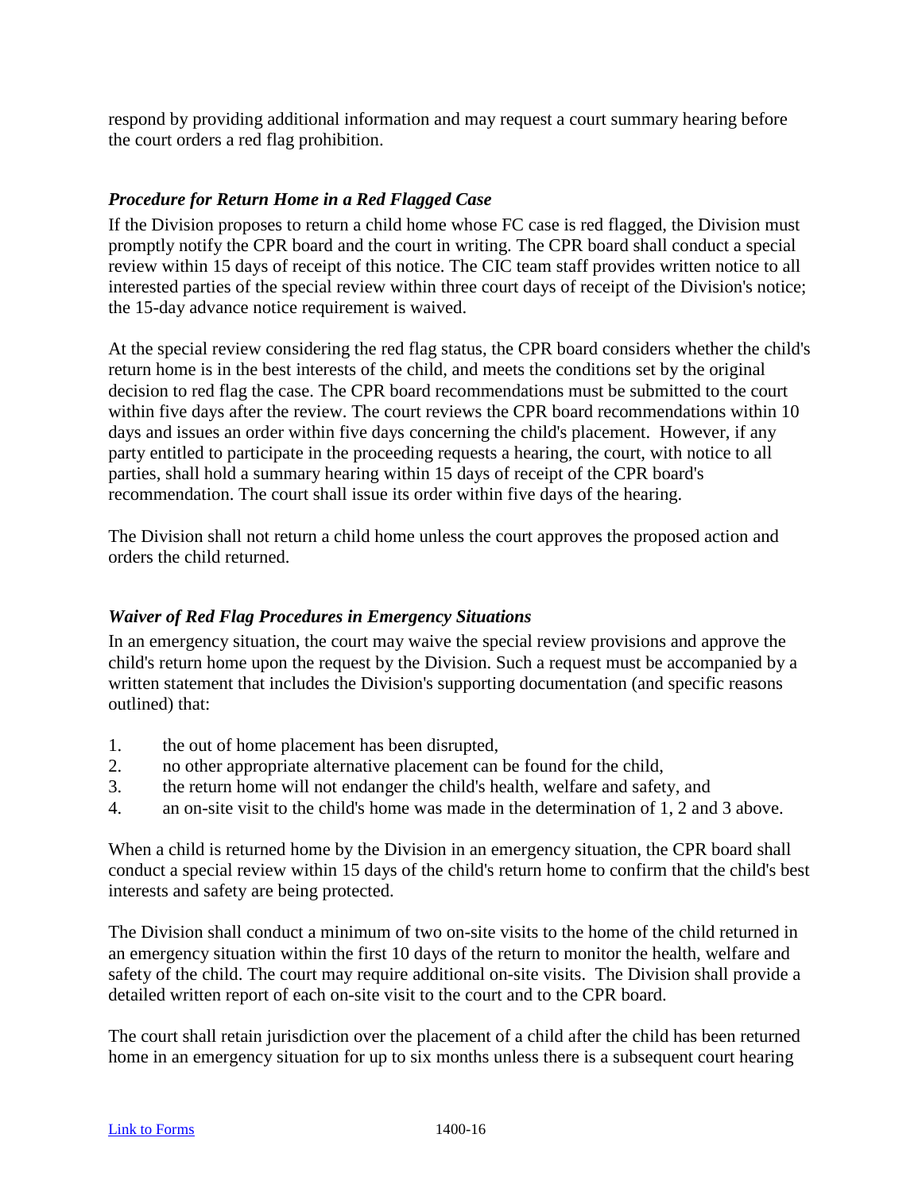respond by providing additional information and may request a court summary hearing before the court orders a red flag prohibition.

### *Procedure for Return Home in a Red Flagged Case*

If the Division proposes to return a child home whose FC case is red flagged, the Division must promptly notify the CPR board and the court in writing. The CPR board shall conduct a special review within 15 days of receipt of this notice. The CIC team staff provides written notice to all interested parties of the special review within three court days of receipt of the Division's notice; the 15-day advance notice requirement is waived.

At the special review considering the red flag status, the CPR board considers whether the child's return home is in the best interests of the child, and meets the conditions set by the original decision to red flag the case. The CPR board recommendations must be submitted to the court within five days after the review. The court reviews the CPR board recommendations within 10 days and issues an order within five days concerning the child's placement. However, if any party entitled to participate in the proceeding requests a hearing, the court, with notice to all parties, shall hold a summary hearing within 15 days of receipt of the CPR board's recommendation. The court shall issue its order within five days of the hearing.

The Division shall not return a child home unless the court approves the proposed action and orders the child returned.

### *Waiver of Red Flag Procedures in Emergency Situations*

In an emergency situation, the court may waive the special review provisions and approve the child's return home upon the request by the Division. Such a request must be accompanied by a written statement that includes the Division's supporting documentation (and specific reasons outlined) that:

1. the out of home placement has been disrupted,
2. no other appropriate alternative placement can be found for the child,
3. the return home will not endanger the child's health, welfare and safety, and
4. an on-site visit to the child's home was made in the determination of 1, 2 and 3 above.

When a child is returned home by the Division in an emergency situation, the CPR board shall conduct a special review within 15 days of the child's return home to confirm that the child's best interests and safety are being protected.

The Division shall conduct a minimum of two on-site visits to the home of the child returned in an emergency situation within the first 10 days of the return to monitor the health, welfare and safety of the child. The court may require additional on-site visits. The Division shall provide a detailed written report of each on-site visit to the court and to the CPR board.

The court shall retain jurisdiction over the placement of a child after the child has been returned home in an emergency situation for up to six months unless there is a subsequent court hearing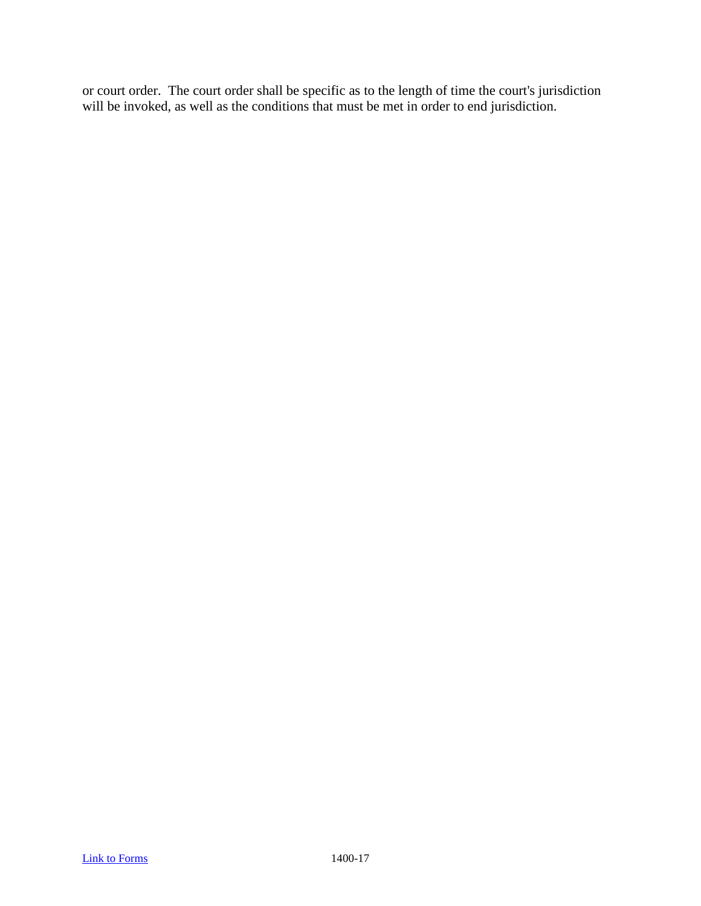or court order. The court order shall be specific as to the length of time the court's jurisdiction will be invoked, as well as the conditions that must be met in order to end jurisdiction.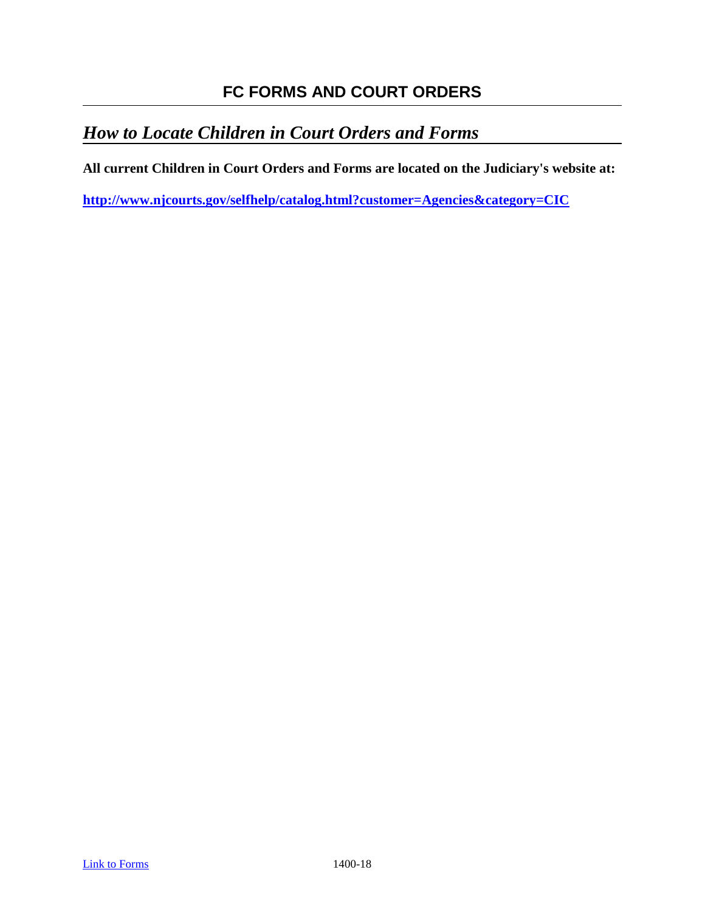# FC FORMS AND COURT ORDERS

## *How to Locate Children in Court Orders and Forms*

**All current Children in Court Orders and Forms are located on the Judiciary's website at:**

**http://www.njcourts.gov/selfhelp/catalog.html?customer=Agencies&category=CIC**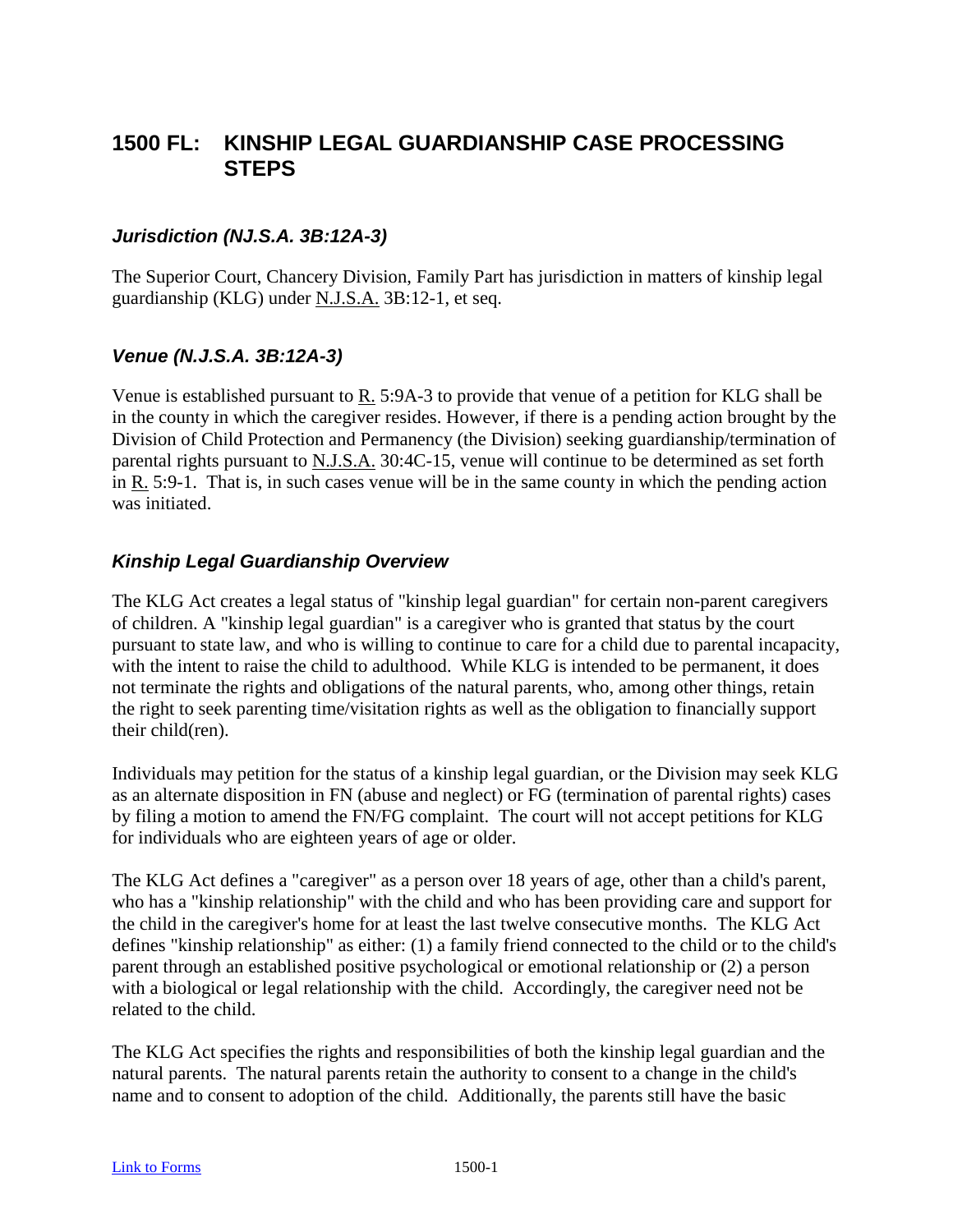# 1500 FL: KINSHIP LEGAL GUARDIANSHIP CASE PROCESSING STEPS

### *Jurisdiction (NJ.S.A. 3B:12A-3)*

The Superior Court, Chancery Division, Family Part has jurisdiction in matters of kinship legal guardianship (KLG) under N.J.S.A. 3B:12-1, et seq.

### *Venue (N.J.S.A. 3B:12A-3)*

Venue is established pursuant to R. 5:9A-3 to provide that venue of a petition for KLG shall be in the county in which the caregiver resides. However, if there is a pending action brought by the Division of Child Protection and Permanency (the Division) seeking guardianship/termination of parental rights pursuant to N.J.S.A. 30:4C-15, venue will continue to be determined as set forth in R. 5:9-1. That is, in such cases venue will be in the same county in which the pending action was initiated.

### *Kinship Legal Guardianship Overview*

The KLG Act creates a legal status of "kinship legal guardian" for certain non-parent caregivers of children. A "kinship legal guardian" is a caregiver who is granted that status by the court pursuant to state law, and who is willing to continue to care for a child due to parental incapacity, with the intent to raise the child to adulthood. While KLG is intended to be permanent, it does not terminate the rights and obligations of the natural parents, who, among other things, retain the right to seek parenting time/visitation rights as well as the obligation to financially support their child(ren).

Individuals may petition for the status of a kinship legal guardian, or the Division may seek KLG as an alternate disposition in FN (abuse and neglect) or FG (termination of parental rights) cases by filing a motion to amend the FN/FG complaint. The court will not accept petitions for KLG for individuals who are eighteen years of age or older.

The KLG Act defines a "caregiver" as a person over 18 years of age, other than a child's parent, who has a "kinship relationship" with the child and who has been providing care and support for the child in the caregiver's home for at least the last twelve consecutive months. The KLG Act defines "kinship relationship" as either: (1) a family friend connected to the child or to the child's parent through an established positive psychological or emotional relationship or (2) a person with a biological or legal relationship with the child. Accordingly, the caregiver need not be related to the child.

The KLG Act specifies the rights and responsibilities of both the kinship legal guardian and the natural parents. The natural parents retain the authority to consent to a change in the child's name and to consent to adoption of the child. Additionally, the parents still have the basic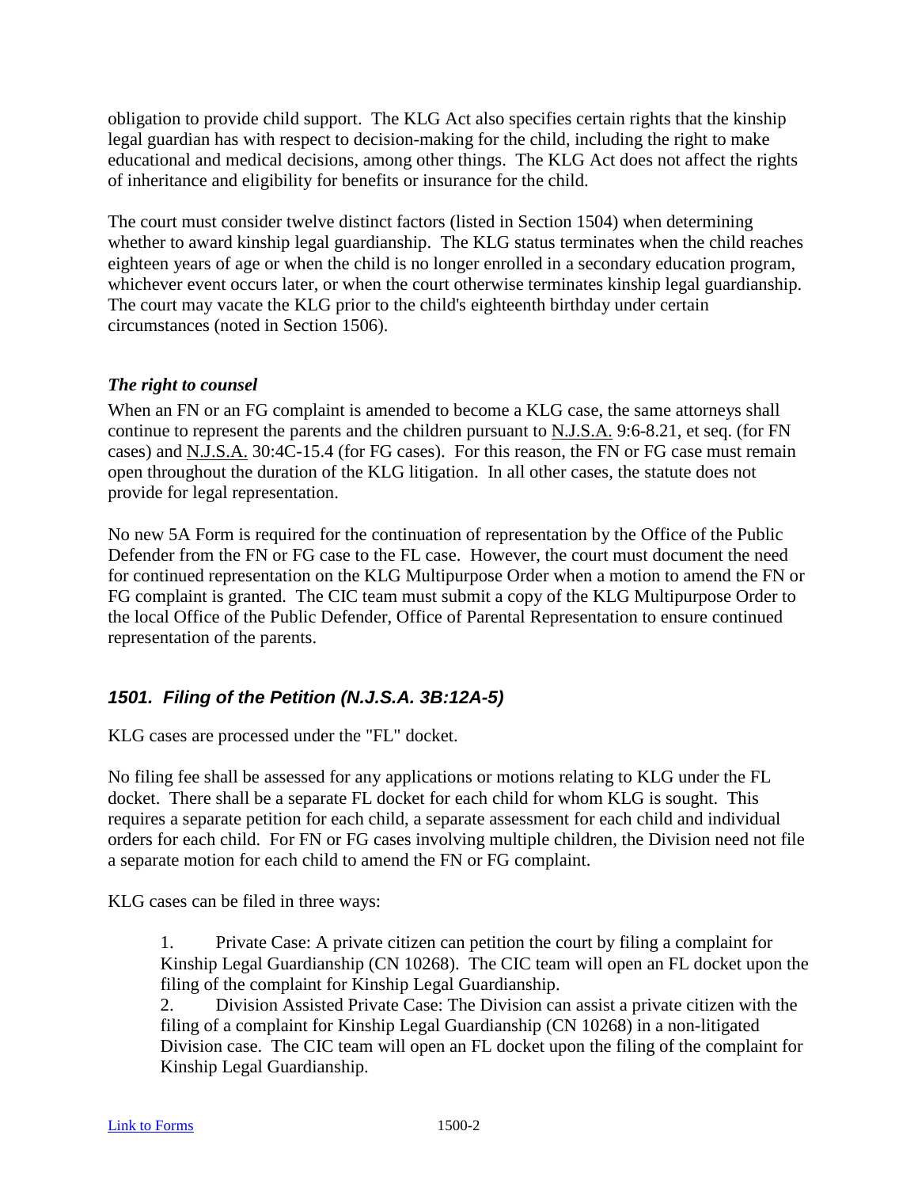obligation to provide child support. The KLG Act also specifies certain rights that the kinship legal guardian has with respect to decision-making for the child, including the right to make educational and medical decisions, among other things. The KLG Act does not affect the rights of inheritance and eligibility for benefits or insurance for the child.

The court must consider twelve distinct factors (listed in Section 1504) when determining whether to award kinship legal guardianship. The KLG status terminates when the child reaches eighteen years of age or when the child is no longer enrolled in a secondary education program, whichever event occurs later, or when the court otherwise terminates kinship legal guardianship. The court may vacate the KLG prior to the child's eighteenth birthday under certain circumstances (noted in Section 1506).

### *The right to counsel*

When an FN or an FG complaint is amended to become a KLG case, the same attorneys shall continue to represent the parents and the children pursuant to N.J.S.A. 9:6-8.21, et seq. (for FN cases) and N.J.S.A. 30:4C-15.4 (for FG cases). For this reason, the FN or FG case must remain open throughout the duration of the KLG litigation. In all other cases, the statute does not provide for legal representation.

No new 5A Form is required for the continuation of representation by the Office of the Public Defender from the FN or FG case to the FL case. However, the court must document the need for continued representation on the KLG Multipurpose Order when a motion to amend the FN or FG complaint is granted. The CIC team must submit a copy of the KLG Multipurpose Order to the local Office of the Public Defender, Office of Parental Representation to ensure continued representation of the parents.

## *1501. Filing of the Petition (N.J.S.A. 3B:12A-5)*

KLG cases are processed under the "FL" docket.

No filing fee shall be assessed for any applications or motions relating to KLG under the FL docket. There shall be a separate FL docket for each child for whom KLG is sought. This requires a separate petition for each child, a separate assessment for each child and individual orders for each child. For FN or FG cases involving multiple children, the Division need not file a separate motion for each child to amend the FN or FG complaint.

KLG cases can be filed in three ways:

1. Private Case: A private citizen can petition the court by filing a complaint for Kinship Legal Guardianship (CN 10268). The CIC team will open an FL docket upon the filing of the complaint for Kinship Legal Guardianship.
2. Division Assisted Private Case: The Division can assist a private citizen with the filing of a complaint for Kinship Legal Guardianship (CN 10268) in a non-litigated Division case. The CIC team will open an FL docket upon the filing of the complaint for Kinship Legal Guardianship.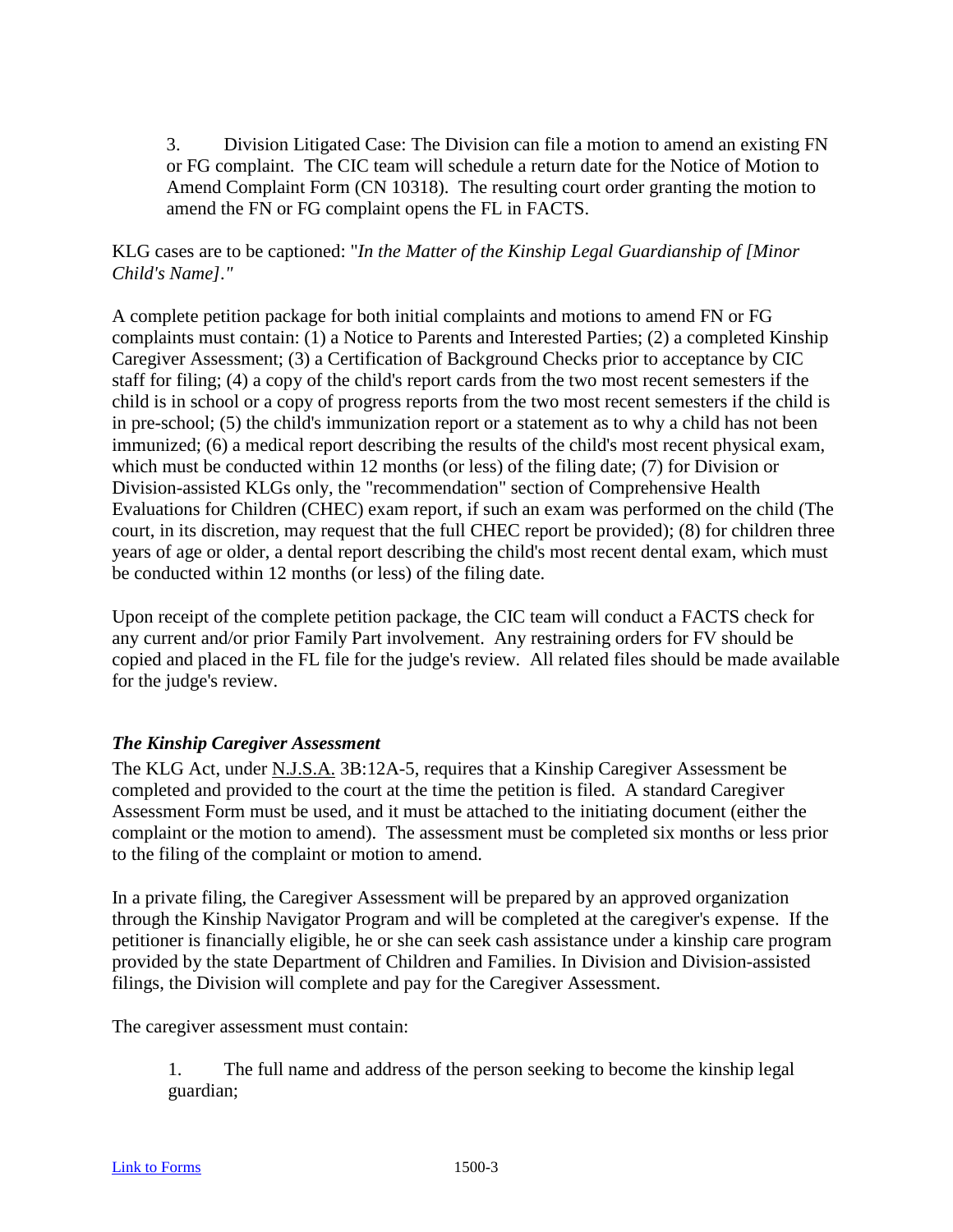3. Division Litigated Case: The Division can file a motion to amend an existing FN or FG complaint. The CIC team will schedule a return date for the Notice of Motion to Amend Complaint Form (CN 10318). The resulting court order granting the motion to amend the FN or FG complaint opens the FL in FACTS.

KLG cases are to be captioned: "*In the Matter of the Kinship Legal Guardianship of [Minor Child's Name]*."

A complete petition package for both initial complaints and motions to amend FN or FG complaints must contain: (1) a Notice to Parents and Interested Parties; (2) a completed Kinship Caregiver Assessment; (3) a Certification of Background Checks prior to acceptance by CIC staff for filing; (4) a copy of the child's report cards from the two most recent semesters if the child is in school or a copy of progress reports from the two most recent semesters if the child is in pre-school; (5) the child's immunization report or a statement as to why a child has not been immunized; (6) a medical report describing the results of the child's most recent physical exam, which must be conducted within 12 months (or less) of the filing date; (7) for Division or Division-assisted KLGs only, the "recommendation" section of Comprehensive Health Evaluations for Children (CHEC) exam report, if such an exam was performed on the child (The court, in its discretion, may request that the full CHEC report be provided); (8) for children three years of age or older, a dental report describing the child's most recent dental exam, which must be conducted within 12 months (or less) of the filing date.

Upon receipt of the complete petition package, the CIC team will conduct a FACTS check for any current and/or prior Family Part involvement. Any restraining orders for FV should be copied and placed in the FL file for the judge's review. All related files should be made available for the judge's review.

### *The Kinship Caregiver Assessment*

The KLG Act, under N.J.S.A. 3B:12A-5, requires that a Kinship Caregiver Assessment be completed and provided to the court at the time the petition is filed. A standard Caregiver Assessment Form must be used, and it must be attached to the initiating document (either the complaint or the motion to amend). The assessment must be completed six months or less prior to the filing of the complaint or motion to amend.

In a private filing, the Caregiver Assessment will be prepared by an approved organization through the Kinship Navigator Program and will be completed at the caregiver's expense. If the petitioner is financially eligible, he or she can seek cash assistance under a kinship care program provided by the state Department of Children and Families. In Division and Division-assisted filings, the Division will complete and pay for the Caregiver Assessment.

The caregiver assessment must contain:

1. The full name and address of the person seeking to become the kinship legal guardian;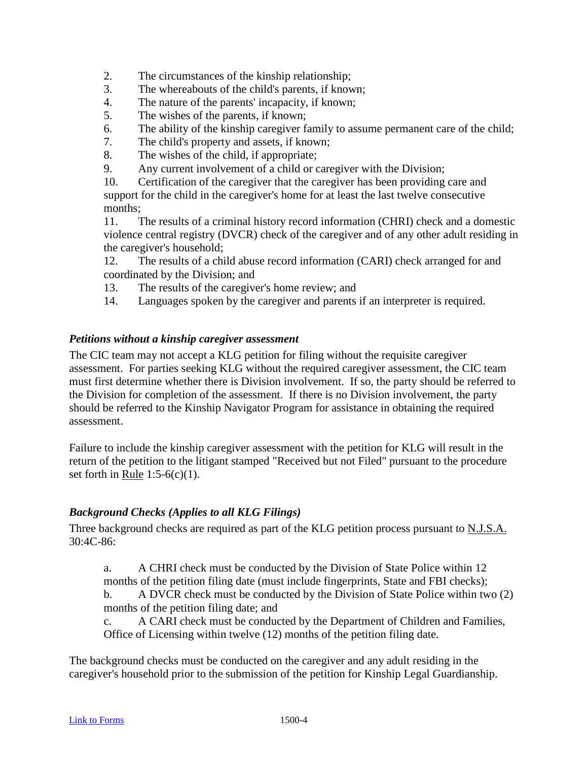2. The circumstances of the kinship relationship;
3. The whereabouts of the child's parents, if known;
4. The nature of the parents' incapacity, if known;
5. The wishes of the parents, if known;
6. The ability of the kinship caregiver family to assume permanent care of the child;
7. The child's property and assets, if known;
8. The wishes of the child, if appropriate;
9. Any current involvement of a child or caregiver with the Division;
10. Certification of the caregiver that the caregiver has been providing care and support for the child in the caregiver's home for at least the last twelve consecutive months;
11. The results of a criminal history record information (CHRI) check and a domestic violence central registry (DVCR) check of the caregiver and of any other adult residing in the caregiver's household;
12. The results of a child abuse record information (CARI) check arranged for and coordinated by the Division; and
13. The results of the caregiver's home review; and
14. Languages spoken by the caregiver and parents if an interpreter is required.

### *Petitions without a kinship caregiver assessment*

The CIC team may not accept a KLG petition for filing without the requisite caregiver assessment. For parties seeking KLG without the required caregiver assessment, the CIC team must first determine whether there is Division involvement. If so, the party should be referred to the Division for completion of the assessment. If there is no Division involvement, the party should be referred to the Kinship Navigator Program for assistance in obtaining the required assessment.

Failure to include the kinship caregiver assessment with the petition for KLG will result in the return of the petition to the litigant stamped "Received but not Filed" pursuant to the procedure set forth in Rule 1:5-6(c)(1).

### *Background Checks (Applies to all KLG Filings)*

Three background checks are required as part of the KLG petition process pursuant to N.J.S.A. 30:4C-86:

a. A CHRI check must be conducted by the Division of State Police within 12 months of the petition filing date (must include fingerprints, State and FBI checks);
b. A DVCR check must be conducted by the Division of State Police within two (2) months of the petition filing date; and
c. A CARI check must be conducted by the Department of Children and Families, Office of Licensing within twelve (12) months of the petition filing date.

The background checks must be conducted on the caregiver and any adult residing in the caregiver's household prior to the submission of the petition for Kinship Legal Guardianship.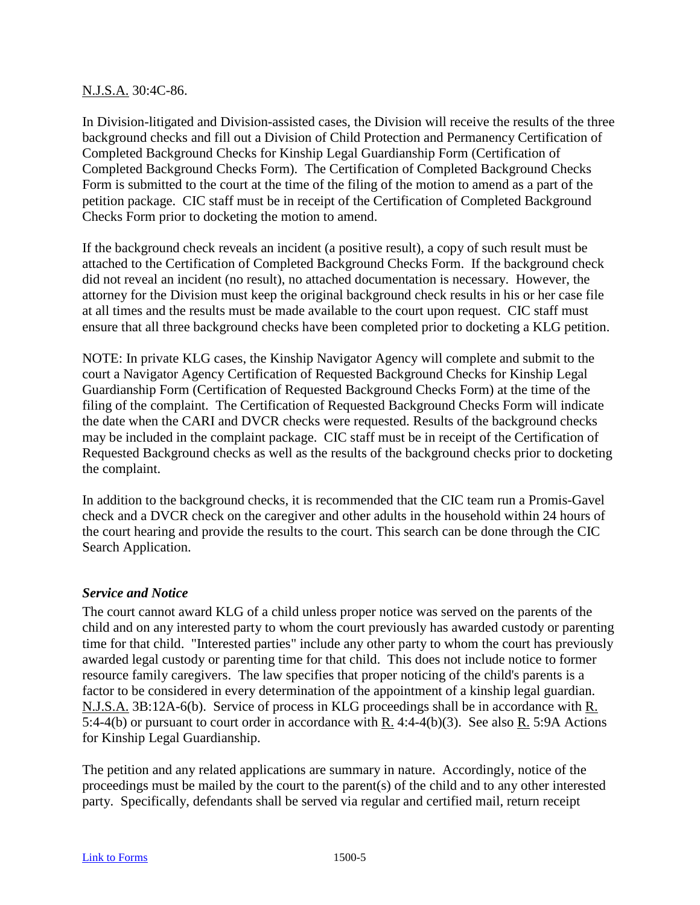N.J.S.A. 30:4C-86.

In Division-litigated and Division-assisted cases, the Division will receive the results of the three background checks and fill out a Division of Child Protection and Permanency Certification of Completed Background Checks for Kinship Legal Guardianship Form (Certification of Completed Background Checks Form). The Certification of Completed Background Checks Form is submitted to the court at the time of the filing of the motion to amend as a part of the petition package. CIC staff must be in receipt of the Certification of Completed Background Checks Form prior to docketing the motion to amend.

If the background check reveals an incident (a positive result), a copy of such result must be attached to the Certification of Completed Background Checks Form. If the background check did not reveal an incident (no result), no attached documentation is necessary. However, the attorney for the Division must keep the original background check results in his or her case file at all times and the results must be made available to the court upon request. CIC staff must ensure that all three background checks have been completed prior to docketing a KLG petition.

NOTE: In private KLG cases, the Kinship Navigator Agency will complete and submit to the court a Navigator Agency Certification of Requested Background Checks for Kinship Legal Guardianship Form (Certification of Requested Background Checks Form) at the time of the filing of the complaint. The Certification of Requested Background Checks Form will indicate the date when the CARI and DVCR checks were requested. Results of the background checks may be included in the complaint package. CIC staff must be in receipt of the Certification of Requested Background checks as well as the results of the background checks prior to docketing the complaint.

In addition to the background checks, it is recommended that the CIC team run a Promis-Gavel check and a DVCR check on the caregiver and other adults in the household within 24 hours of the court hearing and provide the results to the court. This search can be done through the CIC Search Application.

***Service and Notice***

The court cannot award KLG of a child unless proper notice was served on the parents of the child and on any interested party to whom the court previously has awarded custody or parenting time for that child. "Interested parties" include any other party to whom the court has previously awarded legal custody or parenting time for that child. This does not include notice to former resource family caregivers. The law specifies that proper noticing of the child's parents is a factor to be considered in every determination of the appointment of a kinship legal guardian. N.J.S.A. 3B:12A-6(b). Service of process in KLG proceedings shall be in accordance with R. 5:4-4(b) or pursuant to court order in accordance with R. 4:4-4(b)(3). See also R. 5:9A Actions for Kinship Legal Guardianship.

The petition and any related applications are summary in nature. Accordingly, notice of the proceedings must be mailed by the court to the parent(s) of the child and to any other interested party. Specifically, defendants shall be served via regular and certified mail, return receipt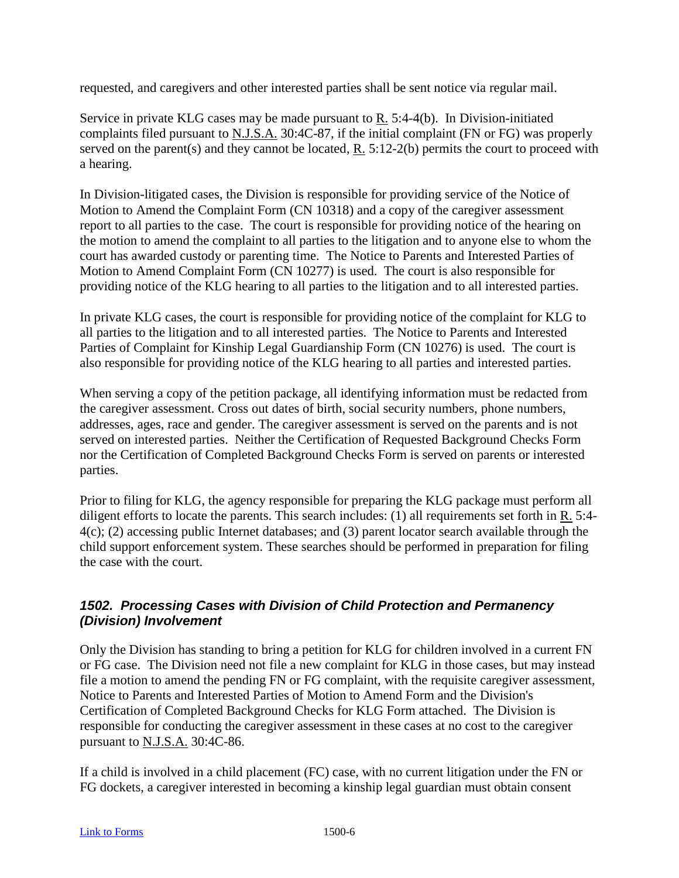requested, and caregivers and other interested parties shall be sent notice via regular mail.

Service in private KLG cases may be made pursuant to R. 5:4-4(b). In Division-initiated complaints filed pursuant to N.J.S.A. 30:4C-87, if the initial complaint (FN or FG) was properly served on the parent(s) and they cannot be located, R. 5:12-2(b) permits the court to proceed with a hearing.

In Division-litigated cases, the Division is responsible for providing service of the Notice of Motion to Amend the Complaint Form (CN 10318) and a copy of the caregiver assessment report to all parties to the case. The court is responsible for providing notice of the hearing on the motion to amend the complaint to all parties to the litigation and to anyone else to whom the court has awarded custody or parenting time. The Notice to Parents and Interested Parties of Motion to Amend Complaint Form (CN 10277) is used. The court is also responsible for providing notice of the KLG hearing to all parties to the litigation and to all interested parties.

In private KLG cases, the court is responsible for providing notice of the complaint for KLG to all parties to the litigation and to all interested parties. The Notice to Parents and Interested Parties of Complaint for Kinship Legal Guardianship Form (CN 10276) is used. The court is also responsible for providing notice of the KLG hearing to all parties and interested parties.

When serving a copy of the petition package, all identifying information must be redacted from the caregiver assessment. Cross out dates of birth, social security numbers, phone numbers, addresses, ages, race and gender. The caregiver assessment is served on the parents and is not served on interested parties. Neither the Certification of Requested Background Checks Form nor the Certification of Completed Background Checks Form is served on parents or interested parties.

Prior to filing for KLG, the agency responsible for preparing the KLG package must perform all diligent efforts to locate the parents. This search includes: (1) all requirements set forth in R. 5:4-4(c); (2) accessing public Internet databases; and (3) parent locator search available through the child support enforcement system. These searches should be performed in preparation for filing the case with the court.

### *1502. Processing Cases with Division of Child Protection and Permanency (Division) Involvement*

Only the Division has standing to bring a petition for KLG for children involved in a current FN or FG case. The Division need not file a new complaint for KLG in those cases, but may instead file a motion to amend the pending FN or FG complaint, with the requisite caregiver assessment, Notice to Parents and Interested Parties of Motion to Amend Form and the Division's Certification of Completed Background Checks for KLG Form attached. The Division is responsible for conducting the caregiver assessment in these cases at no cost to the caregiver pursuant to N.J.S.A. 30:4C-86.

If a child is involved in a child placement (FC) case, with no current litigation under the FN or FG dockets, a caregiver interested in becoming a kinship legal guardian must obtain consent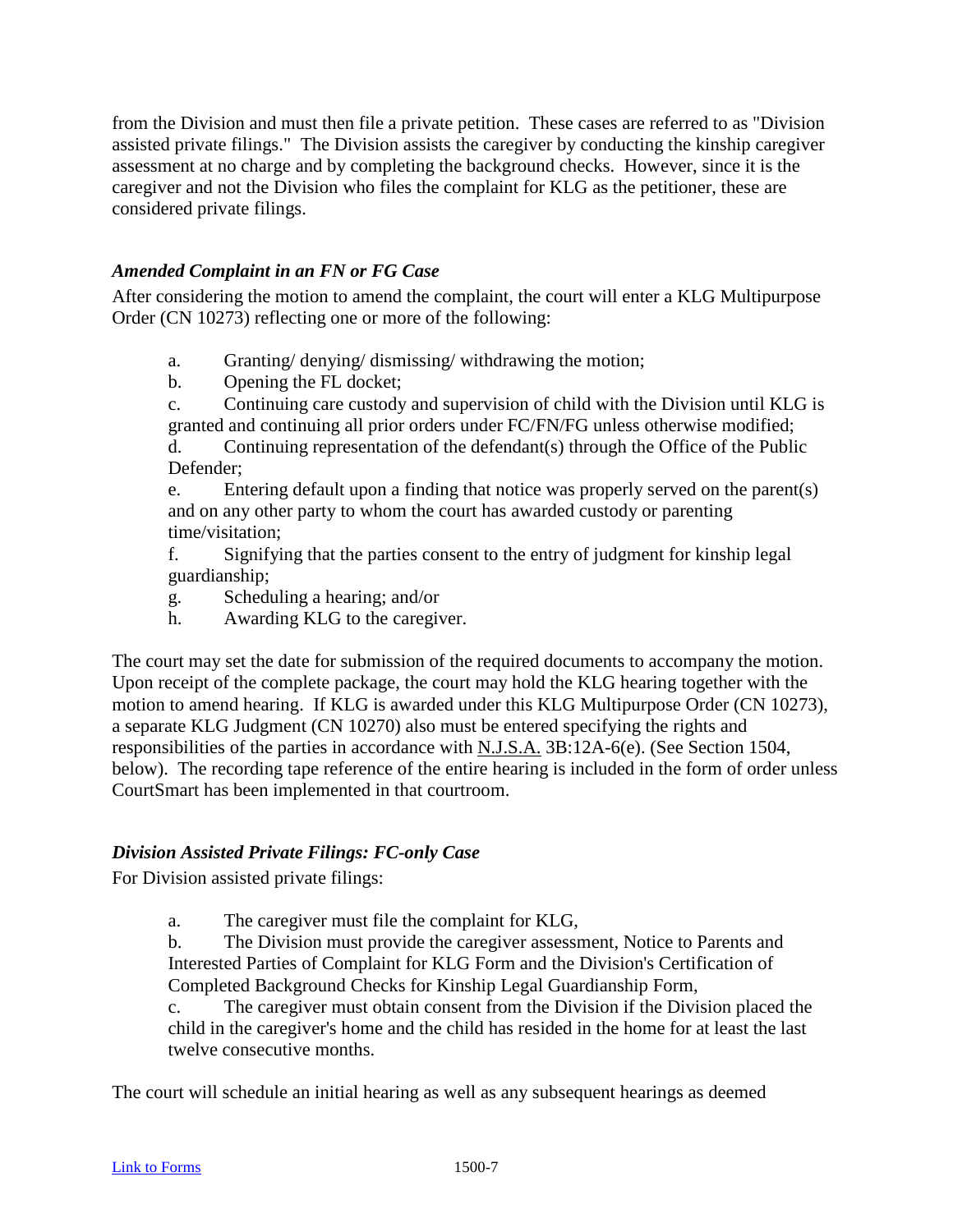from the Division and must then file a private petition. These cases are referred to as "Division assisted private filings." The Division assists the caregiver by conducting the kinship caregiver assessment at no charge and by completing the background checks. However, since it is the caregiver and not the Division who files the complaint for KLG as the petitioner, these are considered private filings.

### *Amended Complaint in an FN or FG Case*

After considering the motion to amend the complaint, the court will enter a KLG Multipurpose Order (CN 10273) reflecting one or more of the following:

a. Granting/ denying/ dismissing/ withdrawing the motion;
b. Opening the FL docket;
c. Continuing care custody and supervision of child with the Division until KLG is granted and continuing all prior orders under FC/FN/FG unless otherwise modified;
d. Continuing representation of the defendant(s) through the Office of the Public Defender;
e. Entering default upon a finding that notice was properly served on the parent(s) and on any other party to whom the court has awarded custody or parenting time/visitation;
f. Signifying that the parties consent to the entry of judgment for kinship legal guardianship;
g. Scheduling a hearing; and/or
h. Awarding KLG to the caregiver.

The court may set the date for submission of the required documents to accompany the motion. Upon receipt of the complete package, the court may hold the KLG hearing together with the motion to amend hearing. If KLG is awarded under this KLG Multipurpose Order (CN 10273), a separate KLG Judgment (CN 10270) also must be entered specifying the rights and responsibilities of the parties in accordance with N.J.S.A. 3B:12A-6(e). (See Section 1504, below). The recording tape reference of the entire hearing is included in the form of order unless CourtSmart has been implemented in that courtroom.

### *Division Assisted Private Filings: FC-only Case*

For Division assisted private filings:

a. The caregiver must file the complaint for KLG,
b. The Division must provide the caregiver assessment, Notice to Parents and Interested Parties of Complaint for KLG Form and the Division's Certification of Completed Background Checks for Kinship Legal Guardianship Form,
c. The caregiver must obtain consent from the Division if the Division placed the child in the caregiver's home and the child has resided in the home for at least the last twelve consecutive months.

The court will schedule an initial hearing as well as any subsequent hearings as deemed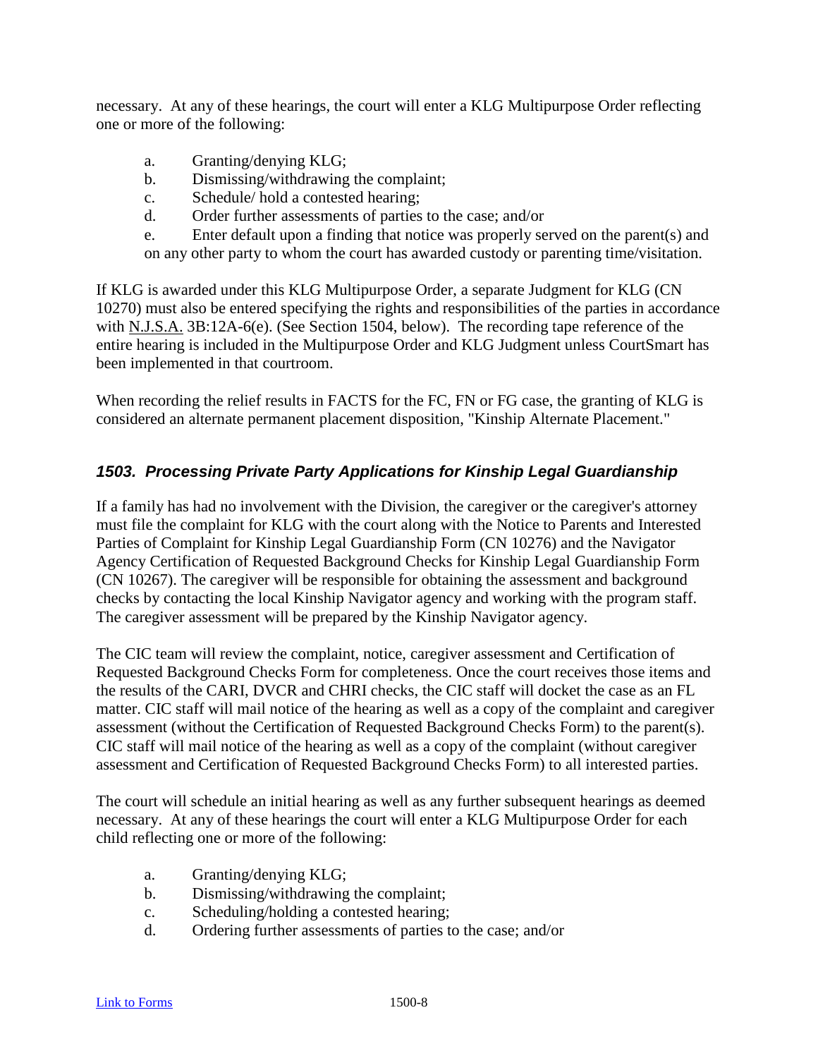necessary. At any of these hearings, the court will enter a KLG Multipurpose Order reflecting one or more of the following:

a. Granting/denying KLG;
b. Dismissing/withdrawing the complaint;
c. Schedule/ hold a contested hearing;
d. Order further assessments of parties to the case; and/or
e. Enter default upon a finding that notice was properly served on the parent(s) and on any other party to whom the court has awarded custody or parenting time/visitation.

If KLG is awarded under this KLG Multipurpose Order, a separate Judgment for KLG (CN 10270) must also be entered specifying the rights and responsibilities of the parties in accordance with N.J.S.A. 3B:12A-6(e). (See Section 1504, below). The recording tape reference of the entire hearing is included in the Multipurpose Order and KLG Judgment unless CourtSmart has been implemented in that courtroom.

When recording the relief results in FACTS for the FC, FN or FG case, the granting of KLG is considered an alternate permanent placement disposition, "Kinship Alternate Placement."

### *1503. Processing Private Party Applications for Kinship Legal Guardianship*

If a family has had no involvement with the Division, the caregiver or the caregiver's attorney must file the complaint for KLG with the court along with the Notice to Parents and Interested Parties of Complaint for Kinship Legal Guardianship Form (CN 10276) and the Navigator Agency Certification of Requested Background Checks for Kinship Legal Guardianship Form (CN 10267). The caregiver will be responsible for obtaining the assessment and background checks by contacting the local Kinship Navigator agency and working with the program staff. The caregiver assessment will be prepared by the Kinship Navigator agency.

The CIC team will review the complaint, notice, caregiver assessment and Certification of Requested Background Checks Form for completeness. Once the court receives those items and the results of the CARI, DVCR and CHRI checks, the CIC staff will docket the case as an FL matter. CIC staff will mail notice of the hearing as well as a copy of the complaint and caregiver assessment (without the Certification of Requested Background Checks Form) to the parent(s). CIC staff will mail notice of the hearing as well as a copy of the complaint (without caregiver assessment and Certification of Requested Background Checks Form) to all interested parties.

The court will schedule an initial hearing as well as any further subsequent hearings as deemed necessary. At any of these hearings the court will enter a KLG Multipurpose Order for each child reflecting one or more of the following:

a. Granting/denying KLG;
b. Dismissing/withdrawing the complaint;
c. Scheduling/holding a contested hearing;
d. Ordering further assessments of parties to the case; and/or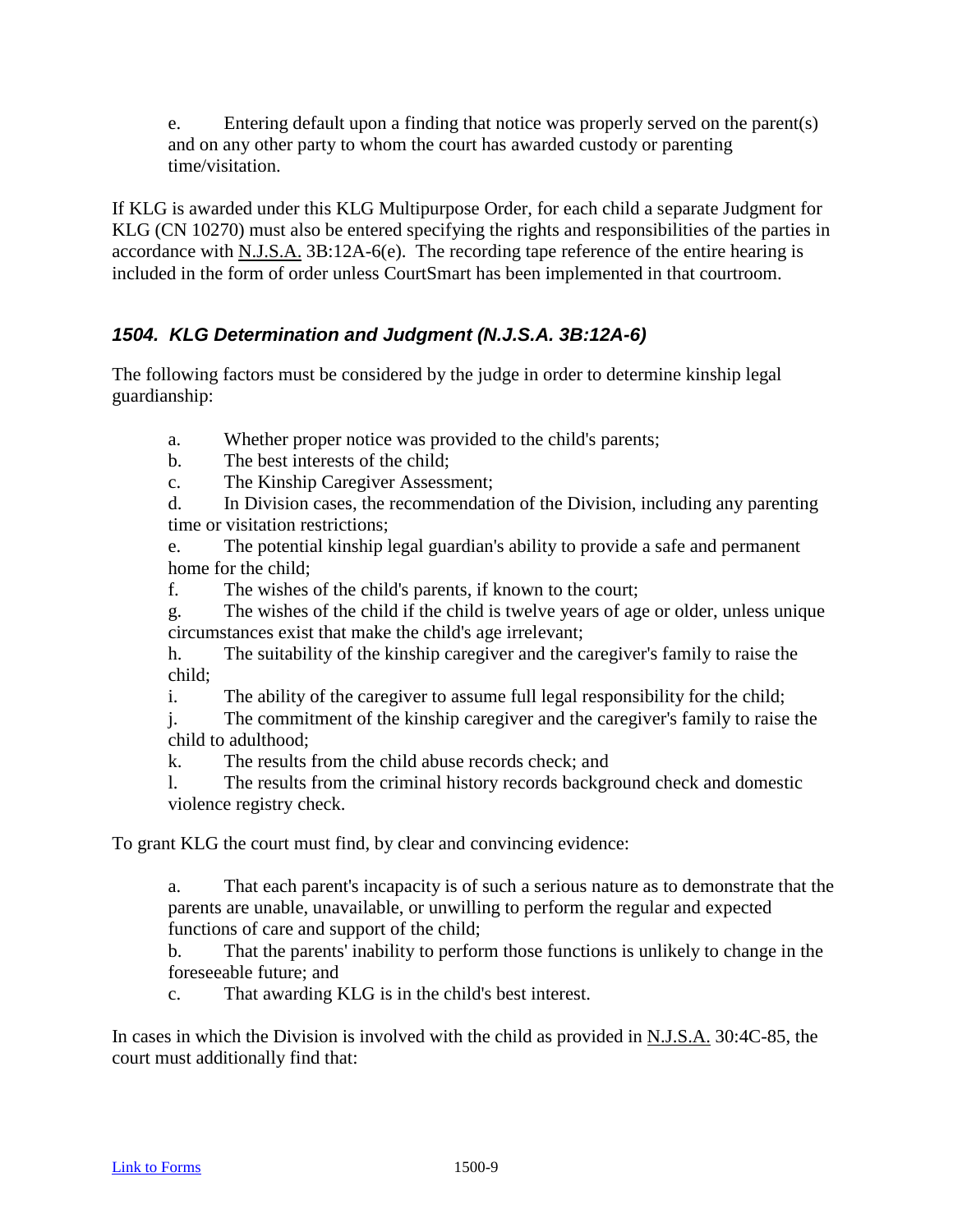e. Entering default upon a finding that notice was properly served on the parent(s) and on any other party to whom the court has awarded custody or parenting time/visitation.

If KLG is awarded under this KLG Multipurpose Order, for each child a separate Judgment for KLG (CN 10270) must also be entered specifying the rights and responsibilities of the parties in accordance with N.J.S.A. 3B:12A-6(e). The recording tape reference of the entire hearing is included in the form of order unless CourtSmart has been implemented in that courtroom.

### *1504. KLG Determination and Judgment (N.J.S.A. 3B:12A-6)*

The following factors must be considered by the judge in order to determine kinship legal guardianship:

a. Whether proper notice was provided to the child's parents;
b. The best interests of the child;
c. The Kinship Caregiver Assessment;
d. In Division cases, the recommendation of the Division, including any parenting time or visitation restrictions;
e. The potential kinship legal guardian's ability to provide a safe and permanent home for the child;
f. The wishes of the child's parents, if known to the court;
g. The wishes of the child if the child is twelve years of age or older, unless unique circumstances exist that make the child's age irrelevant;
h. The suitability of the kinship caregiver and the caregiver's family to raise the child;
i. The ability of the caregiver to assume full legal responsibility for the child;
j. The commitment of the kinship caregiver and the caregiver's family to raise the child to adulthood;
k. The results from the child abuse records check; and
l. The results from the criminal history records background check and domestic violence registry check.

To grant KLG the court must find, by clear and convincing evidence:

a. That each parent's incapacity is of such a serious nature as to demonstrate that the parents are unable, unavailable, or unwilling to perform the regular and expected functions of care and support of the child;
b. That the parents' inability to perform those functions is unlikely to change in the foreseeable future; and
c. That awarding KLG is in the child's best interest.

In cases in which the Division is involved with the child as provided in N.J.S.A. 30:4C-85, the court must additionally find that: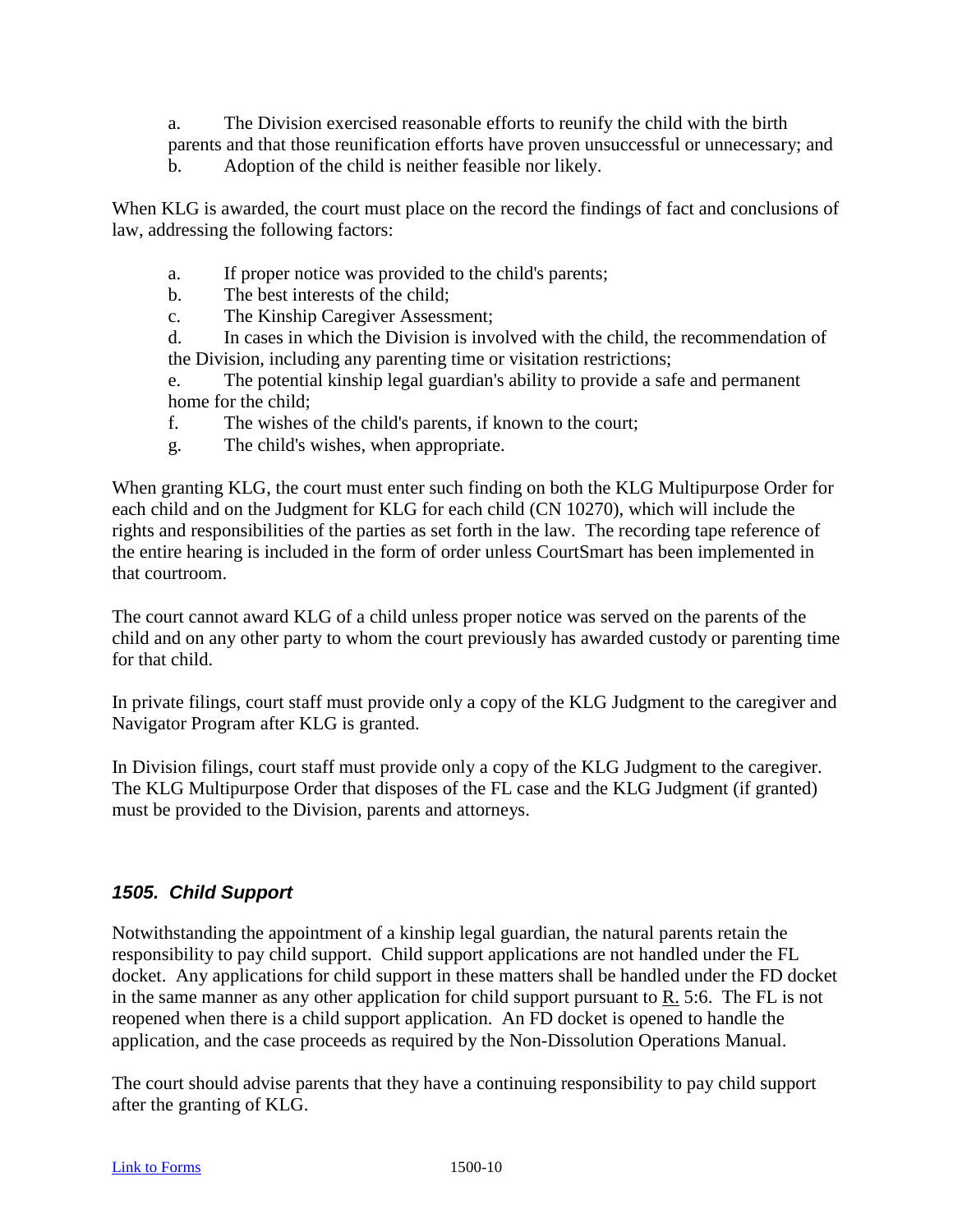a. The Division exercised reasonable efforts to reunify the child with the birth parents and that those reunification efforts have proven unsuccessful or unnecessary; and
b. Adoption of the child is neither feasible nor likely.

When KLG is awarded, the court must place on the record the findings of fact and conclusions of law, addressing the following factors:

a. If proper notice was provided to the child's parents;
b. The best interests of the child;
c. The Kinship Caregiver Assessment;
d. In cases in which the Division is involved with the child, the recommendation of the Division, including any parenting time or visitation restrictions;
e. The potential kinship legal guardian's ability to provide a safe and permanent home for the child;
f. The wishes of the child's parents, if known to the court;
g. The child's wishes, when appropriate.

When granting KLG, the court must enter such finding on both the KLG Multipurpose Order for each child and on the Judgment for KLG for each child (CN 10270), which will include the rights and responsibilities of the parties as set forth in the law. The recording tape reference of the entire hearing is included in the form of order unless CourtSmart has been implemented in that courtroom.

The court cannot award KLG of a child unless proper notice was served on the parents of the child and on any other party to whom the court previously has awarded custody or parenting time for that child.

In private filings, court staff must provide only a copy of the KLG Judgment to the caregiver and Navigator Program after KLG is granted.

In Division filings, court staff must provide only a copy of the KLG Judgment to the caregiver. The KLG Multipurpose Order that disposes of the FL case and the KLG Judgment (if granted) must be provided to the Division, parents and attorneys.

### *1505. Child Support*

Notwithstanding the appointment of a kinship legal guardian, the natural parents retain the responsibility to pay child support. Child support applications are not handled under the FL docket. Any applications for child support in these matters shall be handled under the FD docket in the same manner as any other application for child support pursuant to R. 5:6. The FL is not reopened when there is a child support application. An FD docket is opened to handle the application, and the case proceeds as required by the Non-Dissolution Operations Manual.

The court should advise parents that they have a continuing responsibility to pay child support after the granting of KLG.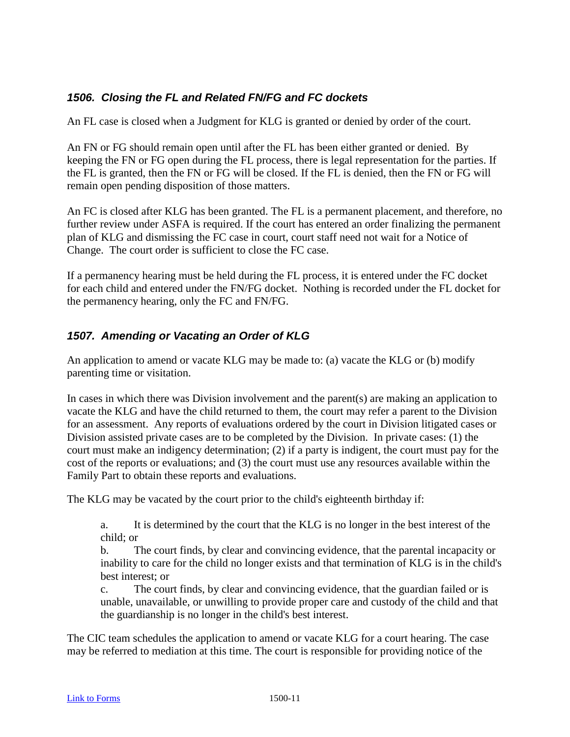### *1506. Closing the FL and Related FN/FG and FC dockets*

An FL case is closed when a Judgment for KLG is granted or denied by order of the court.

An FN or FG should remain open until after the FL has been either granted or denied. By keeping the FN or FG open during the FL process, there is legal representation for the parties. If the FL is granted, then the FN or FG will be closed. If the FL is denied, then the FN or FG will remain open pending disposition of those matters.

An FC is closed after KLG has been granted. The FL is a permanent placement, and therefore, no further review under ASFA is required. If the court has entered an order finalizing the permanent plan of KLG and dismissing the FC case in court, court staff need not wait for a Notice of Change. The court order is sufficient to close the FC case.

If a permanency hearing must be held during the FL process, it is entered under the FC docket for each child and entered under the FN/FG docket. Nothing is recorded under the FL docket for the permanency hearing, only the FC and FN/FG.

### *1507. Amending or Vacating an Order of KLG*

An application to amend or vacate KLG may be made to: (a) vacate the KLG or (b) modify parenting time or visitation.

In cases in which there was Division involvement and the parent(s) are making an application to vacate the KLG and have the child returned to them, the court may refer a parent to the Division for an assessment. Any reports of evaluations ordered by the court in Division litigated cases or Division assisted private cases are to be completed by the Division. In private cases: (1) the court must make an indigency determination; (2) if a party is indigent, the court must pay for the cost of the reports or evaluations; and (3) the court must use any resources available within the Family Part to obtain these reports and evaluations.

The KLG may be vacated by the court prior to the child's eighteenth birthday if:

a. It is determined by the court that the KLG is no longer in the best interest of the child; or
b. The court finds, by clear and convincing evidence, that the parental incapacity or inability to care for the child no longer exists and that termination of KLG is in the child's best interest; or
c. The court finds, by clear and convincing evidence, that the guardian failed or is unable, unavailable, or unwilling to provide proper care and custody of the child and that the guardianship is no longer in the child's best interest.

The CIC team schedules the application to amend or vacate KLG for a court hearing. The case may be referred to mediation at this time. The court is responsible for providing notice of the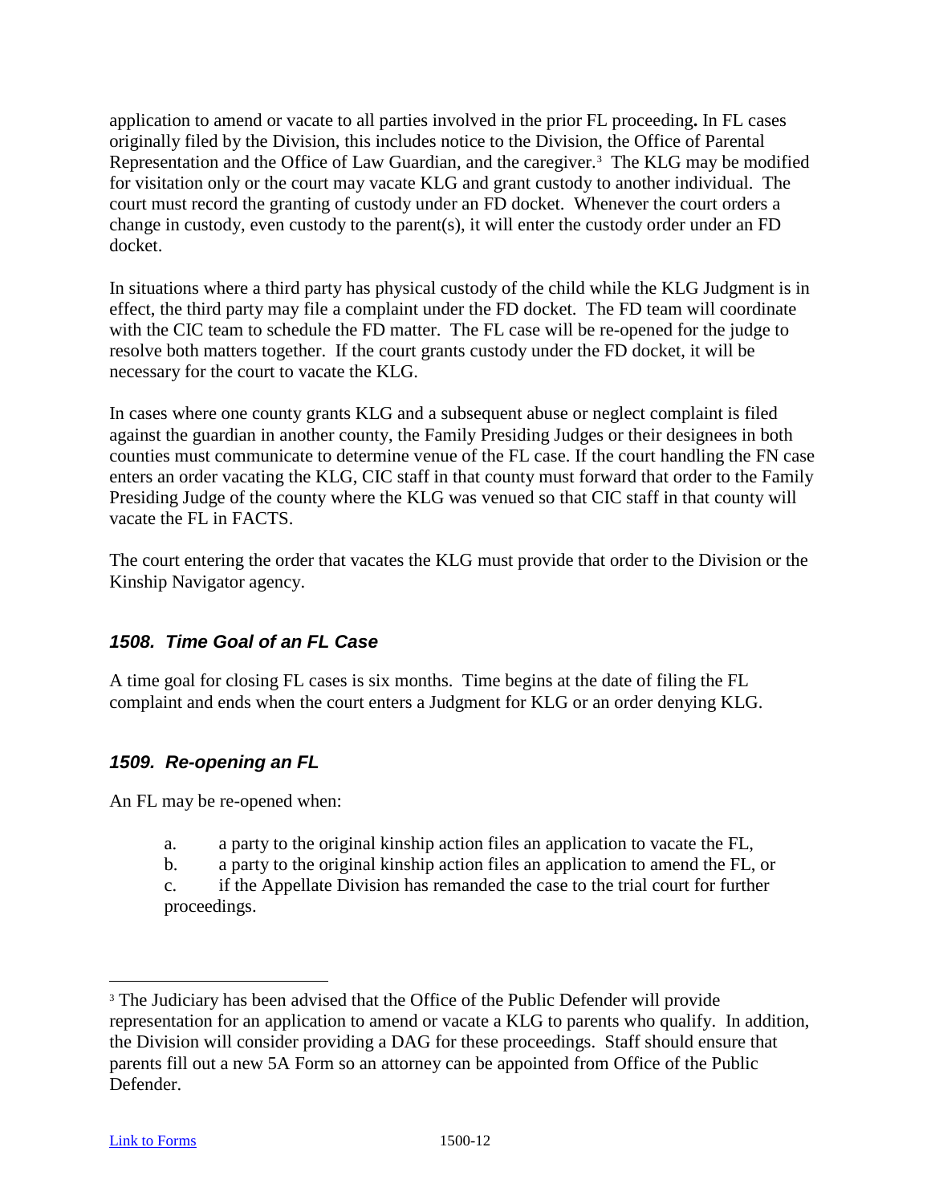application to amend or vacate to all parties involved in the prior FL proceeding**.** In FL cases originally filed by the Division, this includes notice to the Division, the Office of Parental Representation and the Office of Law Guardian, and the caregiver.[3] The KLG may be modified for visitation only or the court may vacate KLG and grant custody to another individual. The court must record the granting of custody under an FD docket. Whenever the court orders a change in custody, even custody to the parent(s), it will enter the custody order under an FD docket.

In situations where a third party has physical custody of the child while the KLG Judgment is in effect, the third party may file a complaint under the FD docket. The FD team will coordinate with the CIC team to schedule the FD matter. The FL case will be re-opened for the judge to resolve both matters together. If the court grants custody under the FD docket, it will be necessary for the court to vacate the KLG.

In cases where one county grants KLG and a subsequent abuse or neglect complaint is filed against the guardian in another county, the Family Presiding Judges or their designees in both counties must communicate to determine venue of the FL case. If the court handling the FN case enters an order vacating the KLG, CIC staff in that county must forward that order to the Family Presiding Judge of the county where the KLG was venued so that CIC staff in that county will vacate the FL in FACTS.

The court entering the order that vacates the KLG must provide that order to the Division or the Kinship Navigator agency.

### *1508. Time Goal of an FL Case*

A time goal for closing FL cases is six months. Time begins at the date of filing the FL complaint and ends when the court enters a Judgment for KLG or an order denying KLG.

### *1509. Re-opening an FL*

An FL may be re-opened when:

a. a party to the original kinship action files an application to vacate the FL,
b. a party to the original kinship action files an application to amend the FL, or
c. if the Appellate Division has remanded the case to the trial court for further proceedings.

---

[3] The Judiciary has been advised that the Office of the Public Defender will provide representation for an application to amend or vacate a KLG to parents who qualify. In addition, the Division will consider providing a DAG for these proceedings. Staff should ensure that parents fill out a new 5A Form so an attorney can be appointed from Office of the Public Defender.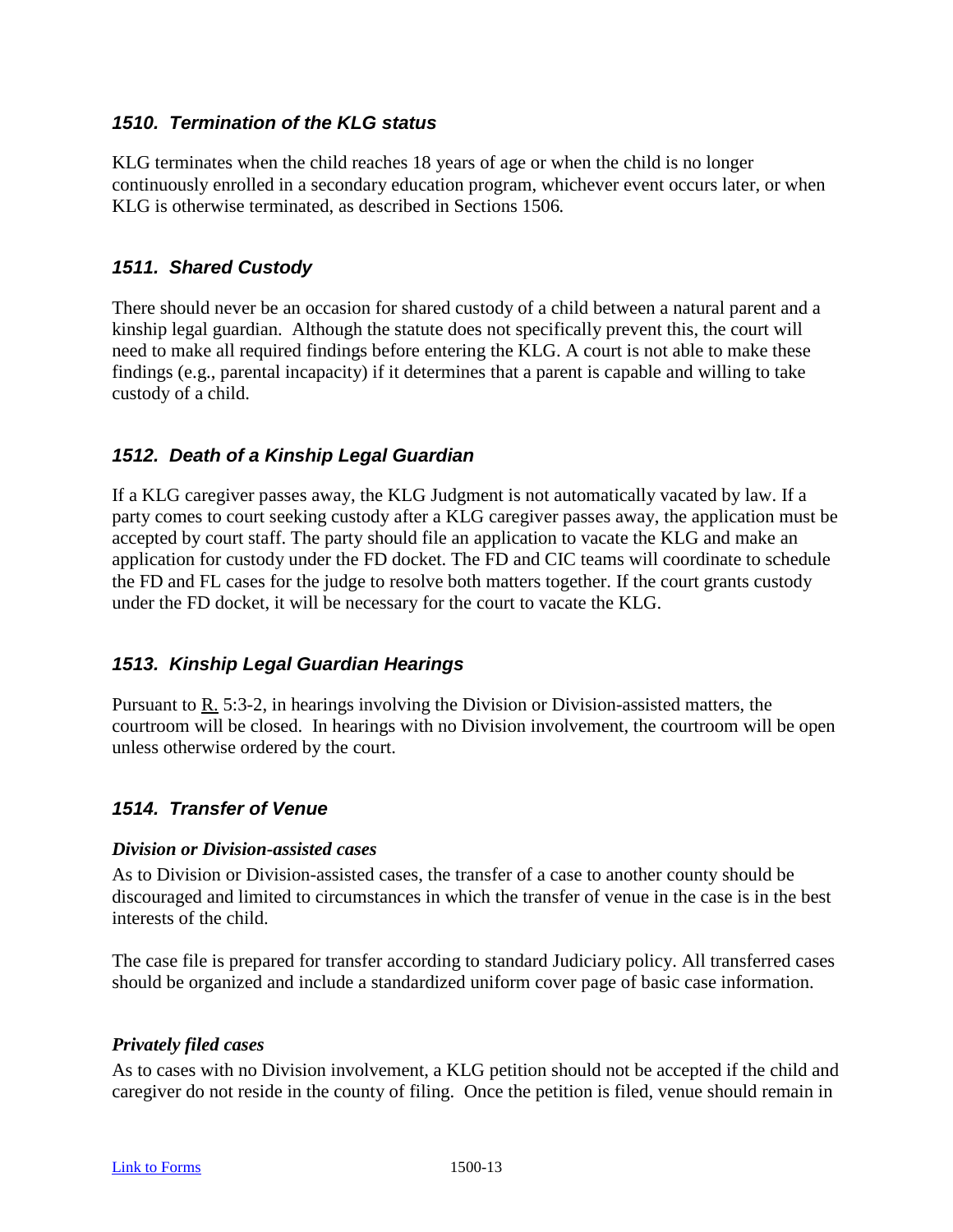### *1510. Termination of the KLG status*

KLG terminates when the child reaches 18 years of age or when the child is no longer continuously enrolled in a secondary education program, whichever event occurs later, or when KLG is otherwise terminated, as described in Sections 1506*.*

### *1511. Shared Custody*

There should never be an occasion for shared custody of a child between a natural parent and a kinship legal guardian. Although the statute does not specifically prevent this, the court will need to make all required findings before entering the KLG. A court is not able to make these findings (e.g., parental incapacity) if it determines that a parent is capable and willing to take custody of a child.

### *1512. Death of a Kinship Legal Guardian*

If a KLG caregiver passes away, the KLG Judgment is not automatically vacated by law. If a party comes to court seeking custody after a KLG caregiver passes away, the application must be accepted by court staff. The party should file an application to vacate the KLG and make an application for custody under the FD docket. The FD and CIC teams will coordinate to schedule the FD and FL cases for the judge to resolve both matters together. If the court grants custody under the FD docket, it will be necessary for the court to vacate the KLG.

### *1513. Kinship Legal Guardian Hearings*

Pursuant to R. 5:3-2, in hearings involving the Division or Division-assisted matters, the courtroom will be closed. In hearings with no Division involvement, the courtroom will be open unless otherwise ordered by the court.

### *1514. Transfer of Venue*

***Division or Division-assisted cases***

As to Division or Division-assisted cases, the transfer of a case to another county should be discouraged and limited to circumstances in which the transfer of venue in the case is in the best interests of the child.

The case file is prepared for transfer according to standard Judiciary policy. All transferred cases should be organized and include a standardized uniform cover page of basic case information.

***Privately filed cases***

As to cases with no Division involvement, a KLG petition should not be accepted if the child and caregiver do not reside in the county of filing. Once the petition is filed, venue should remain in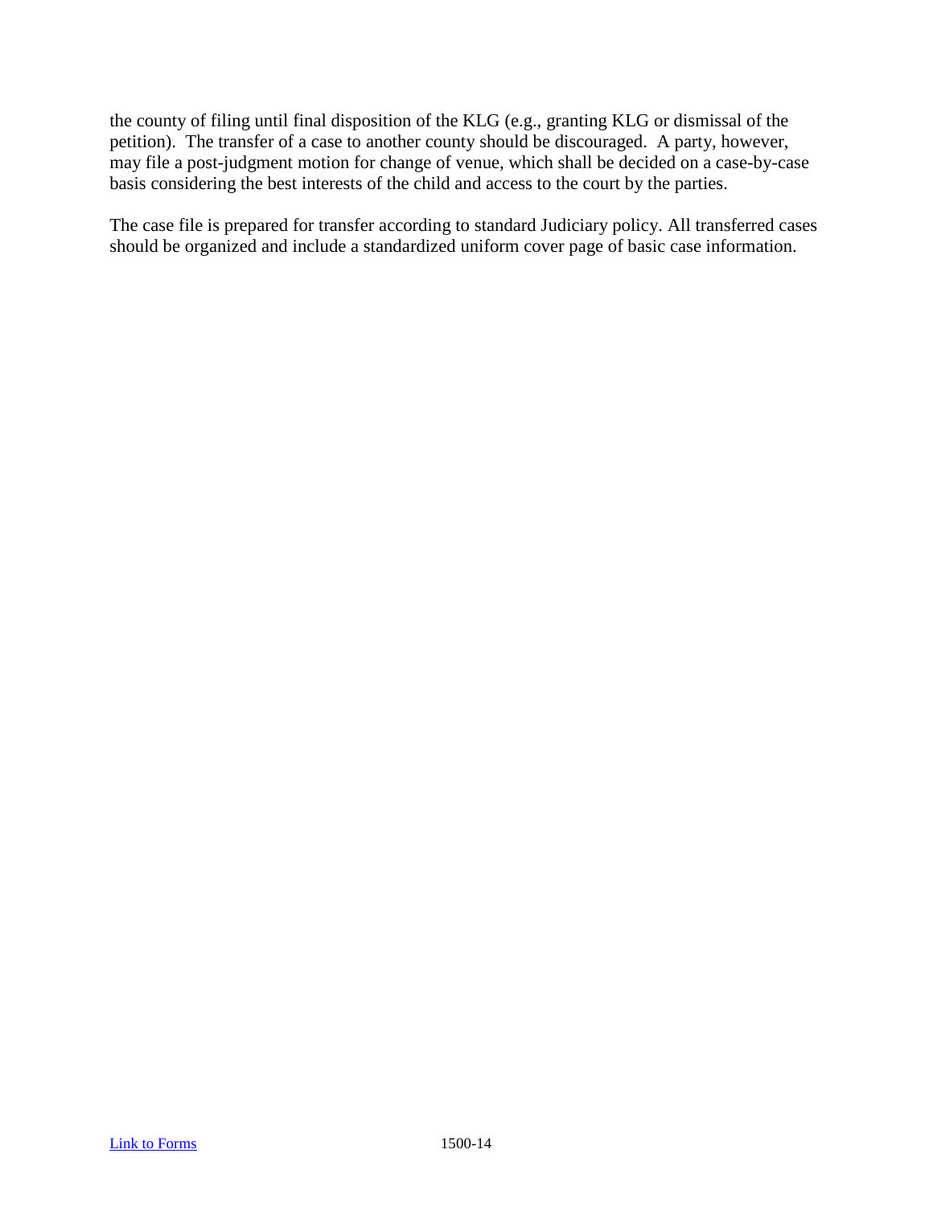the county of filing until final disposition of the KLG (e.g., granting KLG or dismissal of the petition). The transfer of a case to another county should be discouraged. A party, however, may file a post-judgment motion for change of venue, which shall be decided on a case-by-case basis considering the best interests of the child and access to the court by the parties.

The case file is prepared for transfer according to standard Judiciary policy. All transferred cases should be organized and include a standardized uniform cover page of basic case information.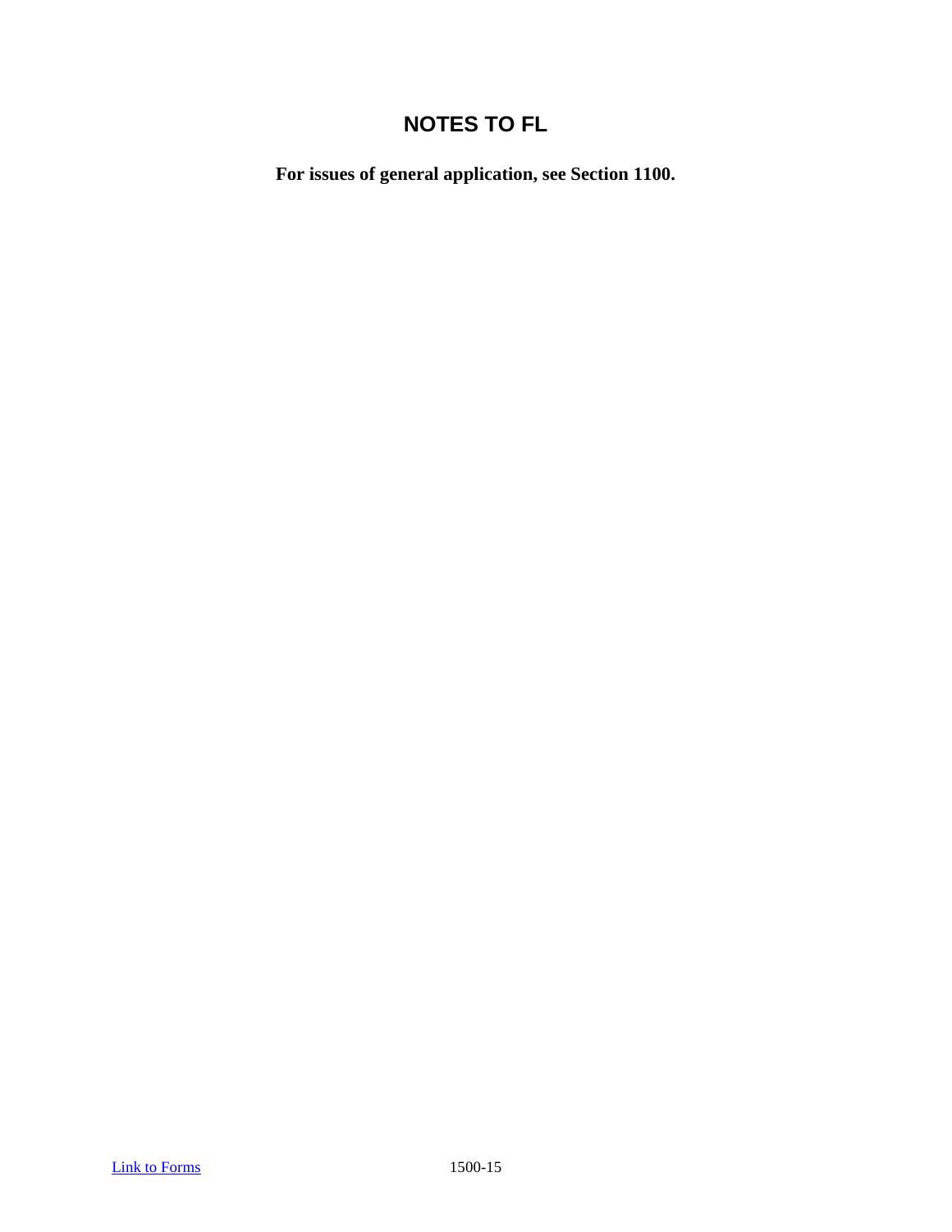# NOTES TO FL

**For issues of general application, see Section 1100.**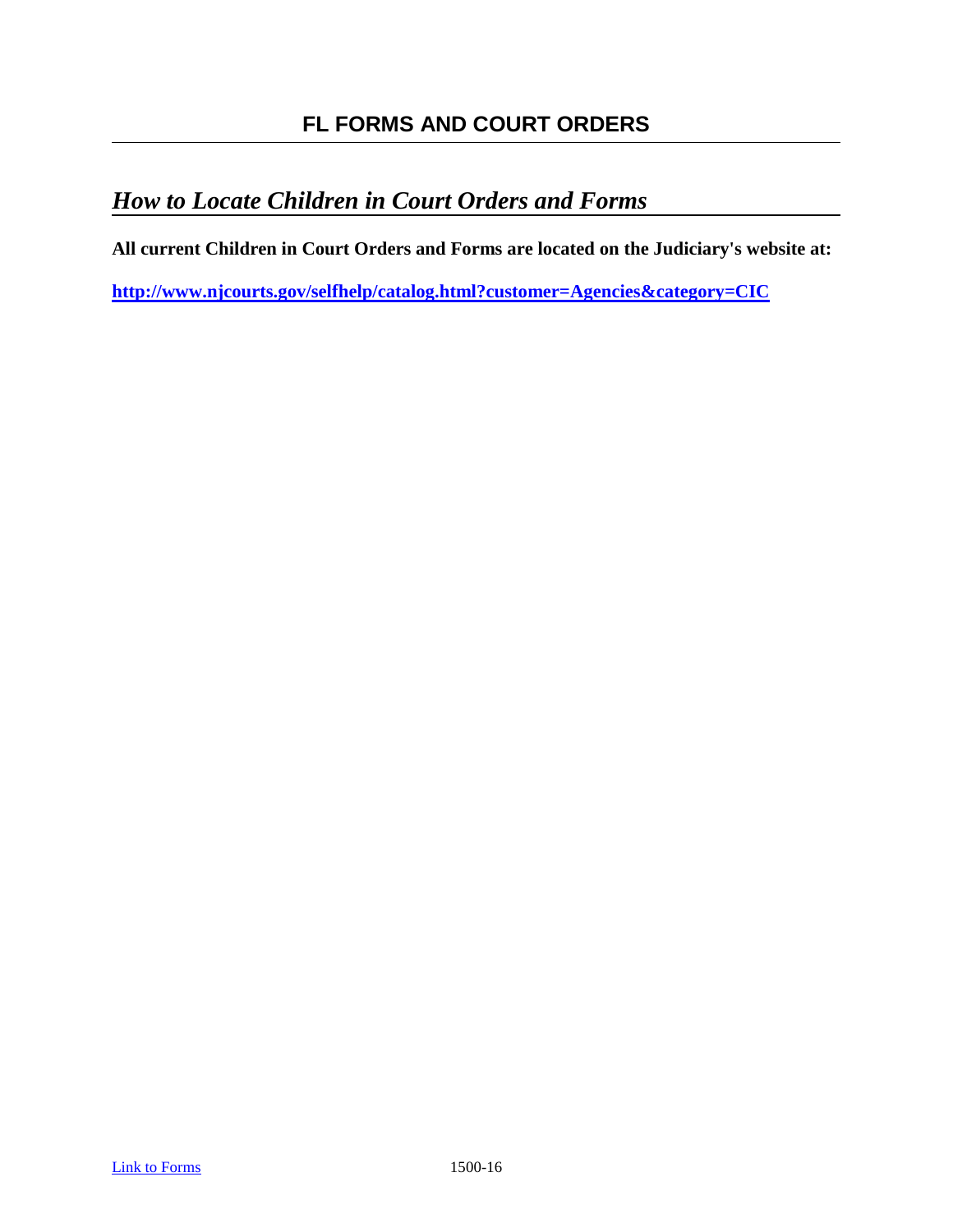# FL FORMS AND COURT ORDERS

## *How to Locate Children in Court Orders and Forms*

**All current Children in Court Orders and Forms are located on the Judiciary's website at:**

**http://www.njcourts.gov/selfhelp/catalog.html?customer=Agencies&category=CIC**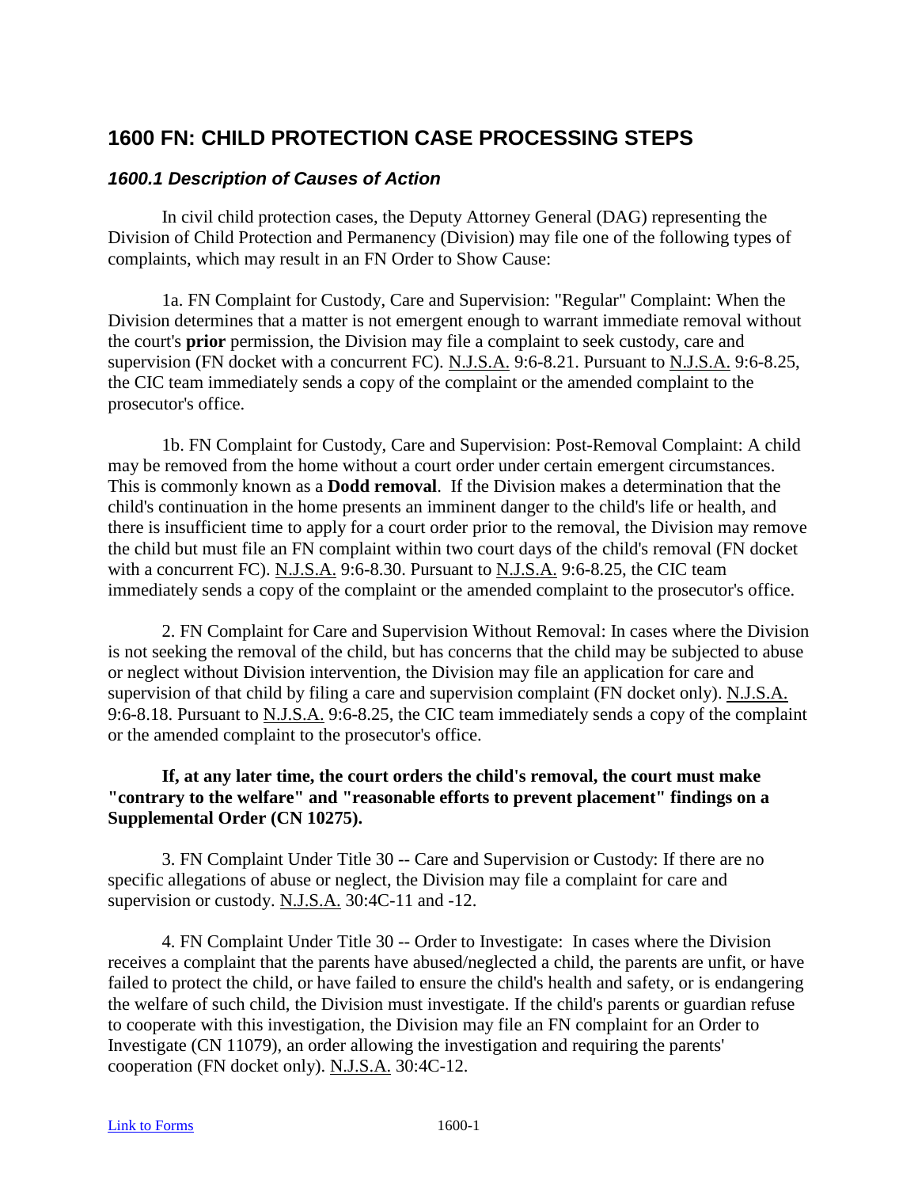# 1600 FN: CHILD PROTECTION CASE PROCESSING STEPS

## *1600.1 Description of Causes of Action*

In civil child protection cases, the Deputy Attorney General (DAG) representing the Division of Child Protection and Permanency (Division) may file one of the following types of complaints, which may result in an FN Order to Show Cause:

1a. FN Complaint for Custody, Care and Supervision: "Regular" Complaint: When the Division determines that a matter is not emergent enough to warrant immediate removal without the court's **prior** permission, the Division may file a complaint to seek custody, care and supervision (FN docket with a concurrent FC). N.J.S.A. 9:6-8.21. Pursuant to N.J.S.A. 9:6-8.25, the CIC team immediately sends a copy of the complaint or the amended complaint to the prosecutor's office.

1b. FN Complaint for Custody, Care and Supervision: Post-Removal Complaint: A child may be removed from the home without a court order under certain emergent circumstances. This is commonly known as a **Dodd removal**. If the Division makes a determination that the child's continuation in the home presents an imminent danger to the child's life or health, and there is insufficient time to apply for a court order prior to the removal, the Division may remove the child but must file an FN complaint within two court days of the child's removal (FN docket with a concurrent FC). N.J.S.A. 9:6-8.30. Pursuant to N.J.S.A. 9:6-8.25, the CIC team immediately sends a copy of the complaint or the amended complaint to the prosecutor's office.

2. FN Complaint for Care and Supervision Without Removal: In cases where the Division is not seeking the removal of the child, but has concerns that the child may be subjected to abuse or neglect without Division intervention, the Division may file an application for care and supervision of that child by filing a care and supervision complaint (FN docket only). N.J.S.A. 9:6-8.18. Pursuant to N.J.S.A. 9:6-8.25, the CIC team immediately sends a copy of the complaint or the amended complaint to the prosecutor's office.

**If, at any later time, the court orders the child's removal, the court must make "contrary to the welfare" and "reasonable efforts to prevent placement" findings on a Supplemental Order (CN 10275).**

3. FN Complaint Under Title 30 -- Care and Supervision or Custody: If there are no specific allegations of abuse or neglect, the Division may file a complaint for care and supervision or custody. N.J.S.A. 30:4C-11 and -12.

4. FN Complaint Under Title 30 -- Order to Investigate: In cases where the Division receives a complaint that the parents have abused/neglected a child, the parents are unfit, or have failed to protect the child, or have failed to ensure the child's health and safety, or is endangering the welfare of such child, the Division must investigate. If the child's parents or guardian refuse to cooperate with this investigation, the Division may file an FN complaint for an Order to Investigate (CN 11079), an order allowing the investigation and requiring the parents' cooperation (FN docket only). N.J.S.A. 30:4C-12.

Link to Forms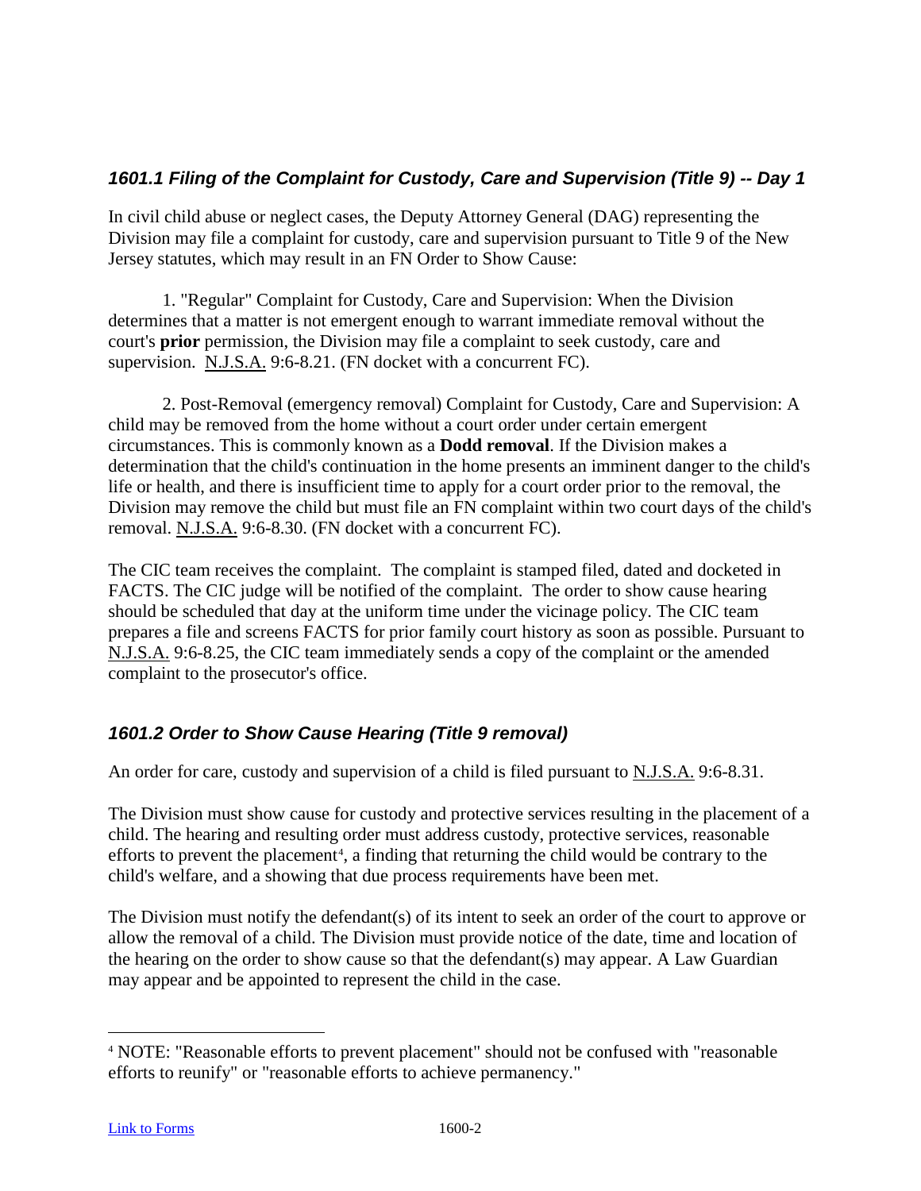### *1601.1 Filing of the Complaint for Custody, Care and Supervision (Title 9) -- Day 1*

In civil child abuse or neglect cases, the Deputy Attorney General (DAG) representing the Division may file a complaint for custody, care and supervision pursuant to Title 9 of the New Jersey statutes, which may result in an FN Order to Show Cause:

1. "Regular" Complaint for Custody, Care and Supervision: When the Division determines that a matter is not emergent enough to warrant immediate removal without the court's **prior** permission, the Division may file a complaint to seek custody, care and supervision. N.J.S.A. 9:6-8.21. (FN docket with a concurrent FC).

2. Post-Removal (emergency removal) Complaint for Custody, Care and Supervision: A child may be removed from the home without a court order under certain emergent circumstances. This is commonly known as a **Dodd removal**. If the Division makes a determination that the child's continuation in the home presents an imminent danger to the child's life or health, and there is insufficient time to apply for a court order prior to the removal, the Division may remove the child but must file an FN complaint within two court days of the child's removal. N.J.S.A. 9:6-8.30. (FN docket with a concurrent FC).

The CIC team receives the complaint. The complaint is stamped filed, dated and docketed in FACTS. The CIC judge will be notified of the complaint. The order to show cause hearing should be scheduled that day at the uniform time under the vicinage policy. The CIC team prepares a file and screens FACTS for prior family court history as soon as possible. Pursuant to N.J.S.A. 9:6-8.25, the CIC team immediately sends a copy of the complaint or the amended complaint to the prosecutor's office.

### *1601.2 Order to Show Cause Hearing (Title 9 removal)*

An order for care, custody and supervision of a child is filed pursuant to N.J.S.A. 9:6-8.31.

The Division must show cause for custody and protective services resulting in the placement of a child. The hearing and resulting order must address custody, protective services, reasonable efforts to prevent the placement[4], a finding that returning the child would be contrary to the child's welfare, and a showing that due process requirements have been met.

The Division must notify the defendant(s) of its intent to seek an order of the court to approve or allow the removal of a child. The Division must provide notice of the date, time and location of the hearing on the order to show cause so that the defendant(s) may appear. A Law Guardian may appear and be appointed to represent the child in the case.

---

[4] NOTE: "Reasonable efforts to prevent placement" should not be confused with "reasonable efforts to reunify" or "reasonable efforts to achieve permanency."

Link to Forms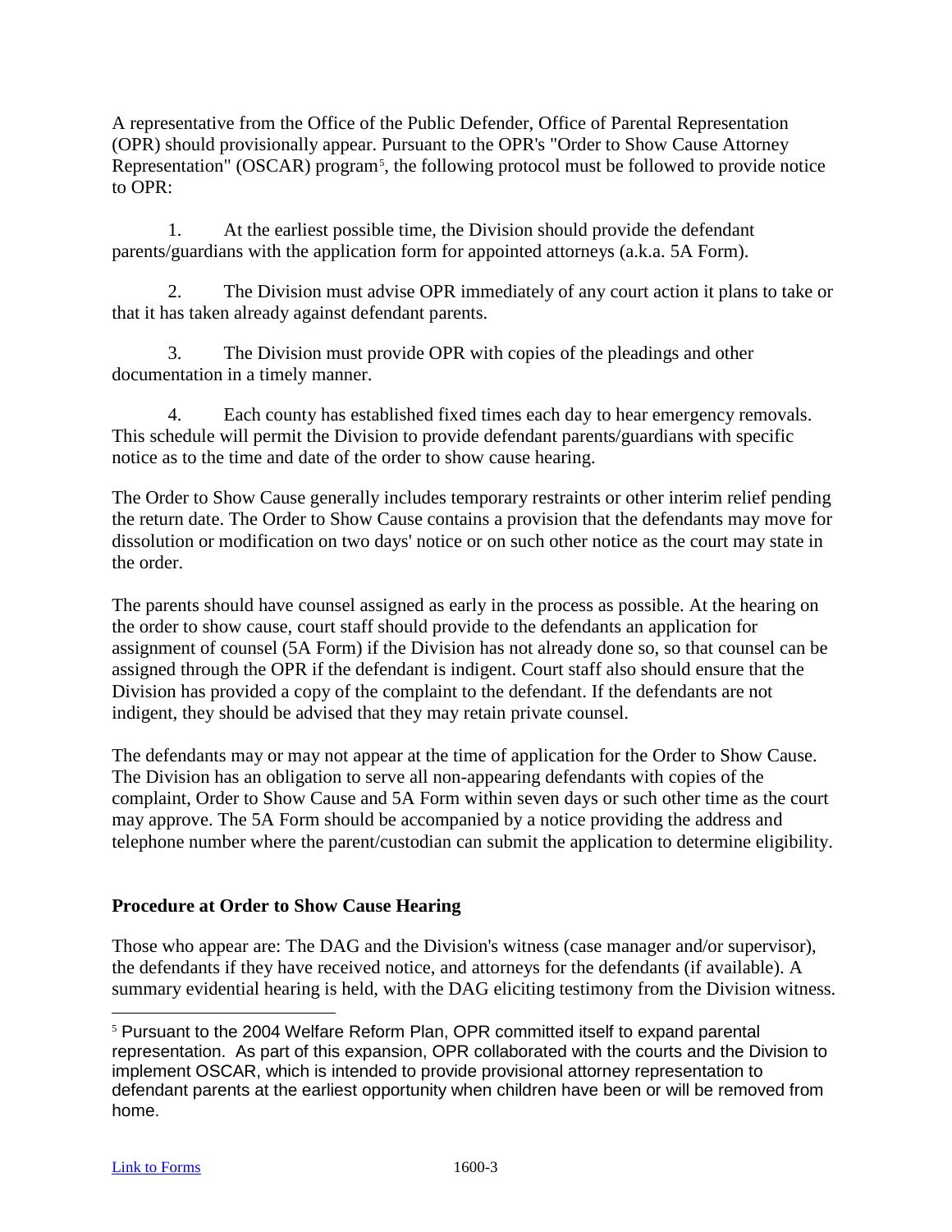A representative from the Office of the Public Defender, Office of Parental Representation (OPR) should provisionally appear. Pursuant to the OPR's "Order to Show Cause Attorney Representation" (OSCAR) program[5], the following protocol must be followed to provide notice to OPR:

1. At the earliest possible time, the Division should provide the defendant parents/guardians with the application form for appointed attorneys (a.k.a. 5A Form).

2. The Division must advise OPR immediately of any court action it plans to take or that it has taken already against defendant parents.

3. The Division must provide OPR with copies of the pleadings and other documentation in a timely manner.

4. Each county has established fixed times each day to hear emergency removals. This schedule will permit the Division to provide defendant parents/guardians with specific notice as to the time and date of the order to show cause hearing.

The Order to Show Cause generally includes temporary restraints or other interim relief pending the return date. The Order to Show Cause contains a provision that the defendants may move for dissolution or modification on two days' notice or on such other notice as the court may state in the order.

The parents should have counsel assigned as early in the process as possible. At the hearing on the order to show cause, court staff should provide to the defendants an application for assignment of counsel (5A Form) if the Division has not already done so, so that counsel can be assigned through the OPR if the defendant is indigent. Court staff also should ensure that the Division has provided a copy of the complaint to the defendant. If the defendants are not indigent, they should be advised that they may retain private counsel.

The defendants may or may not appear at the time of application for the Order to Show Cause. The Division has an obligation to serve all non-appearing defendants with copies of the complaint, Order to Show Cause and 5A Form within seven days or such other time as the court may approve. The 5A Form should be accompanied by a notice providing the address and telephone number where the parent/custodian can submit the application to determine eligibility.

### Procedure at Order to Show Cause Hearing

Those who appear are: The DAG and the Division's witness (case manager and/or supervisor), the defendants if they have received notice, and attorneys for the defendants (if available). A summary evidential hearing is held, with the DAG eliciting testimony from the Division witness.

[5] Pursuant to the 2004 Welfare Reform Plan, OPR committed itself to expand parental representation. As part of this expansion, OPR collaborated with the courts and the Division to implement OSCAR, which is intended to provide provisional attorney representation to defendant parents at the earliest opportunity when children have been or will be removed from home.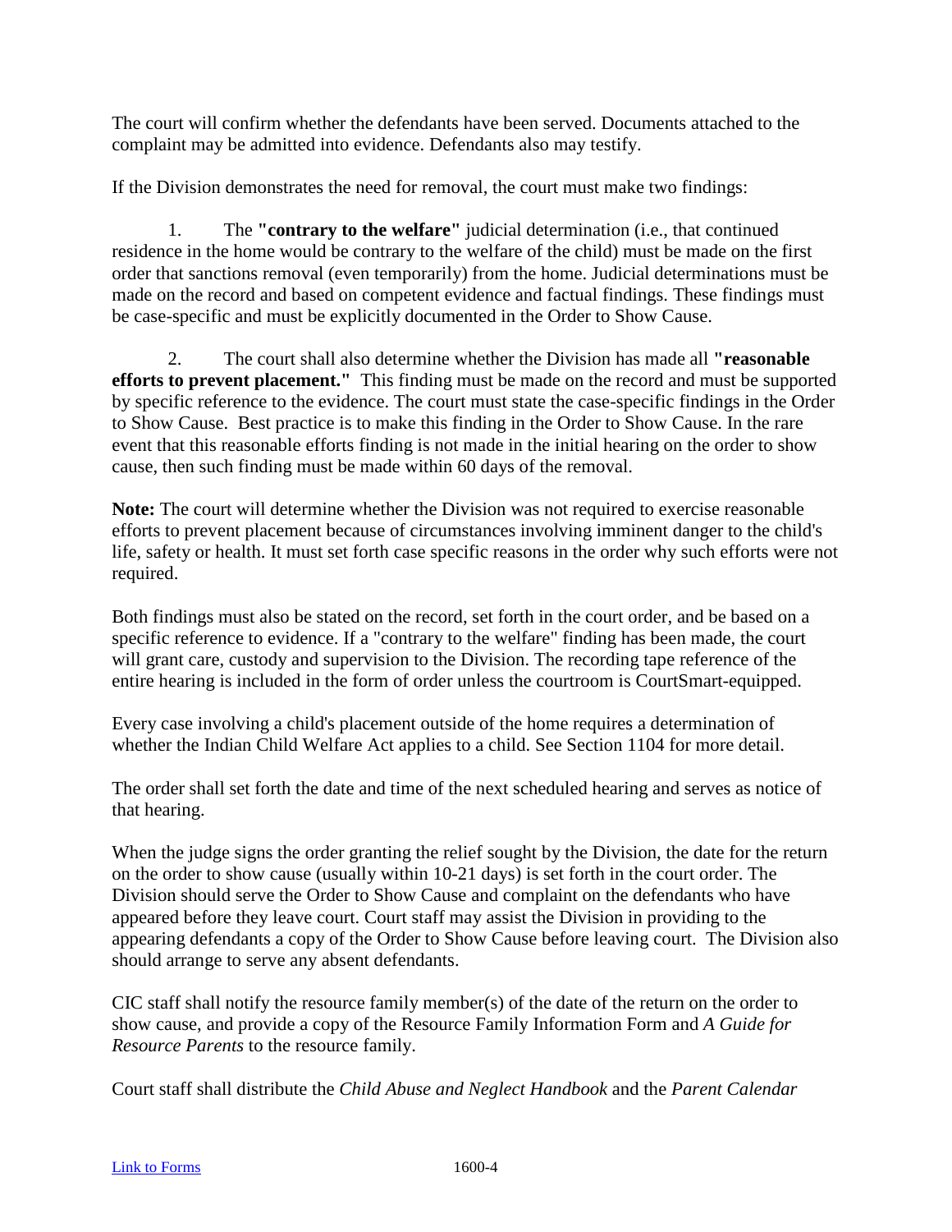The court will confirm whether the defendants have been served. Documents attached to the complaint may be admitted into evidence. Defendants also may testify.

If the Division demonstrates the need for removal, the court must make two findings:

1. The **"contrary to the welfare"** judicial determination (i.e., that continued residence in the home would be contrary to the welfare of the child) must be made on the first order that sanctions removal (even temporarily) from the home. Judicial determinations must be made on the record and based on competent evidence and factual findings. These findings must be case-specific and must be explicitly documented in the Order to Show Cause.

2. The court shall also determine whether the Division has made all **"reasonable efforts to prevent placement."** This finding must be made on the record and must be supported by specific reference to the evidence. The court must state the case-specific findings in the Order to Show Cause. Best practice is to make this finding in the Order to Show Cause. In the rare event that this reasonable efforts finding is not made in the initial hearing on the order to show cause, then such finding must be made within 60 days of the removal.

**Note:** The court will determine whether the Division was not required to exercise reasonable efforts to prevent placement because of circumstances involving imminent danger to the child's life, safety or health. It must set forth case specific reasons in the order why such efforts were not required.

Both findings must also be stated on the record, set forth in the court order, and be based on a specific reference to evidence. If a "contrary to the welfare" finding has been made, the court will grant care, custody and supervision to the Division. The recording tape reference of the entire hearing is included in the form of order unless the courtroom is CourtSmart-equipped.

Every case involving a child's placement outside of the home requires a determination of whether the Indian Child Welfare Act applies to a child. See Section 1104 for more detail.

The order shall set forth the date and time of the next scheduled hearing and serves as notice of that hearing.

When the judge signs the order granting the relief sought by the Division, the date for the return on the order to show cause (usually within 10-21 days) is set forth in the court order. The Division should serve the Order to Show Cause and complaint on the defendants who have appeared before they leave court. Court staff may assist the Division in providing to the appearing defendants a copy of the Order to Show Cause before leaving court. The Division also should arrange to serve any absent defendants.

CIC staff shall notify the resource family member(s) of the date of the return on the order to show cause, and provide a copy of the Resource Family Information Form and *A Guide for Resource Parents* to the resource family.

Court staff shall distribute the *Child Abuse and Neglect Handbook* and the *Parent Calendar*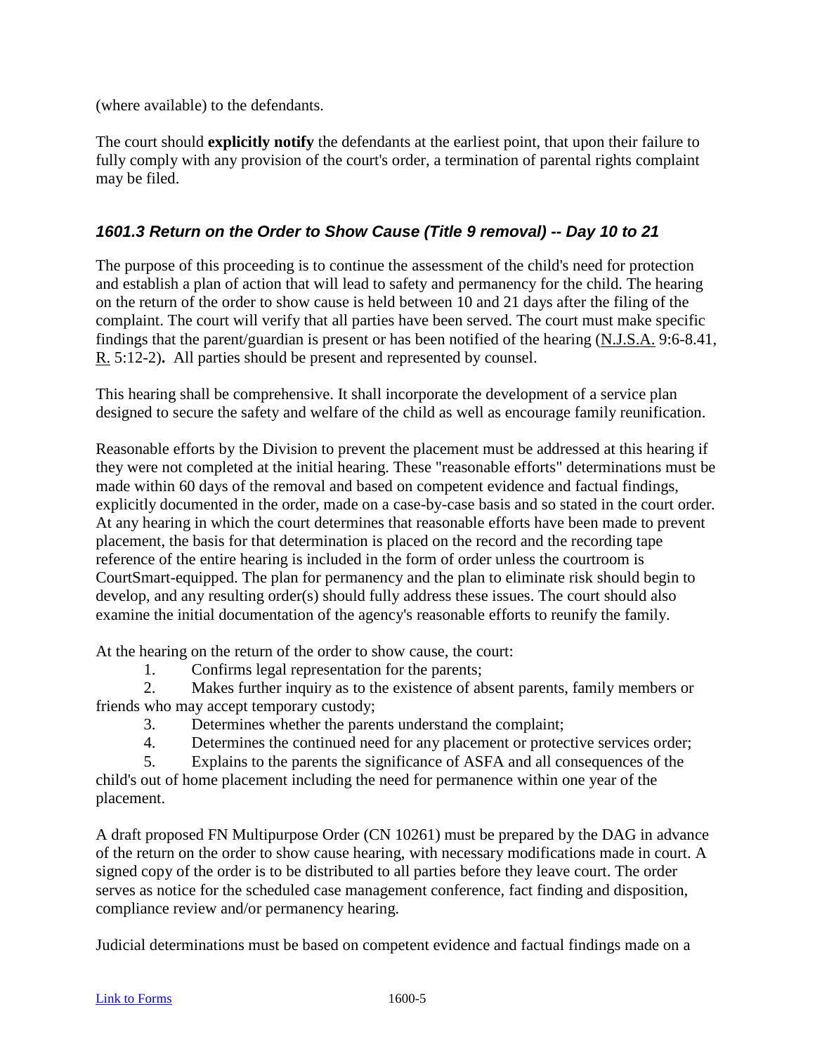(where available) to the defendants.

The court should **explicitly notify** the defendants at the earliest point, that upon their failure to fully comply with any provision of the court's order, a termination of parental rights complaint may be filed.

### *1601.3 Return on the Order to Show Cause (Title 9 removal) -- Day 10 to 21*

The purpose of this proceeding is to continue the assessment of the child's need for protection and establish a plan of action that will lead to safety and permanency for the child. The hearing on the return of the order to show cause is held between 10 and 21 days after the filing of the complaint. The court will verify that all parties have been served. The court must make specific findings that the parent/guardian is present or has been notified of the hearing (N.J.S.A. 9:6-8.41, R. 5:12-2). All parties should be present and represented by counsel.

This hearing shall be comprehensive. It shall incorporate the development of a service plan designed to secure the safety and welfare of the child as well as encourage family reunification.

Reasonable efforts by the Division to prevent the placement must be addressed at this hearing if they were not completed at the initial hearing. These "reasonable efforts" determinations must be made within 60 days of the removal and based on competent evidence and factual findings, explicitly documented in the order, made on a case-by-case basis and so stated in the court order. At any hearing in which the court determines that reasonable efforts have been made to prevent placement, the basis for that determination is placed on the record and the recording tape reference of the entire hearing is included in the form of order unless the courtroom is CourtSmart-equipped. The plan for permanency and the plan to eliminate risk should begin to develop, and any resulting order(s) should fully address these issues. The court should also examine the initial documentation of the agency's reasonable efforts to reunify the family.

At the hearing on the return of the order to show cause, the court:

1. Confirms legal representation for the parents;
2. Makes further inquiry as to the existence of absent parents, family members or friends who may accept temporary custody;
3. Determines whether the parents understand the complaint;
4. Determines the continued need for any placement or protective services order;
5. Explains to the parents the significance of ASFA and all consequences of the child's out of home placement including the need for permanence within one year of the placement.

A draft proposed FN Multipurpose Order (CN 10261) must be prepared by the DAG in advance of the return on the order to show cause hearing, with necessary modifications made in court. A signed copy of the order is to be distributed to all parties before they leave court. The order serves as notice for the scheduled case management conference, fact finding and disposition, compliance review and/or permanency hearing.

Judicial determinations must be based on competent evidence and factual findings made on a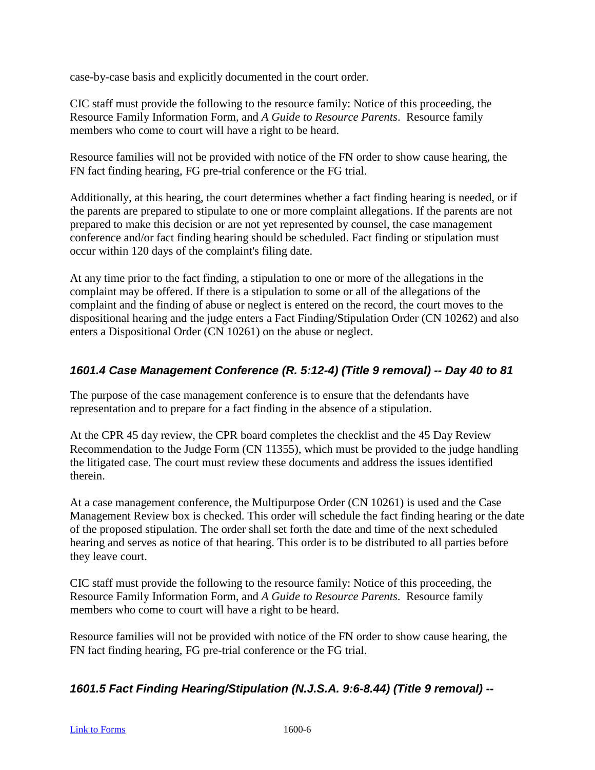case-by-case basis and explicitly documented in the court order.

CIC staff must provide the following to the resource family: Notice of this proceeding, the Resource Family Information Form, and *A Guide to Resource Parents*. Resource family members who come to court will have a right to be heard.

Resource families will not be provided with notice of the FN order to show cause hearing, the FN fact finding hearing, FG pre-trial conference or the FG trial.

Additionally, at this hearing, the court determines whether a fact finding hearing is needed, or if the parents are prepared to stipulate to one or more complaint allegations. If the parents are not prepared to make this decision or are not yet represented by counsel, the case management conference and/or fact finding hearing should be scheduled. Fact finding or stipulation must occur within 120 days of the complaint's filing date.

At any time prior to the fact finding, a stipulation to one or more of the allegations in the complaint may be offered. If there is a stipulation to some or all of the allegations of the complaint and the finding of abuse or neglect is entered on the record, the court moves to the dispositional hearing and the judge enters a Fact Finding/Stipulation Order (CN 10262) and also enters a Dispositional Order (CN 10261) on the abuse or neglect.

### *1601.4 Case Management Conference (R. 5:12-4) (Title 9 removal) -- Day 40 to 81*

The purpose of the case management conference is to ensure that the defendants have representation and to prepare for a fact finding in the absence of a stipulation.

At the CPR 45 day review, the CPR board completes the checklist and the 45 Day Review Recommendation to the Judge Form (CN 11355), which must be provided to the judge handling the litigated case. The court must review these documents and address the issues identified therein.

At a case management conference, the Multipurpose Order (CN 10261) is used and the Case Management Review box is checked. This order will schedule the fact finding hearing or the date of the proposed stipulation. The order shall set forth the date and time of the next scheduled hearing and serves as notice of that hearing. This order is to be distributed to all parties before they leave court.

CIC staff must provide the following to the resource family: Notice of this proceeding, the Resource Family Information Form, and *A Guide to Resource Parents*. Resource family members who come to court will have a right to be heard.

Resource families will not be provided with notice of the FN order to show cause hearing, the FN fact finding hearing, FG pre-trial conference or the FG trial.

### *1601.5 Fact Finding Hearing/Stipulation (N.J.S.A. 9:6-8.44) (Title 9 removal) --*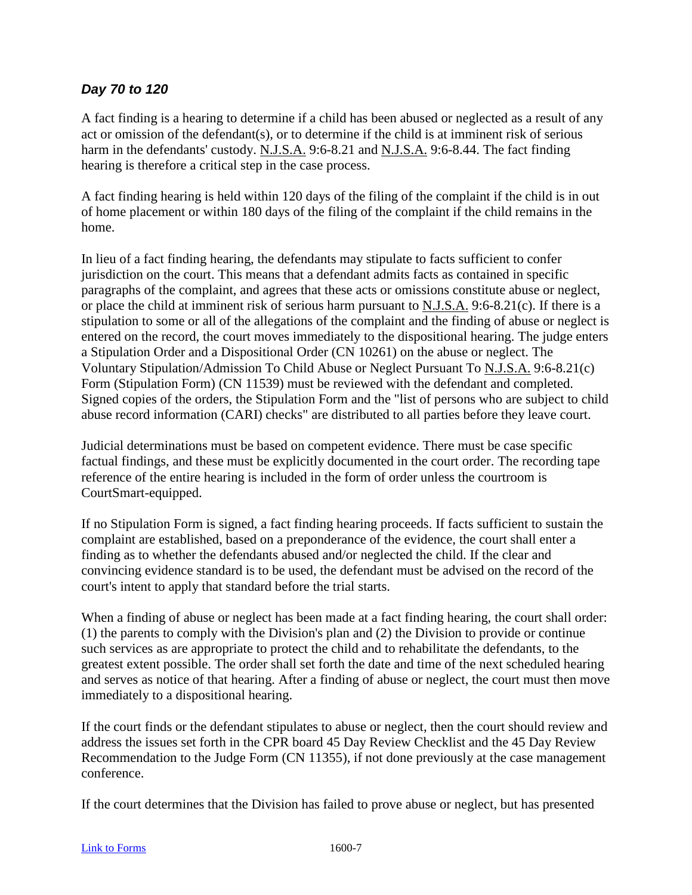### *Day 70 to 120*

A fact finding is a hearing to determine if a child has been abused or neglected as a result of any act or omission of the defendant(s), or to determine if the child is at imminent risk of serious harm in the defendants' custody. N.J.S.A. 9:6-8.21 and N.J.S.A. 9:6-8.44. The fact finding hearing is therefore a critical step in the case process.

A fact finding hearing is held within 120 days of the filing of the complaint if the child is in out of home placement or within 180 days of the filing of the complaint if the child remains in the home.

In lieu of a fact finding hearing, the defendants may stipulate to facts sufficient to confer jurisdiction on the court. This means that a defendant admits facts as contained in specific paragraphs of the complaint, and agrees that these acts or omissions constitute abuse or neglect, or place the child at imminent risk of serious harm pursuant to N.J.S.A. 9:6-8.21(c). If there is a stipulation to some or all of the allegations of the complaint and the finding of abuse or neglect is entered on the record, the court moves immediately to the dispositional hearing. The judge enters a Stipulation Order and a Dispositional Order (CN 10261) on the abuse or neglect. The Voluntary Stipulation/Admission To Child Abuse or Neglect Pursuant To N.J.S.A. 9:6-8.21(c) Form (Stipulation Form) (CN 11539) must be reviewed with the defendant and completed. Signed copies of the orders, the Stipulation Form and the "list of persons who are subject to child abuse record information (CARI) checks" are distributed to all parties before they leave court.

Judicial determinations must be based on competent evidence. There must be case specific factual findings, and these must be explicitly documented in the court order. The recording tape reference of the entire hearing is included in the form of order unless the courtroom is CourtSmart-equipped.

If no Stipulation Form is signed, a fact finding hearing proceeds. If facts sufficient to sustain the complaint are established, based on a preponderance of the evidence, the court shall enter a finding as to whether the defendants abused and/or neglected the child. If the clear and convincing evidence standard is to be used, the defendant must be advised on the record of the court's intent to apply that standard before the trial starts.

When a finding of abuse or neglect has been made at a fact finding hearing, the court shall order: (1) the parents to comply with the Division's plan and (2) the Division to provide or continue such services as are appropriate to protect the child and to rehabilitate the defendants, to the greatest extent possible. The order shall set forth the date and time of the next scheduled hearing and serves as notice of that hearing. After a finding of abuse or neglect, the court must then move immediately to a dispositional hearing.

If the court finds or the defendant stipulates to abuse or neglect, then the court should review and address the issues set forth in the CPR board 45 Day Review Checklist and the 45 Day Review Recommendation to the Judge Form (CN 11355), if not done previously at the case management conference.

If the court determines that the Division has failed to prove abuse or neglect, but has presented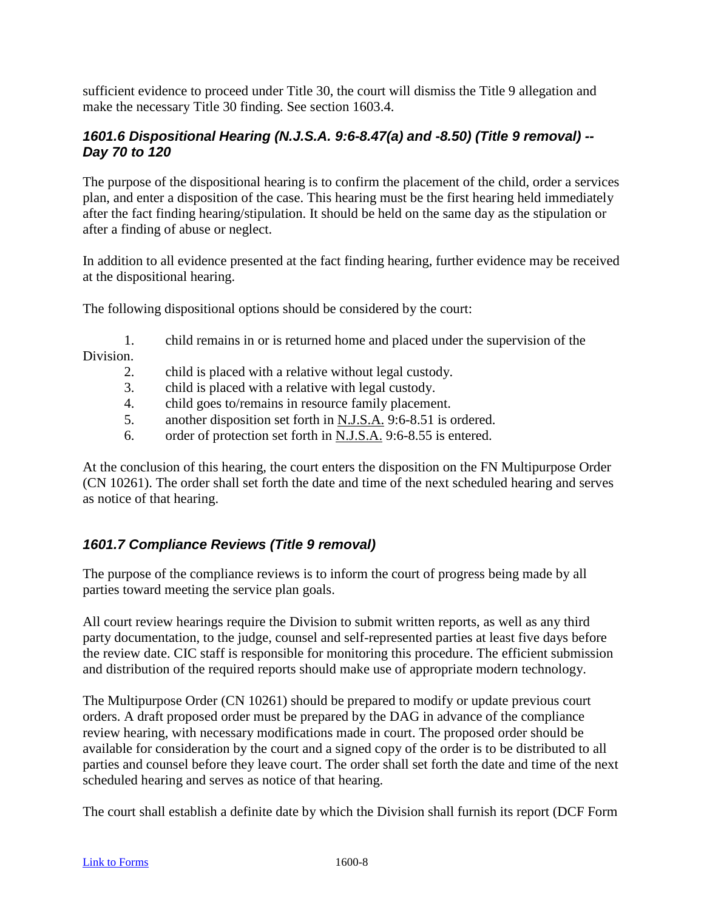sufficient evidence to proceed under Title 30, the court will dismiss the Title 9 allegation and make the necessary Title 30 finding. See section 1603.4.

### *1601.6 Dispositional Hearing (N.J.S.A. 9:6-8.47(a) and -8.50) (Title 9 removal) -- Day 70 to 120*

The purpose of the dispositional hearing is to confirm the placement of the child, order a services plan, and enter a disposition of the case. This hearing must be the first hearing held immediately after the fact finding hearing/stipulation. It should be held on the same day as the stipulation or after a finding of abuse or neglect.

In addition to all evidence presented at the fact finding hearing, further evidence may be received at the dispositional hearing.

The following dispositional options should be considered by the court:

1. child remains in or is returned home and placed under the supervision of the Division.
2. child is placed with a relative without legal custody.
3. child is placed with a relative with legal custody.
4. child goes to/remains in resource family placement.
5. another disposition set forth in N.J.S.A. 9:6-8.51 is ordered.
6. order of protection set forth in N.J.S.A. 9:6-8.55 is entered.

At the conclusion of this hearing, the court enters the disposition on the FN Multipurpose Order (CN 10261). The order shall set forth the date and time of the next scheduled hearing and serves as notice of that hearing.

### *1601.7 Compliance Reviews (Title 9 removal)*

The purpose of the compliance reviews is to inform the court of progress being made by all parties toward meeting the service plan goals.

All court review hearings require the Division to submit written reports, as well as any third party documentation, to the judge, counsel and self-represented parties at least five days before the review date. CIC staff is responsible for monitoring this procedure. The efficient submission and distribution of the required reports should make use of appropriate modern technology.

The Multipurpose Order (CN 10261) should be prepared to modify or update previous court orders. A draft proposed order must be prepared by the DAG in advance of the compliance review hearing, with necessary modifications made in court. The proposed order should be available for consideration by the court and a signed copy of the order is to be distributed to all parties and counsel before they leave court. The order shall set forth the date and time of the next scheduled hearing and serves as notice of that hearing.

The court shall establish a definite date by which the Division shall furnish its report (DCF Form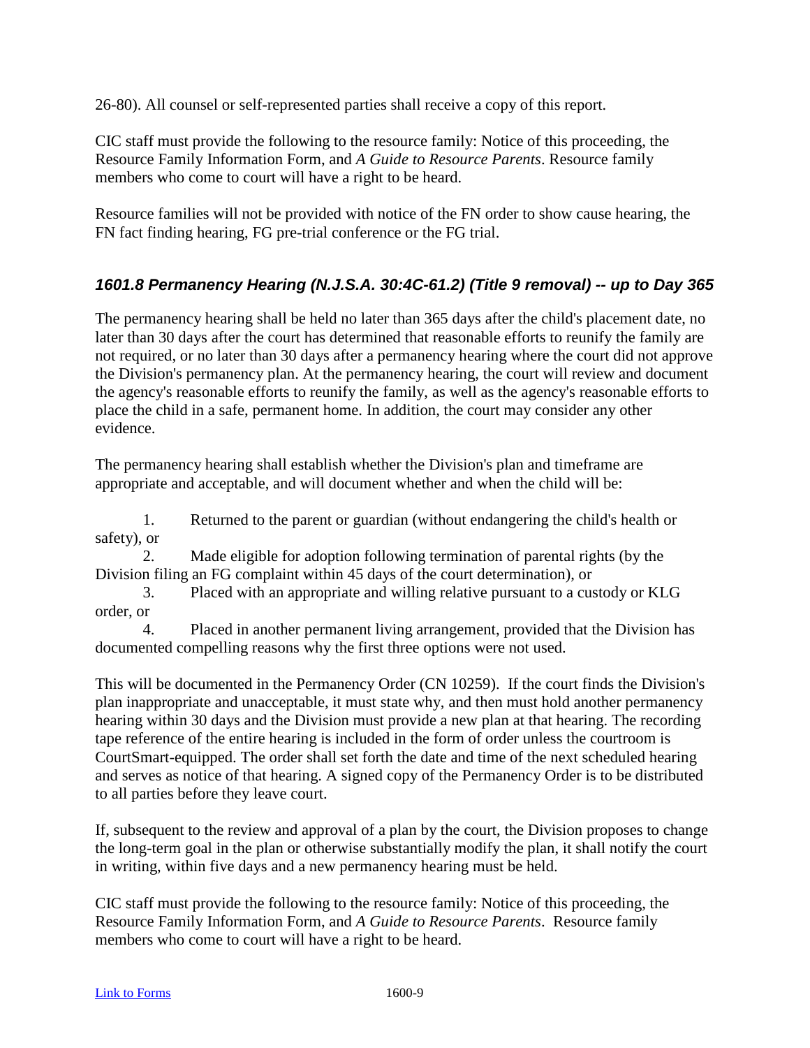26-80). All counsel or self-represented parties shall receive a copy of this report.

CIC staff must provide the following to the resource family: Notice of this proceeding, the Resource Family Information Form, and *A Guide to Resource Parents*. Resource family members who come to court will have a right to be heard.

Resource families will not be provided with notice of the FN order to show cause hearing, the FN fact finding hearing, FG pre-trial conference or the FG trial.

### *1601.8 Permanency Hearing (N.J.S.A. 30:4C-61.2) (Title 9 removal) -- up to Day 365*

The permanency hearing shall be held no later than 365 days after the child's placement date, no later than 30 days after the court has determined that reasonable efforts to reunify the family are not required, or no later than 30 days after a permanency hearing where the court did not approve the Division's permanency plan. At the permanency hearing, the court will review and document the agency's reasonable efforts to reunify the family, as well as the agency's reasonable efforts to place the child in a safe, permanent home. In addition, the court may consider any other evidence.

The permanency hearing shall establish whether the Division's plan and timeframe are appropriate and acceptable, and will document whether and when the child will be:

1. Returned to the parent or guardian (without endangering the child's health or safety), or
2. Made eligible for adoption following termination of parental rights (by the Division filing an FG complaint within 45 days of the court determination), or
3. Placed with an appropriate and willing relative pursuant to a custody or KLG order, or
4. Placed in another permanent living arrangement, provided that the Division has documented compelling reasons why the first three options were not used.

This will be documented in the Permanency Order (CN 10259). If the court finds the Division's plan inappropriate and unacceptable, it must state why, and then must hold another permanency hearing within 30 days and the Division must provide a new plan at that hearing. The recording tape reference of the entire hearing is included in the form of order unless the courtroom is CourtSmart-equipped. The order shall set forth the date and time of the next scheduled hearing and serves as notice of that hearing. A signed copy of the Permanency Order is to be distributed to all parties before they leave court.

If, subsequent to the review and approval of a plan by the court, the Division proposes to change the long-term goal in the plan or otherwise substantially modify the plan, it shall notify the court in writing, within five days and a new permanency hearing must be held.

CIC staff must provide the following to the resource family: Notice of this proceeding, the Resource Family Information Form, and *A Guide to Resource Parents*. Resource family members who come to court will have a right to be heard.

[Link to Forms](#)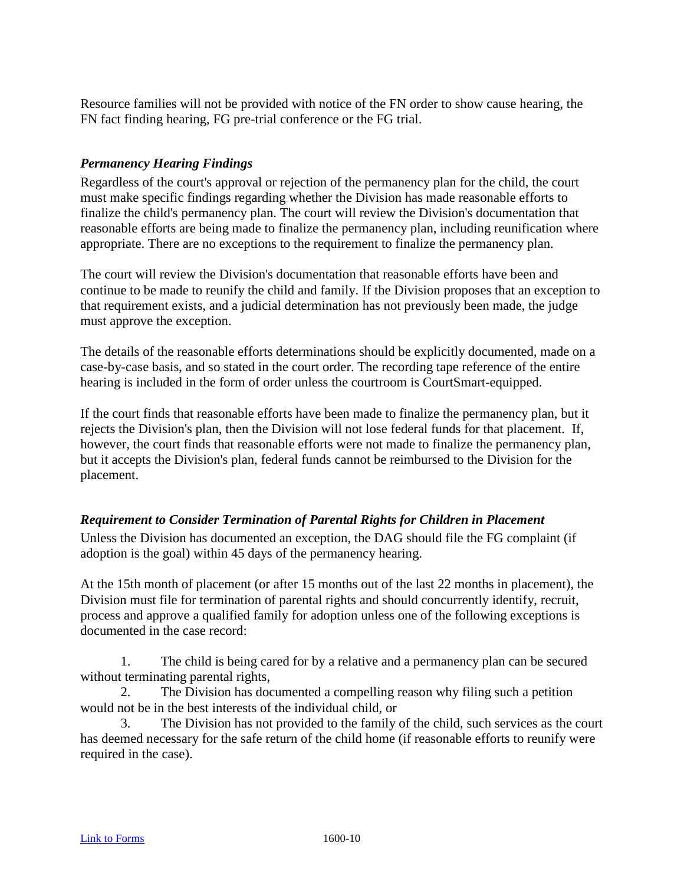Resource families will not be provided with notice of the FN order to show cause hearing, the FN fact finding hearing, FG pre-trial conference or the FG trial.

### *Permanency Hearing Findings*

Regardless of the court's approval or rejection of the permanency plan for the child, the court must make specific findings regarding whether the Division has made reasonable efforts to finalize the child's permanency plan. The court will review the Division's documentation that reasonable efforts are being made to finalize the permanency plan, including reunification where appropriate. There are no exceptions to the requirement to finalize the permanency plan.

The court will review the Division's documentation that reasonable efforts have been and continue to be made to reunify the child and family. If the Division proposes that an exception to that requirement exists, and a judicial determination has not previously been made, the judge must approve the exception.

The details of the reasonable efforts determinations should be explicitly documented, made on a case-by-case basis, and so stated in the court order. The recording tape reference of the entire hearing is included in the form of order unless the courtroom is CourtSmart-equipped.

If the court finds that reasonable efforts have been made to finalize the permanency plan, but it rejects the Division's plan, then the Division will not lose federal funds for that placement. If, however, the court finds that reasonable efforts were not made to finalize the permanency plan, but it accepts the Division's plan, federal funds cannot be reimbursed to the Division for the placement.

### *Requirement to Consider Termination of Parental Rights for Children in Placement*

Unless the Division has documented an exception, the DAG should file the FG complaint (if adoption is the goal) within 45 days of the permanency hearing.

At the 15th month of placement (or after 15 months out of the last 22 months in placement), the Division must file for termination of parental rights and should concurrently identify, recruit, process and approve a qualified family for adoption unless one of the following exceptions is documented in the case record:

1. The child is being cared for by a relative and a permanency plan can be secured without terminating parental rights,
2. The Division has documented a compelling reason why filing such a petition would not be in the best interests of the individual child, or
3. The Division has not provided to the family of the child, such services as the court has deemed necessary for the safe return of the child home (if reasonable efforts to reunify were required in the case).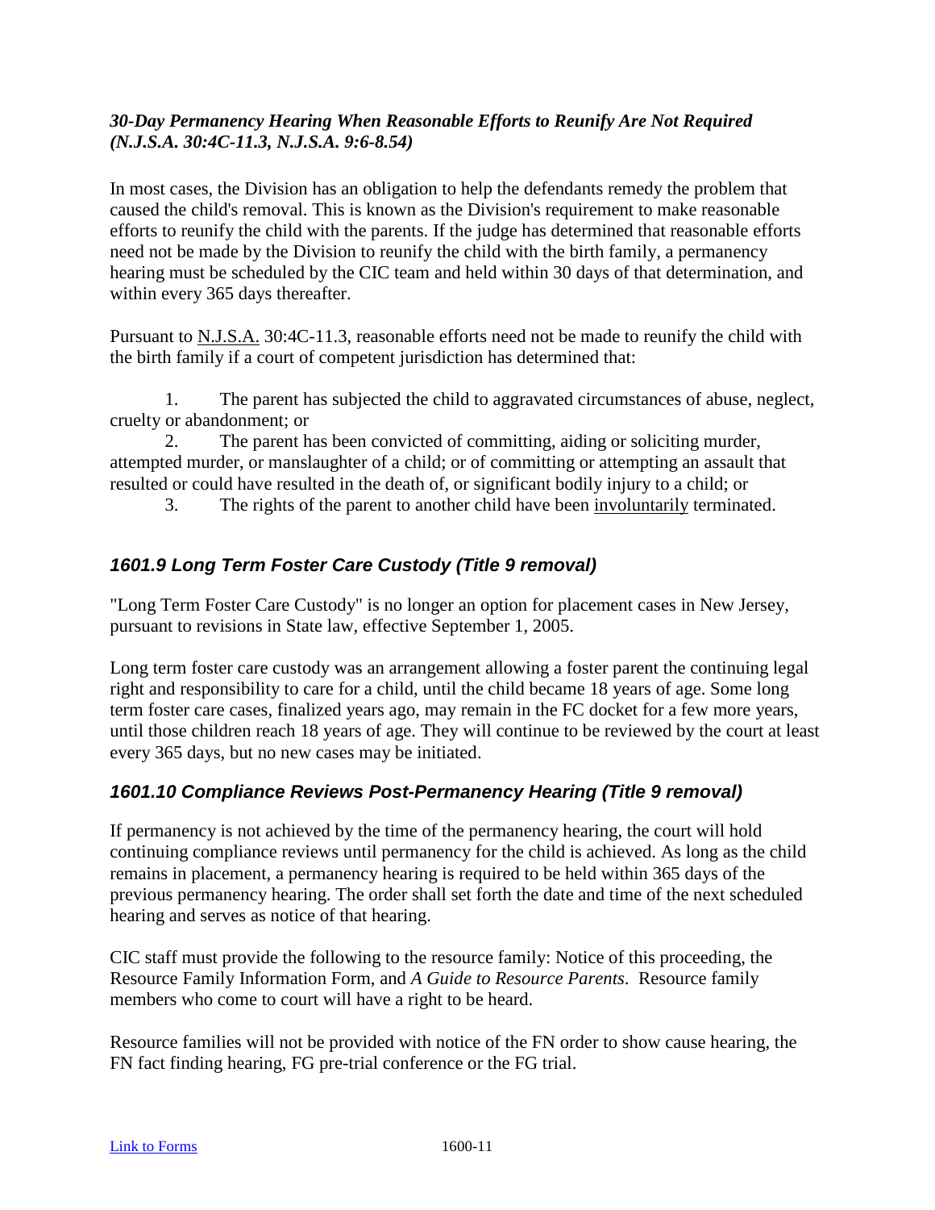### *30-Day Permanency Hearing When Reasonable Efforts to Reunify Are Not Required (N.J.S.A. 30:4C-11.3, N.J.S.A. 9:6-8.54)*

In most cases, the Division has an obligation to help the defendants remedy the problem that caused the child's removal. This is known as the Division's requirement to make reasonable efforts to reunify the child with the parents. If the judge has determined that reasonable efforts need not be made by the Division to reunify the child with the birth family, a permanency hearing must be scheduled by the CIC team and held within 30 days of that determination, and within every 365 days thereafter.

Pursuant to N.J.S.A. 30:4C-11.3, reasonable efforts need not be made to reunify the child with the birth family if a court of competent jurisdiction has determined that:

1. The parent has subjected the child to aggravated circumstances of abuse, neglect, cruelty or abandonment; or
2. The parent has been convicted of committing, aiding or soliciting murder, attempted murder, or manslaughter of a child; or of committing or attempting an assault that resulted or could have resulted in the death of, or significant bodily injury to a child; or
3. The rights of the parent to another child have been involuntarily terminated.

### *1601.9 Long Term Foster Care Custody (Title 9 removal)*

"Long Term Foster Care Custody" is no longer an option for placement cases in New Jersey, pursuant to revisions in State law, effective September 1, 2005.

Long term foster care custody was an arrangement allowing a foster parent the continuing legal right and responsibility to care for a child, until the child became 18 years of age. Some long term foster care cases, finalized years ago, may remain in the FC docket for a few more years, until those children reach 18 years of age. They will continue to be reviewed by the court at least every 365 days, but no new cases may be initiated.

### *1601.10 Compliance Reviews Post-Permanency Hearing (Title 9 removal)*

If permanency is not achieved by the time of the permanency hearing, the court will hold continuing compliance reviews until permanency for the child is achieved. As long as the child remains in placement, a permanency hearing is required to be held within 365 days of the previous permanency hearing. The order shall set forth the date and time of the next scheduled hearing and serves as notice of that hearing.

CIC staff must provide the following to the resource family: Notice of this proceeding, the Resource Family Information Form, and *A Guide to Resource Parents*. Resource family members who come to court will have a right to be heard.

Resource families will not be provided with notice of the FN order to show cause hearing, the FN fact finding hearing, FG pre-trial conference or the FG trial.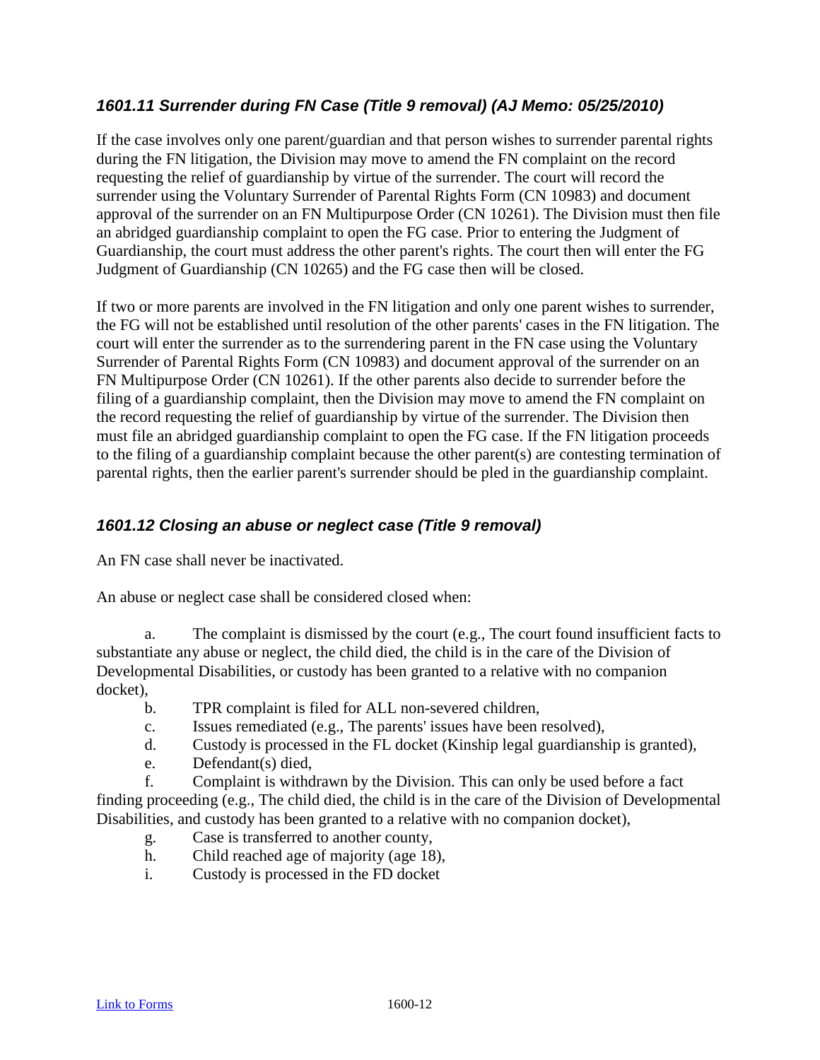### *1601.11 Surrender during FN Case (Title 9 removal) (AJ Memo: 05/25/2010)*

If the case involves only one parent/guardian and that person wishes to surrender parental rights during the FN litigation, the Division may move to amend the FN complaint on the record requesting the relief of guardianship by virtue of the surrender. The court will record the surrender using the Voluntary Surrender of Parental Rights Form (CN 10983) and document approval of the surrender on an FN Multipurpose Order (CN 10261). The Division must then file an abridged guardianship complaint to open the FG case. Prior to entering the Judgment of Guardianship, the court must address the other parent's rights. The court then will enter the FG Judgment of Guardianship (CN 10265) and the FG case then will be closed.

If two or more parents are involved in the FN litigation and only one parent wishes to surrender, the FG will not be established until resolution of the other parents' cases in the FN litigation. The court will enter the surrender as to the surrendering parent in the FN case using the Voluntary Surrender of Parental Rights Form (CN 10983) and document approval of the surrender on an FN Multipurpose Order (CN 10261). If the other parents also decide to surrender before the filing of a guardianship complaint, then the Division may move to amend the FN complaint on the record requesting the relief of guardianship by virtue of the surrender. The Division then must file an abridged guardianship complaint to open the FG case. If the FN litigation proceeds to the filing of a guardianship complaint because the other parent(s) are contesting termination of parental rights, then the earlier parent's surrender should be pled in the guardianship complaint.

### *1601.12 Closing an abuse or neglect case (Title 9 removal)*

An FN case shall never be inactivated.

An abuse or neglect case shall be considered closed when:

a. The complaint is dismissed by the court (e.g., The court found insufficient facts to substantiate any abuse or neglect, the child died, the child is in the care of the Division of Developmental Disabilities, or custody has been granted to a relative with no companion docket),

b. TPR complaint is filed for ALL non-severed children,

c. Issues remediated (e.g., The parents' issues have been resolved),

d. Custody is processed in the FL docket (Kinship legal guardianship is granted),

e. Defendant(s) died,

f. Complaint is withdrawn by the Division. This can only be used before a fact finding proceeding (e.g., The child died, the child is in the care of the Division of Developmental Disabilities, and custody has been granted to a relative with no companion docket),

g. Case is transferred to another county,

h. Child reached age of majority (age 18),

i. Custody is processed in the FD docket

[Link to Forms]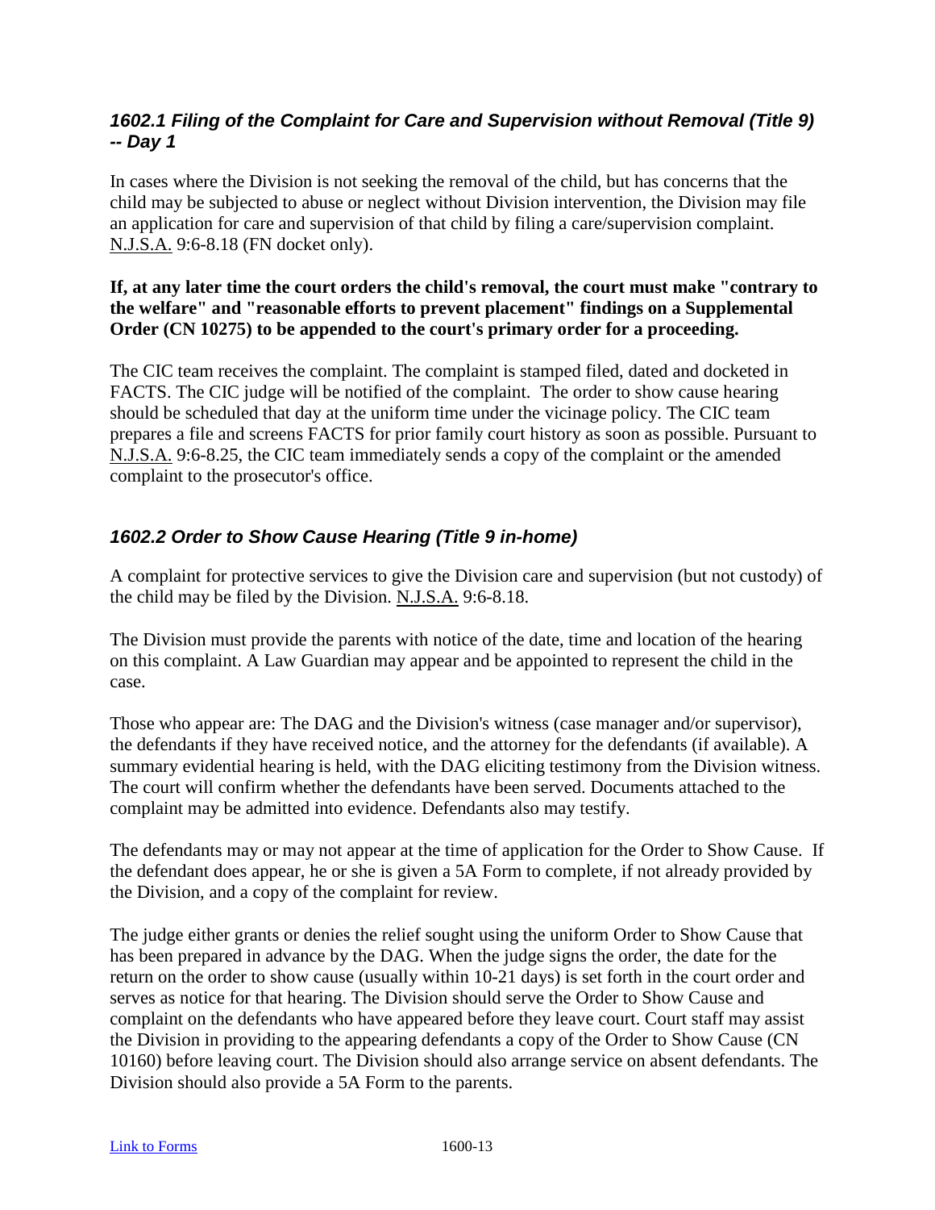### *1602.1 Filing of the Complaint for Care and Supervision without Removal (Title 9) -- Day 1*

In cases where the Division is not seeking the removal of the child, but has concerns that the child may be subjected to abuse or neglect without Division intervention, the Division may file an application for care and supervision of that child by filing a care/supervision complaint. N.J.S.A. 9:6-8.18 (FN docket only).

**If, at any later time the court orders the child's removal, the court must make "contrary to the welfare" and "reasonable efforts to prevent placement" findings on a Supplemental Order (CN 10275) to be appended to the court's primary order for a proceeding.**

The CIC team receives the complaint. The complaint is stamped filed, dated and docketed in FACTS. The CIC judge will be notified of the complaint. The order to show cause hearing should be scheduled that day at the uniform time under the vicinage policy. The CIC team prepares a file and screens FACTS for prior family court history as soon as possible. Pursuant to N.J.S.A. 9:6-8.25, the CIC team immediately sends a copy of the complaint or the amended complaint to the prosecutor's office.

### *1602.2 Order to Show Cause Hearing (Title 9 in-home)*

A complaint for protective services to give the Division care and supervision (but not custody) of the child may be filed by the Division. N.J.S.A. 9:6-8.18.

The Division must provide the parents with notice of the date, time and location of the hearing on this complaint. A Law Guardian may appear and be appointed to represent the child in the case.

Those who appear are: The DAG and the Division's witness (case manager and/or supervisor), the defendants if they have received notice, and the attorney for the defendants (if available). A summary evidential hearing is held, with the DAG eliciting testimony from the Division witness. The court will confirm whether the defendants have been served. Documents attached to the complaint may be admitted into evidence. Defendants also may testify.

The defendants may or may not appear at the time of application for the Order to Show Cause. If the defendant does appear, he or she is given a 5A Form to complete, if not already provided by the Division, and a copy of the complaint for review.

The judge either grants or denies the relief sought using the uniform Order to Show Cause that has been prepared in advance by the DAG. When the judge signs the order, the date for the return on the order to show cause (usually within 10-21 days) is set forth in the court order and serves as notice for that hearing. The Division should serve the Order to Show Cause and complaint on the defendants who have appeared before they leave court. Court staff may assist the Division in providing to the appearing defendants a copy of the Order to Show Cause (CN 10160) before leaving court. The Division should also arrange service on absent defendants. The Division should also provide a 5A Form to the parents.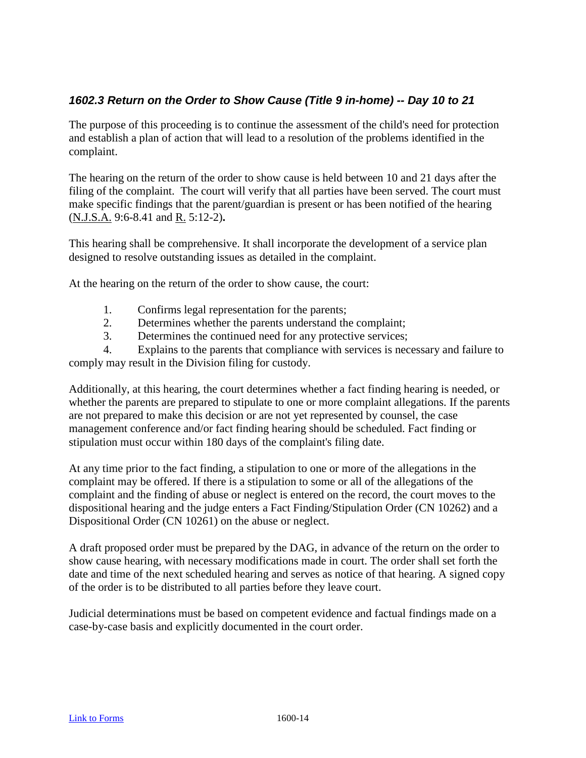### *1602.3 Return on the Order to Show Cause (Title 9 in-home) -- Day 10 to 21*

The purpose of this proceeding is to continue the assessment of the child's need for protection and establish a plan of action that will lead to a resolution of the problems identified in the complaint.

The hearing on the return of the order to show cause is held between 10 and 21 days after the filing of the complaint. The court will verify that all parties have been served. The court must make specific findings that the parent/guardian is present or has been notified of the hearing (N.J.S.A. 9:6-8.41 and R. 5:12-2)**.**

This hearing shall be comprehensive. It shall incorporate the development of a service plan designed to resolve outstanding issues as detailed in the complaint.

At the hearing on the return of the order to show cause, the court:

1. Confirms legal representation for the parents;
2. Determines whether the parents understand the complaint;
3. Determines the continued need for any protective services;
4. Explains to the parents that compliance with services is necessary and failure to comply may result in the Division filing for custody.

Additionally, at this hearing, the court determines whether a fact finding hearing is needed, or whether the parents are prepared to stipulate to one or more complaint allegations. If the parents are not prepared to make this decision or are not yet represented by counsel, the case management conference and/or fact finding hearing should be scheduled. Fact finding or stipulation must occur within 180 days of the complaint's filing date.

At any time prior to the fact finding, a stipulation to one or more of the allegations in the complaint may be offered. If there is a stipulation to some or all of the allegations of the complaint and the finding of abuse or neglect is entered on the record, the court moves to the dispositional hearing and the judge enters a Fact Finding/Stipulation Order (CN 10262) and a Dispositional Order (CN 10261) on the abuse or neglect.

A draft proposed order must be prepared by the DAG, in advance of the return on the order to show cause hearing, with necessary modifications made in court. The order shall set forth the date and time of the next scheduled hearing and serves as notice of that hearing. A signed copy of the order is to be distributed to all parties before they leave court.

Judicial determinations must be based on competent evidence and factual findings made on a case-by-case basis and explicitly documented in the court order.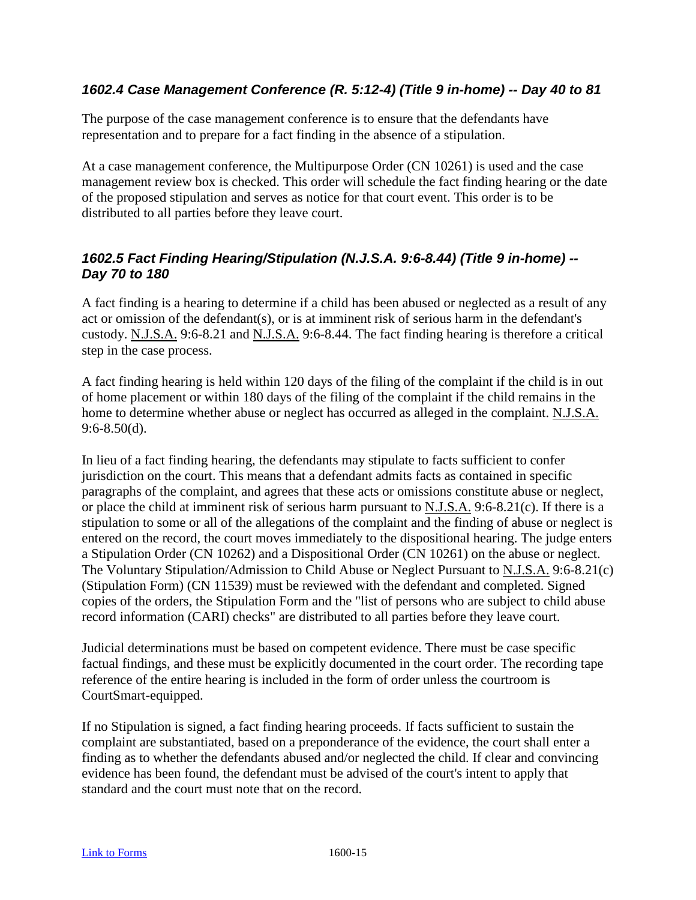### *1602.4 Case Management Conference (R. 5:12-4) (Title 9 in-home) -- Day 40 to 81*

The purpose of the case management conference is to ensure that the defendants have representation and to prepare for a fact finding in the absence of a stipulation.

At a case management conference, the Multipurpose Order (CN 10261) is used and the case management review box is checked. This order will schedule the fact finding hearing or the date of the proposed stipulation and serves as notice for that court event. This order is to be distributed to all parties before they leave court.

### *1602.5 Fact Finding Hearing/Stipulation (N.J.S.A. 9:6-8.44) (Title 9 in-home) -- Day 70 to 180*

A fact finding is a hearing to determine if a child has been abused or neglected as a result of any act or omission of the defendant(s), or is at imminent risk of serious harm in the defendant's custody. N.J.S.A. 9:6-8.21 and N.J.S.A. 9:6-8.44. The fact finding hearing is therefore a critical step in the case process.

A fact finding hearing is held within 120 days of the filing of the complaint if the child is in out of home placement or within 180 days of the filing of the complaint if the child remains in the home to determine whether abuse or neglect has occurred as alleged in the complaint. N.J.S.A. 9:6-8.50(d).

In lieu of a fact finding hearing, the defendants may stipulate to facts sufficient to confer jurisdiction on the court. This means that a defendant admits facts as contained in specific paragraphs of the complaint, and agrees that these acts or omissions constitute abuse or neglect, or place the child at imminent risk of serious harm pursuant to N.J.S.A. 9:6-8.21(c). If there is a stipulation to some or all of the allegations of the complaint and the finding of abuse or neglect is entered on the record, the court moves immediately to the dispositional hearing. The judge enters a Stipulation Order (CN 10262) and a Dispositional Order (CN 10261) on the abuse or neglect. The Voluntary Stipulation/Admission to Child Abuse or Neglect Pursuant to N.J.S.A. 9:6-8.21(c) (Stipulation Form) (CN 11539) must be reviewed with the defendant and completed. Signed copies of the orders, the Stipulation Form and the "list of persons who are subject to child abuse record information (CARI) checks" are distributed to all parties before they leave court.

Judicial determinations must be based on competent evidence. There must be case specific factual findings, and these must be explicitly documented in the court order. The recording tape reference of the entire hearing is included in the form of order unless the courtroom is CourtSmart-equipped.

If no Stipulation is signed, a fact finding hearing proceeds. If facts sufficient to sustain the complaint are substantiated, based on a preponderance of the evidence, the court shall enter a finding as to whether the defendants abused and/or neglected the child. If clear and convincing evidence has been found, the defendant must be advised of the court's intent to apply that standard and the court must note that on the record.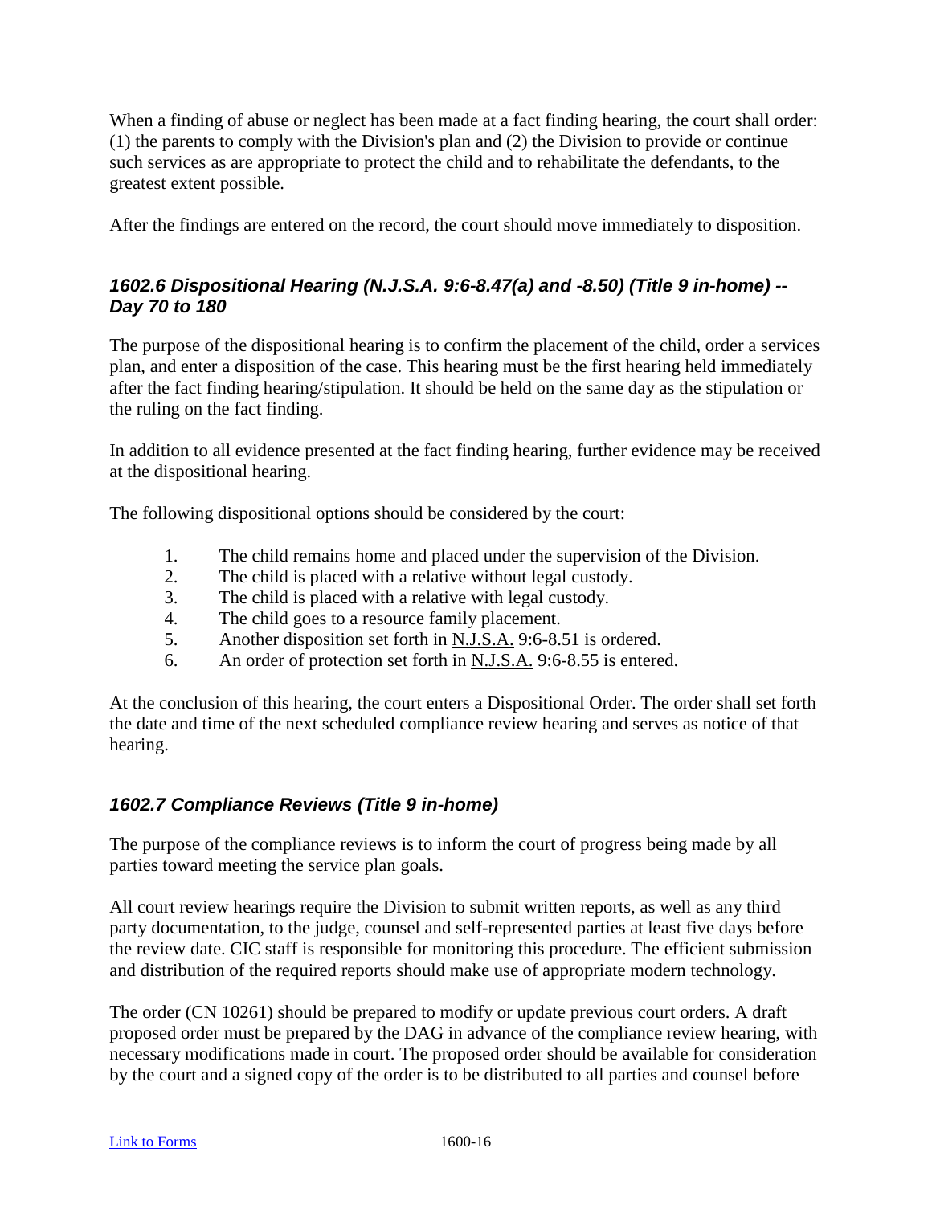When a finding of abuse or neglect has been made at a fact finding hearing, the court shall order: (1) the parents to comply with the Division's plan and (2) the Division to provide or continue such services as are appropriate to protect the child and to rehabilitate the defendants, to the greatest extent possible.

After the findings are entered on the record, the court should move immediately to disposition.

### *1602.6 Dispositional Hearing (N.J.S.A. 9:6-8.47(a) and -8.50) (Title 9 in-home) -- Day 70 to 180*

The purpose of the dispositional hearing is to confirm the placement of the child, order a services plan, and enter a disposition of the case. This hearing must be the first hearing held immediately after the fact finding hearing/stipulation. It should be held on the same day as the stipulation or the ruling on the fact finding.

In addition to all evidence presented at the fact finding hearing, further evidence may be received at the dispositional hearing.

The following dispositional options should be considered by the court:

1. The child remains home and placed under the supervision of the Division.
2. The child is placed with a relative without legal custody.
3. The child is placed with a relative with legal custody.
4. The child goes to a resource family placement.
5. Another disposition set forth in N.J.S.A. 9:6-8.51 is ordered.
6. An order of protection set forth in N.J.S.A. 9:6-8.55 is entered.

At the conclusion of this hearing, the court enters a Dispositional Order. The order shall set forth the date and time of the next scheduled compliance review hearing and serves as notice of that hearing.

### *1602.7 Compliance Reviews (Title 9 in-home)*

The purpose of the compliance reviews is to inform the court of progress being made by all parties toward meeting the service plan goals.

All court review hearings require the Division to submit written reports, as well as any third party documentation, to the judge, counsel and self-represented parties at least five days before the review date. CIC staff is responsible for monitoring this procedure. The efficient submission and distribution of the required reports should make use of appropriate modern technology.

The order (CN 10261) should be prepared to modify or update previous court orders. A draft proposed order must be prepared by the DAG in advance of the compliance review hearing, with necessary modifications made in court. The proposed order should be available for consideration by the court and a signed copy of the order is to be distributed to all parties and counsel before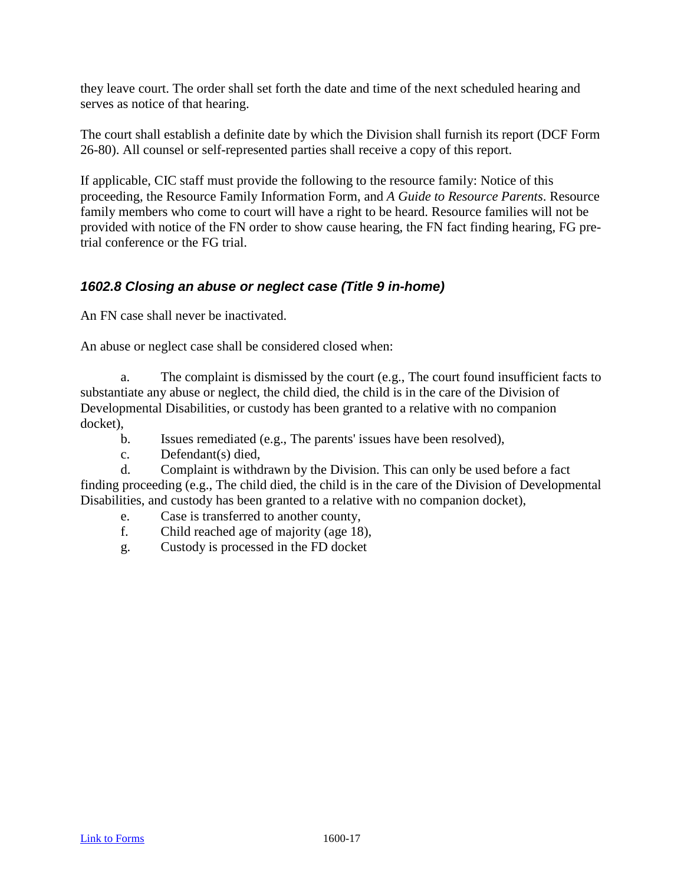they leave court. The order shall set forth the date and time of the next scheduled hearing and serves as notice of that hearing.

The court shall establish a definite date by which the Division shall furnish its report (DCF Form 26-80). All counsel or self-represented parties shall receive a copy of this report.

If applicable, CIC staff must provide the following to the resource family: Notice of this proceeding, the Resource Family Information Form, and *A Guide to Resource Parents*. Resource family members who come to court will have a right to be heard. Resource families will not be provided with notice of the FN order to show cause hearing, the FN fact finding hearing, FG pre-trial conference or the FG trial.

### *1602.8 Closing an abuse or neglect case (Title 9 in-home)*

An FN case shall never be inactivated.

An abuse or neglect case shall be considered closed when:

a. The complaint is dismissed by the court (e.g., The court found insufficient facts to substantiate any abuse or neglect, the child died, the child is in the care of the Division of Developmental Disabilities, or custody has been granted to a relative with no companion docket),

b. Issues remediated (e.g., The parents' issues have been resolved),

c. Defendant(s) died,

d. Complaint is withdrawn by the Division. This can only be used before a fact finding proceeding (e.g., The child died, the child is in the care of the Division of Developmental Disabilities, and custody has been granted to a relative with no companion docket),

e. Case is transferred to another county,

f. Child reached age of majority (age 18),

g. Custody is processed in the FD docket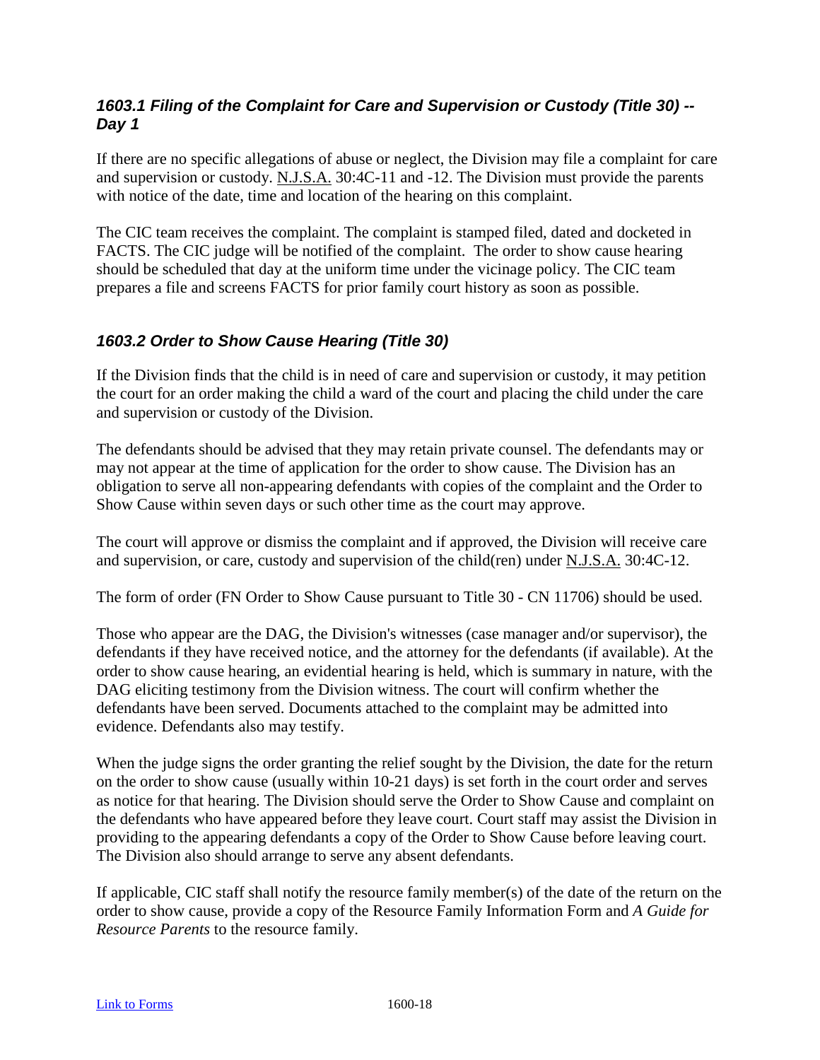### *1603.1 Filing of the Complaint for Care and Supervision or Custody (Title 30) -- Day 1*

If there are no specific allegations of abuse or neglect, the Division may file a complaint for care and supervision or custody. N.J.S.A. 30:4C-11 and -12. The Division must provide the parents with notice of the date, time and location of the hearing on this complaint.

The CIC team receives the complaint. The complaint is stamped filed, dated and docketed in FACTS. The CIC judge will be notified of the complaint. The order to show cause hearing should be scheduled that day at the uniform time under the vicinage policy. The CIC team prepares a file and screens FACTS for prior family court history as soon as possible.

### *1603.2 Order to Show Cause Hearing (Title 30)*

If the Division finds that the child is in need of care and supervision or custody, it may petition the court for an order making the child a ward of the court and placing the child under the care and supervision or custody of the Division.

The defendants should be advised that they may retain private counsel. The defendants may or may not appear at the time of application for the order to show cause. The Division has an obligation to serve all non-appearing defendants with copies of the complaint and the Order to Show Cause within seven days or such other time as the court may approve.

The court will approve or dismiss the complaint and if approved, the Division will receive care and supervision, or care, custody and supervision of the child(ren) under N.J.S.A. 30:4C-12.

The form of order (FN Order to Show Cause pursuant to Title 30 - CN 11706) should be used.

Those who appear are the DAG, the Division's witnesses (case manager and/or supervisor), the defendants if they have received notice, and the attorney for the defendants (if available). At the order to show cause hearing, an evidential hearing is held, which is summary in nature, with the DAG eliciting testimony from the Division witness. The court will confirm whether the defendants have been served. Documents attached to the complaint may be admitted into evidence. Defendants also may testify.

When the judge signs the order granting the relief sought by the Division, the date for the return on the order to show cause (usually within 10-21 days) is set forth in the court order and serves as notice for that hearing. The Division should serve the Order to Show Cause and complaint on the defendants who have appeared before they leave court. Court staff may assist the Division in providing to the appearing defendants a copy of the Order to Show Cause before leaving court. The Division also should arrange to serve any absent defendants.

If applicable, CIC staff shall notify the resource family member(s) of the date of the return on the order to show cause, provide a copy of the Resource Family Information Form and *A Guide for Resource Parents* to the resource family.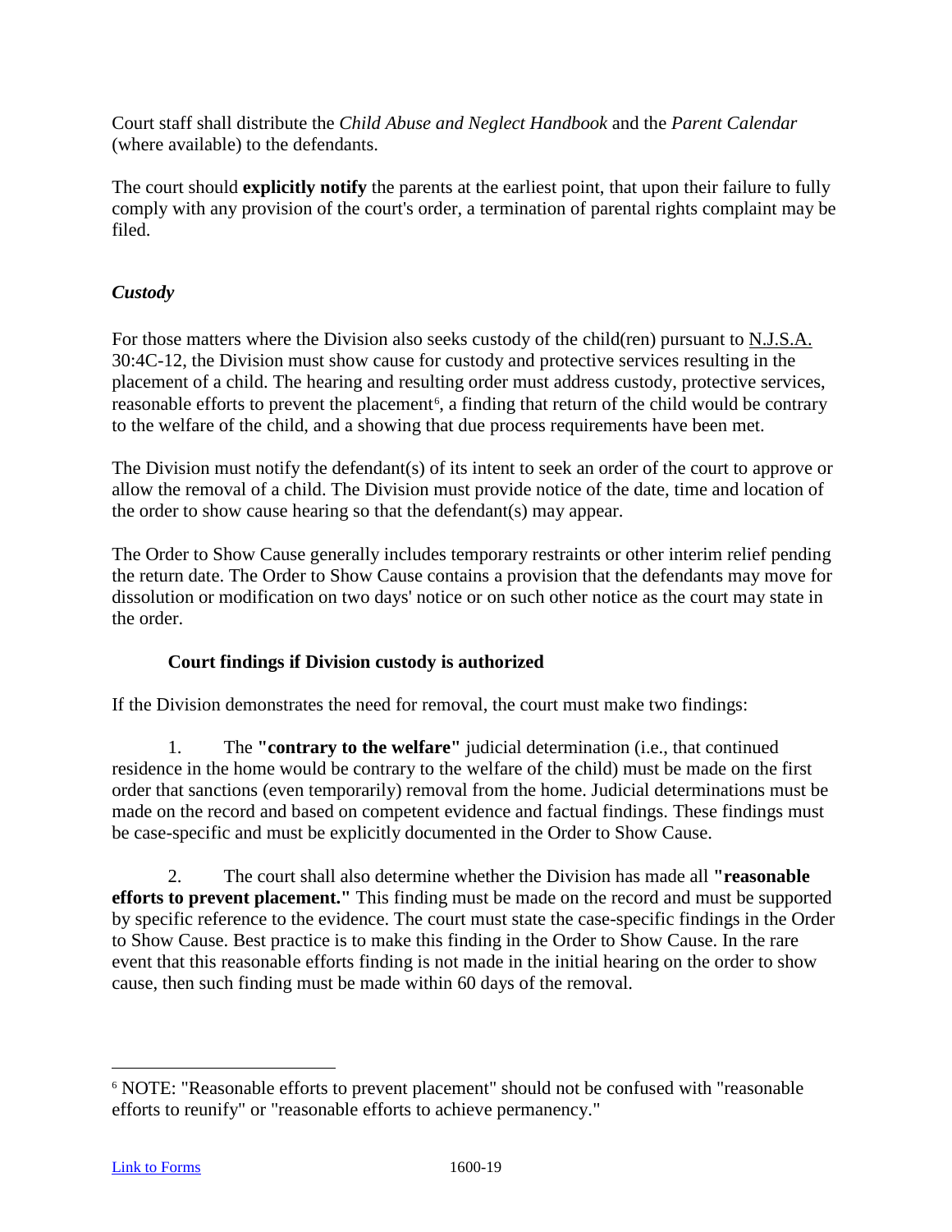Court staff shall distribute the *Child Abuse and Neglect Handbook* and the *Parent Calendar* (where available) to the defendants.

The court should **explicitly notify** the parents at the earliest point, that upon their failure to fully comply with any provision of the court's order, a termination of parental rights complaint may be filed.

### *Custody*

For those matters where the Division also seeks custody of the child(ren) pursuant to N.J.S.A. 30:4C-12, the Division must show cause for custody and protective services resulting in the placement of a child. The hearing and resulting order must address custody, protective services, reasonable efforts to prevent the placement[6], a finding that return of the child would be contrary to the welfare of the child, and a showing that due process requirements have been met.

The Division must notify the defendant(s) of its intent to seek an order of the court to approve or allow the removal of a child. The Division must provide notice of the date, time and location of the order to show cause hearing so that the defendant(s) may appear.

The Order to Show Cause generally includes temporary restraints or other interim relief pending the return date. The Order to Show Cause contains a provision that the defendants may move for dissolution or modification on two days' notice or on such other notice as the court may state in the order.

#### Court findings if Division custody is authorized

If the Division demonstrates the need for removal, the court must make two findings:

1. The **"contrary to the welfare"** judicial determination (i.e., that continued residence in the home would be contrary to the welfare of the child) must be made on the first order that sanctions (even temporarily) removal from the home. Judicial determinations must be made on the record and based on competent evidence and factual findings. These findings must be case-specific and must be explicitly documented in the Order to Show Cause.

2. The court shall also determine whether the Division has made all **"reasonable efforts to prevent placement."** This finding must be made on the record and must be supported by specific reference to the evidence. The court must state the case-specific findings in the Order to Show Cause. Best practice is to make this finding in the Order to Show Cause. In the rare event that this reasonable efforts finding is not made in the initial hearing on the order to show cause, then such finding must be made within 60 days of the removal.

---

[6] NOTE: "Reasonable efforts to prevent placement" should not be confused with "reasonable efforts to reunify" or "reasonable efforts to achieve permanency."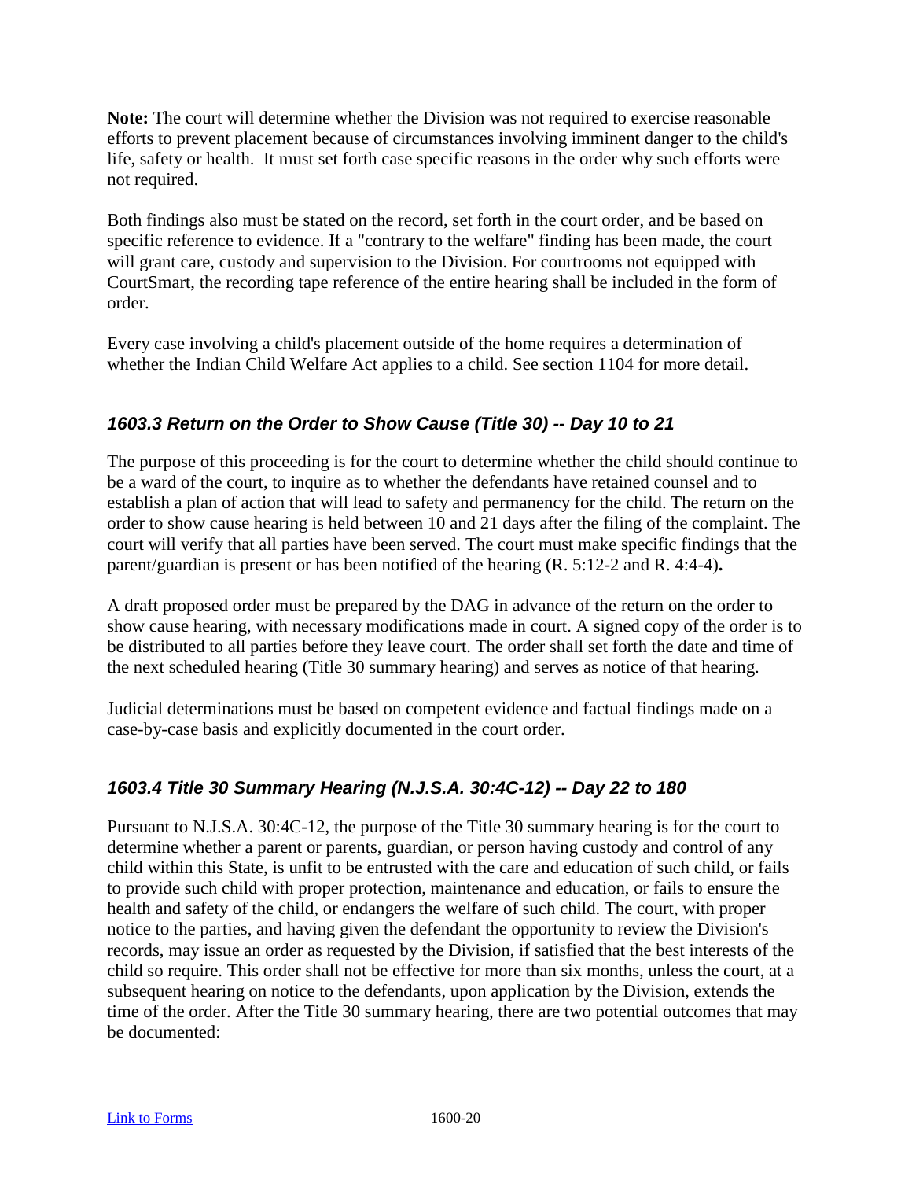**Note:** The court will determine whether the Division was not required to exercise reasonable efforts to prevent placement because of circumstances involving imminent danger to the child's life, safety or health. It must set forth case specific reasons in the order why such efforts were not required.

Both findings also must be stated on the record, set forth in the court order, and be based on specific reference to evidence. If a "contrary to the welfare" finding has been made, the court will grant care, custody and supervision to the Division. For courtrooms not equipped with CourtSmart, the recording tape reference of the entire hearing shall be included in the form of order.

Every case involving a child's placement outside of the home requires a determination of whether the Indian Child Welfare Act applies to a child. See section 1104 for more detail.

### *1603.3 Return on the Order to Show Cause (Title 30) -- Day 10 to 21*

The purpose of this proceeding is for the court to determine whether the child should continue to be a ward of the court, to inquire as to whether the defendants have retained counsel and to establish a plan of action that will lead to safety and permanency for the child. The return on the order to show cause hearing is held between 10 and 21 days after the filing of the complaint. The court will verify that all parties have been served. The court must make specific findings that the parent/guardian is present or has been notified of the hearing (R. 5:12-2 and R. 4:4-4)**.**

A draft proposed order must be prepared by the DAG in advance of the return on the order to show cause hearing, with necessary modifications made in court. A signed copy of the order is to be distributed to all parties before they leave court. The order shall set forth the date and time of the next scheduled hearing (Title 30 summary hearing) and serves as notice of that hearing.

Judicial determinations must be based on competent evidence and factual findings made on a case-by-case basis and explicitly documented in the court order.

### *1603.4 Title 30 Summary Hearing (N.J.S.A. 30:4C-12) -- Day 22 to 180*

Pursuant to N.J.S.A. 30:4C-12, the purpose of the Title 30 summary hearing is for the court to determine whether a parent or parents, guardian, or person having custody and control of any child within this State, is unfit to be entrusted with the care and education of such child, or fails to provide such child with proper protection, maintenance and education, or fails to ensure the health and safety of the child, or endangers the welfare of such child. The court, with proper notice to the parties, and having given the defendant the opportunity to review the Division's records, may issue an order as requested by the Division, if satisfied that the best interests of the child so require. This order shall not be effective for more than six months, unless the court, at a subsequent hearing on notice to the defendants, upon application by the Division, extends the time of the order. After the Title 30 summary hearing, there are two potential outcomes that may be documented: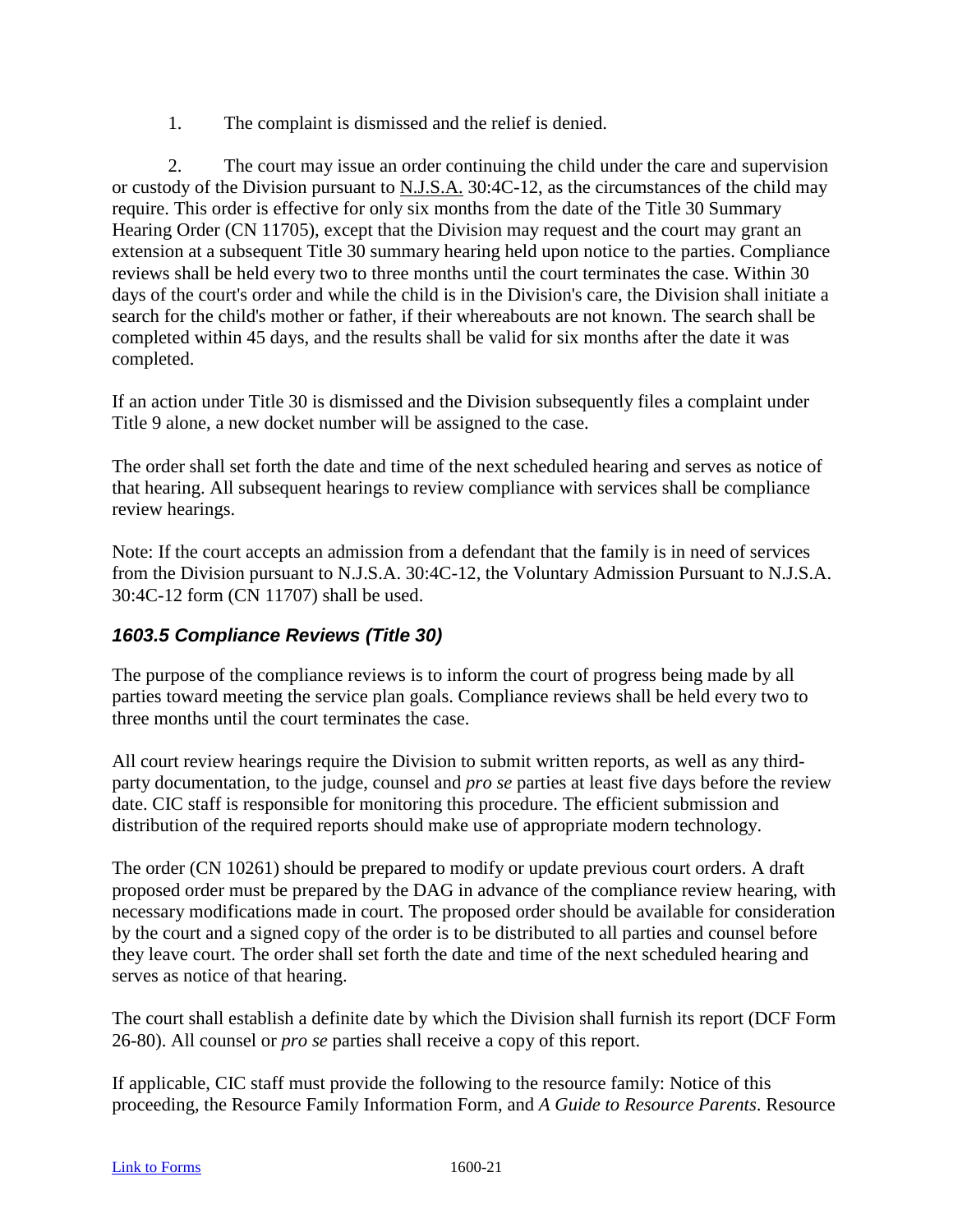1. The complaint is dismissed and the relief is denied.

2. The court may issue an order continuing the child under the care and supervision or custody of the Division pursuant to N.J.S.A. 30:4C-12, as the circumstances of the child may require. This order is effective for only six months from the date of the Title 30 Summary Hearing Order (CN 11705), except that the Division may request and the court may grant an extension at a subsequent Title 30 summary hearing held upon notice to the parties. Compliance reviews shall be held every two to three months until the court terminates the case. Within 30 days of the court's order and while the child is in the Division's care, the Division shall initiate a search for the child's mother or father, if their whereabouts are not known. The search shall be completed within 45 days, and the results shall be valid for six months after the date it was completed.

If an action under Title 30 is dismissed and the Division subsequently files a complaint under Title 9 alone, a new docket number will be assigned to the case.

The order shall set forth the date and time of the next scheduled hearing and serves as notice of that hearing. All subsequent hearings to review compliance with services shall be compliance review hearings.

Note: If the court accepts an admission from a defendant that the family is in need of services from the Division pursuant to N.J.S.A. 30:4C-12, the Voluntary Admission Pursuant to N.J.S.A. 30:4C-12 form (CN 11707) shall be used.

### *1603.5 Compliance Reviews (Title 30)*

The purpose of the compliance reviews is to inform the court of progress being made by all parties toward meeting the service plan goals. Compliance reviews shall be held every two to three months until the court terminates the case.

All court review hearings require the Division to submit written reports, as well as any third-party documentation, to the judge, counsel and *pro se* parties at least five days before the review date. CIC staff is responsible for monitoring this procedure. The efficient submission and distribution of the required reports should make use of appropriate modern technology.

The order (CN 10261) should be prepared to modify or update previous court orders. A draft proposed order must be prepared by the DAG in advance of the compliance review hearing, with necessary modifications made in court. The proposed order should be available for consideration by the court and a signed copy of the order is to be distributed to all parties and counsel before they leave court. The order shall set forth the date and time of the next scheduled hearing and serves as notice of that hearing.

The court shall establish a definite date by which the Division shall furnish its report (DCF Form 26-80). All counsel or *pro se* parties shall receive a copy of this report.

If applicable, CIC staff must provide the following to the resource family: Notice of this proceeding, the Resource Family Information Form, and *A Guide to Resource Parents*. Resource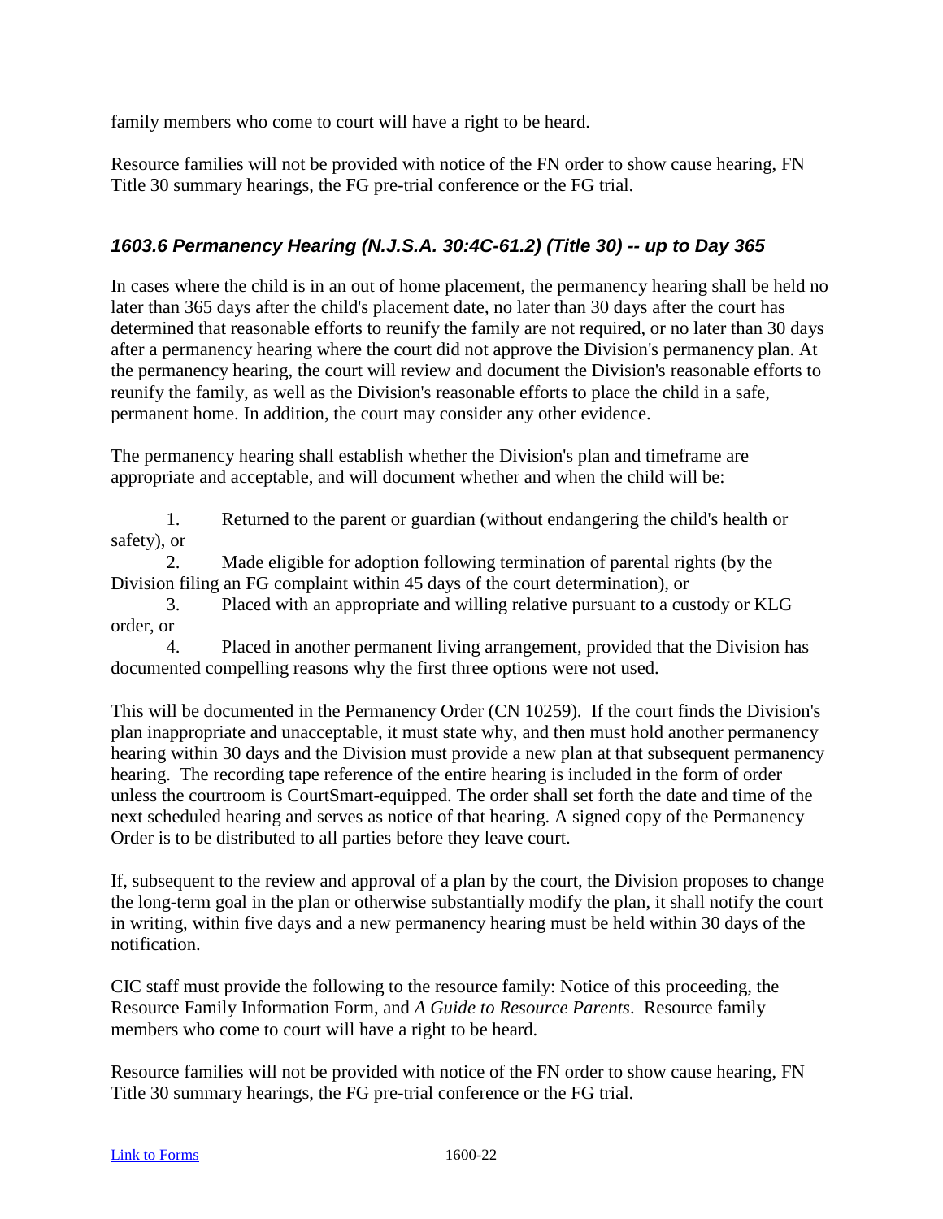family members who come to court will have a right to be heard.

Resource families will not be provided with notice of the FN order to show cause hearing, FN Title 30 summary hearings, the FG pre-trial conference or the FG trial.

### *1603.6 Permanency Hearing (N.J.S.A. 30:4C-61.2) (Title 30) -- up to Day 365*

In cases where the child is in an out of home placement, the permanency hearing shall be held no later than 365 days after the child's placement date, no later than 30 days after the court has determined that reasonable efforts to reunify the family are not required, or no later than 30 days after a permanency hearing where the court did not approve the Division's permanency plan. At the permanency hearing, the court will review and document the Division's reasonable efforts to reunify the family, as well as the Division's reasonable efforts to place the child in a safe, permanent home. In addition, the court may consider any other evidence.

The permanency hearing shall establish whether the Division's plan and timeframe are appropriate and acceptable, and will document whether and when the child will be:

1. Returned to the parent or guardian (without endangering the child's health or safety), or
2. Made eligible for adoption following termination of parental rights (by the Division filing an FG complaint within 45 days of the court determination), or
3. Placed with an appropriate and willing relative pursuant to a custody or KLG order, or
4. Placed in another permanent living arrangement, provided that the Division has documented compelling reasons why the first three options were not used.

This will be documented in the Permanency Order (CN 10259). If the court finds the Division's plan inappropriate and unacceptable, it must state why, and then must hold another permanency hearing within 30 days and the Division must provide a new plan at that subsequent permanency hearing. The recording tape reference of the entire hearing is included in the form of order unless the courtroom is CourtSmart-equipped. The order shall set forth the date and time of the next scheduled hearing and serves as notice of that hearing. A signed copy of the Permanency Order is to be distributed to all parties before they leave court.

If, subsequent to the review and approval of a plan by the court, the Division proposes to change the long-term goal in the plan or otherwise substantially modify the plan, it shall notify the court in writing, within five days and a new permanency hearing must be held within 30 days of the notification.

CIC staff must provide the following to the resource family: Notice of this proceeding, the Resource Family Information Form, and *A Guide to Resource Parents*. Resource family members who come to court will have a right to be heard.

Resource families will not be provided with notice of the FN order to show cause hearing, FN Title 30 summary hearings, the FG pre-trial conference or the FG trial.

[Link to Forms](#)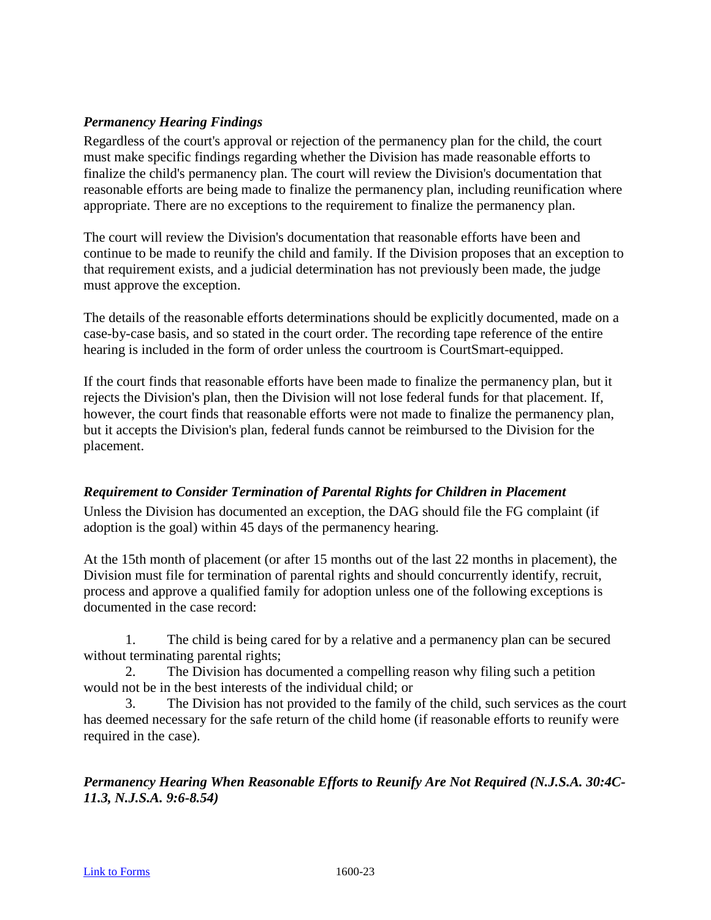### *Permanency Hearing Findings*

Regardless of the court's approval or rejection of the permanency plan for the child, the court must make specific findings regarding whether the Division has made reasonable efforts to finalize the child's permanency plan. The court will review the Division's documentation that reasonable efforts are being made to finalize the permanency plan, including reunification where appropriate. There are no exceptions to the requirement to finalize the permanency plan.

The court will review the Division's documentation that reasonable efforts have been and continue to be made to reunify the child and family. If the Division proposes that an exception to that requirement exists, and a judicial determination has not previously been made, the judge must approve the exception.

The details of the reasonable efforts determinations should be explicitly documented, made on a case-by-case basis, and so stated in the court order. The recording tape reference of the entire hearing is included in the form of order unless the courtroom is CourtSmart-equipped.

If the court finds that reasonable efforts have been made to finalize the permanency plan, but it rejects the Division's plan, then the Division will not lose federal funds for that placement. If, however, the court finds that reasonable efforts were not made to finalize the permanency plan, but it accepts the Division's plan, federal funds cannot be reimbursed to the Division for the placement.

### *Requirement to Consider Termination of Parental Rights for Children in Placement*

Unless the Division has documented an exception, the DAG should file the FG complaint (if adoption is the goal) within 45 days of the permanency hearing.

At the 15th month of placement (or after 15 months out of the last 22 months in placement), the Division must file for termination of parental rights and should concurrently identify, recruit, process and approve a qualified family for adoption unless one of the following exceptions is documented in the case record:

1. The child is being cared for by a relative and a permanency plan can be secured without terminating parental rights;
2. The Division has documented a compelling reason why filing such a petition would not be in the best interests of the individual child; or
3. The Division has not provided to the family of the child, such services as the court has deemed necessary for the safe return of the child home (if reasonable efforts to reunify were required in the case).

### *Permanency Hearing When Reasonable Efforts to Reunify Are Not Required (N.J.S.A. 30:4C-11.3, N.J.S.A. 9:6-8.54)*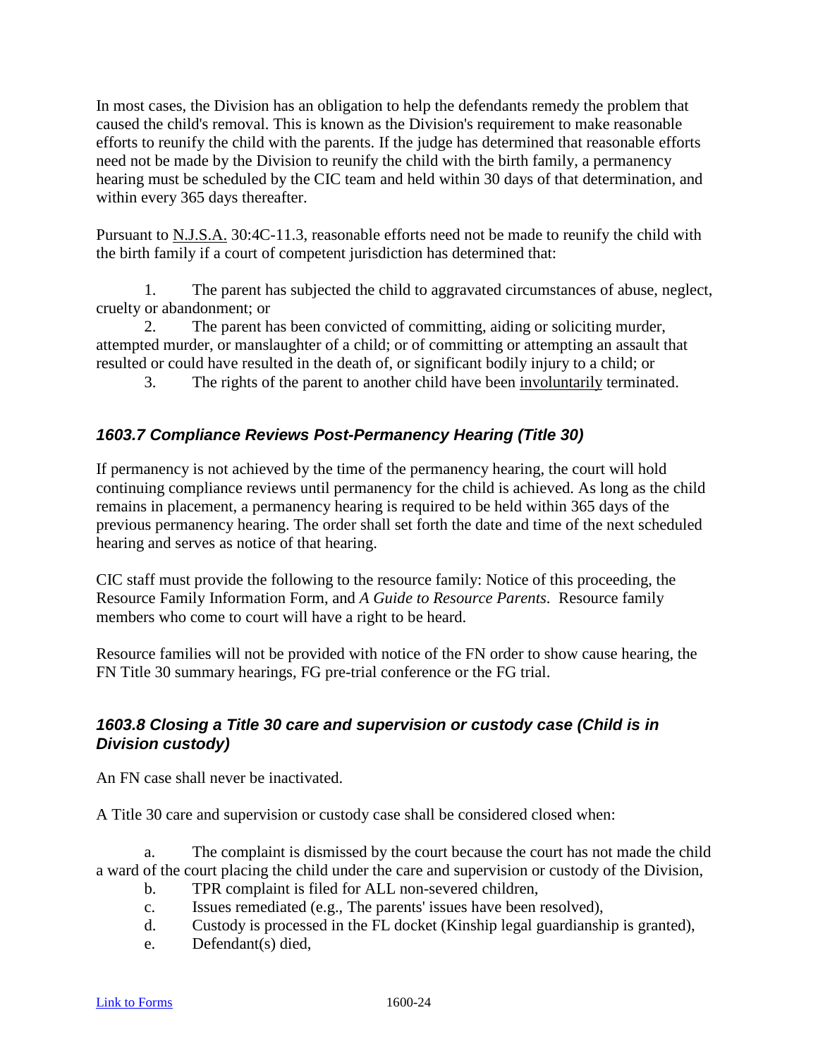In most cases, the Division has an obligation to help the defendants remedy the problem that caused the child's removal. This is known as the Division's requirement to make reasonable efforts to reunify the child with the parents. If the judge has determined that reasonable efforts need not be made by the Division to reunify the child with the birth family, a permanency hearing must be scheduled by the CIC team and held within 30 days of that determination, and within every 365 days thereafter.

Pursuant to N.J.S.A. 30:4C-11.3, reasonable efforts need not be made to reunify the child with the birth family if a court of competent jurisdiction has determined that:

1. The parent has subjected the child to aggravated circumstances of abuse, neglect, cruelty or abandonment; or
2. The parent has been convicted of committing, aiding or soliciting murder, attempted murder, or manslaughter of a child; or of committing or attempting an assault that resulted or could have resulted in the death of, or significant bodily injury to a child; or
3. The rights of the parent to another child have been involuntarily terminated.

### *1603.7 Compliance Reviews Post-Permanency Hearing (Title 30)*

If permanency is not achieved by the time of the permanency hearing, the court will hold continuing compliance reviews until permanency for the child is achieved. As long as the child remains in placement, a permanency hearing is required to be held within 365 days of the previous permanency hearing. The order shall set forth the date and time of the next scheduled hearing and serves as notice of that hearing.

CIC staff must provide the following to the resource family: Notice of this proceeding, the Resource Family Information Form, and *A Guide to Resource Parents*. Resource family members who come to court will have a right to be heard.

Resource families will not be provided with notice of the FN order to show cause hearing, the FN Title 30 summary hearings, FG pre-trial conference or the FG trial.

### *1603.8 Closing a Title 30 care and supervision or custody case (Child is in Division custody)*

An FN case shall never be inactivated.

A Title 30 care and supervision or custody case shall be considered closed when:

a. The complaint is dismissed by the court because the court has not made the child a ward of the court placing the child under the care and supervision or custody of the Division,
b. TPR complaint is filed for ALL non-severed children,
c. Issues remediated (e.g., The parents' issues have been resolved),
d. Custody is processed in the FL docket (Kinship legal guardianship is granted),
e. Defendant(s) died,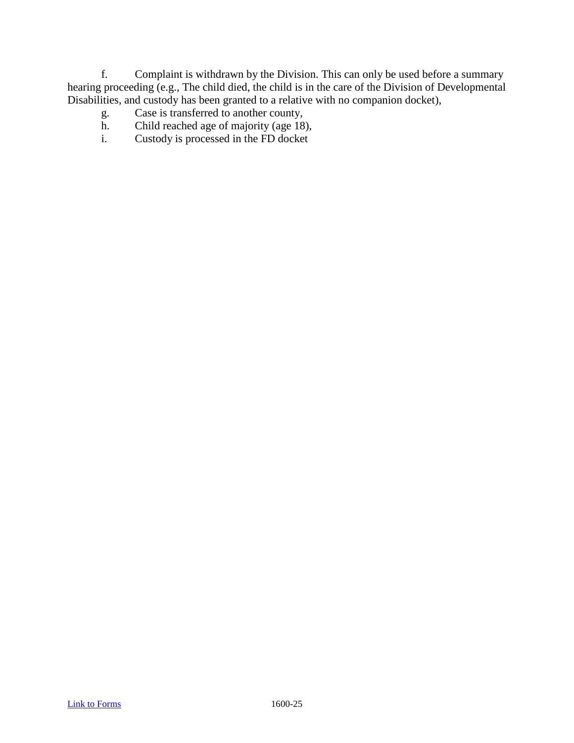f. Complaint is withdrawn by the Division. This can only be used before a summary hearing proceeding (e.g., The child died, the child is in the care of the Division of Developmental Disabilities, and custody has been granted to a relative with no companion docket),

g. Case is transferred to another county,

h. Child reached age of majority (age 18),

i. Custody is processed in the FD docket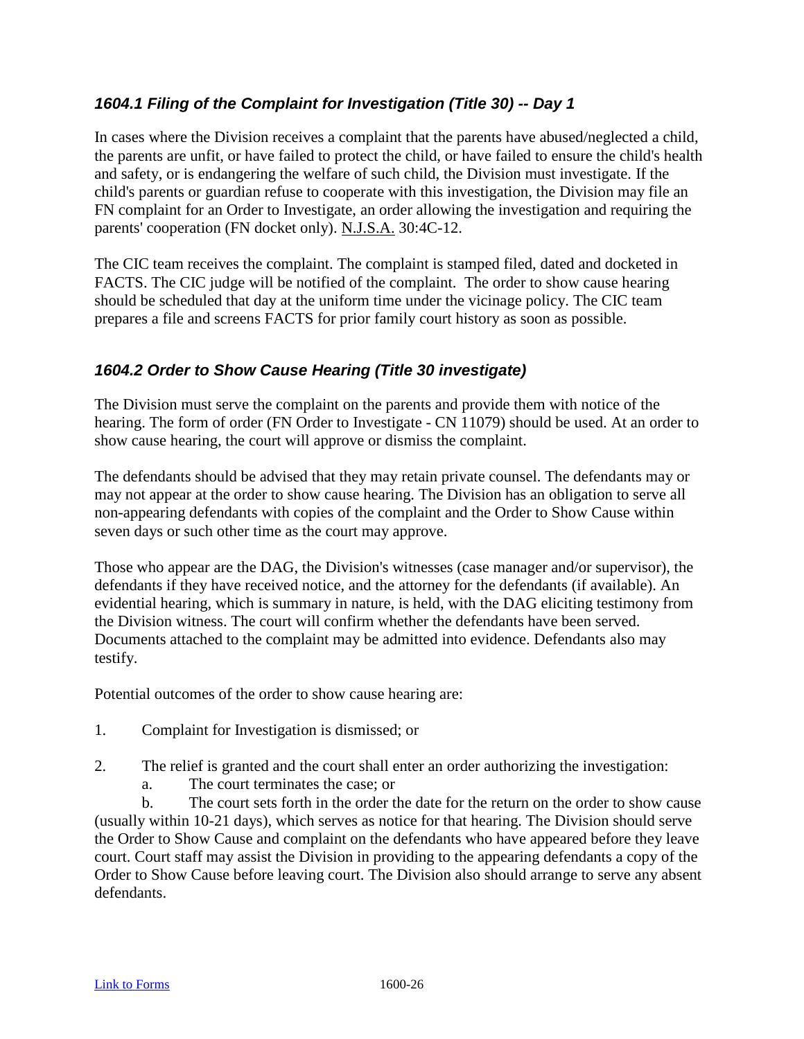### *1604.1 Filing of the Complaint for Investigation (Title 30) -- Day 1*

In cases where the Division receives a complaint that the parents have abused/neglected a child, the parents are unfit, or have failed to protect the child, or have failed to ensure the child's health and safety, or is endangering the welfare of such child, the Division must investigate. If the child's parents or guardian refuse to cooperate with this investigation, the Division may file an FN complaint for an Order to Investigate, an order allowing the investigation and requiring the parents' cooperation (FN docket only). N.J.S.A. 30:4C-12.

The CIC team receives the complaint. The complaint is stamped filed, dated and docketed in FACTS. The CIC judge will be notified of the complaint. The order to show cause hearing should be scheduled that day at the uniform time under the vicinage policy. The CIC team prepares a file and screens FACTS for prior family court history as soon as possible.

### *1604.2 Order to Show Cause Hearing (Title 30 investigate)*

The Division must serve the complaint on the parents and provide them with notice of the hearing. The form of order (FN Order to Investigate - CN 11079) should be used. At an order to show cause hearing, the court will approve or dismiss the complaint.

The defendants should be advised that they may retain private counsel. The defendants may or may not appear at the order to show cause hearing. The Division has an obligation to serve all non-appearing defendants with copies of the complaint and the Order to Show Cause within seven days or such other time as the court may approve.

Those who appear are the DAG, the Division's witnesses (case manager and/or supervisor), the defendants if they have received notice, and the attorney for the defendants (if available). An evidential hearing, which is summary in nature, is held, with the DAG eliciting testimony from the Division witness. The court will confirm whether the defendants have been served. Documents attached to the complaint may be admitted into evidence. Defendants also may testify.

Potential outcomes of the order to show cause hearing are:

1. Complaint for Investigation is dismissed; or
2. The relief is granted and the court shall enter an order authorizing the investigation:
   a. The court terminates the case; or
   b. The court sets forth in the order the date for the return on the order to show cause (usually within 10-21 days), which serves as notice for that hearing. The Division should serve the Order to Show Cause and complaint on the defendants who have appeared before they leave court. Court staff may assist the Division in providing to the appearing defendants a copy of the Order to Show Cause before leaving court. The Division also should arrange to serve any absent defendants.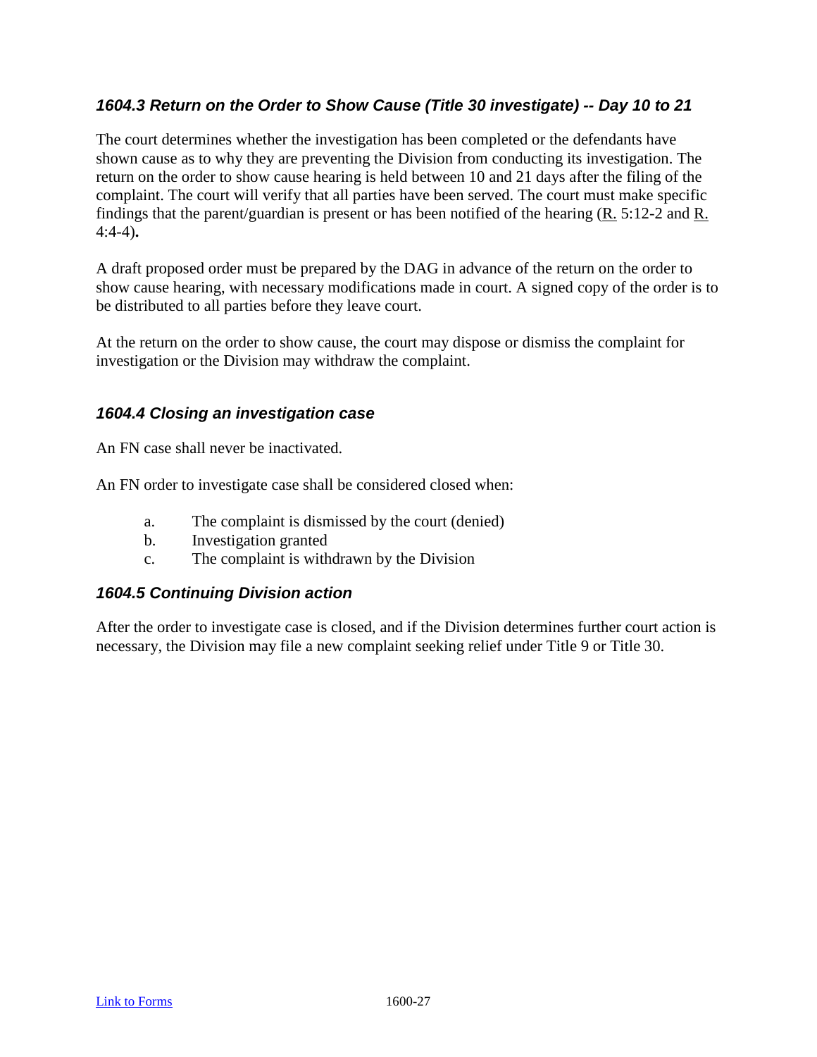### *1604.3 Return on the Order to Show Cause (Title 30 investigate) -- Day 10 to 21*

The court determines whether the investigation has been completed or the defendants have shown cause as to why they are preventing the Division from conducting its investigation. The return on the order to show cause hearing is held between 10 and 21 days after the filing of the complaint. The court will verify that all parties have been served. The court must make specific findings that the parent/guardian is present or has been notified of the hearing (R. 5:12-2 and R. 4:4-4)**.**

A draft proposed order must be prepared by the DAG in advance of the return on the order to show cause hearing, with necessary modifications made in court. A signed copy of the order is to be distributed to all parties before they leave court.

At the return on the order to show cause, the court may dispose or dismiss the complaint for investigation or the Division may withdraw the complaint.

### *1604.4 Closing an investigation case*

An FN case shall never be inactivated.

An FN order to investigate case shall be considered closed when:

a. The complaint is dismissed by the court (denied)
b. Investigation granted
c. The complaint is withdrawn by the Division

### *1604.5 Continuing Division action*

After the order to investigate case is closed, and if the Division determines further court action is necessary, the Division may file a new complaint seeking relief under Title 9 or Title 30.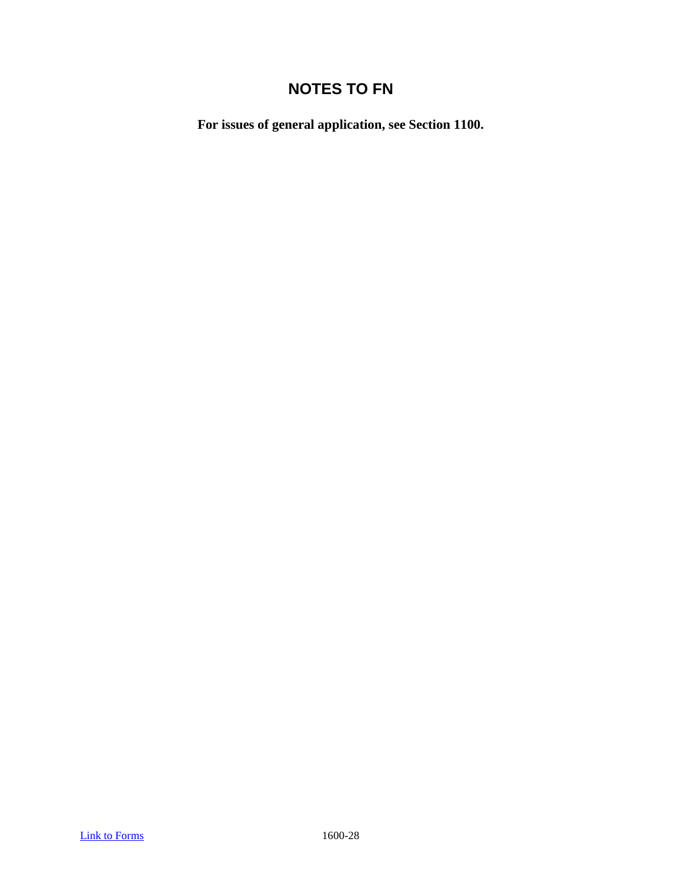# NOTES TO FN

**For issues of general application, see Section 1100.**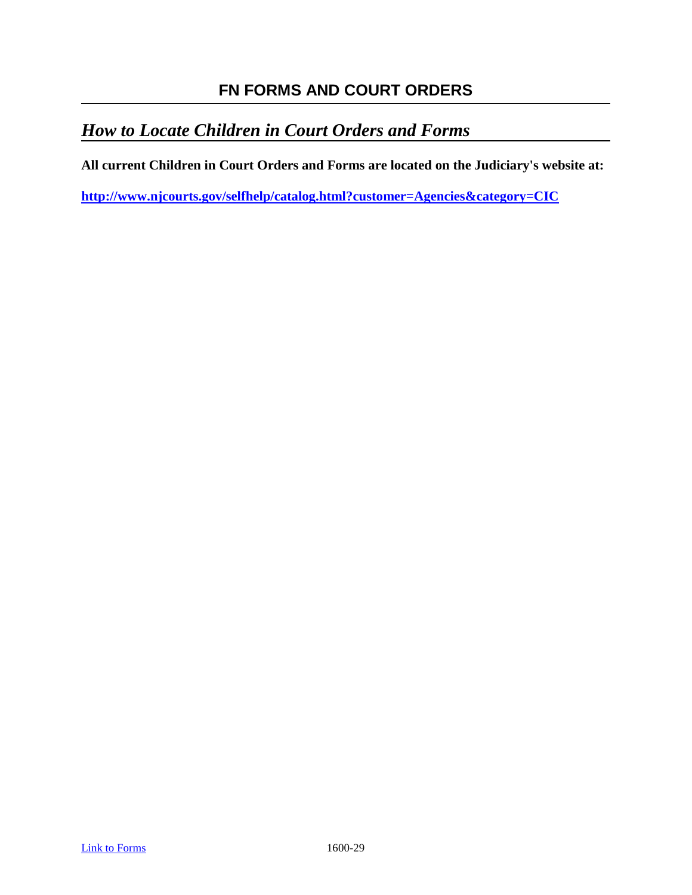## FN FORMS AND COURT ORDERS

### *How to Locate Children in Court Orders and Forms*

**All current Children in Court Orders and Forms are located on the Judiciary's website at:**

**http://www.njcourts.gov/selfhelp/catalog.html?customer=Agencies&category=CIC**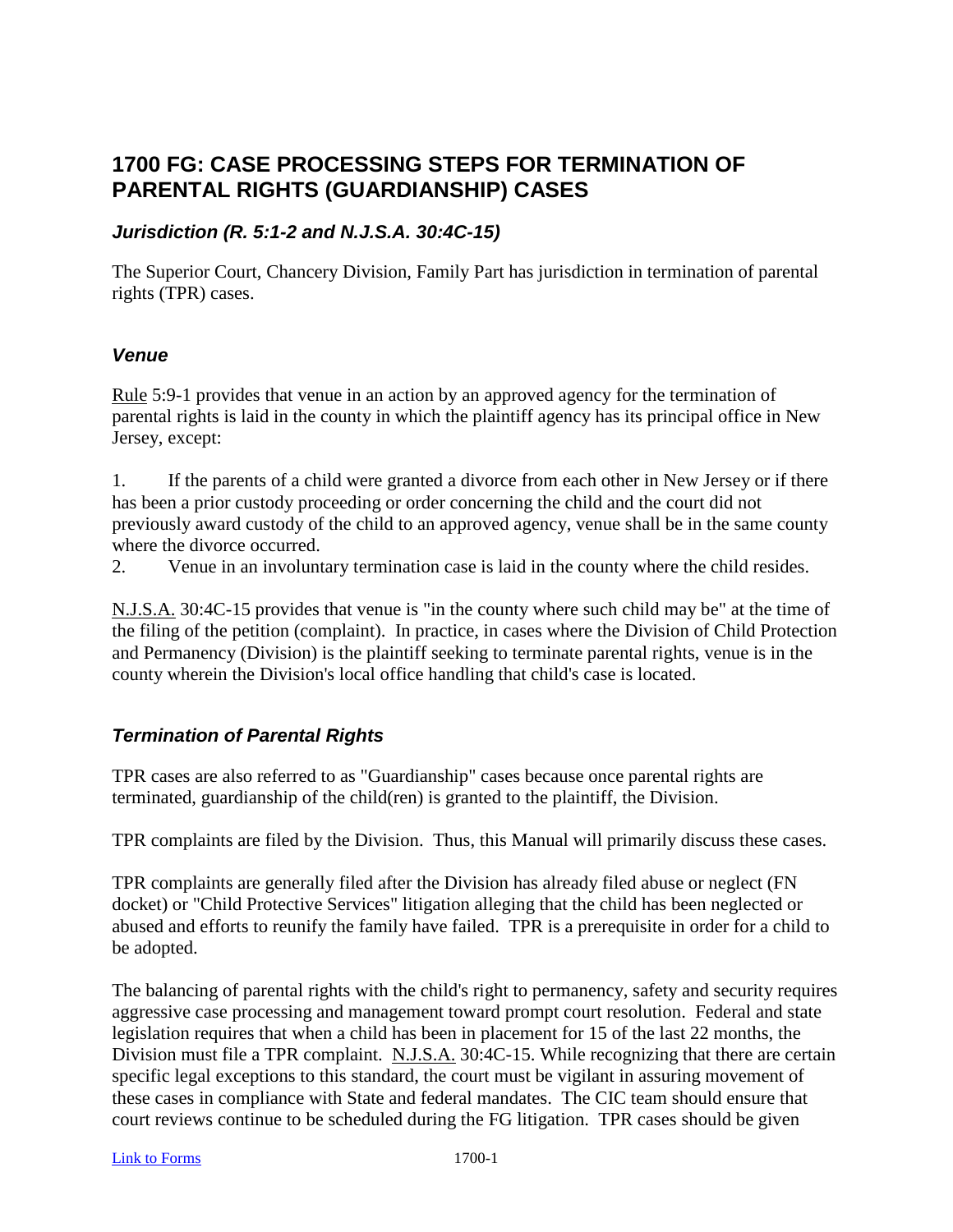# 1700 FG: CASE PROCESSING STEPS FOR TERMINATION OF PARENTAL RIGHTS (GUARDIANSHIP) CASES

### *Jurisdiction (R. 5:1-2 and N.J.S.A. 30:4C-15)*

The Superior Court, Chancery Division, Family Part has jurisdiction in termination of parental rights (TPR) cases.

### *Venue*

Rule 5:9-1 provides that venue in an action by an approved agency for the termination of parental rights is laid in the county in which the plaintiff agency has its principal office in New Jersey, except:

1. If the parents of a child were granted a divorce from each other in New Jersey or if there has been a prior custody proceeding or order concerning the child and the court did not previously award custody of the child to an approved agency, venue shall be in the same county where the divorce occurred.
2. Venue in an involuntary termination case is laid in the county where the child resides.

N.J.S.A. 30:4C-15 provides that venue is "in the county where such child may be" at the time of the filing of the petition (complaint). In practice, in cases where the Division of Child Protection and Permanency (Division) is the plaintiff seeking to terminate parental rights, venue is in the county wherein the Division's local office handling that child's case is located.

### *Termination of Parental Rights*

TPR cases are also referred to as "Guardianship" cases because once parental rights are terminated, guardianship of the child(ren) is granted to the plaintiff, the Division.

TPR complaints are filed by the Division. Thus, this Manual will primarily discuss these cases.

TPR complaints are generally filed after the Division has already filed abuse or neglect (FN docket) or "Child Protective Services" litigation alleging that the child has been neglected or abused and efforts to reunify the family have failed. TPR is a prerequisite in order for a child to be adopted.

The balancing of parental rights with the child's right to permanency, safety and security requires aggressive case processing and management toward prompt court resolution. Federal and state legislation requires that when a child has been in placement for 15 of the last 22 months, the Division must file a TPR complaint. N.J.S.A. 30:4C-15. While recognizing that there are certain specific legal exceptions to this standard, the court must be vigilant in assuring movement of these cases in compliance with State and federal mandates. The CIC team should ensure that court reviews continue to be scheduled during the FG litigation. TPR cases should be given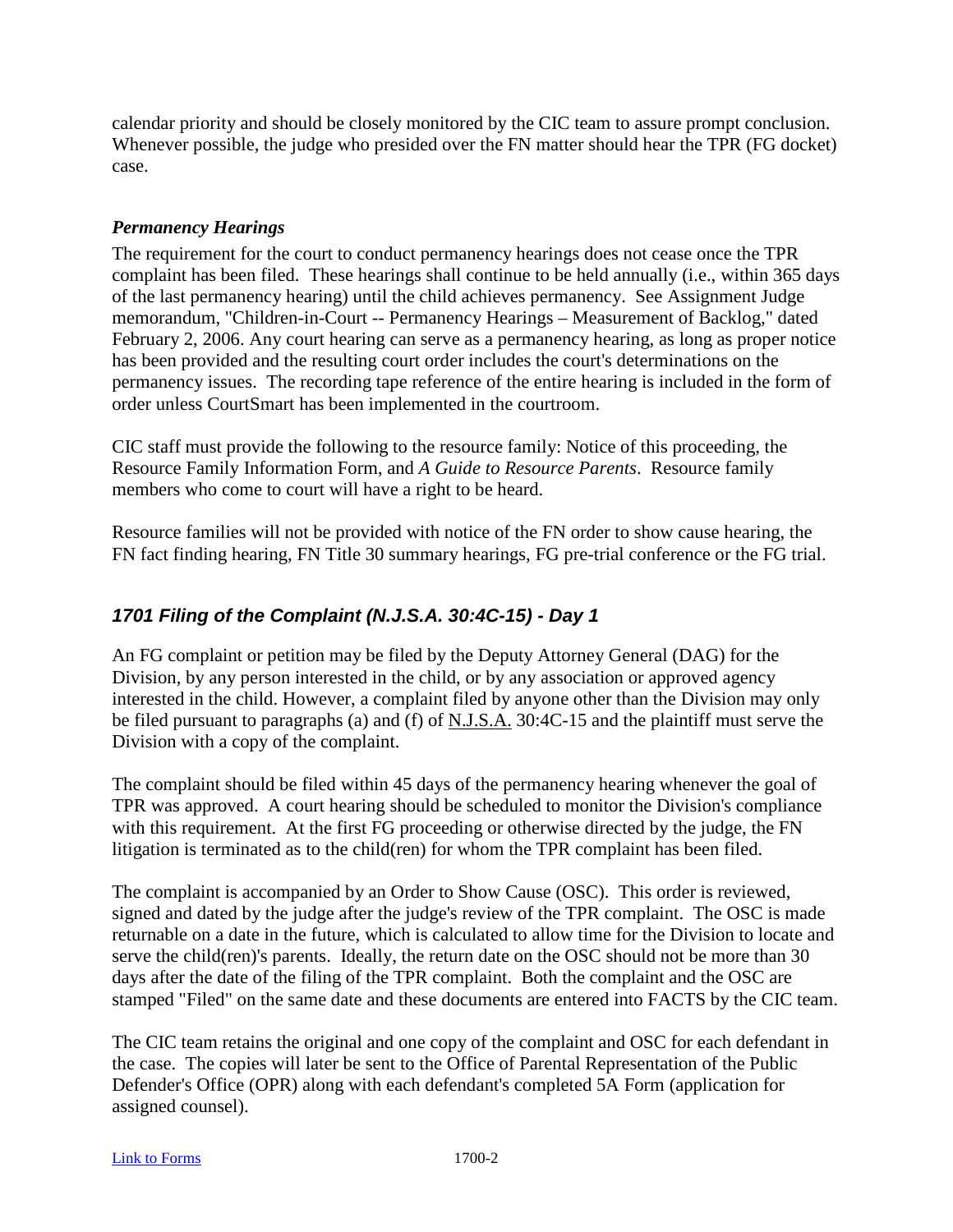calendar priority and should be closely monitored by the CIC team to assure prompt conclusion. Whenever possible, the judge who presided over the FN matter should hear the TPR (FG docket) case.

### *Permanency Hearings*

The requirement for the court to conduct permanency hearings does not cease once the TPR complaint has been filed. These hearings shall continue to be held annually (i.e., within 365 days of the last permanency hearing) until the child achieves permanency. See Assignment Judge memorandum, "Children-in-Court -- Permanency Hearings – Measurement of Backlog," dated February 2, 2006. Any court hearing can serve as a permanency hearing, as long as proper notice has been provided and the resulting court order includes the court's determinations on the permanency issues. The recording tape reference of the entire hearing is included in the form of order unless CourtSmart has been implemented in the courtroom.

CIC staff must provide the following to the resource family: Notice of this proceeding, the Resource Family Information Form, and *A Guide to Resource Parents*. Resource family members who come to court will have a right to be heard.

Resource families will not be provided with notice of the FN order to show cause hearing, the FN fact finding hearing, FN Title 30 summary hearings, FG pre-trial conference or the FG trial.

## *1701 Filing of the Complaint (N.J.S.A. 30:4C-15) - Day 1*

An FG complaint or petition may be filed by the Deputy Attorney General (DAG) for the Division, by any person interested in the child, or by any association or approved agency interested in the child. However, a complaint filed by anyone other than the Division may only be filed pursuant to paragraphs (a) and (f) of N.J.S.A. 30:4C-15 and the plaintiff must serve the Division with a copy of the complaint.

The complaint should be filed within 45 days of the permanency hearing whenever the goal of TPR was approved. A court hearing should be scheduled to monitor the Division's compliance with this requirement. At the first FG proceeding or otherwise directed by the judge, the FN litigation is terminated as to the child(ren) for whom the TPR complaint has been filed.

The complaint is accompanied by an Order to Show Cause (OSC). This order is reviewed, signed and dated by the judge after the judge's review of the TPR complaint. The OSC is made returnable on a date in the future, which is calculated to allow time for the Division to locate and serve the child(ren)'s parents. Ideally, the return date on the OSC should not be more than 30 days after the date of the filing of the TPR complaint. Both the complaint and the OSC are stamped "Filed" on the same date and these documents are entered into FACTS by the CIC team.

The CIC team retains the original and one copy of the complaint and OSC for each defendant in the case. The copies will later be sent to the Office of Parental Representation of the Public Defender's Office (OPR) along with each defendant's completed 5A Form (application for assigned counsel).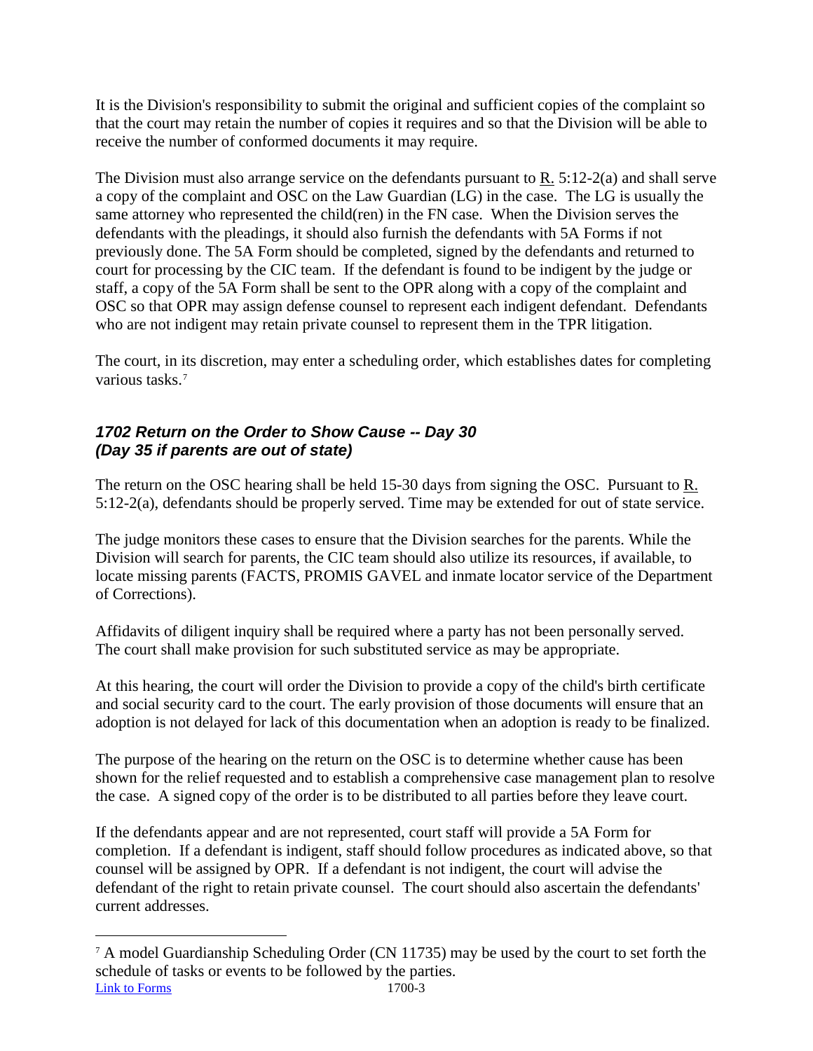It is the Division's responsibility to submit the original and sufficient copies of the complaint so that the court may retain the number of copies it requires and so that the Division will be able to receive the number of conformed documents it may require.

The Division must also arrange service on the defendants pursuant to R. 5:12-2(a) and shall serve a copy of the complaint and OSC on the Law Guardian (LG) in the case. The LG is usually the same attorney who represented the child(ren) in the FN case. When the Division serves the defendants with the pleadings, it should also furnish the defendants with 5A Forms if not previously done. The 5A Form should be completed, signed by the defendants and returned to court for processing by the CIC team. If the defendant is found to be indigent by the judge or staff, a copy of the 5A Form shall be sent to the OPR along with a copy of the complaint and OSC so that OPR may assign defense counsel to represent each indigent defendant. Defendants who are not indigent may retain private counsel to represent them in the TPR litigation.

The court, in its discretion, may enter a scheduling order, which establishes dates for completing various tasks.[7]

### *1702 Return on the Order to Show Cause -- Day 30 (Day 35 if parents are out of state)*

The return on the OSC hearing shall be held 15-30 days from signing the OSC. Pursuant to R. 5:12-2(a), defendants should be properly served. Time may be extended for out of state service.

The judge monitors these cases to ensure that the Division searches for the parents. While the Division will search for parents, the CIC team should also utilize its resources, if available, to locate missing parents (FACTS, PROMIS GAVEL and inmate locator service of the Department of Corrections).

Affidavits of diligent inquiry shall be required where a party has not been personally served. The court shall make provision for such substituted service as may be appropriate.

At this hearing, the court will order the Division to provide a copy of the child's birth certificate and social security card to the court. The early provision of those documents will ensure that an adoption is not delayed for lack of this documentation when an adoption is ready to be finalized.

The purpose of the hearing on the return on the OSC is to determine whether cause has been shown for the relief requested and to establish a comprehensive case management plan to resolve the case. A signed copy of the order is to be distributed to all parties before they leave court.

If the defendants appear and are not represented, court staff will provide a 5A Form for completion. If a defendant is indigent, staff should follow procedures as indicated above, so that counsel will be assigned by OPR. If a defendant is not indigent, the court will advise the defendant of the right to retain private counsel. The court should also ascertain the defendants' current addresses.

---

[7] A model Guardianship Scheduling Order (CN 11735) may be used by the court to set forth the schedule of tasks or events to be followed by the parties.

Link to Forms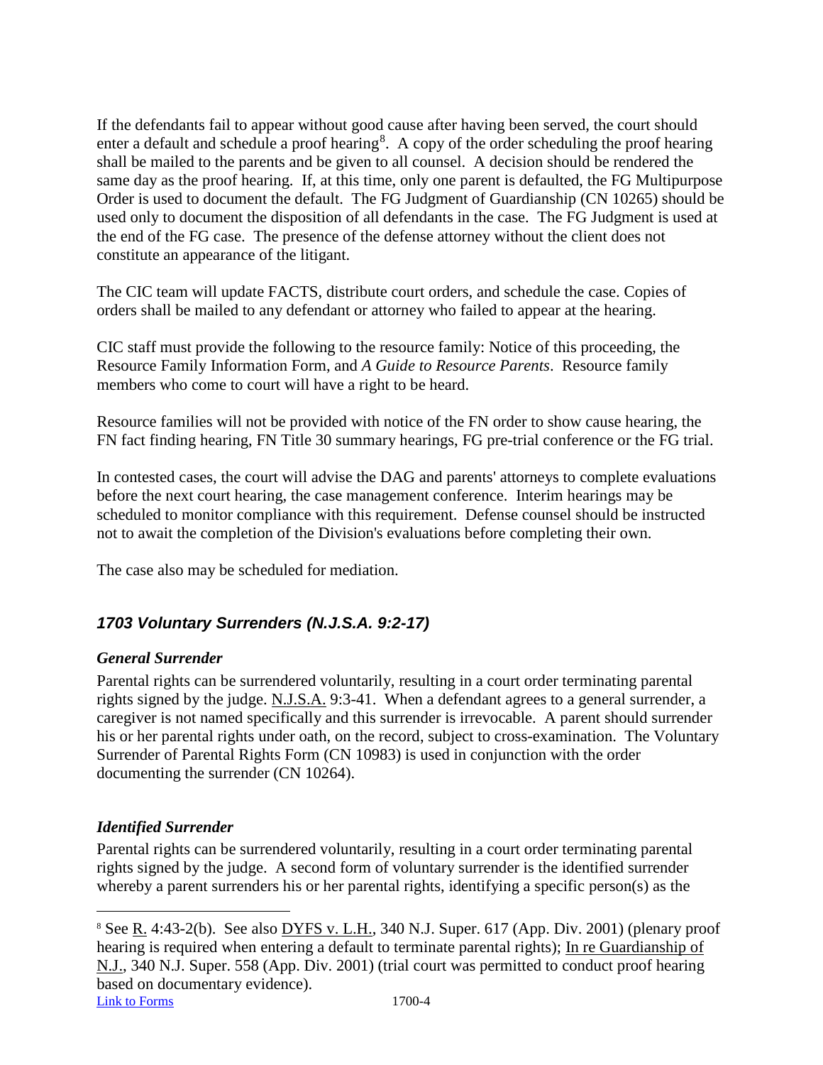If the defendants fail to appear without good cause after having been served, the court should enter a default and schedule a proof hearing[8]. A copy of the order scheduling the proof hearing shall be mailed to the parents and be given to all counsel. A decision should be rendered the same day as the proof hearing. If, at this time, only one parent is defaulted, the FG Multipurpose Order is used to document the default. The FG Judgment of Guardianship (CN 10265) should be used only to document the disposition of all defendants in the case. The FG Judgment is used at the end of the FG case. The presence of the defense attorney without the client does not constitute an appearance of the litigant.

The CIC team will update FACTS, distribute court orders, and schedule the case. Copies of orders shall be mailed to any defendant or attorney who failed to appear at the hearing.

CIC staff must provide the following to the resource family: Notice of this proceeding, the Resource Family Information Form, and *A Guide to Resource Parents*. Resource family members who come to court will have a right to be heard.

Resource families will not be provided with notice of the FN order to show cause hearing, the FN fact finding hearing, FN Title 30 summary hearings, FG pre-trial conference or the FG trial.

In contested cases, the court will advise the DAG and parents' attorneys to complete evaluations before the next court hearing, the case management conference. Interim hearings may be scheduled to monitor compliance with this requirement. Defense counsel should be instructed not to await the completion of the Division's evaluations before completing their own.

The case also may be scheduled for mediation.

## *1703 Voluntary Surrenders (N.J.S.A. 9:2-17)*

### *General Surrender*

Parental rights can be surrendered voluntarily, resulting in a court order terminating parental rights signed by the judge. N.J.S.A. 9:3-41. When a defendant agrees to a general surrender, a caregiver is not named specifically and this surrender is irrevocable. A parent should surrender his or her parental rights under oath, on the record, subject to cross-examination. The Voluntary Surrender of Parental Rights Form (CN 10983) is used in conjunction with the order documenting the surrender (CN 10264).

### *Identified Surrender*

Parental rights can be surrendered voluntarily, resulting in a court order terminating parental rights signed by the judge. A second form of voluntary surrender is the identified surrender whereby a parent surrenders his or her parental rights, identifying a specific person(s) as the

---

[8] See R. 4:43-2(b). See also DYFS v. L.H., 340 N.J. Super. 617 (App. Div. 2001) (plenary proof hearing is required when entering a default to terminate parental rights); In re Guardianship of N.J., 340 N.J. Super. 558 (App. Div. 2001) (trial court was permitted to conduct proof hearing based on documentary evidence).

Link to Forms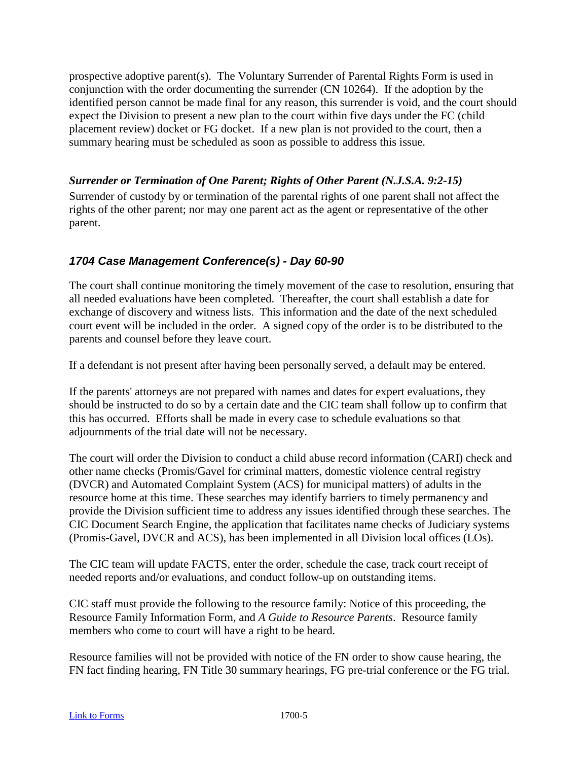prospective adoptive parent(s). The Voluntary Surrender of Parental Rights Form is used in conjunction with the order documenting the surrender (CN 10264). If the adoption by the identified person cannot be made final for any reason, this surrender is void, and the court should expect the Division to present a new plan to the court within five days under the FC (child placement review) docket or FG docket. If a new plan is not provided to the court, then a summary hearing must be scheduled as soon as possible to address this issue.

***Surrender or Termination of One Parent; Rights of Other Parent (N.J.S.A. 9:2-15)***

Surrender of custody by or termination of the parental rights of one parent shall not affect the rights of the other parent; nor may one parent act as the agent or representative of the other parent.

### *1704 Case Management Conference(s) - Day 60-90*

The court shall continue monitoring the timely movement of the case to resolution, ensuring that all needed evaluations have been completed. Thereafter, the court shall establish a date for exchange of discovery and witness lists. This information and the date of the next scheduled court event will be included in the order. A signed copy of the order is to be distributed to the parents and counsel before they leave court.

If a defendant is not present after having been personally served, a default may be entered.

If the parents' attorneys are not prepared with names and dates for expert evaluations, they should be instructed to do so by a certain date and the CIC team shall follow up to confirm that this has occurred. Efforts shall be made in every case to schedule evaluations so that adjournments of the trial date will not be necessary.

The court will order the Division to conduct a child abuse record information (CARI) check and other name checks (Promis/Gavel for criminal matters, domestic violence central registry (DVCR) and Automated Complaint System (ACS) for municipal matters) of adults in the resource home at this time. These searches may identify barriers to timely permanency and provide the Division sufficient time to address any issues identified through these searches. The CIC Document Search Engine, the application that facilitates name checks of Judiciary systems (Promis-Gavel, DVCR and ACS), has been implemented in all Division local offices (LOs).

The CIC team will update FACTS, enter the order, schedule the case, track court receipt of needed reports and/or evaluations, and conduct follow-up on outstanding items.

CIC staff must provide the following to the resource family: Notice of this proceeding, the Resource Family Information Form, and *A Guide to Resource Parents*. Resource family members who come to court will have a right to be heard.

Resource families will not be provided with notice of the FN order to show cause hearing, the FN fact finding hearing, FN Title 30 summary hearings, FG pre-trial conference or the FG trial.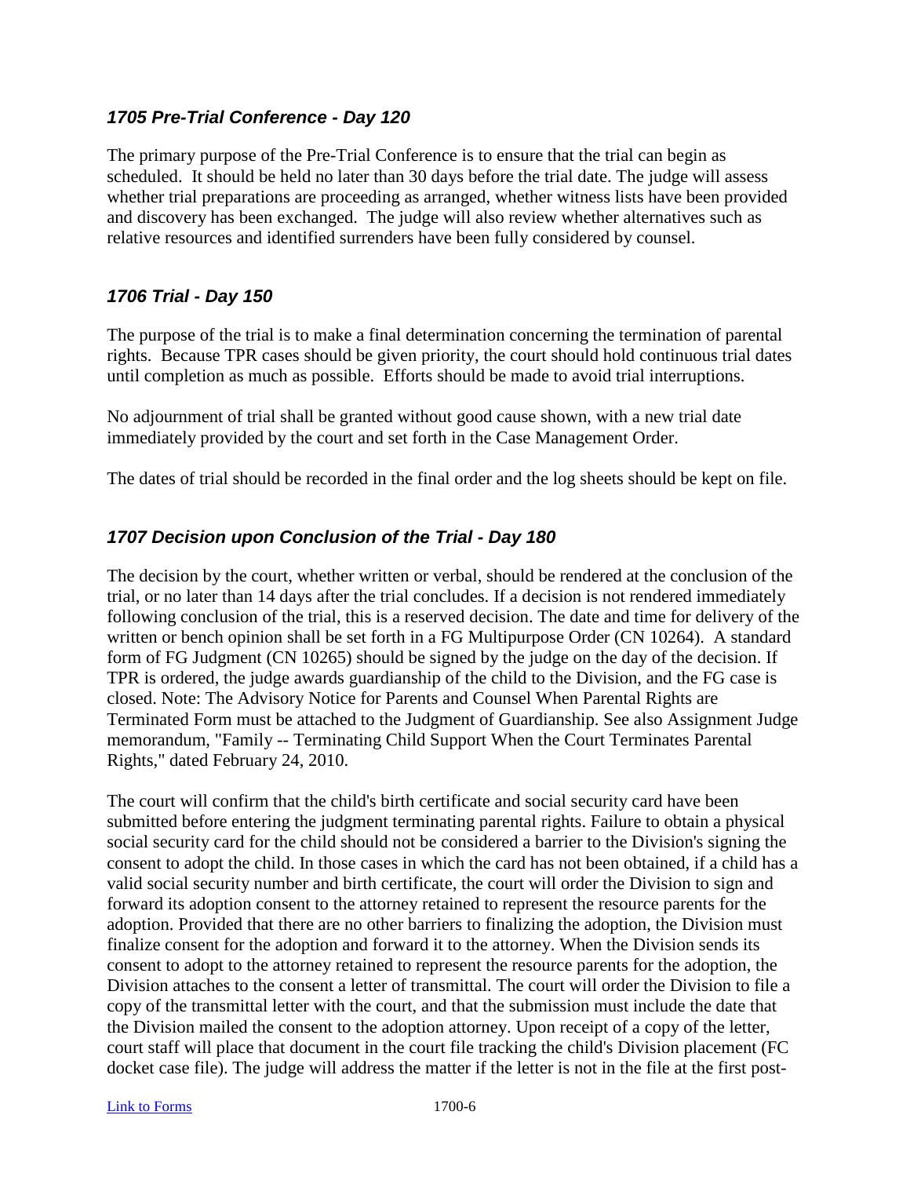### *1705 Pre-Trial Conference - Day 120*

The primary purpose of the Pre-Trial Conference is to ensure that the trial can begin as scheduled. It should be held no later than 30 days before the trial date. The judge will assess whether trial preparations are proceeding as arranged, whether witness lists have been provided and discovery has been exchanged. The judge will also review whether alternatives such as relative resources and identified surrenders have been fully considered by counsel.

### *1706 Trial - Day 150*

The purpose of the trial is to make a final determination concerning the termination of parental rights. Because TPR cases should be given priority, the court should hold continuous trial dates until completion as much as possible. Efforts should be made to avoid trial interruptions.

No adjournment of trial shall be granted without good cause shown, with a new trial date immediately provided by the court and set forth in the Case Management Order.

The dates of trial should be recorded in the final order and the log sheets should be kept on file.

### *1707 Decision upon Conclusion of the Trial - Day 180*

The decision by the court, whether written or verbal, should be rendered at the conclusion of the trial, or no later than 14 days after the trial concludes. If a decision is not rendered immediately following conclusion of the trial, this is a reserved decision. The date and time for delivery of the written or bench opinion shall be set forth in a FG Multipurpose Order (CN 10264). A standard form of FG Judgment (CN 10265) should be signed by the judge on the day of the decision. If TPR is ordered, the judge awards guardianship of the child to the Division, and the FG case is closed. Note: The Advisory Notice for Parents and Counsel When Parental Rights are Terminated Form must be attached to the Judgment of Guardianship. See also Assignment Judge memorandum, "Family -- Terminating Child Support When the Court Terminates Parental Rights," dated February 24, 2010.

The court will confirm that the child's birth certificate and social security card have been submitted before entering the judgment terminating parental rights. Failure to obtain a physical social security card for the child should not be considered a barrier to the Division's signing the consent to adopt the child. In those cases in which the card has not been obtained, if a child has a valid social security number and birth certificate, the court will order the Division to sign and forward its adoption consent to the attorney retained to represent the resource parents for the adoption. Provided that there are no other barriers to finalizing the adoption, the Division must finalize consent for the adoption and forward it to the attorney. When the Division sends its consent to adopt to the attorney retained to represent the resource parents for the adoption, the Division attaches to the consent a letter of transmittal. The court will order the Division to file a copy of the transmittal letter with the court, and that the submission must include the date that the Division mailed the consent to the adoption attorney. Upon receipt of a copy of the letter, court staff will place that document in the court file tracking the child's Division placement (FC docket case file). The judge will address the matter if the letter is not in the file at the first post-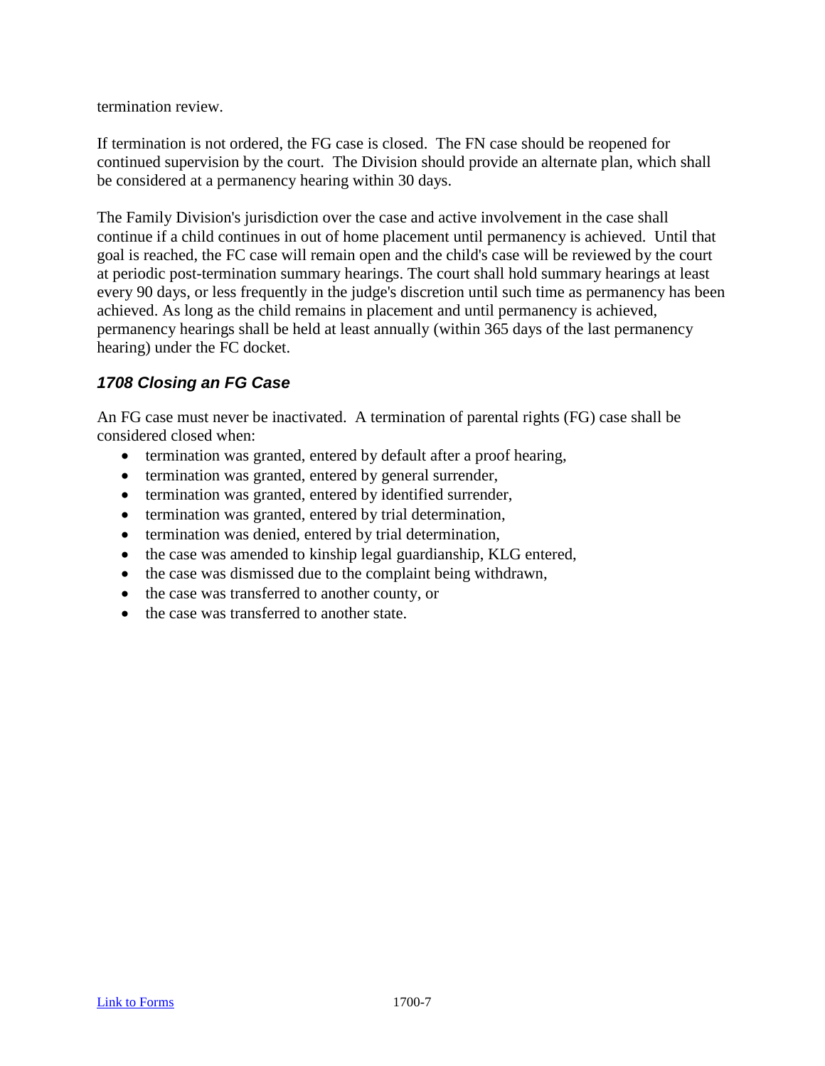termination review.

If termination is not ordered, the FG case is closed. The FN case should be reopened for continued supervision by the court. The Division should provide an alternate plan, which shall be considered at a permanency hearing within 30 days.

The Family Division's jurisdiction over the case and active involvement in the case shall continue if a child continues in out of home placement until permanency is achieved. Until that goal is reached, the FC case will remain open and the child's case will be reviewed by the court at periodic post-termination summary hearings. The court shall hold summary hearings at least every 90 days, or less frequently in the judge's discretion until such time as permanency has been achieved. As long as the child remains in placement and until permanency is achieved, permanency hearings shall be held at least annually (within 365 days of the last permanency hearing) under the FC docket.

### *1708 Closing an FG Case*

An FG case must never be inactivated. A termination of parental rights (FG) case shall be considered closed when:

- termination was granted, entered by default after a proof hearing,
- termination was granted, entered by general surrender,
- termination was granted, entered by identified surrender,
- termination was granted, entered by trial determination,
- termination was denied, entered by trial determination,
- the case was amended to kinship legal guardianship, KLG entered,
- the case was dismissed due to the complaint being withdrawn,
- the case was transferred to another county, or
- the case was transferred to another state.

[Link to Forms](#)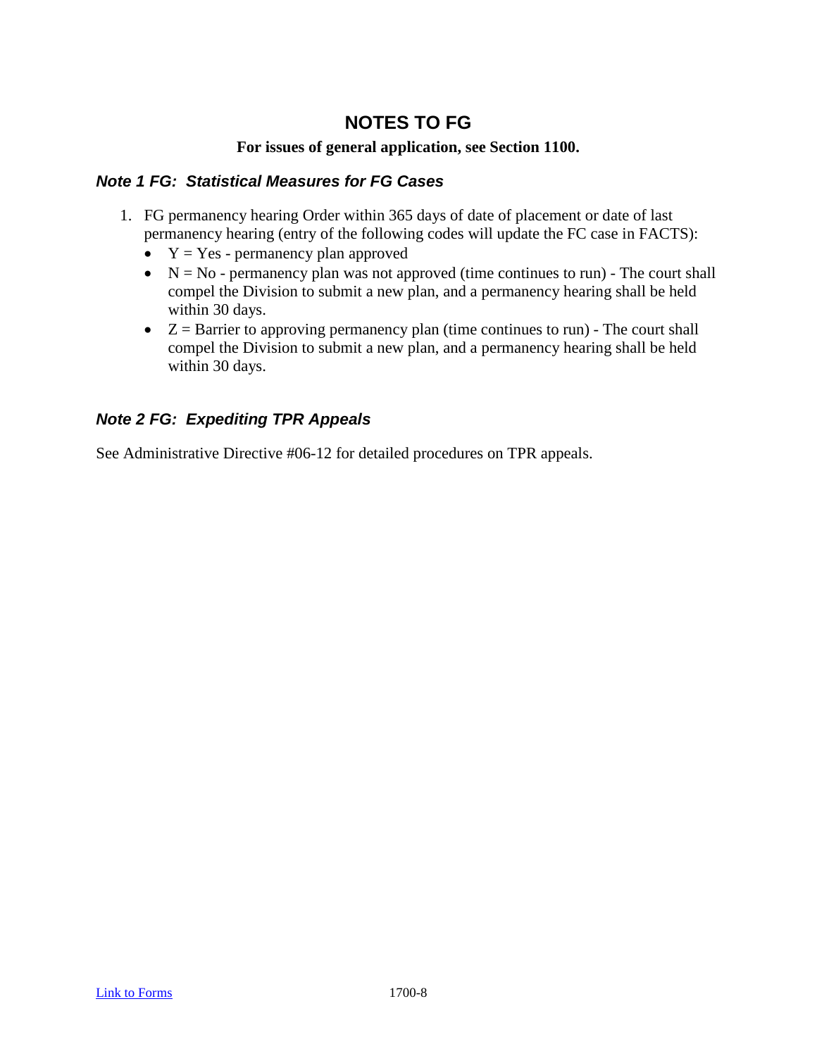# NOTES TO FG

**For issues of general application, see Section 1100.**

### *Note 1 FG: Statistical Measures for FG Cases*

1. FG permanency hearing Order within 365 days of date of placement or date of last permanency hearing (entry of the following codes will update the FC case in FACTS):
   - Y = Yes - permanency plan approved
   - N = No - permanency plan was not approved (time continues to run) - The court shall compel the Division to submit a new plan, and a permanency hearing shall be held within 30 days.
   - Z = Barrier to approving permanency plan (time continues to run) - The court shall compel the Division to submit a new plan, and a permanency hearing shall be held within 30 days.

### *Note 2 FG: Expediting TPR Appeals*

See Administrative Directive #06-12 for detailed procedures on TPR appeals.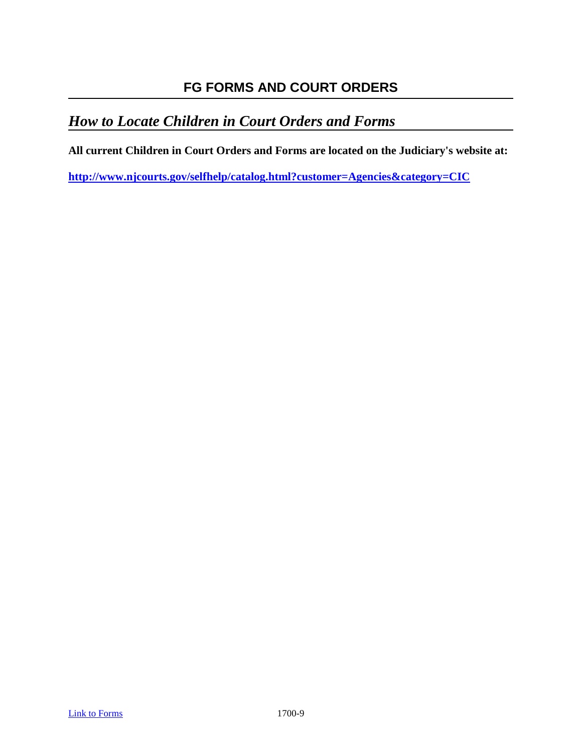# FG FORMS AND COURT ORDERS

## *How to Locate Children in Court Orders and Forms*

**All current Children in Court Orders and Forms are located on the Judiciary's website at:**

**[http://www.njcourts.gov/selfhelp/catalog.html?customer=Agencies&category=CIC](http://www.njcourts.gov/selfhelp/catalog.html?customer=Agencies&category=CIC)**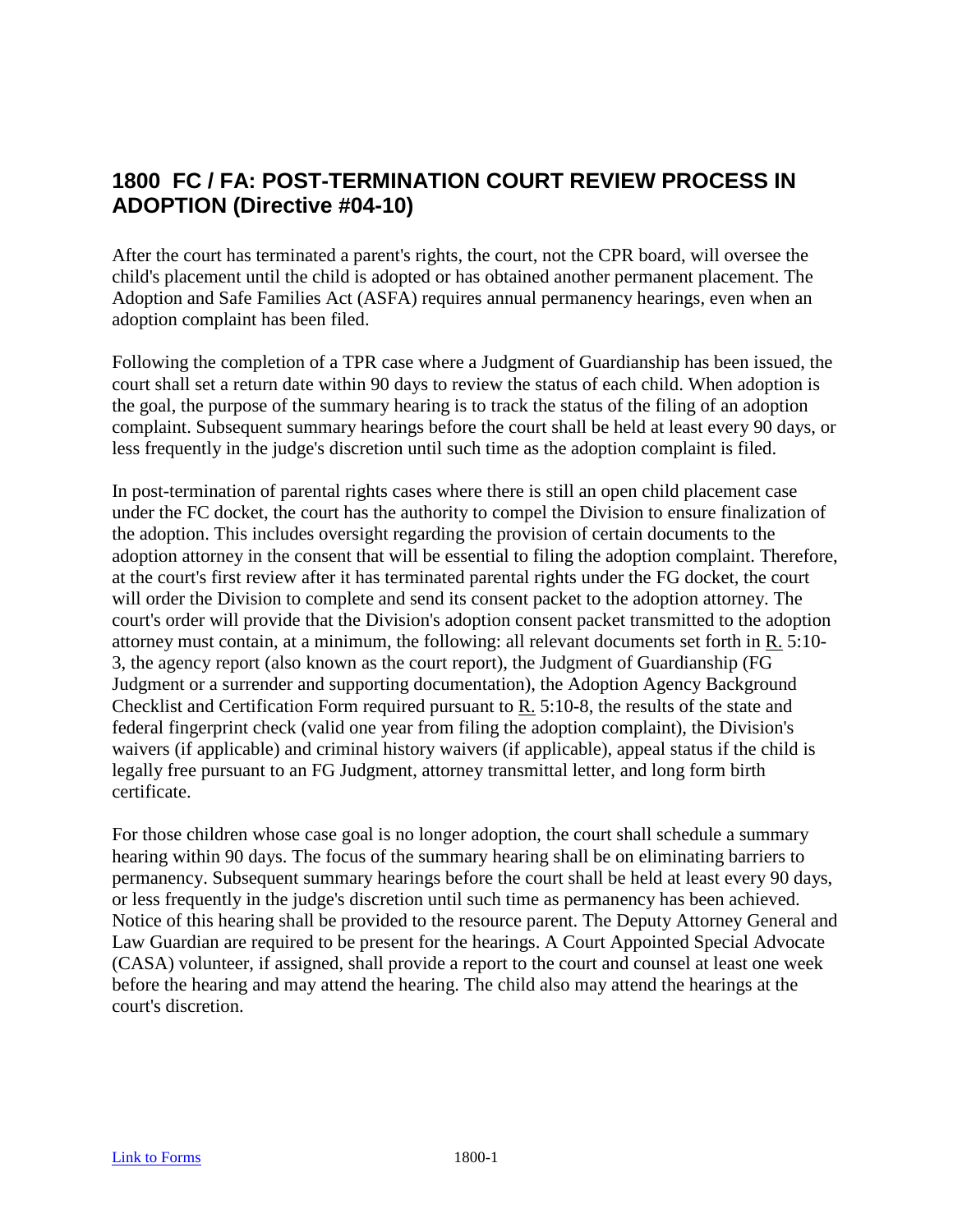## 1800 FC / FA: POST-TERMINATION COURT REVIEW PROCESS IN ADOPTION (Directive #04-10)

After the court has terminated a parent's rights, the court, not the CPR board, will oversee the child's placement until the child is adopted or has obtained another permanent placement. The Adoption and Safe Families Act (ASFA) requires annual permanency hearings, even when an adoption complaint has been filed.

Following the completion of a TPR case where a Judgment of Guardianship has been issued, the court shall set a return date within 90 days to review the status of each child. When adoption is the goal, the purpose of the summary hearing is to track the status of the filing of an adoption complaint. Subsequent summary hearings before the court shall be held at least every 90 days, or less frequently in the judge's discretion until such time as the adoption complaint is filed.

In post-termination of parental rights cases where there is still an open child placement case under the FC docket, the court has the authority to compel the Division to ensure finalization of the adoption. This includes oversight regarding the provision of certain documents to the adoption attorney in the consent that will be essential to filing the adoption complaint. Therefore, at the court's first review after it has terminated parental rights under the FG docket, the court will order the Division to complete and send its consent packet to the adoption attorney. The court's order will provide that the Division's adoption consent packet transmitted to the adoption attorney must contain, at a minimum, the following: all relevant documents set forth in R. 5:10-3, the agency report (also known as the court report), the Judgment of Guardianship (FG Judgment or a surrender and supporting documentation), the Adoption Agency Background Checklist and Certification Form required pursuant to R. 5:10-8, the results of the state and federal fingerprint check (valid one year from filing the adoption complaint), the Division's waivers (if applicable) and criminal history waivers (if applicable), appeal status if the child is legally free pursuant to an FG Judgment, attorney transmittal letter, and long form birth certificate.

For those children whose case goal is no longer adoption, the court shall schedule a summary hearing within 90 days. The focus of the summary hearing shall be on eliminating barriers to permanency. Subsequent summary hearings before the court shall be held at least every 90 days, or less frequently in the judge's discretion until such time as permanency has been achieved. Notice of this hearing shall be provided to the resource parent. The Deputy Attorney General and Law Guardian are required to be present for the hearings. A Court Appointed Special Advocate (CASA) volunteer, if assigned, shall provide a report to the court and counsel at least one week before the hearing and may attend the hearing. The child also may attend the hearings at the court's discretion.

Link to Forms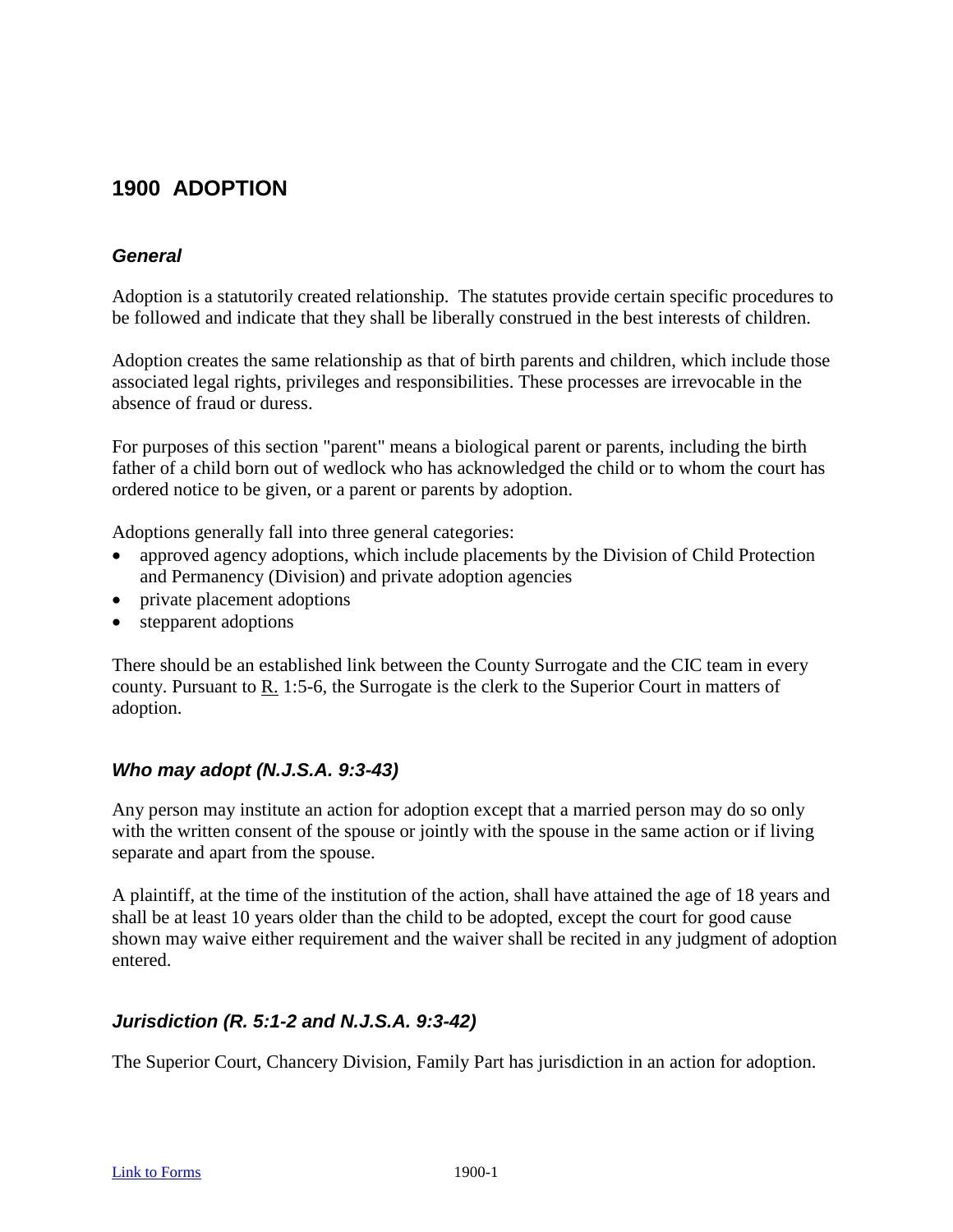# 1900 ADOPTION

### *General*

Adoption is a statutorily created relationship. The statutes provide certain specific procedures to be followed and indicate that they shall be liberally construed in the best interests of children.

Adoption creates the same relationship as that of birth parents and children, which include those associated legal rights, privileges and responsibilities. These processes are irrevocable in the absence of fraud or duress.

For purposes of this section "parent" means a biological parent or parents, including the birth father of a child born out of wedlock who has acknowledged the child or to whom the court has ordered notice to be given, or a parent or parents by adoption.

Adoptions generally fall into three general categories:

- approved agency adoptions, which include placements by the Division of Child Protection and Permanency (Division) and private adoption agencies
- private placement adoptions
- stepparent adoptions

There should be an established link between the County Surrogate and the CIC team in every county. Pursuant to R. 1:5-6, the Surrogate is the clerk to the Superior Court in matters of adoption.

### *Who may adopt (N.J.S.A. 9:3-43)*

Any person may institute an action for adoption except that a married person may do so only with the written consent of the spouse or jointly with the spouse in the same action or if living separate and apart from the spouse.

A plaintiff, at the time of the institution of the action, shall have attained the age of 18 years and shall be at least 10 years older than the child to be adopted, except the court for good cause shown may waive either requirement and the waiver shall be recited in any judgment of adoption entered.

### *Jurisdiction (R. 5:1-2 and N.J.S.A. 9:3-42)*

The Superior Court, Chancery Division, Family Part has jurisdiction in an action for adoption.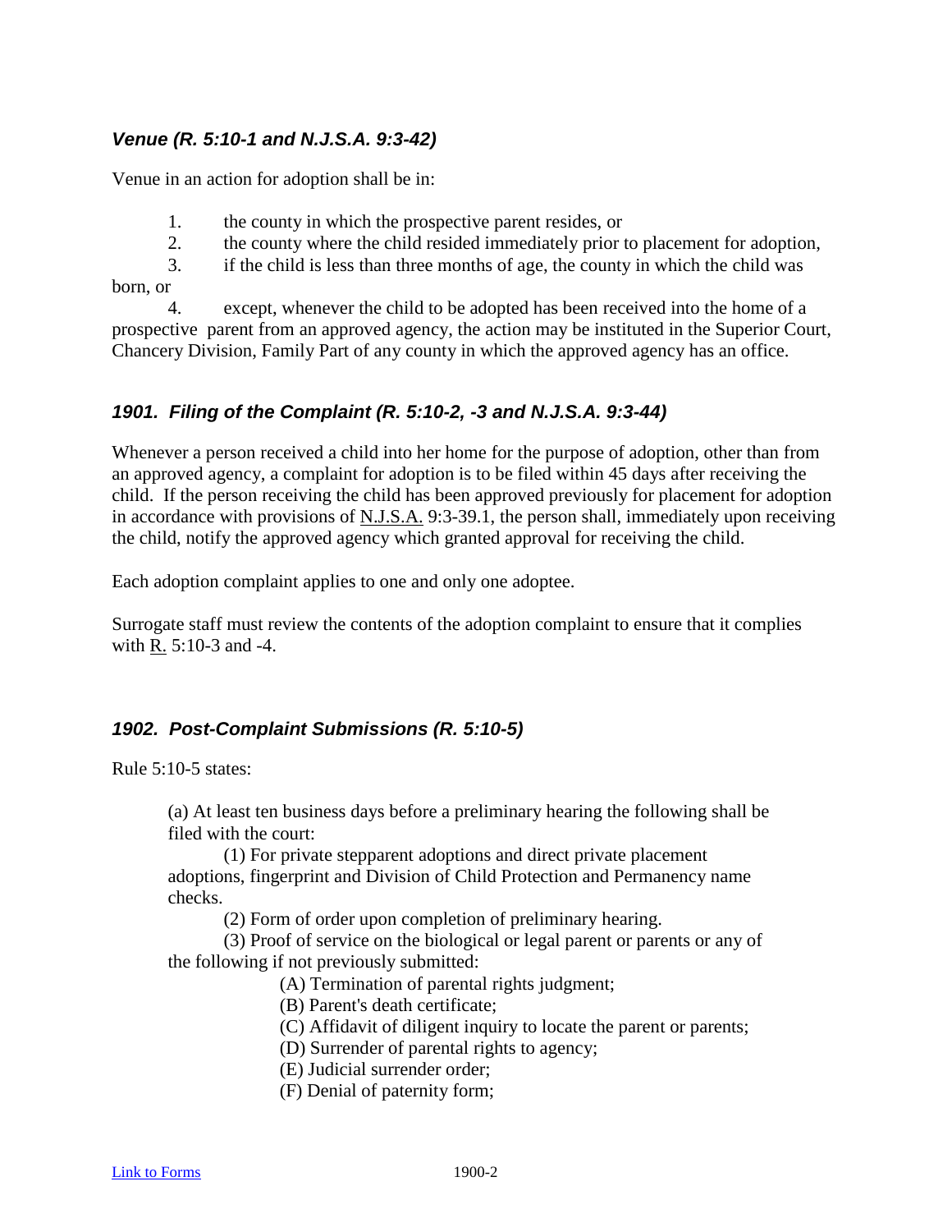### *Venue (R. 5:10-1 and N.J.S.A. 9:3-42)*

Venue in an action for adoption shall be in:

1. the county in which the prospective parent resides, or
2. the county where the child resided immediately prior to placement for adoption,
3. if the child is less than three months of age, the county in which the child was born, or
4. except, whenever the child to be adopted has been received into the home of a prospective parent from an approved agency, the action may be instituted in the Superior Court, Chancery Division, Family Part of any county in which the approved agency has an office.

### *1901. Filing of the Complaint (R. 5:10-2, -3 and N.J.S.A. 9:3-44)*

Whenever a person received a child into her home for the purpose of adoption, other than from an approved agency, a complaint for adoption is to be filed within 45 days after receiving the child. If the person receiving the child has been approved previously for placement for adoption in accordance with provisions of N.J.S.A. 9:3-39.1, the person shall, immediately upon receiving the child, notify the approved agency which granted approval for receiving the child.

Each adoption complaint applies to one and only one adoptee.

Surrogate staff must review the contents of the adoption complaint to ensure that it complies with R. 5:10-3 and -4.

### *1902. Post-Complaint Submissions (R. 5:10-5)*

Rule 5:10-5 states:

> (a) At least ten business days before a preliminary hearing the following shall be filed with the court:
>
> (1) For private stepparent adoptions and direct private placement adoptions, fingerprint and Division of Child Protection and Permanency name checks.
>
> (2) Form of order upon completion of preliminary hearing.
>
> (3) Proof of service on the biological or legal parent or parents or any of the following if not previously submitted:
>
> (A) Termination of parental rights judgment;
> (B) Parent's death certificate;
> (C) Affidavit of diligent inquiry to locate the parent or parents;
> (D) Surrender of parental rights to agency;
> (E) Judicial surrender order;
> (F) Denial of paternity form;

[Link to Forms](#)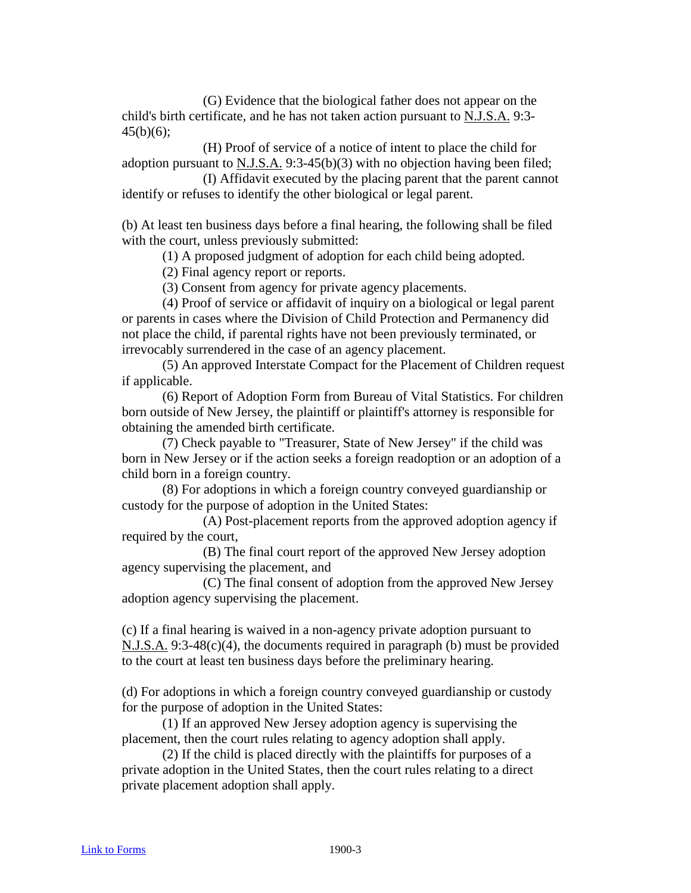(G) Evidence that the biological father does not appear on the child's birth certificate, and he has not taken action pursuant to N.J.S.A. 9:3-45(b)(6);

(H) Proof of service of a notice of intent to place the child for adoption pursuant to N.J.S.A. 9:3-45(b)(3) with no objection having been filed;

(I) Affidavit executed by the placing parent that the parent cannot identify or refuses to identify the other biological or legal parent.

(b) At least ten business days before a final hearing, the following shall be filed with the court, unless previously submitted:

(1) A proposed judgment of adoption for each child being adopted.

(2) Final agency report or reports.

(3) Consent from agency for private agency placements.

(4) Proof of service or affidavit of inquiry on a biological or legal parent or parents in cases where the Division of Child Protection and Permanency did not place the child, if parental rights have not been previously terminated, or irrevocably surrendered in the case of an agency placement.

(5) An approved Interstate Compact for the Placement of Children request if applicable.

(6) Report of Adoption Form from Bureau of Vital Statistics. For children born outside of New Jersey, the plaintiff or plaintiff's attorney is responsible for obtaining the amended birth certificate.

(7) Check payable to "Treasurer, State of New Jersey" if the child was born in New Jersey or if the action seeks a foreign readoption or an adoption of a child born in a foreign country.

(8) For adoptions in which a foreign country conveyed guardianship or custody for the purpose of adoption in the United States:

(A) Post-placement reports from the approved adoption agency if required by the court,

(B) The final court report of the approved New Jersey adoption agency supervising the placement, and

(C) The final consent of adoption from the approved New Jersey adoption agency supervising the placement.

(c) If a final hearing is waived in a non-agency private adoption pursuant to N.J.S.A. 9:3-48(c)(4), the documents required in paragraph (b) must be provided to the court at least ten business days before the preliminary hearing.

(d) For adoptions in which a foreign country conveyed guardianship or custody for the purpose of adoption in the United States:

(1) If an approved New Jersey adoption agency is supervising the placement, then the court rules relating to agency adoption shall apply.

(2) If the child is placed directly with the plaintiffs for purposes of a private adoption in the United States, then the court rules relating to a direct private placement adoption shall apply.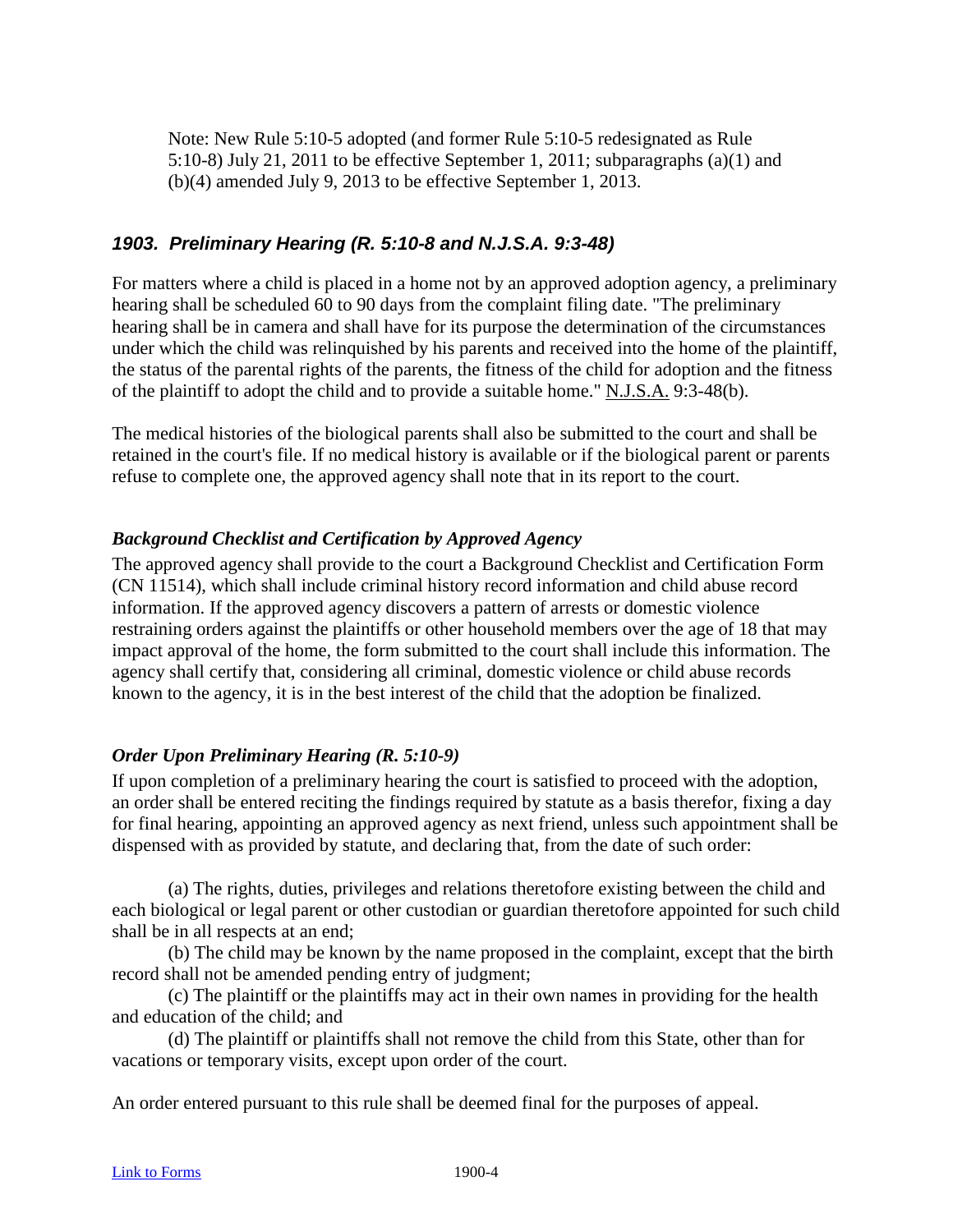Note: New Rule 5:10-5 adopted (and former Rule 5:10-5 redesignated as Rule 5:10-8) July 21, 2011 to be effective September 1, 2011; subparagraphs (a)(1) and (b)(4) amended July 9, 2013 to be effective September 1, 2013.

### *1903. Preliminary Hearing (R. 5:10-8 and N.J.S.A. 9:3-48)*

For matters where a child is placed in a home not by an approved adoption agency, a preliminary hearing shall be scheduled 60 to 90 days from the complaint filing date. "The preliminary hearing shall be in camera and shall have for its purpose the determination of the circumstances under which the child was relinquished by his parents and received into the home of the plaintiff, the status of the parental rights of the parents, the fitness of the child for adoption and the fitness of the plaintiff to adopt the child and to provide a suitable home." N.J.S.A. 9:3-48(b).

The medical histories of the biological parents shall also be submitted to the court and shall be retained in the court's file. If no medical history is available or if the biological parent or parents refuse to complete one, the approved agency shall note that in its report to the court.

#### *Background Checklist and Certification by Approved Agency*

The approved agency shall provide to the court a Background Checklist and Certification Form (CN 11514), which shall include criminal history record information and child abuse record information. If the approved agency discovers a pattern of arrests or domestic violence restraining orders against the plaintiffs or other household members over the age of 18 that may impact approval of the home, the form submitted to the court shall include this information. The agency shall certify that, considering all criminal, domestic violence or child abuse records known to the agency, it is in the best interest of the child that the adoption be finalized.

#### *Order Upon Preliminary Hearing (R. 5:10-9)*

If upon completion of a preliminary hearing the court is satisfied to proceed with the adoption, an order shall be entered reciting the findings required by statute as a basis therefor, fixing a day for final hearing, appointing an approved agency as next friend, unless such appointment shall be dispensed with as provided by statute, and declaring that, from the date of such order:

(a) The rights, duties, privileges and relations theretofore existing between the child and each biological or legal parent or other custodian or guardian theretofore appointed for such child shall be in all respects at an end;

(b) The child may be known by the name proposed in the complaint, except that the birth record shall not be amended pending entry of judgment;

(c) The plaintiff or the plaintiffs may act in their own names in providing for the health and education of the child; and

(d) The plaintiff or plaintiffs shall not remove the child from this State, other than for vacations or temporary visits, except upon order of the court.

An order entered pursuant to this rule shall be deemed final for the purposes of appeal.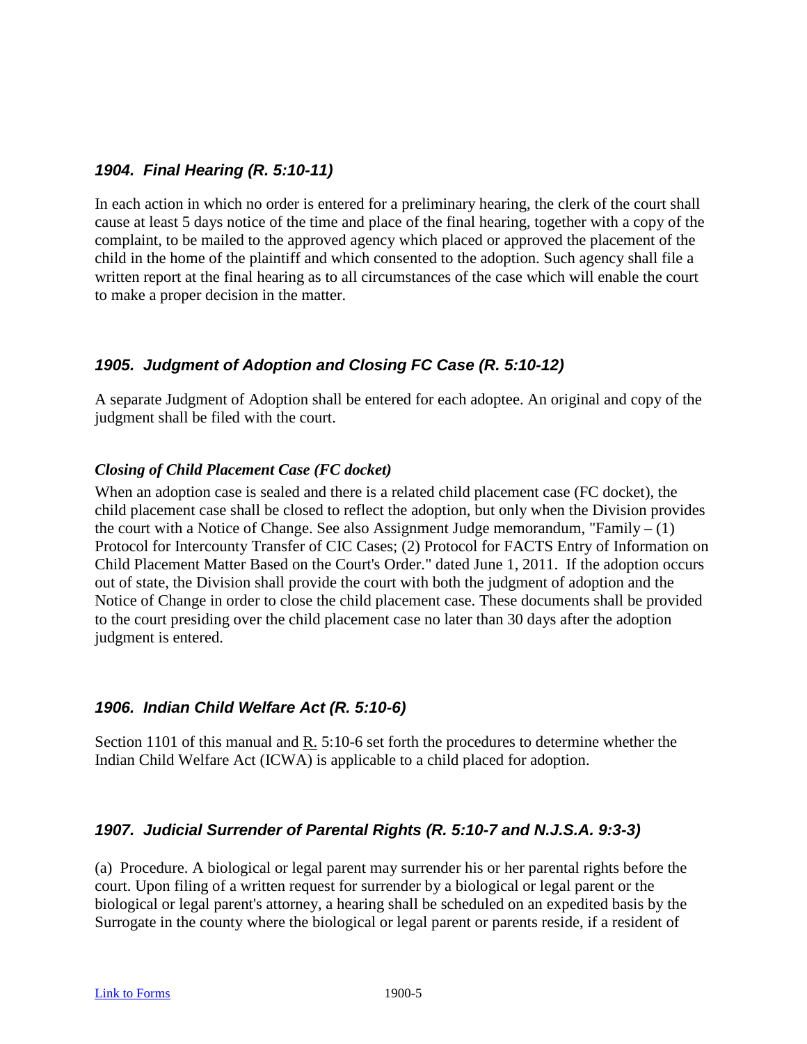### *1904. Final Hearing (R. 5:10-11)*

In each action in which no order is entered for a preliminary hearing, the clerk of the court shall cause at least 5 days notice of the time and place of the final hearing, together with a copy of the complaint, to be mailed to the approved agency which placed or approved the placement of the child in the home of the plaintiff and which consented to the adoption. Such agency shall file a written report at the final hearing as to all circumstances of the case which will enable the court to make a proper decision in the matter.

### *1905. Judgment of Adoption and Closing FC Case (R. 5:10-12)*

A separate Judgment of Adoption shall be entered for each adoptee. An original and copy of the judgment shall be filed with the court.

***Closing of Child Placement Case (FC docket)***

When an adoption case is sealed and there is a related child placement case (FC docket), the child placement case shall be closed to reflect the adoption, but only when the Division provides the court with a Notice of Change. See also Assignment Judge memorandum, "Family – (1) Protocol for Intercounty Transfer of CIC Cases; (2) Protocol for FACTS Entry of Information on Child Placement Matter Based on the Court's Order." dated June 1, 2011. If the adoption occurs out of state, the Division shall provide the court with both the judgment of adoption and the Notice of Change in order to close the child placement case. These documents shall be provided to the court presiding over the child placement case no later than 30 days after the adoption judgment is entered.

### *1906. Indian Child Welfare Act (R. 5:10-6)*

Section 1101 of this manual and R. 5:10-6 set forth the procedures to determine whether the Indian Child Welfare Act (ICWA) is applicable to a child placed for adoption.

### *1907. Judicial Surrender of Parental Rights (R. 5:10-7 and N.J.S.A. 9:3-3)*

(a) Procedure. A biological or legal parent may surrender his or her parental rights before the court. Upon filing of a written request for surrender by a biological or legal parent or the biological or legal parent's attorney, a hearing shall be scheduled on an expedited basis by the Surrogate in the county where the biological or legal parent or parents reside, if a resident of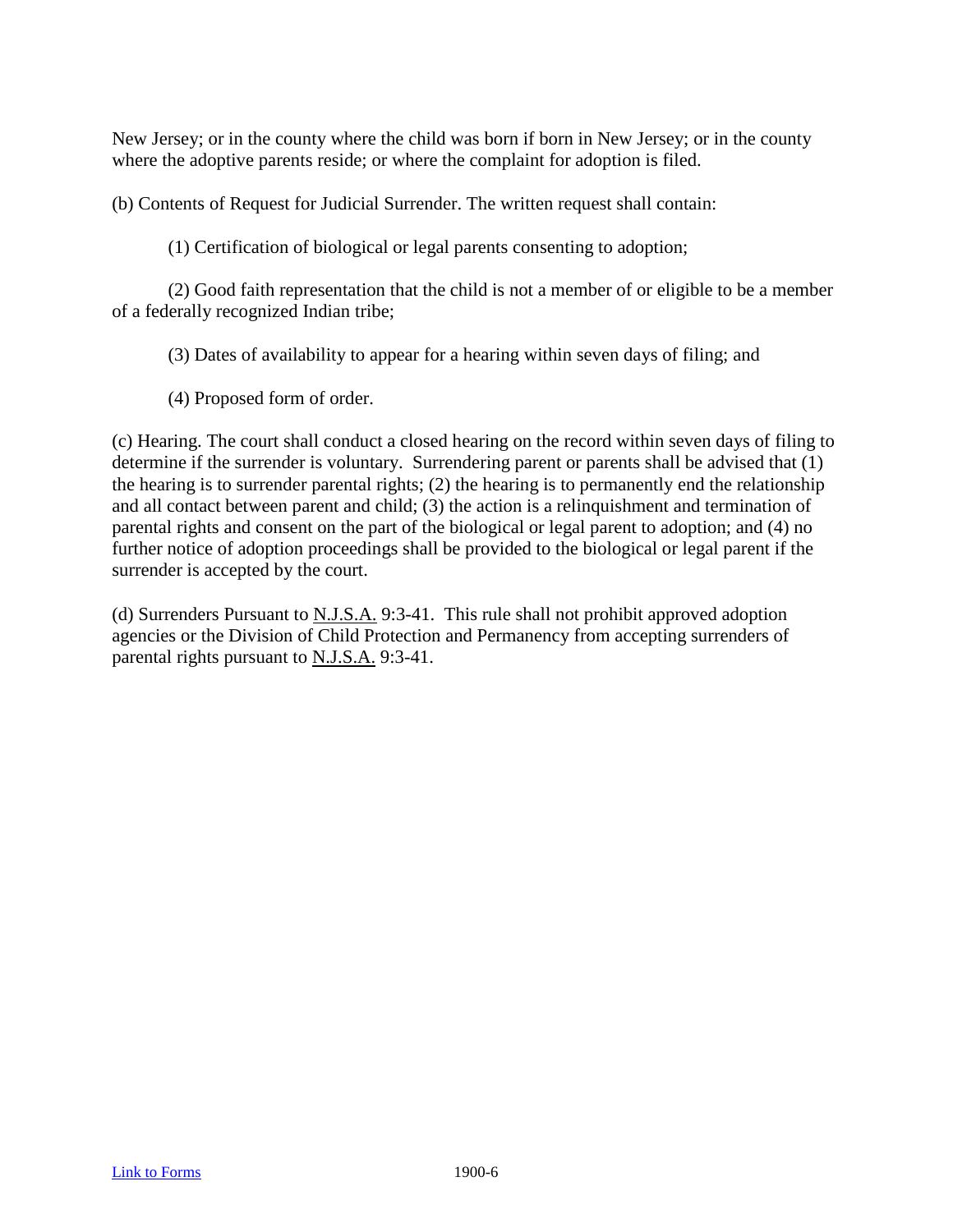New Jersey; or in the county where the child was born if born in New Jersey; or in the county where the adoptive parents reside; or where the complaint for adoption is filed.

(b) Contents of Request for Judicial Surrender. The written request shall contain:

(1) Certification of biological or legal parents consenting to adoption;

(2) Good faith representation that the child is not a member of or eligible to be a member of a federally recognized Indian tribe;

(3) Dates of availability to appear for a hearing within seven days of filing; and

(4) Proposed form of order.

(c) Hearing. The court shall conduct a closed hearing on the record within seven days of filing to determine if the surrender is voluntary. Surrendering parent or parents shall be advised that (1) the hearing is to surrender parental rights; (2) the hearing is to permanently end the relationship and all contact between parent and child; (3) the action is a relinquishment and termination of parental rights and consent on the part of the biological or legal parent to adoption; and (4) no further notice of adoption proceedings shall be provided to the biological or legal parent if the surrender is accepted by the court.

(d) Surrenders Pursuant to N.J.S.A. 9:3-41. This rule shall not prohibit approved adoption agencies or the Division of Child Protection and Permanency from accepting surrenders of parental rights pursuant to N.J.S.A. 9:3-41.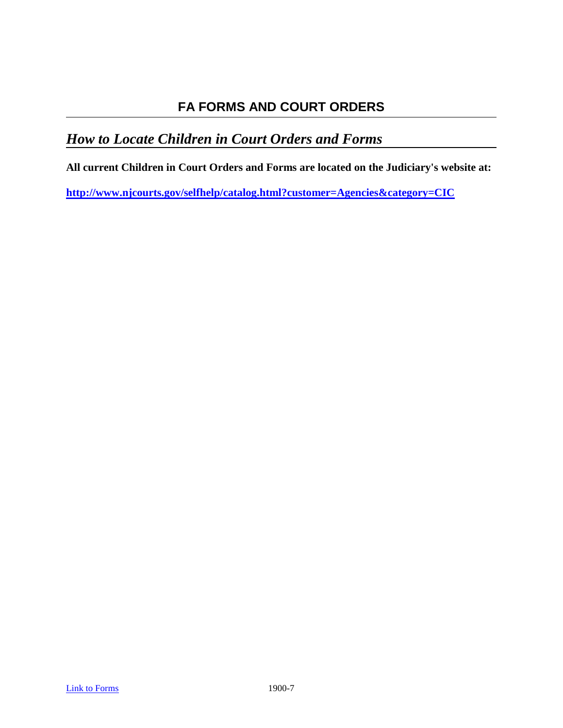# FA FORMS AND COURT ORDERS

## *How to Locate Children in Court Orders and Forms*

**All current Children in Court Orders and Forms are located on the Judiciary's website at:**

**http://www.njcourts.gov/selfhelp/catalog.html?customer=Agencies&category=CIC**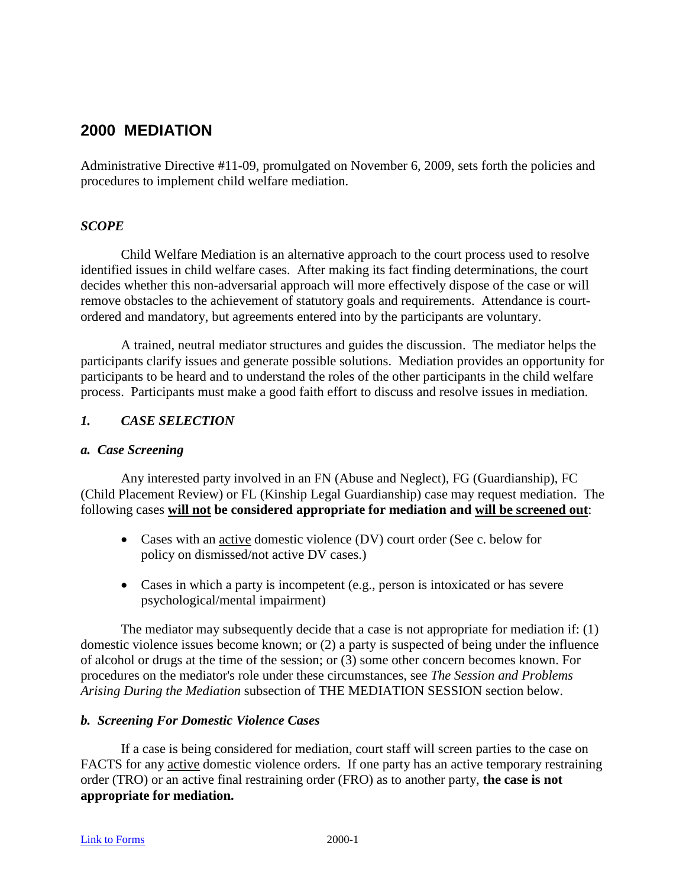# 2000 MEDIATION

Administrative Directive #11-09, promulgated on November 6, 2009, sets forth the policies and procedures to implement child welfare mediation.

### *SCOPE*

Child Welfare Mediation is an alternative approach to the court process used to resolve identified issues in child welfare cases. After making its fact finding determinations, the court decides whether this non-adversarial approach will more effectively dispose of the case or will remove obstacles to the achievement of statutory goals and requirements. Attendance is court-ordered and mandatory, but agreements entered into by the participants are voluntary.

A trained, neutral mediator structures and guides the discussion. The mediator helps the participants clarify issues and generate possible solutions. Mediation provides an opportunity for participants to be heard and to understand the roles of the other participants in the child welfare process. Participants must make a good faith effort to discuss and resolve issues in mediation.

### *1. CASE SELECTION*

#### *a. Case Screening*

Any interested party involved in an FN (Abuse and Neglect), FG (Guardianship), FC (Child Placement Review) or FL (Kinship Legal Guardianship) case may request mediation. The following cases **will not be considered appropriate for mediation and will be screened out**:

- Cases with an active domestic violence (DV) court order (See c. below for policy on dismissed/not active DV cases.)
- Cases in which a party is incompetent (e.g., person is intoxicated or has severe psychological/mental impairment)

The mediator may subsequently decide that a case is not appropriate for mediation if: (1) domestic violence issues become known; or (2) a party is suspected of being under the influence of alcohol or drugs at the time of the session; or (3) some other concern becomes known. For procedures on the mediator's role under these circumstances, see *The Session and Problems Arising During the Mediation* subsection of THE MEDIATION SESSION section below.

#### *b. Screening For Domestic Violence Cases*

If a case is being considered for mediation, court staff will screen parties to the case on FACTS for any active domestic violence orders. If one party has an active temporary restraining order (TRO) or an active final restraining order (FRO) as to another party, **the case is not appropriate for mediation.**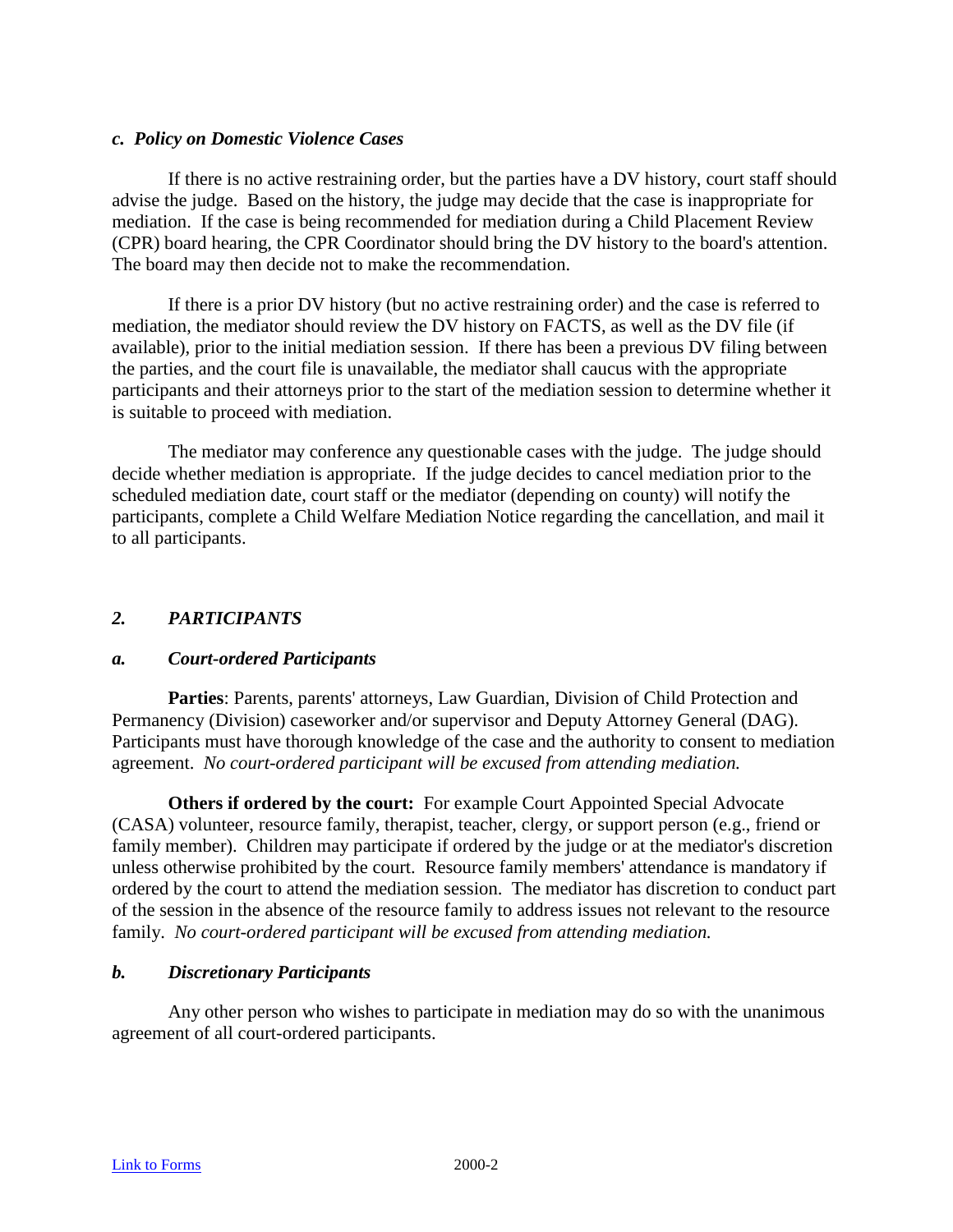### *c. Policy on Domestic Violence Cases*

If there is no active restraining order, but the parties have a DV history, court staff should advise the judge. Based on the history, the judge may decide that the case is inappropriate for mediation. If the case is being recommended for mediation during a Child Placement Review (CPR) board hearing, the CPR Coordinator should bring the DV history to the board's attention. The board may then decide not to make the recommendation.

If there is a prior DV history (but no active restraining order) and the case is referred to mediation, the mediator should review the DV history on FACTS, as well as the DV file (if available), prior to the initial mediation session. If there has been a previous DV filing between the parties, and the court file is unavailable, the mediator shall caucus with the appropriate participants and their attorneys prior to the start of the mediation session to determine whether it is suitable to proceed with mediation.

The mediator may conference any questionable cases with the judge. The judge should decide whether mediation is appropriate. If the judge decides to cancel mediation prior to the scheduled mediation date, court staff or the mediator (depending on county) will notify the participants, complete a Child Welfare Mediation Notice regarding the cancellation, and mail it to all participants.

## *2. PARTICIPANTS*

### *a. Court-ordered Participants*

**Parties**: Parents, parents' attorneys, Law Guardian, Division of Child Protection and Permanency (Division) caseworker and/or supervisor and Deputy Attorney General (DAG). Participants must have thorough knowledge of the case and the authority to consent to mediation agreement. *No court-ordered participant will be excused from attending mediation.*

**Others if ordered by the court:** For example Court Appointed Special Advocate (CASA) volunteer, resource family, therapist, teacher, clergy, or support person (e.g., friend or family member). Children may participate if ordered by the judge or at the mediator's discretion unless otherwise prohibited by the court. Resource family members' attendance is mandatory if ordered by the court to attend the mediation session. The mediator has discretion to conduct part of the session in the absence of the resource family to address issues not relevant to the resource family. *No court-ordered participant will be excused from attending mediation.*

### *b. Discretionary Participants*

Any other person who wishes to participate in mediation may do so with the unanimous agreement of all court-ordered participants.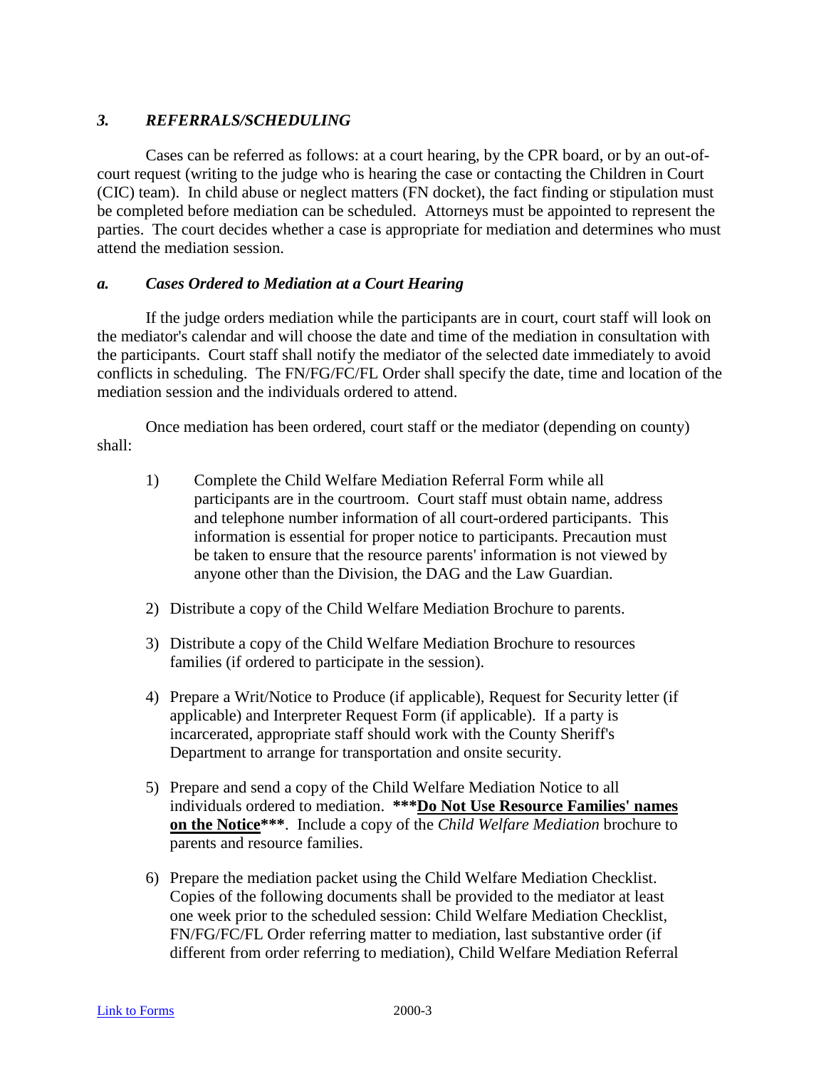### *3. REFERRALS/SCHEDULING*

Cases can be referred as follows: at a court hearing, by the CPR board, or by an out-of-court request (writing to the judge who is hearing the case or contacting the Children in Court (CIC) team). In child abuse or neglect matters (FN docket), the fact finding or stipulation must be completed before mediation can be scheduled. Attorneys must be appointed to represent the parties. The court decides whether a case is appropriate for mediation and determines who must attend the mediation session.

### *a. Cases Ordered to Mediation at a Court Hearing*

If the judge orders mediation while the participants are in court, court staff will look on the mediator's calendar and will choose the date and time of the mediation in consultation with the participants. Court staff shall notify the mediator of the selected date immediately to avoid conflicts in scheduling. The FN/FG/FC/FL Order shall specify the date, time and location of the mediation session and the individuals ordered to attend.

Once mediation has been ordered, court staff or the mediator (depending on county) shall:

1) Complete the Child Welfare Mediation Referral Form while all participants are in the courtroom. Court staff must obtain name, address and telephone number information of all court-ordered participants. This information is essential for proper notice to participants. Precaution must be taken to ensure that the resource parents' information is not viewed by anyone other than the Division, the DAG and the Law Guardian.

2) Distribute a copy of the Child Welfare Mediation Brochure to parents.

3) Distribute a copy of the Child Welfare Mediation Brochure to resources families (if ordered to participate in the session).

4) Prepare a Writ/Notice to Produce (if applicable), Request for Security letter (if applicable) and Interpreter Request Form (if applicable). If a party is incarcerated, appropriate staff should work with the County Sheriff's Department to arrange for transportation and onsite security.

5) Prepare and send a copy of the Child Welfare Mediation Notice to all individuals ordered to mediation. **\*\*\*<u>Do Not Use Resource Families' names on the Notice</u>\*\*\***. Include a copy of the *Child Welfare Mediation* brochure to parents and resource families.

6) Prepare the mediation packet using the Child Welfare Mediation Checklist. Copies of the following documents shall be provided to the mediator at least one week prior to the scheduled session: Child Welfare Mediation Checklist, FN/FG/FC/FL Order referring matter to mediation, last substantive order (if different from order referring to mediation), Child Welfare Mediation Referral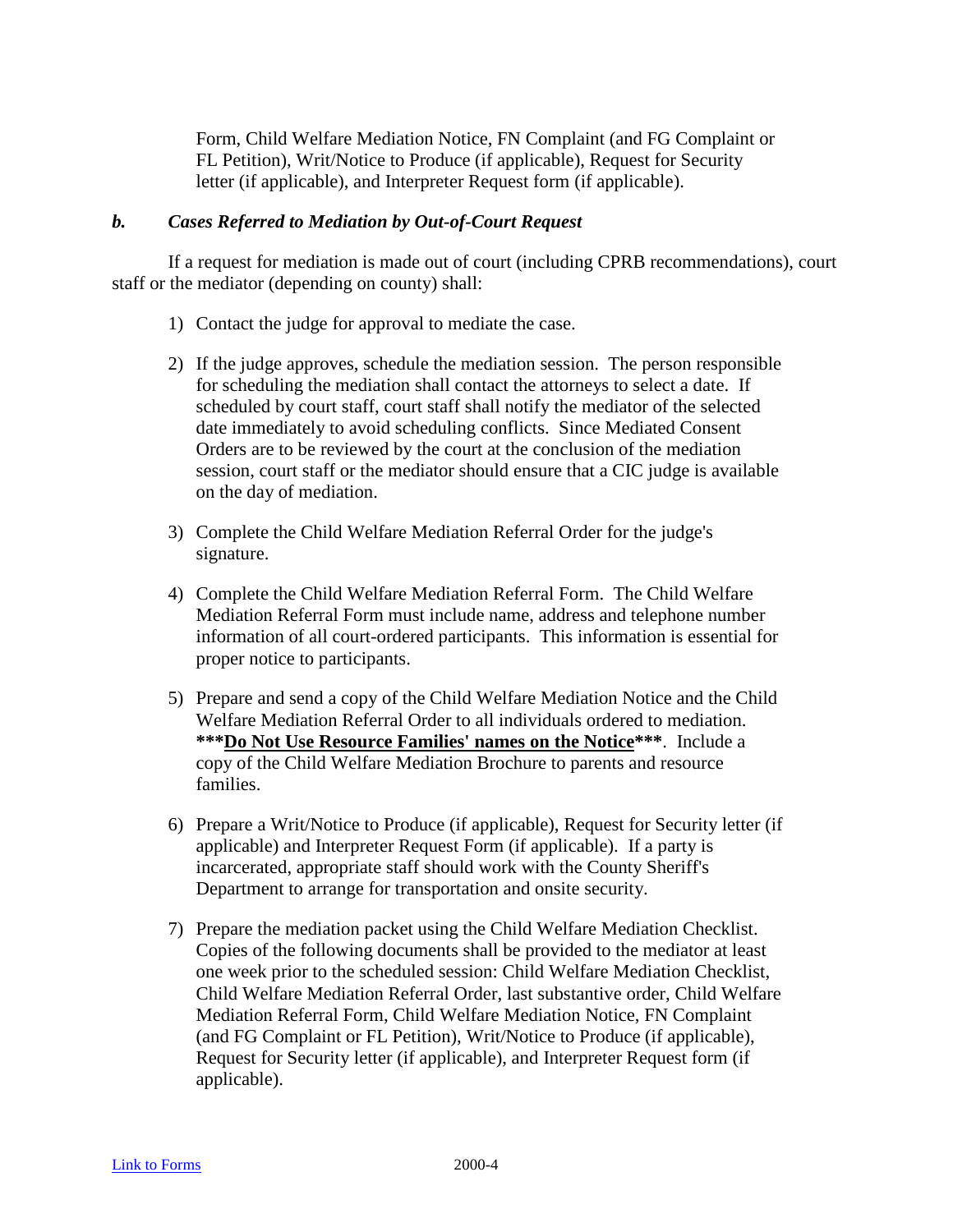Form, Child Welfare Mediation Notice, FN Complaint (and FG Complaint or FL Petition), Writ/Notice to Produce (if applicable), Request for Security letter (if applicable), and Interpreter Request form (if applicable).

### *b. Cases Referred to Mediation by Out-of-Court Request*

If a request for mediation is made out of court (including CPRB recommendations), court staff or the mediator (depending on county) shall:

1) Contact the judge for approval to mediate the case.

2) If the judge approves, schedule the mediation session. The person responsible for scheduling the mediation shall contact the attorneys to select a date. If scheduled by court staff, court staff shall notify the mediator of the selected date immediately to avoid scheduling conflicts. Since Mediated Consent Orders are to be reviewed by the court at the conclusion of the mediation session, court staff or the mediator should ensure that a CIC judge is available on the day of mediation.

3) Complete the Child Welfare Mediation Referral Order for the judge's signature.

4) Complete the Child Welfare Mediation Referral Form. The Child Welfare Mediation Referral Form must include name, address and telephone number information of all court-ordered participants. This information is essential for proper notice to participants.

5) Prepare and send a copy of the Child Welfare Mediation Notice and the Child Welfare Mediation Referral Order to all individuals ordered to mediation. **\*\*\*<u>Do Not Use Resource Families' names on the Notice</u>\*\*\***. Include a copy of the Child Welfare Mediation Brochure to parents and resource families.

6) Prepare a Writ/Notice to Produce (if applicable), Request for Security letter (if applicable) and Interpreter Request Form (if applicable). If a party is incarcerated, appropriate staff should work with the County Sheriff's Department to arrange for transportation and onsite security.

7) Prepare the mediation packet using the Child Welfare Mediation Checklist. Copies of the following documents shall be provided to the mediator at least one week prior to the scheduled session: Child Welfare Mediation Checklist, Child Welfare Mediation Referral Order, last substantive order, Child Welfare Mediation Referral Form, Child Welfare Mediation Notice, FN Complaint (and FG Complaint or FL Petition), Writ/Notice to Produce (if applicable), Request for Security letter (if applicable), and Interpreter Request form (if applicable).

Link to Forms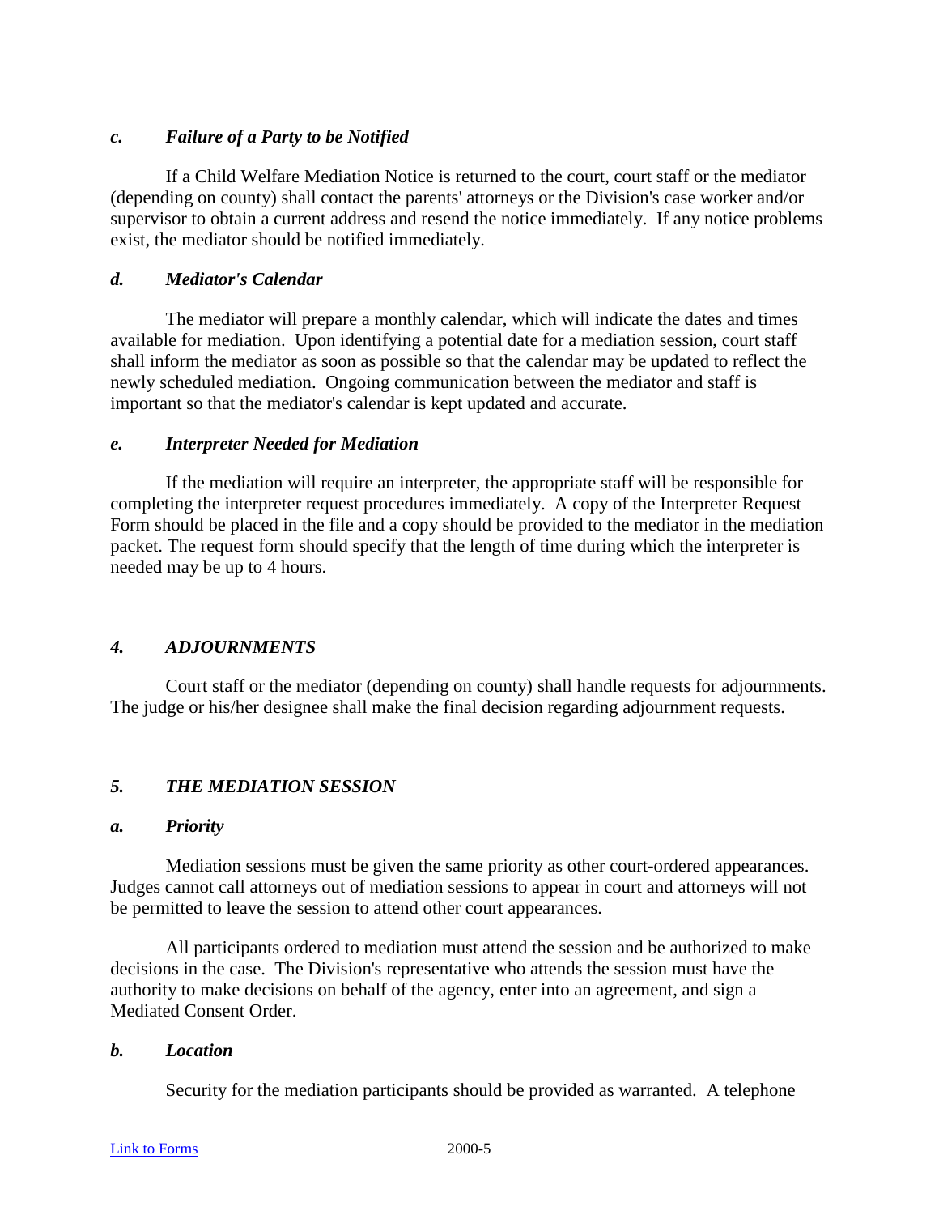### *c. Failure of a Party to be Notified*

If a Child Welfare Mediation Notice is returned to the court, court staff or the mediator (depending on county) shall contact the parents' attorneys or the Division's case worker and/or supervisor to obtain a current address and resend the notice immediately. If any notice problems exist, the mediator should be notified immediately.

### *d. Mediator's Calendar*

The mediator will prepare a monthly calendar, which will indicate the dates and times available for mediation. Upon identifying a potential date for a mediation session, court staff shall inform the mediator as soon as possible so that the calendar may be updated to reflect the newly scheduled mediation. Ongoing communication between the mediator and staff is important so that the mediator's calendar is kept updated and accurate.

### *e. Interpreter Needed for Mediation*

If the mediation will require an interpreter, the appropriate staff will be responsible for completing the interpreter request procedures immediately. A copy of the Interpreter Request Form should be placed in the file and a copy should be provided to the mediator in the mediation packet. The request form should specify that the length of time during which the interpreter is needed may be up to 4 hours.

## *4. ADJOURNMENTS*

Court staff or the mediator (depending on county) shall handle requests for adjournments. The judge or his/her designee shall make the final decision regarding adjournment requests.

## *5. THE MEDIATION SESSION*

### *a. Priority*

Mediation sessions must be given the same priority as other court-ordered appearances. Judges cannot call attorneys out of mediation sessions to appear in court and attorneys will not be permitted to leave the session to attend other court appearances.

All participants ordered to mediation must attend the session and be authorized to make decisions in the case. The Division's representative who attends the session must have the authority to make decisions on behalf of the agency, enter into an agreement, and sign a Mediated Consent Order.

### *b. Location*

Security for the mediation participants should be provided as warranted. A telephone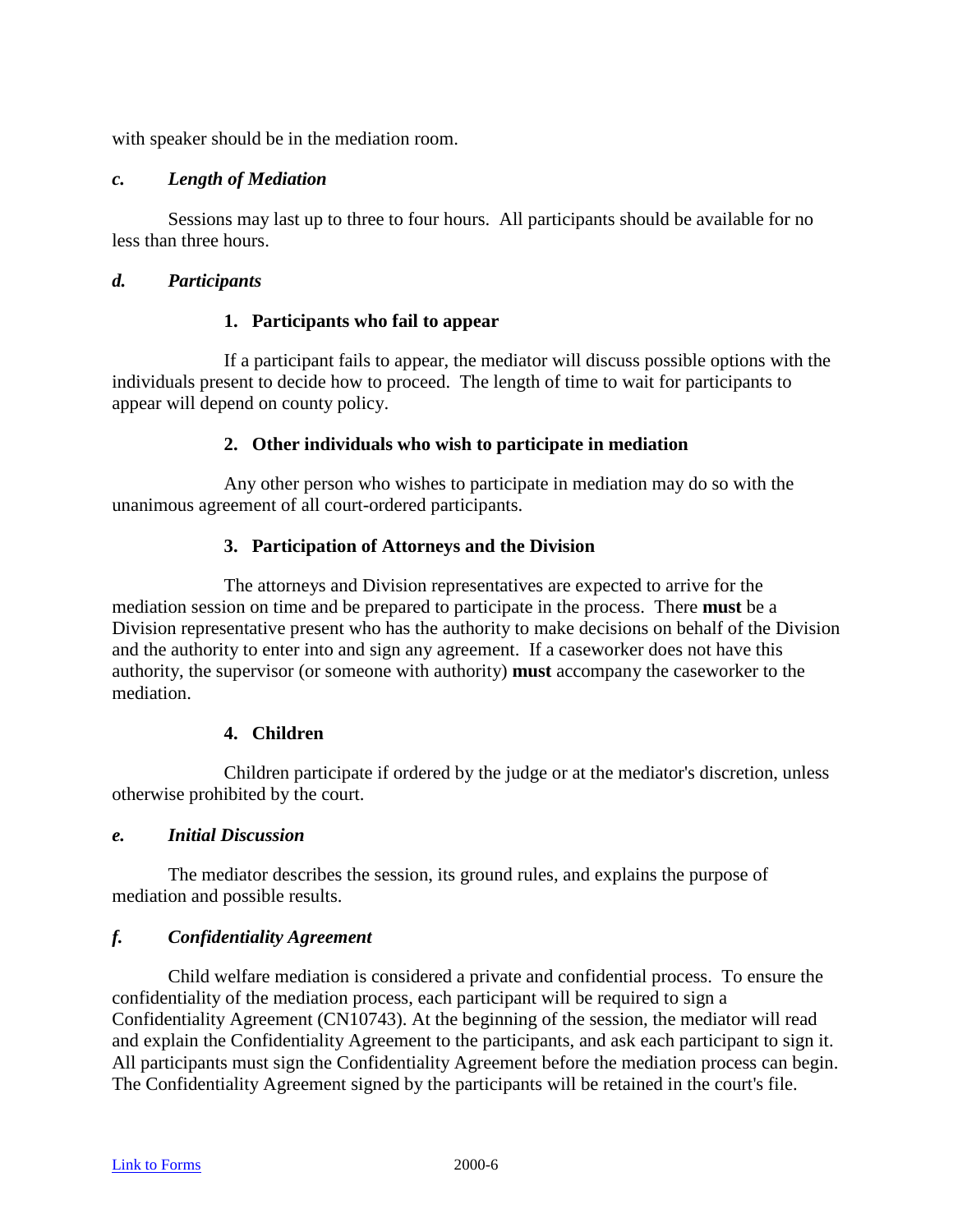with speaker should be in the mediation room.

### *c. Length of Mediation*

Sessions may last up to three to four hours. All participants should be available for no less than three hours.

### *d. Participants*

#### 1. Participants who fail to appear

If a participant fails to appear, the mediator will discuss possible options with the individuals present to decide how to proceed. The length of time to wait for participants to appear will depend on county policy.

#### 2. Other individuals who wish to participate in mediation

Any other person who wishes to participate in mediation may do so with the unanimous agreement of all court-ordered participants.

#### 3. Participation of Attorneys and the Division

The attorneys and Division representatives are expected to arrive for the mediation session on time and be prepared to participate in the process. There **must** be a Division representative present who has the authority to make decisions on behalf of the Division and the authority to enter into and sign any agreement. If a caseworker does not have this authority, the supervisor (or someone with authority) **must** accompany the caseworker to the mediation.

#### 4. Children

Children participate if ordered by the judge or at the mediator's discretion, unless otherwise prohibited by the court.

### *e. Initial Discussion*

The mediator describes the session, its ground rules, and explains the purpose of mediation and possible results.

### *f. Confidentiality Agreement*

Child welfare mediation is considered a private and confidential process. To ensure the confidentiality of the mediation process, each participant will be required to sign a Confidentiality Agreement (CN10743). At the beginning of the session, the mediator will read and explain the Confidentiality Agreement to the participants, and ask each participant to sign it. All participants must sign the Confidentiality Agreement before the mediation process can begin. The Confidentiality Agreement signed by the participants will be retained in the court's file.

[Link to Forms](#)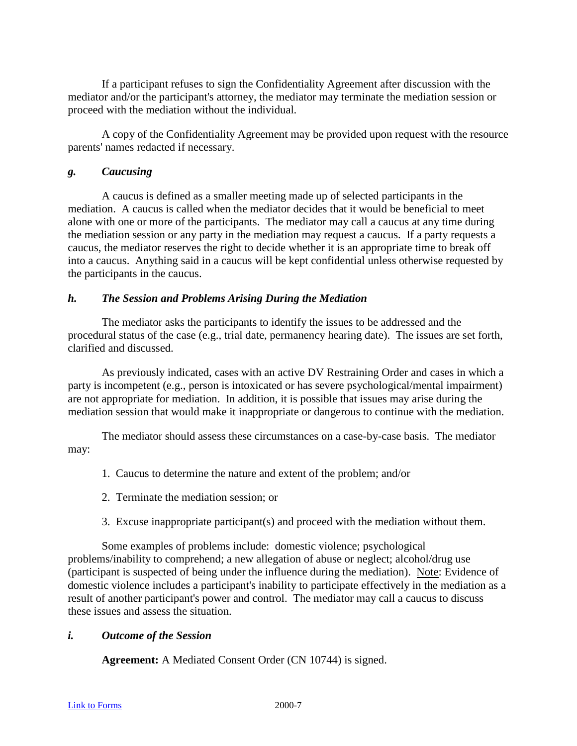If a participant refuses to sign the Confidentiality Agreement after discussion with the mediator and/or the participant's attorney, the mediator may terminate the mediation session or proceed with the mediation without the individual.

A copy of the Confidentiality Agreement may be provided upon request with the resource parents' names redacted if necessary.

### *g. Caucusing*

A caucus is defined as a smaller meeting made up of selected participants in the mediation. A caucus is called when the mediator decides that it would be beneficial to meet alone with one or more of the participants. The mediator may call a caucus at any time during the mediation session or any party in the mediation may request a caucus. If a party requests a caucus, the mediator reserves the right to decide whether it is an appropriate time to break off into a caucus. Anything said in a caucus will be kept confidential unless otherwise requested by the participants in the caucus.

### *h. The Session and Problems Arising During the Mediation*

The mediator asks the participants to identify the issues to be addressed and the procedural status of the case (e.g., trial date, permanency hearing date). The issues are set forth, clarified and discussed.

As previously indicated, cases with an active DV Restraining Order and cases in which a party is incompetent (e.g., person is intoxicated or has severe psychological/mental impairment) are not appropriate for mediation. In addition, it is possible that issues may arise during the mediation session that would make it inappropriate or dangerous to continue with the mediation.

The mediator should assess these circumstances on a case-by-case basis. The mediator may:

1. Caucus to determine the nature and extent of the problem; and/or

2. Terminate the mediation session; or

3. Excuse inappropriate participant(s) and proceed with the mediation without them.

Some examples of problems include: domestic violence; psychological problems/inability to comprehend; a new allegation of abuse or neglect; alcohol/drug use (participant is suspected of being under the influence during the mediation). Note: Evidence of domestic violence includes a participant's inability to participate effectively in the mediation as a result of another participant's power and control. The mediator may call a caucus to discuss these issues and assess the situation.

### *i. Outcome of the Session*

**Agreement:** A Mediated Consent Order (CN 10744) is signed.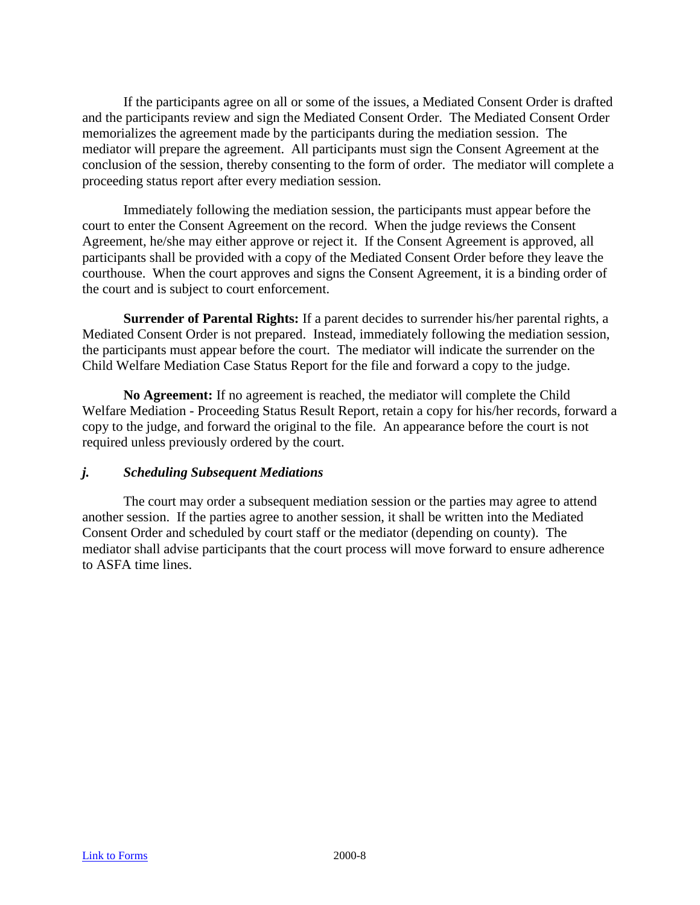If the participants agree on all or some of the issues, a Mediated Consent Order is drafted and the participants review and sign the Mediated Consent Order. The Mediated Consent Order memorializes the agreement made by the participants during the mediation session. The mediator will prepare the agreement. All participants must sign the Consent Agreement at the conclusion of the session, thereby consenting to the form of order. The mediator will complete a proceeding status report after every mediation session.

Immediately following the mediation session, the participants must appear before the court to enter the Consent Agreement on the record. When the judge reviews the Consent Agreement, he/she may either approve or reject it. If the Consent Agreement is approved, all participants shall be provided with a copy of the Mediated Consent Order before they leave the courthouse. When the court approves and signs the Consent Agreement, it is a binding order of the court and is subject to court enforcement.

**Surrender of Parental Rights:** If a parent decides to surrender his/her parental rights, a Mediated Consent Order is not prepared. Instead, immediately following the mediation session, the participants must appear before the court. The mediator will indicate the surrender on the Child Welfare Mediation Case Status Report for the file and forward a copy to the judge.

**No Agreement:** If no agreement is reached, the mediator will complete the Child Welfare Mediation - Proceeding Status Result Report, retain a copy for his/her records, forward a copy to the judge, and forward the original to the file. An appearance before the court is not required unless previously ordered by the court.

### *j. Scheduling Subsequent Mediations*

The court may order a subsequent mediation session or the parties may agree to attend another session. If the parties agree to another session, it shall be written into the Mediated Consent Order and scheduled by court staff or the mediator (depending on county). The mediator shall advise participants that the court process will move forward to ensure adherence to ASFA time lines.

Link to Forms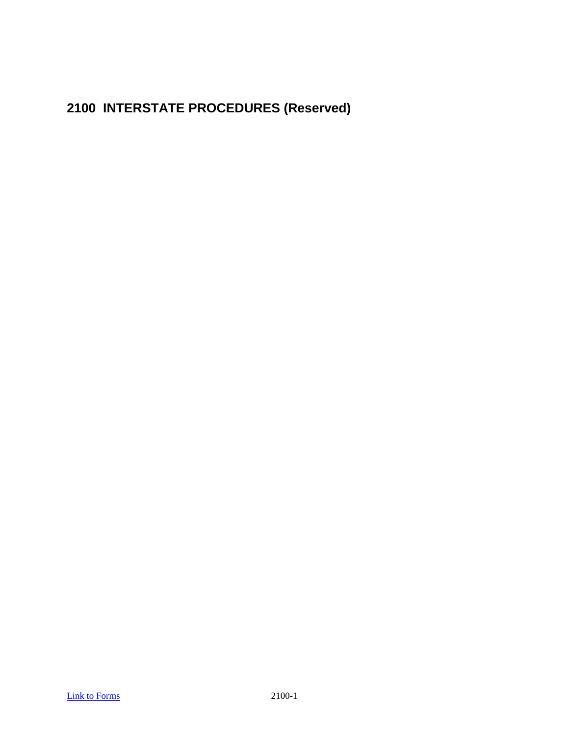# 2100 INTERSTATE PROCEDURES (Reserved)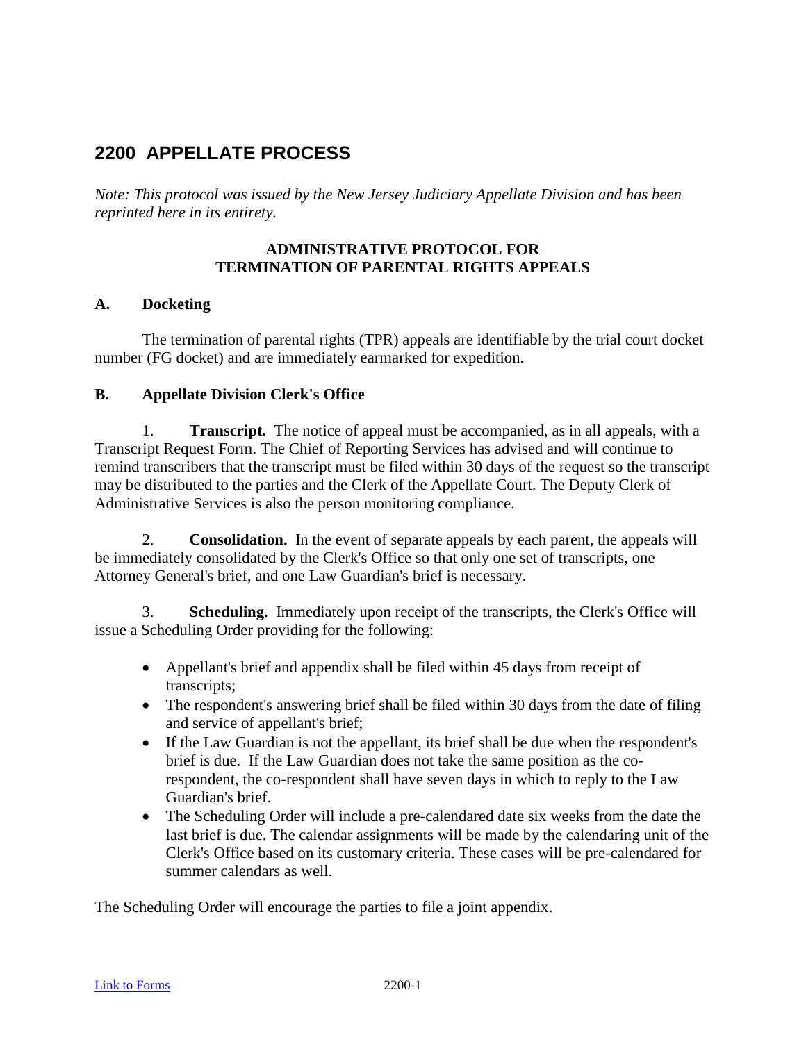# 2200 APPELLATE PROCESS

*Note: This protocol was issued by the New Jersey Judiciary Appellate Division and has been reprinted here in its entirety.*

**ADMINISTRATIVE PROTOCOL FOR TERMINATION OF PARENTAL RIGHTS APPEALS**

## A. Docketing

The termination of parental rights (TPR) appeals are identifiable by the trial court docket number (FG docket) and are immediately earmarked for expedition.

## B. Appellate Division Clerk's Office

1. **Transcript.** The notice of appeal must be accompanied, as in all appeals, with a Transcript Request Form. The Chief of Reporting Services has advised and will continue to remind transcribers that the transcript must be filed within 30 days of the request so the transcript may be distributed to the parties and the Clerk of the Appellate Court. The Deputy Clerk of Administrative Services is also the person monitoring compliance.

2. **Consolidation.** In the event of separate appeals by each parent, the appeals will be immediately consolidated by the Clerk's Office so that only one set of transcripts, one Attorney General's brief, and one Law Guardian's brief is necessary.

3. **Scheduling.** Immediately upon receipt of the transcripts, the Clerk's Office will issue a Scheduling Order providing for the following:

- Appellant's brief and appendix shall be filed within 45 days from receipt of transcripts;
- The respondent's answering brief shall be filed within 30 days from the date of filing and service of appellant's brief;
- If the Law Guardian is not the appellant, its brief shall be due when the respondent's brief is due. If the Law Guardian does not take the same position as the co-respondent, the co-respondent shall have seven days in which to reply to the Law Guardian's brief.
- The Scheduling Order will include a pre-calendared date six weeks from the date the last brief is due. The calendar assignments will be made by the calendaring unit of the Clerk's Office based on its customary criteria. These cases will be pre-calendared for summer calendars as well.

The Scheduling Order will encourage the parties to file a joint appendix.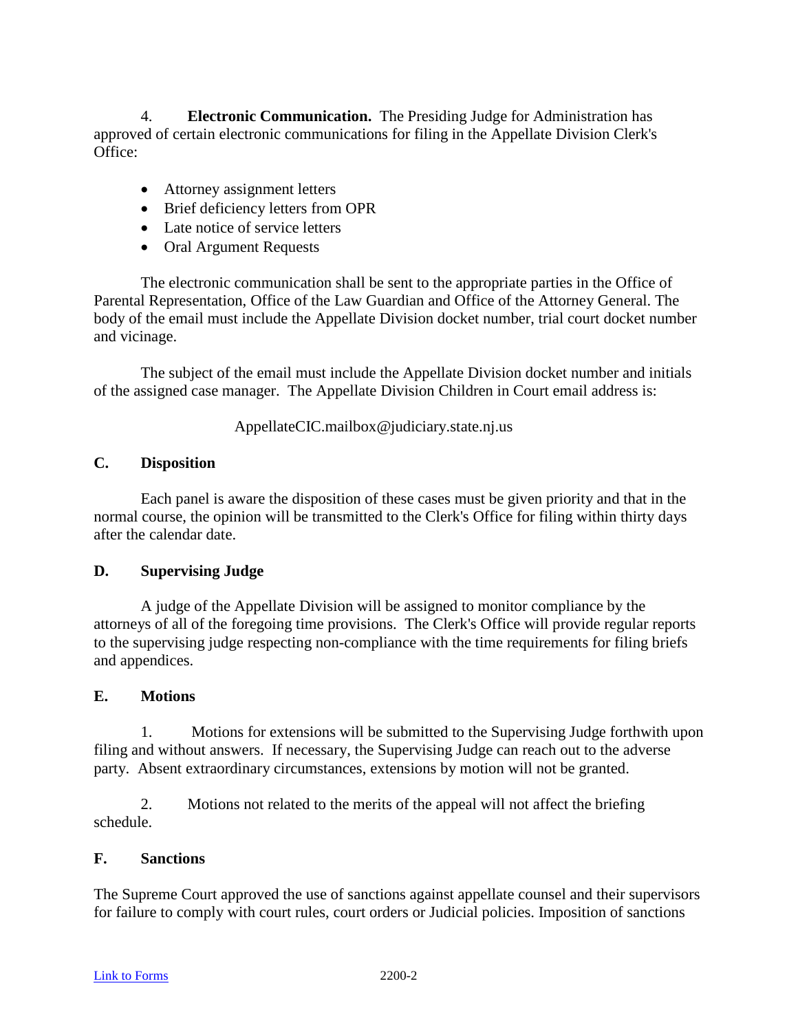4. **Electronic Communication.** The Presiding Judge for Administration has approved of certain electronic communications for filing in the Appellate Division Clerk's Office:

- Attorney assignment letters
- Brief deficiency letters from OPR
- Late notice of service letters
- Oral Argument Requests

The electronic communication shall be sent to the appropriate parties in the Office of Parental Representation, Office of the Law Guardian and Office of the Attorney General. The body of the email must include the Appellate Division docket number, trial court docket number and vicinage.

The subject of the email must include the Appellate Division docket number and initials of the assigned case manager. The Appellate Division Children in Court email address is:

AppellateCIC.mailbox@judiciary.state.nj.us

## C. Disposition

Each panel is aware the disposition of these cases must be given priority and that in the normal course, the opinion will be transmitted to the Clerk's Office for filing within thirty days after the calendar date.

## D. Supervising Judge

A judge of the Appellate Division will be assigned to monitor compliance by the attorneys of all of the foregoing time provisions. The Clerk's Office will provide regular reports to the supervising judge respecting non-compliance with the time requirements for filing briefs and appendices.

## E. Motions

1. Motions for extensions will be submitted to the Supervising Judge forthwith upon filing and without answers. If necessary, the Supervising Judge can reach out to the adverse party. Absent extraordinary circumstances, extensions by motion will not be granted.

2. Motions not related to the merits of the appeal will not affect the briefing schedule.

## F. Sanctions

The Supreme Court approved the use of sanctions against appellate counsel and their supervisors for failure to comply with court rules, court orders or Judicial policies. Imposition of sanctions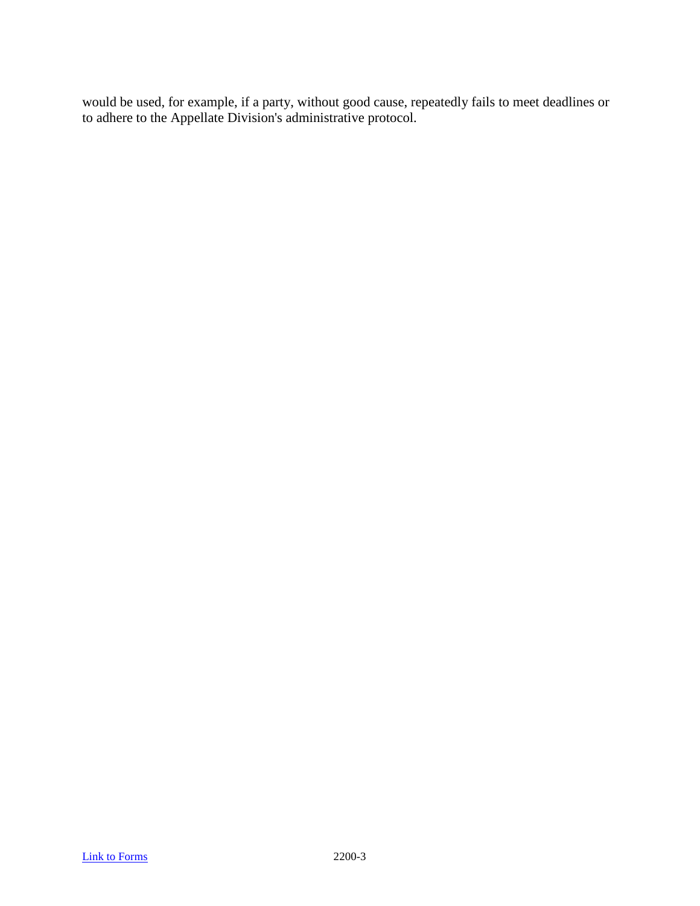would be used, for example, if a party, without good cause, repeatedly fails to meet deadlines or to adhere to the Appellate Division's administrative protocol.